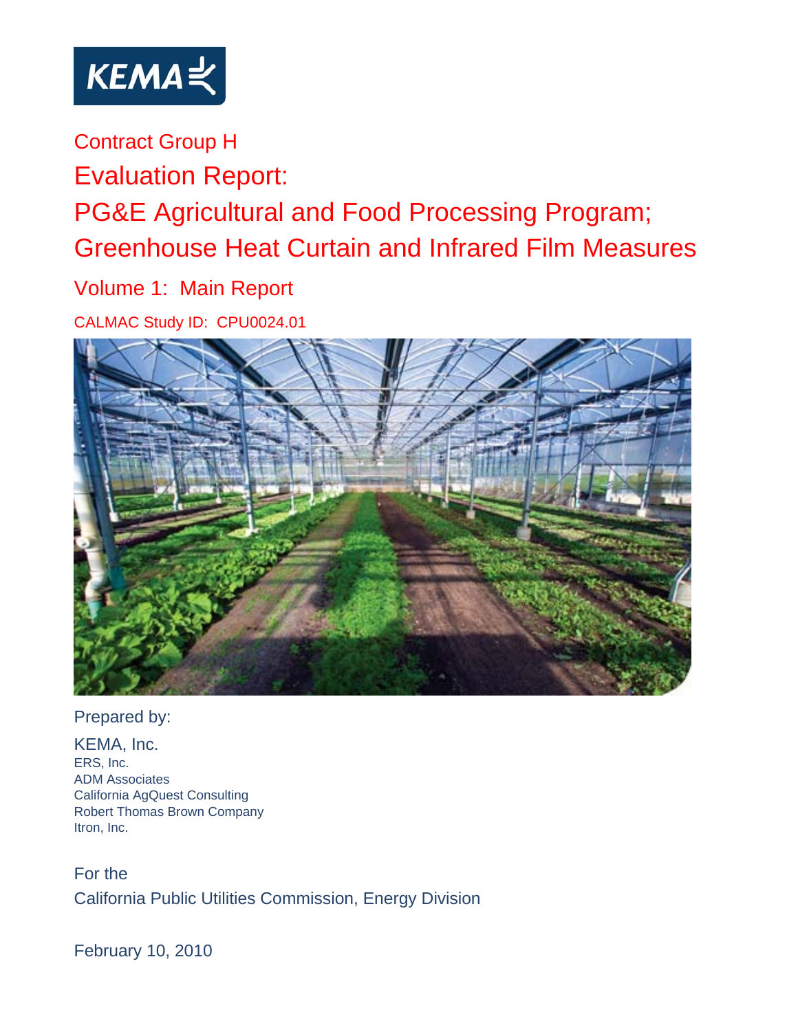KEMA

Contract Group H

# Evaluation Report: PG&E Agricultural and Food Processing Program; Greenhouse Heat Curtain and Infrared Film Measures

## Volume 1: Main Report

CALMAC Study ID: CPU0024.01

Prepared by:

KEMA, Inc.
ERS, Inc.
ADM Associates
California AgQuest Consulting
Robert Thomas Brown Company
Itron, Inc.

For the
California Public Utilities Commission, Energy Division

February 10, 2010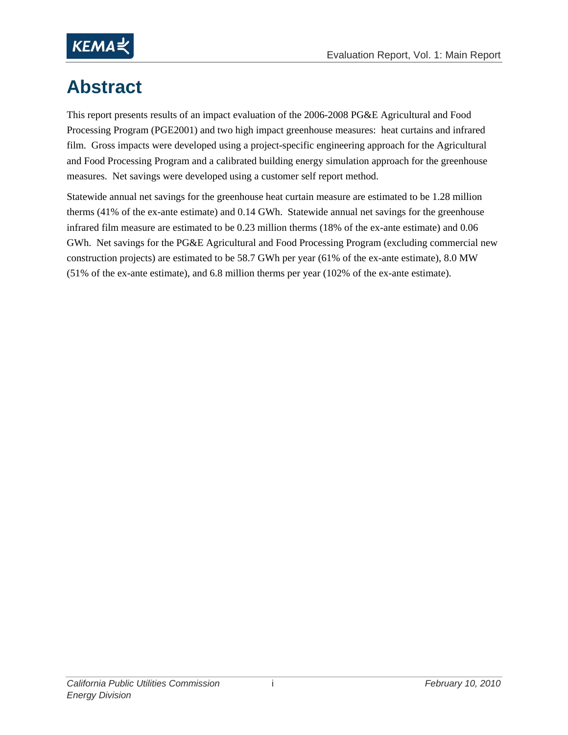# Abstract

This report presents results of an impact evaluation of the 2006-2008 PG&E Agricultural and Food Processing Program (PGE2001) and two high impact greenhouse measures: heat curtains and infrared film. Gross impacts were developed using a project-specific engineering approach for the Agricultural and Food Processing Program and a calibrated building energy simulation approach for the greenhouse measures. Net savings were developed using a customer self report method.

Statewide annual net savings for the greenhouse heat curtain measure are estimated to be 1.28 million therms (41% of the ex-ante estimate) and 0.14 GWh. Statewide annual net savings for the greenhouse infrared film measure are estimated to be 0.23 million therms (18% of the ex-ante estimate) and 0.06 GWh. Net savings for the PG&E Agricultural and Food Processing Program (excluding commercial new construction projects) are estimated to be 58.7 GWh per year (61% of the ex-ante estimate), 8.0 MW (51% of the ex-ante estimate), and 6.8 million therms per year (102% of the ex-ante estimate).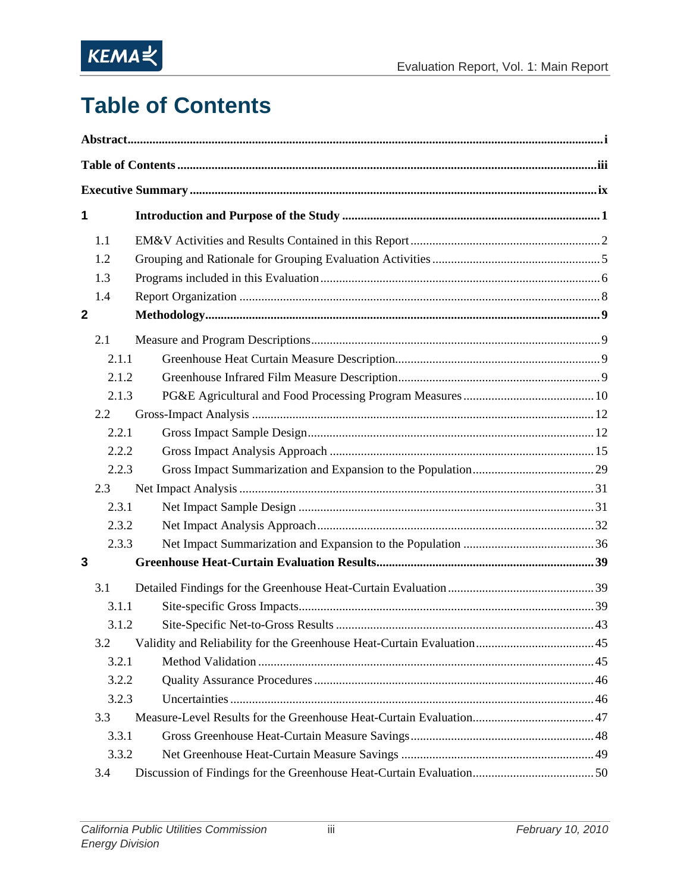# Table of Contents

**Abstract** .......... i

**Table of Contents** .......... iii

**Executive Summary** .......... ix

**1 Introduction and Purpose of the Study** .......... 1

- 1.1 EM&V Activities and Results Contained in this Report .......... 2
- 1.2 Grouping and Rationale for Grouping Evaluation Activities .......... 5
- 1.3 Programs included in this Evaluation .......... 6
- 1.4 Report Organization .......... 8

**2 Methodology** .......... 9

- 2.1 Measure and Program Descriptions .......... 9
  - 2.1.1 Greenhouse Heat Curtain Measure Description .......... 9
  - 2.1.2 Greenhouse Infrared Film Measure Description .......... 9
  - 2.1.3 PG&E Agricultural and Food Processing Program Measures .......... 10
- 2.2 Gross-Impact Analysis .......... 12
  - 2.2.1 Gross Impact Sample Design .......... 12
  - 2.2.2 Gross Impact Analysis Approach .......... 15
  - 2.2.3 Gross Impact Summarization and Expansion to the Population .......... 29
- 2.3 Net Impact Analysis .......... 31
  - 2.3.1 Net Impact Sample Design .......... 31
  - 2.3.2 Net Impact Analysis Approach .......... 32
  - 2.3.3 Net Impact Summarization and Expansion to the Population .......... 36

**3 Greenhouse Heat-Curtain Evaluation Results** .......... 39

- 3.1 Detailed Findings for the Greenhouse Heat-Curtain Evaluation .......... 39
  - 3.1.1 Site-specific Gross Impacts .......... 39
  - 3.1.2 Site-Specific Net-to-Gross Results .......... 43
- 3.2 Validity and Reliability for the Greenhouse Heat-Curtain Evaluation .......... 45
  - 3.2.1 Method Validation .......... 45
  - 3.2.2 Quality Assurance Procedures .......... 46
  - 3.2.3 Uncertainties .......... 46
- 3.3 Measure-Level Results for the Greenhouse Heat-Curtain Evaluation .......... 47
  - 3.3.1 Gross Greenhouse Heat-Curtain Measure Savings .......... 48
  - 3.3.2 Net Greenhouse Heat-Curtain Measure Savings .......... 49
- 3.4 Discussion of Findings for the Greenhouse Heat-Curtain Evaluation .......... 50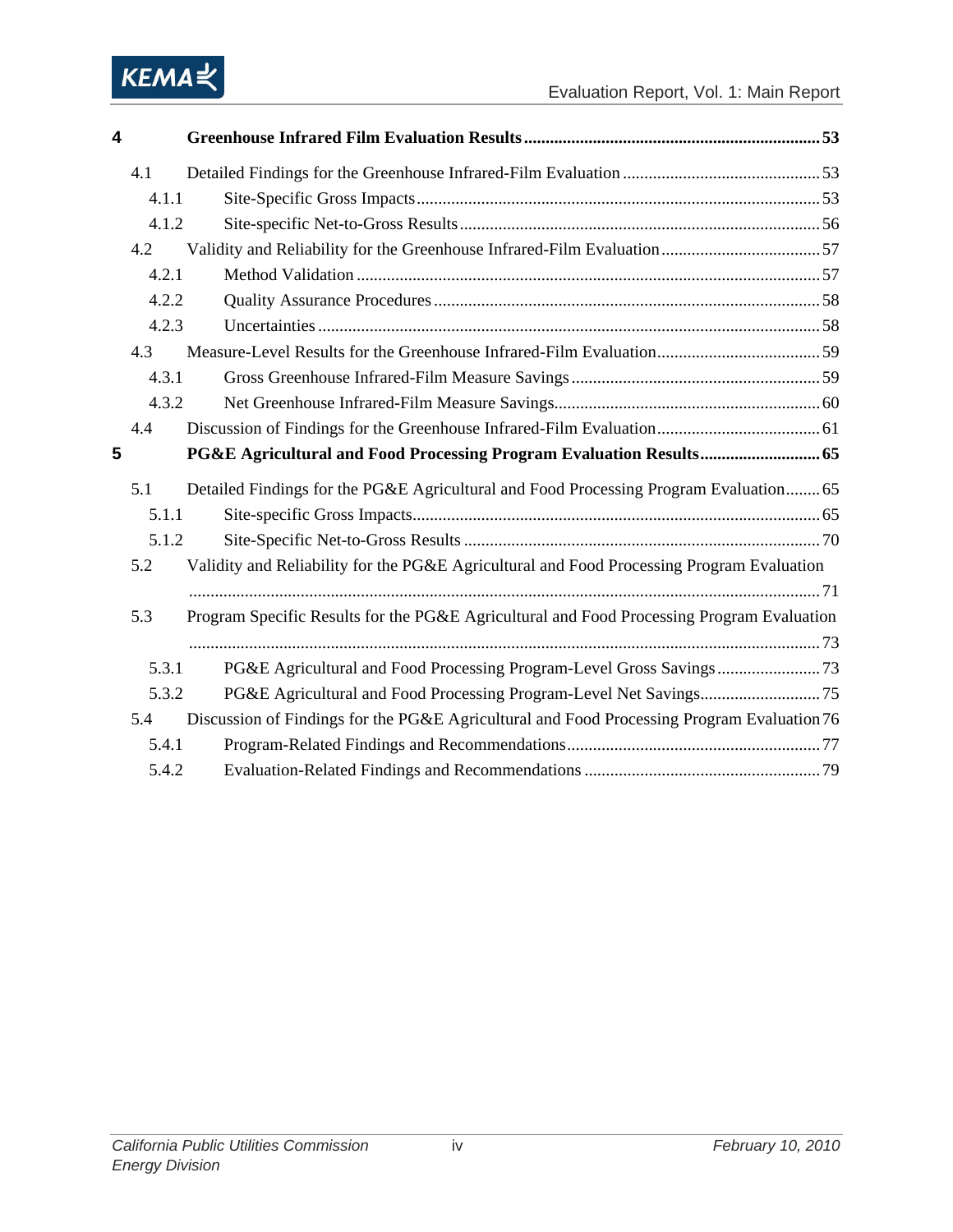**4 Greenhouse Infrared Film Evaluation Results ........ 53**

- 4.1 Detailed Findings for the Greenhouse Infrared-Film Evaluation ........ 53
  - 4.1.1 Site-Specific Gross Impacts ........ 53
  - 4.1.2 Site-specific Net-to-Gross Results ........ 56
- 4.2 Validity and Reliability for the Greenhouse Infrared-Film Evaluation ........ 57
  - 4.2.1 Method Validation ........ 57
  - 4.2.2 Quality Assurance Procedures ........ 58
  - 4.2.3 Uncertainties ........ 58
- 4.3 Measure-Level Results for the Greenhouse Infrared-Film Evaluation ........ 59
  - 4.3.1 Gross Greenhouse Infrared-Film Measure Savings ........ 59
  - 4.3.2 Net Greenhouse Infrared-Film Measure Savings ........ 60
- 4.4 Discussion of Findings for the Greenhouse Infrared-Film Evaluation ........ 61

**5 PG&E Agricultural and Food Processing Program Evaluation Results ........ 65**

- 5.1 Detailed Findings for the PG&E Agricultural and Food Processing Program Evaluation ........ 65
  - 5.1.1 Site-specific Gross Impacts ........ 65
  - 5.1.2 Site-Specific Net-to-Gross Results ........ 70
- 5.2 Validity and Reliability for the PG&E Agricultural and Food Processing Program Evaluation ........ 71
- 5.3 Program Specific Results for the PG&E Agricultural and Food Processing Program Evaluation ........ 73
  - 5.3.1 PG&E Agricultural and Food Processing Program-Level Gross Savings ........ 73
  - 5.3.2 PG&E Agricultural and Food Processing Program-Level Net Savings ........ 75
- 5.4 Discussion of Findings for the PG&E Agricultural and Food Processing Program Evaluation ........ 76
  - 5.4.1 Program-Related Findings and Recommendations ........ 77
  - 5.4.2 Evaluation-Related Findings and Recommendations ........ 79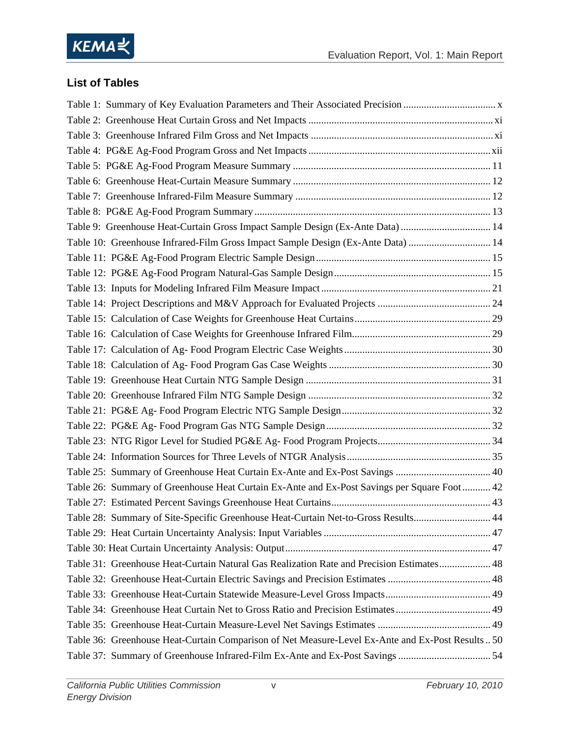## List of Tables

Table 1: Summary of Key Evaluation Parameters and Their Associated Precision .................................... x
Table 2: Greenhouse Heat Curtain Gross and Net Impacts ........................................................................ xi
Table 3: Greenhouse Infrared Film Gross and Net Impacts ....................................................................... xi
Table 4: PG&E Ag-Food Program Gross and Net Impacts ....................................................................... xii
Table 5: PG&E Ag-Food Program Measure Summary ............................................................................ 11
Table 6: Greenhouse Heat-Curtain Measure Summary ............................................................................ 12
Table 7: Greenhouse Infrared-Film Measure Summary ........................................................................... 12
Table 8: PG&E Ag-Food Program Summary ........................................................................................... 13
Table 9: Greenhouse Heat-Curtain Gross Impact Sample Design (Ex-Ante Data) ................................... 14
Table 10: Greenhouse Infrared-Film Gross Impact Sample Design (Ex-Ante Data) ................................ 14
Table 11: PG&E Ag-Food Program Electric Sample Design .................................................................... 15
Table 12: PG&E Ag-Food Program Natural-Gas Sample Design ............................................................. 15
Table 13: Inputs for Modeling Infrared Film Measure Impact .................................................................. 21
Table 14: Project Descriptions and M&V Approach for Evaluated Projects ............................................ 24
Table 15: Calculation of Case Weights for Greenhouse Heat Curtains ..................................................... 29
Table 16: Calculation of Case Weights for Greenhouse Infrared Film ...................................................... 29
Table 17: Calculation of Ag- Food Program Electric Case Weights ......................................................... 30
Table 18: Calculation of Ag- Food Program Gas Case Weights ............................................................... 30
Table 19: Greenhouse Heat Curtain NTG Sample Design ........................................................................ 31
Table 20: Greenhouse Infrared Film NTG Sample Design ....................................................................... 32
Table 21: PG&E Ag- Food Program Electric NTG Sample Design .......................................................... 32
Table 22: PG&E Ag- Food Program Gas NTG Sample Design ................................................................ 32
Table 23: NTG Rigor Level for Studied PG&E Ag- Food Program Projects ............................................ 34
Table 24: Information Sources for Three Levels of NTGR Analysis ........................................................ 35
Table 25: Summary of Greenhouse Heat Curtain Ex-Ante and Ex-Post Savings ..................................... 40
Table 26: Summary of Greenhouse Heat Curtain Ex-Ante and Ex-Post Savings per Square Foot ........... 42
Table 27: Estimated Percent Savings Greenhouse Heat Curtains .............................................................. 43
Table 28: Summary of Site-Specific Greenhouse Heat-Curtain Net-to-Gross Results .............................. 44
Table 29: Heat Curtain Uncertainty Analysis: Input Variables ................................................................. 47
Table 30: Heat Curtain Uncertainty Analysis: Output ................................................................................ 47
Table 31: Greenhouse Heat-Curtain Natural Gas Realization Rate and Precision Estimates .................... 48
Table 32: Greenhouse Heat-Curtain Electric Savings and Precision Estimates ........................................ 48
Table 33: Greenhouse Heat-Curtain Statewide Measure-Level Gross Impacts ......................................... 49
Table 34: Greenhouse Heat Curtain Net to Gross Ratio and Precision Estimates ..................................... 49
Table 35: Greenhouse Heat-Curtain Measure-Level Net Savings Estimates ............................................ 49
Table 36: Greenhouse Heat-Curtain Comparison of Net Measure-Level Ex-Ante and Ex-Post Results .. 50
Table 37: Summary of Greenhouse Infrared-Film Ex-Ante and Ex-Post Savings .................................... 54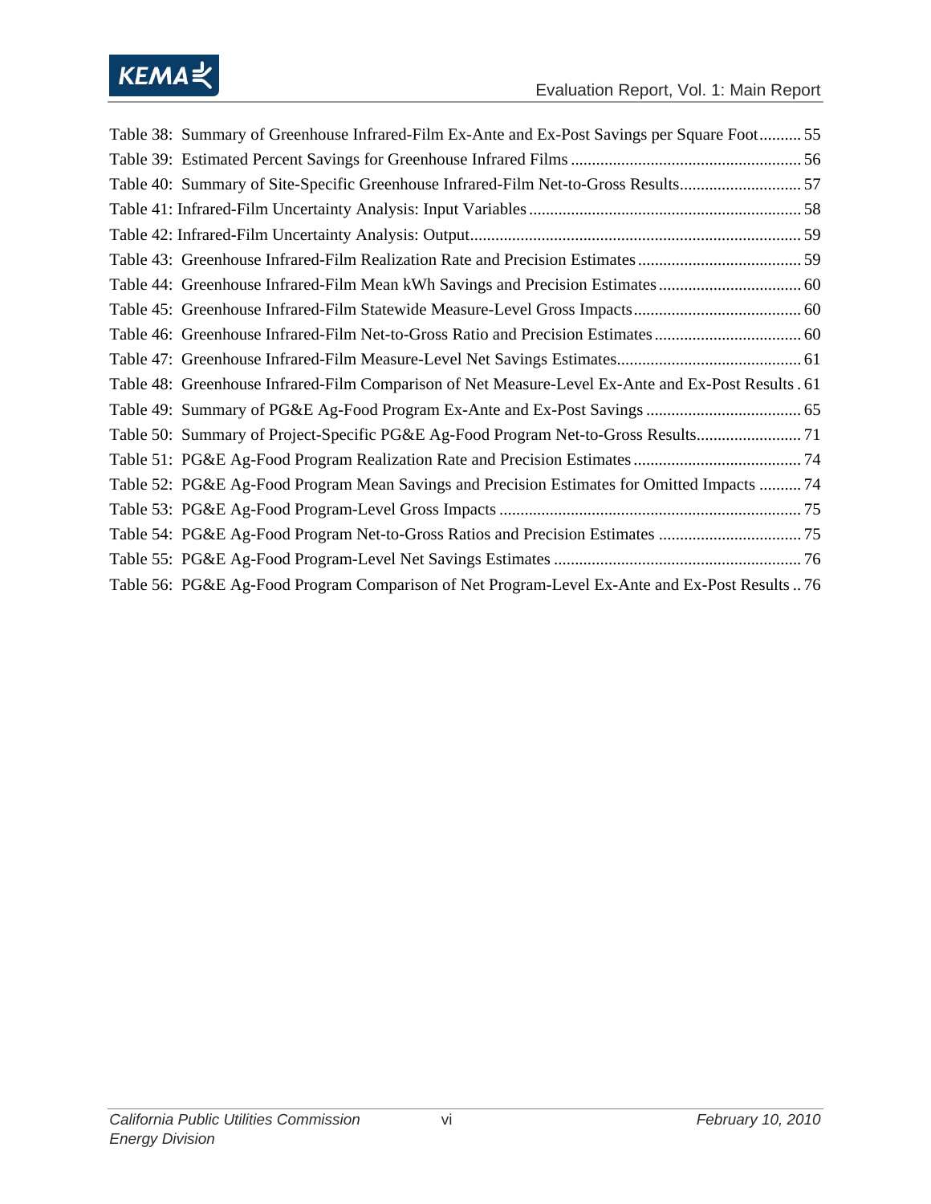Table 38: Summary of Greenhouse Infrared-Film Ex-Ante and Ex-Post Savings per Square Foot.......... 55
Table 39: Estimated Percent Savings for Greenhouse Infrared Films ........................................................ 56
Table 40: Summary of Site-Specific Greenhouse Infrared-Film Net-to-Gross Results............................. 57
Table 41: Infrared-Film Uncertainty Analysis: Input Variables ................................................................ 58
Table 42: Infrared-Film Uncertainty Analysis: Output.............................................................................. 59
Table 43: Greenhouse Infrared-Film Realization Rate and Precision Estimates ....................................... 59
Table 44: Greenhouse Infrared-Film Mean kWh Savings and Precision Estimates .................................. 60
Table 45: Greenhouse Infrared-Film Statewide Measure-Level Gross Impacts ........................................ 60
Table 46: Greenhouse Infrared-Film Net-to-Gross Ratio and Precision Estimates ................................... 60
Table 47: Greenhouse Infrared-Film Measure-Level Net Savings Estimates ............................................ 61
Table 48: Greenhouse Infrared-Film Comparison of Net Measure-Level Ex-Ante and Ex-Post Results . 61
Table 49: Summary of PG&E Ag-Food Program Ex-Ante and Ex-Post Savings ..................................... 65
Table 50: Summary of Project-Specific PG&E Ag-Food Program Net-to-Gross Results......................... 71
Table 51: PG&E Ag-Food Program Realization Rate and Precision Estimates ........................................ 74
Table 52: PG&E Ag-Food Program Mean Savings and Precision Estimates for Omitted Impacts .......... 74
Table 53: PG&E Ag-Food Program-Level Gross Impacts ........................................................................ 75
Table 54: PG&E Ag-Food Program Net-to-Gross Ratios and Precision Estimates .................................. 75
Table 55: PG&E Ag-Food Program-Level Net Savings Estimates ........................................................... 76
Table 56: PG&E Ag-Food Program Comparison of Net Program-Level Ex-Ante and Ex-Post Results .. 76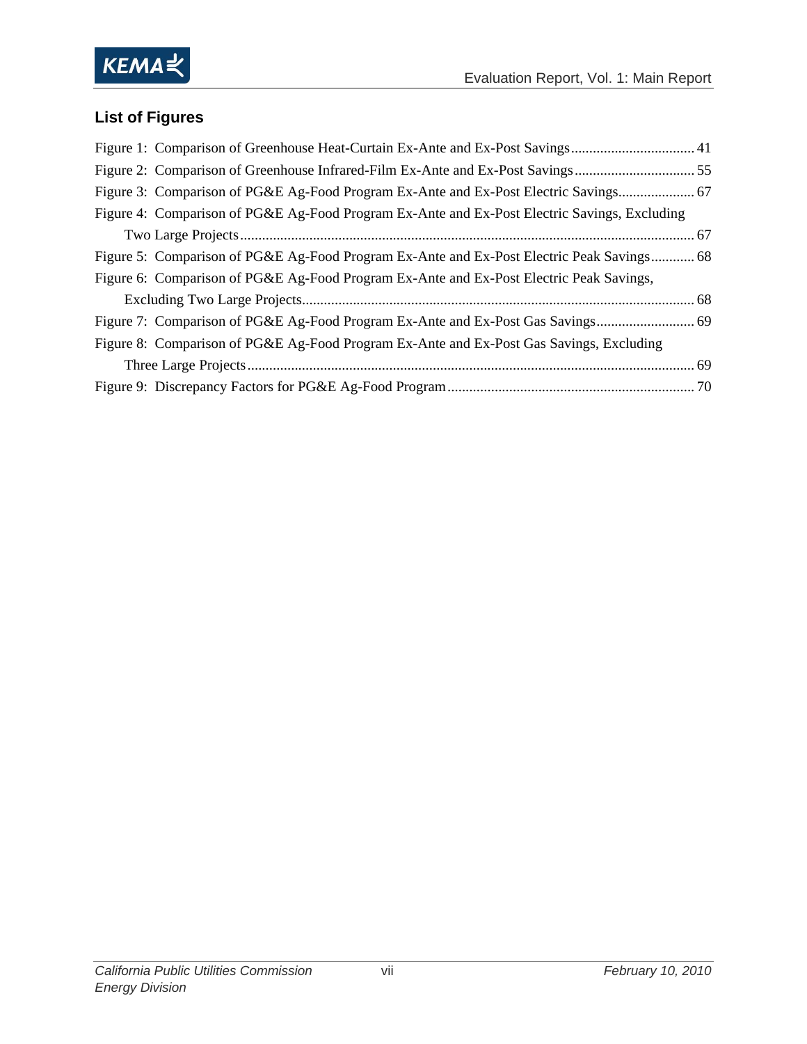## List of Figures

Figure 1: Comparison of Greenhouse Heat-Curtain Ex-Ante and Ex-Post Savings .................................. 41

Figure 2: Comparison of Greenhouse Infrared-Film Ex-Ante and Ex-Post Savings ................................ 55

Figure 3: Comparison of PG&E Ag-Food Program Ex-Ante and Ex-Post Electric Savings..................... 67

Figure 4: Comparison of PG&E Ag-Food Program Ex-Ante and Ex-Post Electric Savings, Excluding Two Large Projects ............................................................................................................................ 67

Figure 5: Comparison of PG&E Ag-Food Program Ex-Ante and Ex-Post Electric Peak Savings............ 68

Figure 6: Comparison of PG&E Ag-Food Program Ex-Ante and Ex-Post Electric Peak Savings, Excluding Two Large Projects........................................................................................................... 68

Figure 7: Comparison of PG&E Ag-Food Program Ex-Ante and Ex-Post Gas Savings........................... 69

Figure 8: Comparison of PG&E Ag-Food Program Ex-Ante and Ex-Post Gas Savings, Excluding Three Large Projects........................................................................................................................... 69

Figure 9: Discrepancy Factors for PG&E Ag-Food Program .................................................................... 70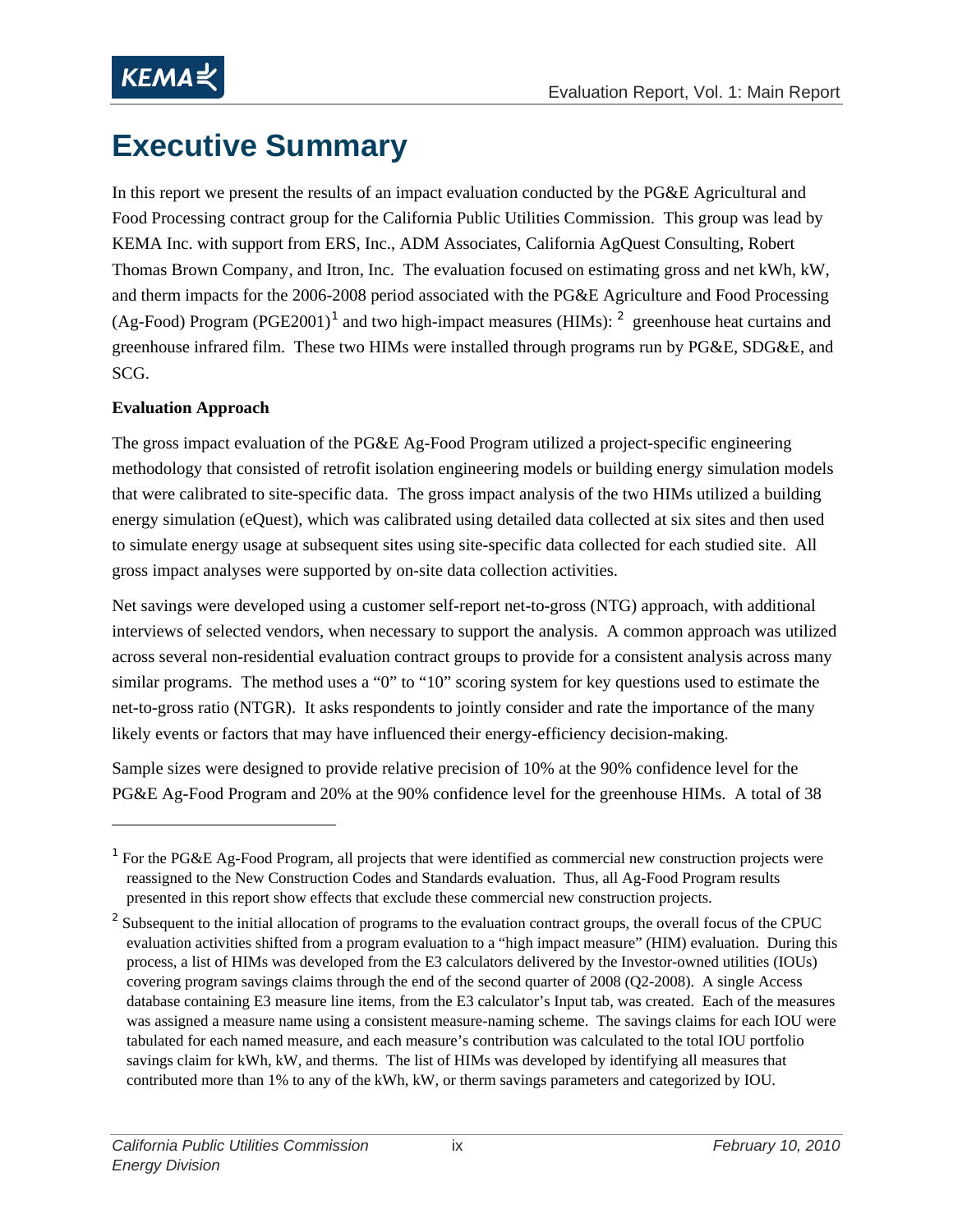# Executive Summary

In this report we present the results of an impact evaluation conducted by the PG&E Agricultural and Food Processing contract group for the California Public Utilities Commission. This group was lead by KEMA Inc. with support from ERS, Inc., ADM Associates, California AgQuest Consulting, Robert Thomas Brown Company, and Itron, Inc. The evaluation focused on estimating gross and net kWh, kW, and therm impacts for the 2006-2008 period associated with the PG&E Agriculture and Food Processing (Ag-Food) Program (PGE2001)[1] and two high-impact measures (HIMs): [2] greenhouse heat curtains and greenhouse infrared film. These two HIMs were installed through programs run by PG&E, SDG&E, and SCG.

**Evaluation Approach**

The gross impact evaluation of the PG&E Ag-Food Program utilized a project-specific engineering methodology that consisted of retrofit isolation engineering models or building energy simulation models that were calibrated to site-specific data. The gross impact analysis of the two HIMs utilized a building energy simulation (eQuest), which was calibrated using detailed data collected at six sites and then used to simulate energy usage at subsequent sites using site-specific data collected for each studied site. All gross impact analyses were supported by on-site data collection activities.

Net savings were developed using a customer self-report net-to-gross (NTG) approach, with additional interviews of selected vendors, when necessary to support the analysis. A common approach was utilized across several non-residential evaluation contract groups to provide for a consistent analysis across many similar programs. The method uses a "0" to "10" scoring system for key questions used to estimate the net-to-gross ratio (NTGR). It asks respondents to jointly consider and rate the importance of the many likely events or factors that may have influenced their energy-efficiency decision-making.

Sample sizes were designed to provide relative precision of 10% at the 90% confidence level for the PG&E Ag-Food Program and 20% at the 90% confidence level for the greenhouse HIMs. A total of 38

---

[1] For the PG&E Ag-Food Program, all projects that were identified as commercial new construction projects were reassigned to the New Construction Codes and Standards evaluation. Thus, all Ag-Food Program results presented in this report show effects that exclude these commercial new construction projects.

[2] Subsequent to the initial allocation of programs to the evaluation contract groups, the overall focus of the CPUC evaluation activities shifted from a program evaluation to a "high impact measure" (HIM) evaluation. During this process, a list of HIMs was developed from the E3 calculators delivered by the Investor-owned utilities (IOUs) covering program savings claims through the end of the second quarter of 2008 (Q2-2008). A single Access database containing E3 measure line items, from the E3 calculator's Input tab, was created. Each of the measures was assigned a measure name using a consistent measure-naming scheme. The savings claims for each IOU were tabulated for each named measure, and each measure's contribution was calculated to the total IOU portfolio savings claim for kWh, kW, and therms. The list of HIMs was developed by identifying all measures that contributed more than 1% to any of the kWh, kW, or therm savings parameters and categorized by IOU.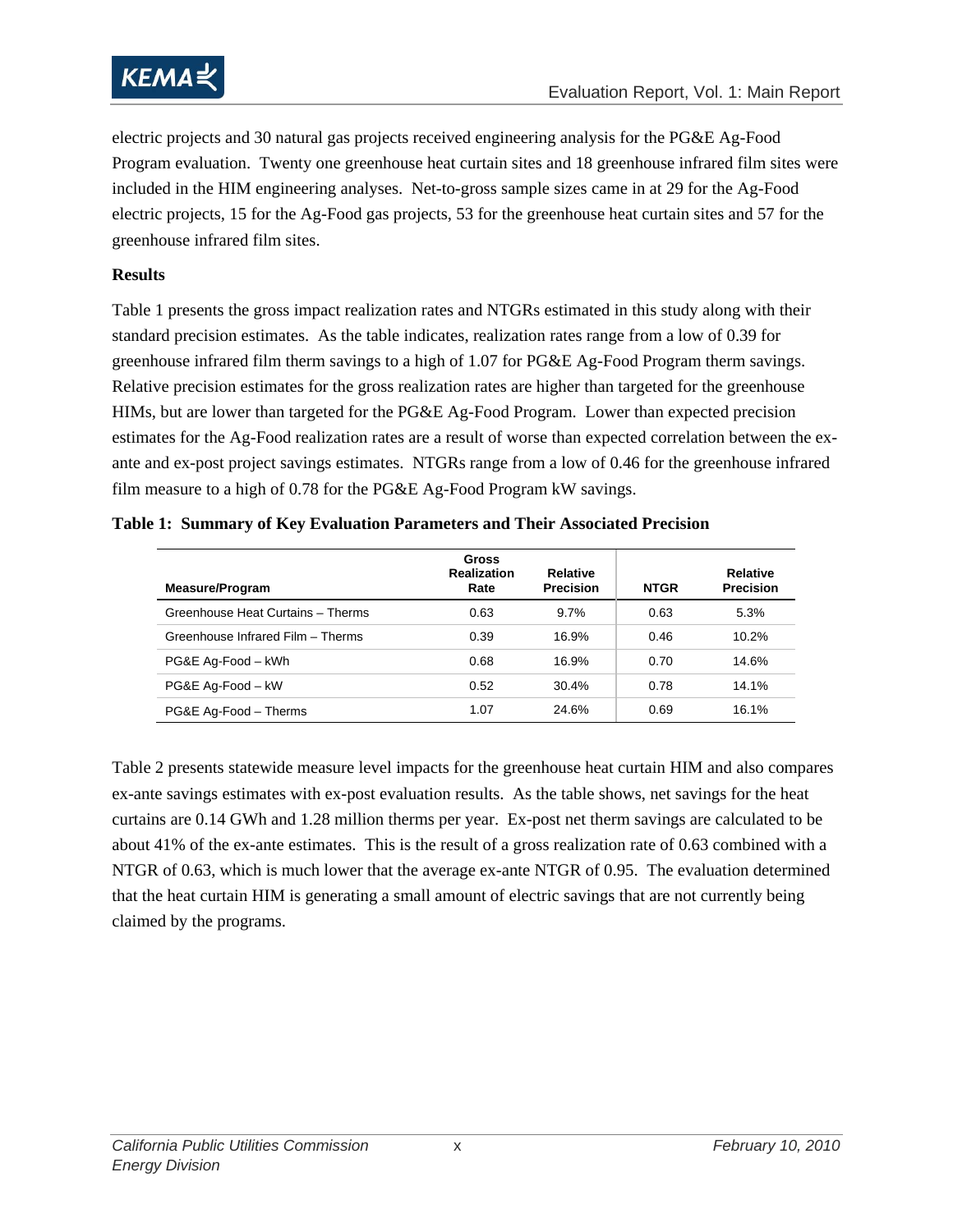electric projects and 30 natural gas projects received engineering analysis for the PG&E Ag-Food Program evaluation. Twenty one greenhouse heat curtain sites and 18 greenhouse infrared film sites were included in the HIM engineering analyses. Net-to-gross sample sizes came in at 29 for the Ag-Food electric projects, 15 for the Ag-Food gas projects, 53 for the greenhouse heat curtain sites and 57 for the greenhouse infrared film sites.

**Results**

Table 1 presents the gross impact realization rates and NTGRs estimated in this study along with their standard precision estimates. As the table indicates, realization rates range from a low of 0.39 for greenhouse infrared film therm savings to a high of 1.07 for PG&E Ag-Food Program therm savings. Relative precision estimates for the gross realization rates are higher than targeted for the greenhouse HIMs, but are lower than targeted for the PG&E Ag-Food Program. Lower than expected precision estimates for the Ag-Food realization rates are a result of worse than expected correlation between the ex-ante and ex-post project savings estimates. NTGRs range from a low of 0.46 for the greenhouse infrared film measure to a high of 0.78 for the PG&E Ag-Food Program kW savings.

**Table 1: Summary of Key Evaluation Parameters and Their Associated Precision**

| Measure/Program | Gross Realization Rate | Relative Precision | NTGR | Relative Precision |
|---|---|---|---|---|
| Greenhouse Heat Curtains – Therms | 0.63 | 9.7% | 0.63 | 5.3% |
| Greenhouse Infrared Film – Therms | 0.39 | 16.9% | 0.46 | 10.2% |
| PG&E Ag-Food – kWh | 0.68 | 16.9% | 0.70 | 14.6% |
| PG&E Ag-Food – kW | 0.52 | 30.4% | 0.78 | 14.1% |
| PG&E Ag-Food – Therms | 1.07 | 24.6% | 0.69 | 16.1% |

Table 2 presents statewide measure level impacts for the greenhouse heat curtain HIM and also compares ex-ante savings estimates with ex-post evaluation results. As the table shows, net savings for the heat curtains are 0.14 GWh and 1.28 million therms per year. Ex-post net therm savings are calculated to be about 41% of the ex-ante estimates. This is the result of a gross realization rate of 0.63 combined with a NTGR of 0.63, which is much lower that the average ex-ante NTGR of 0.95. The evaluation determined that the heat curtain HIM is generating a small amount of electric savings that are not currently being claimed by the programs.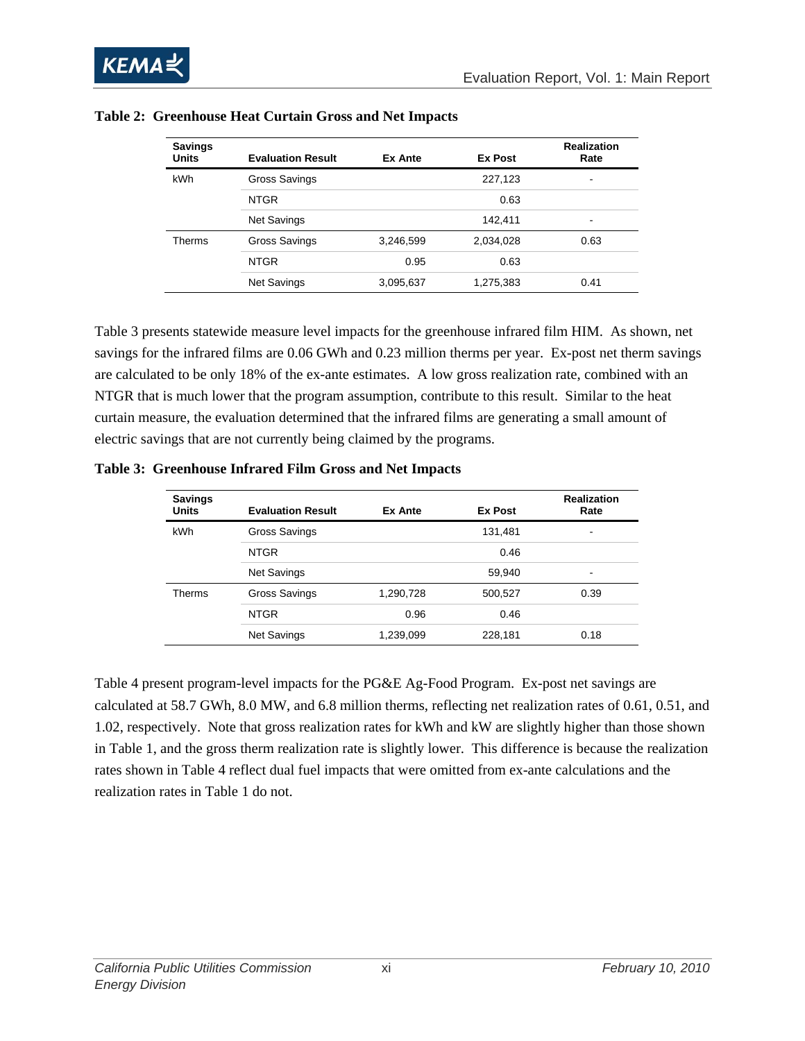**Table 2: Greenhouse Heat Curtain Gross and Net Impacts**

| Savings Units | Evaluation Result | Ex Ante | Ex Post | Realization Rate |
|---|---|---|---|---|
| kWh | Gross Savings | | 227,123 | - |
| | NTGR | | 0.63 | |
| | Net Savings | | 142,411 | - |
| Therms | Gross Savings | 3,246,599 | 2,034,028 | 0.63 |
| | NTGR | 0.95 | 0.63 | |
| | Net Savings | 3,095,637 | 1,275,383 | 0.41 |

Table 3 presents statewide measure level impacts for the greenhouse infrared film HIM. As shown, net savings for the infrared films are 0.06 GWh and 0.23 million therms per year. Ex-post net therm savings are calculated to be only 18% of the ex-ante estimates. A low gross realization rate, combined with an NTGR that is much lower that the program assumption, contribute to this result. Similar to the heat curtain measure, the evaluation determined that the infrared films are generating a small amount of electric savings that are not currently being claimed by the programs.

**Table 3: Greenhouse Infrared Film Gross and Net Impacts**

| Savings Units | Evaluation Result | Ex Ante | Ex Post | Realization Rate |
|---|---|---|---|---|
| kWh | Gross Savings | | 131,481 | - |
| | NTGR | | 0.46 | |
| | Net Savings | | 59,940 | - |
| Therms | Gross Savings | 1,290,728 | 500,527 | 0.39 |
| | NTGR | 0.96 | 0.46 | |
| | Net Savings | 1,239,099 | 228,181 | 0.18 |

Table 4 present program-level impacts for the PG&E Ag-Food Program. Ex-post net savings are calculated at 58.7 GWh, 8.0 MW, and 6.8 million therms, reflecting net realization rates of 0.61, 0.51, and 1.02, respectively. Note that gross realization rates for kWh and kW are slightly higher than those shown in Table 1, and the gross therm realization rate is slightly lower. This difference is because the realization rates shown in Table 4 reflect dual fuel impacts that were omitted from ex-ante calculations and the realization rates in Table 1 do not.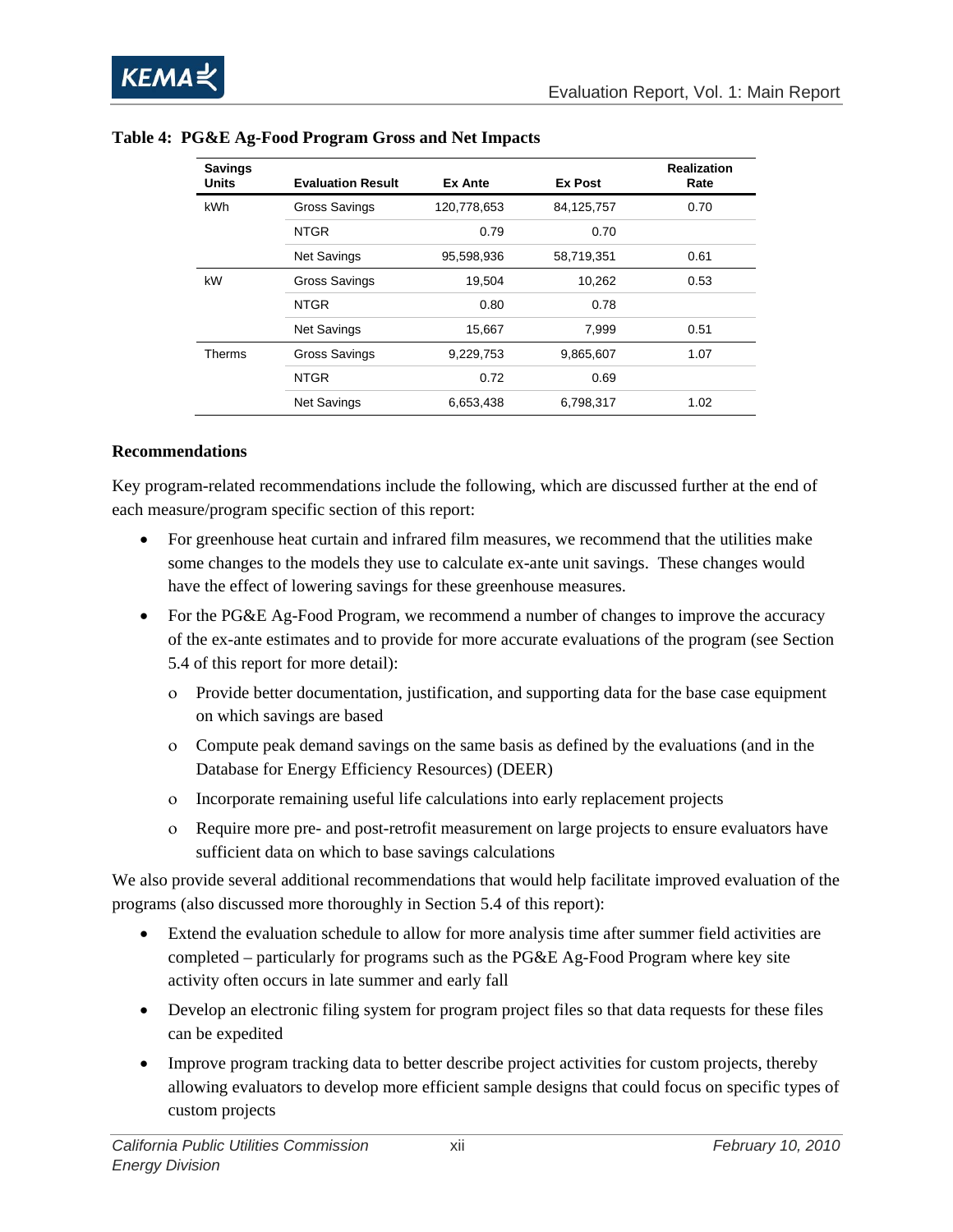**Table 4: PG&E Ag-Food Program Gross and Net Impacts**

| Savings Units | Evaluation Result | Ex Ante | Ex Post | Realization Rate |
|---|---|---|---|---|
| kWh | Gross Savings | 120,778,653 | 84,125,757 | 0.70 |
| | NTGR | 0.79 | 0.70 | |
| | Net Savings | 95,598,936 | 58,719,351 | 0.61 |
| kW | Gross Savings | 19,504 | 10,262 | 0.53 |
| | NTGR | 0.80 | 0.78 | |
| | Net Savings | 15,667 | 7,999 | 0.51 |
| Therms | Gross Savings | 9,229,753 | 9,865,607 | 1.07 |
| | NTGR | 0.72 | 0.69 | |
| | Net Savings | 6,653,438 | 6,798,317 | 1.02 |

**Recommendations**

Key program-related recommendations include the following, which are discussed further at the end of each measure/program specific section of this report:

- For greenhouse heat curtain and infrared film measures, we recommend that the utilities make some changes to the models they use to calculate ex-ante unit savings. These changes would have the effect of lowering savings for these greenhouse measures.
- For the PG&E Ag-Food Program, we recommend a number of changes to improve the accuracy of the ex-ante estimates and to provide for more accurate evaluations of the program (see Section 5.4 of this report for more detail):
  - Provide better documentation, justification, and supporting data for the base case equipment on which savings are based
  - Compute peak demand savings on the same basis as defined by the evaluations (and in the Database for Energy Efficiency Resources) (DEER)
  - Incorporate remaining useful life calculations into early replacement projects
  - Require more pre- and post-retrofit measurement on large projects to ensure evaluators have sufficient data on which to base savings calculations

We also provide several additional recommendations that would help facilitate improved evaluation of the programs (also discussed more thoroughly in Section 5.4 of this report):

- Extend the evaluation schedule to allow for more analysis time after summer field activities are completed – particularly for programs such as the PG&E Ag-Food Program where key site activity often occurs in late summer and early fall
- Develop an electronic filing system for program project files so that data requests for these files can be expedited
- Improve program tracking data to better describe project activities for custom projects, thereby allowing evaluators to develop more efficient sample designs that could focus on specific types of custom projects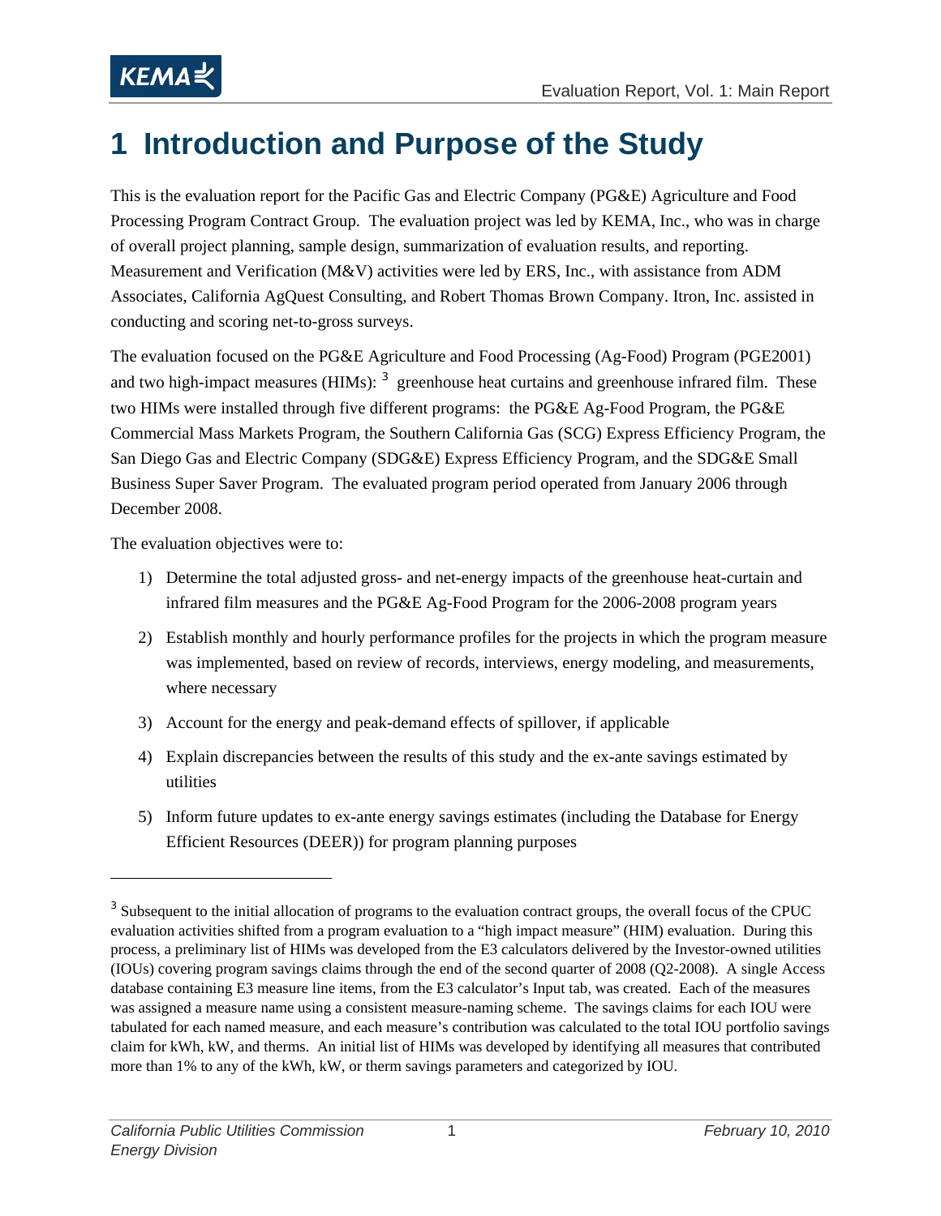# 1 Introduction and Purpose of the Study

This is the evaluation report for the Pacific Gas and Electric Company (PG&E) Agriculture and Food Processing Program Contract Group. The evaluation project was led by KEMA, Inc., who was in charge of overall project planning, sample design, summarization of evaluation results, and reporting. Measurement and Verification (M&V) activities were led by ERS, Inc., with assistance from ADM Associates, California AgQuest Consulting, and Robert Thomas Brown Company. Itron, Inc. assisted in conducting and scoring net-to-gross surveys.

The evaluation focused on the PG&E Agriculture and Food Processing (Ag-Food) Program (PGE2001) and two high-impact measures (HIMs): [3] greenhouse heat curtains and greenhouse infrared film. These two HIMs were installed through five different programs: the PG&E Ag-Food Program, the PG&E Commercial Mass Markets Program, the Southern California Gas (SCG) Express Efficiency Program, the San Diego Gas and Electric Company (SDG&E) Express Efficiency Program, and the SDG&E Small Business Super Saver Program. The evaluated program period operated from January 2006 through December 2008.

The evaluation objectives were to:

1) Determine the total adjusted gross- and net-energy impacts of the greenhouse heat-curtain and infrared film measures and the PG&E Ag-Food Program for the 2006-2008 program years
2) Establish monthly and hourly performance profiles for the projects in which the program measure was implemented, based on review of records, interviews, energy modeling, and measurements, where necessary
3) Account for the energy and peak-demand effects of spillover, if applicable
4) Explain discrepancies between the results of this study and the ex-ante savings estimated by utilities
5) Inform future updates to ex-ante energy savings estimates (including the Database for Energy Efficient Resources (DEER)) for program planning purposes

---

[3] Subsequent to the initial allocation of programs to the evaluation contract groups, the overall focus of the CPUC evaluation activities shifted from a program evaluation to a "high impact measure" (HIM) evaluation. During this process, a preliminary list of HIMs was developed from the E3 calculators delivered by the Investor-owned utilities (IOUs) covering program savings claims through the end of the second quarter of 2008 (Q2-2008). A single Access database containing E3 measure line items, from the E3 calculator's Input tab, was created. Each of the measures was assigned a measure name using a consistent measure-naming scheme. The savings claims for each IOU were tabulated for each named measure, and each measure's contribution was calculated to the total IOU portfolio savings claim for kWh, kW, and therms. An initial list of HIMs was developed by identifying all measures that contributed more than 1% to any of the kWh, kW, or therm savings parameters and categorized by IOU.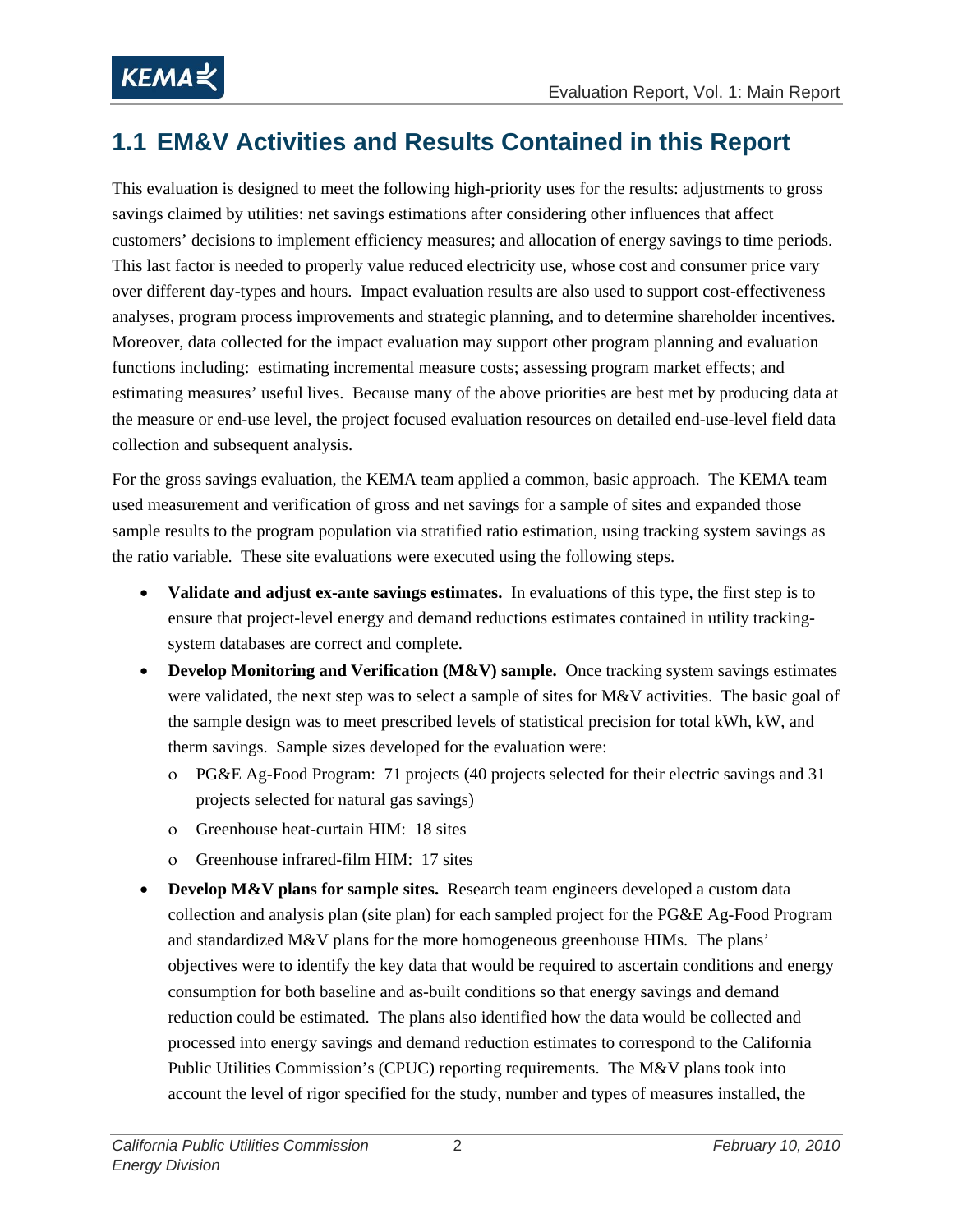## 1.1 EM&V Activities and Results Contained in this Report

This evaluation is designed to meet the following high-priority uses for the results: adjustments to gross savings claimed by utilities: net savings estimations after considering other influences that affect customers' decisions to implement efficiency measures; and allocation of energy savings to time periods. This last factor is needed to properly value reduced electricity use, whose cost and consumer price vary over different day-types and hours. Impact evaluation results are also used to support cost-effectiveness analyses, program process improvements and strategic planning, and to determine shareholder incentives. Moreover, data collected for the impact evaluation may support other program planning and evaluation functions including: estimating incremental measure costs; assessing program market effects; and estimating measures' useful lives. Because many of the above priorities are best met by producing data at the measure or end-use level, the project focused evaluation resources on detailed end-use-level field data collection and subsequent analysis.

For the gross savings evaluation, the KEMA team applied a common, basic approach. The KEMA team used measurement and verification of gross and net savings for a sample of sites and expanded those sample results to the program population via stratified ratio estimation, using tracking system savings as the ratio variable. These site evaluations were executed using the following steps.

- **Validate and adjust ex-ante savings estimates.** In evaluations of this type, the first step is to ensure that project-level energy and demand reductions estimates contained in utility tracking-system databases are correct and complete.
- **Develop Monitoring and Verification (M&V) sample.** Once tracking system savings estimates were validated, the next step was to select a sample of sites for M&V activities. The basic goal of the sample design was to meet prescribed levels of statistical precision for total kWh, kW, and therm savings. Sample sizes developed for the evaluation were:
  - PG&E Ag-Food Program: 71 projects (40 projects selected for their electric savings and 31 projects selected for natural gas savings)
  - Greenhouse heat-curtain HIM: 18 sites
  - Greenhouse infrared-film HIM: 17 sites
- **Develop M&V plans for sample sites.** Research team engineers developed a custom data collection and analysis plan (site plan) for each sampled project for the PG&E Ag-Food Program and standardized M&V plans for the more homogeneous greenhouse HIMs. The plans' objectives were to identify the key data that would be required to ascertain conditions and energy consumption for both baseline and as-built conditions so that energy savings and demand reduction could be estimated. The plans also identified how the data would be collected and processed into energy savings and demand reduction estimates to correspond to the California Public Utilities Commission's (CPUC) reporting requirements. The M&V plans took into account the level of rigor specified for the study, number and types of measures installed, the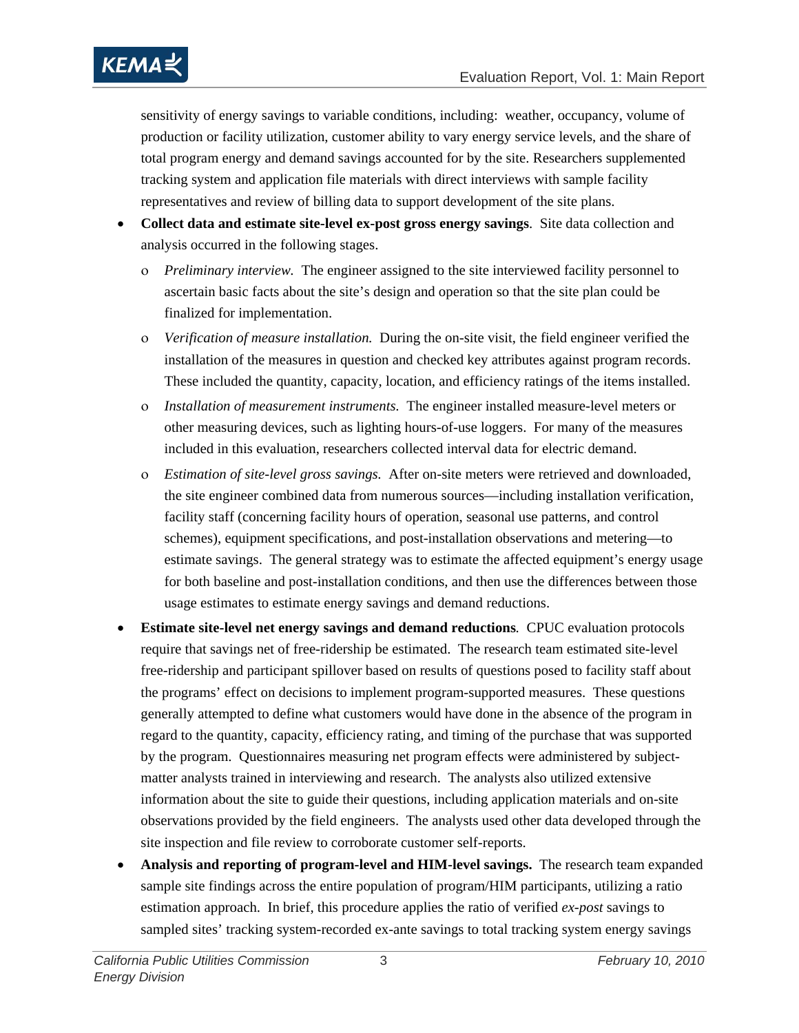sensitivity of energy savings to variable conditions, including: weather, occupancy, volume of production or facility utilization, customer ability to vary energy service levels, and the share of total program energy and demand savings accounted for by the site. Researchers supplemented tracking system and application file materials with direct interviews with sample facility representatives and review of billing data to support development of the site plans.

- **Collect data and estimate site-level ex-post gross energy savings**. Site data collection and analysis occurred in the following stages.
  - *Preliminary interview.* The engineer assigned to the site interviewed facility personnel to ascertain basic facts about the site's design and operation so that the site plan could be finalized for implementation.
  - *Verification of measure installation.* During the on-site visit, the field engineer verified the installation of the measures in question and checked key attributes against program records. These included the quantity, capacity, location, and efficiency ratings of the items installed.
  - *Installation of measurement instruments.* The engineer installed measure-level meters or other measuring devices, such as lighting hours-of-use loggers. For many of the measures included in this evaluation, researchers collected interval data for electric demand.
  - *Estimation of site-level gross savings.* After on-site meters were retrieved and downloaded, the site engineer combined data from numerous sources—including installation verification, facility staff (concerning facility hours of operation, seasonal use patterns, and control schemes), equipment specifications, and post-installation observations and metering—to estimate savings. The general strategy was to estimate the affected equipment's energy usage for both baseline and post-installation conditions, and then use the differences between those usage estimates to estimate energy savings and demand reductions.
- **Estimate site-level net energy savings and demand reductions***.* CPUC evaluation protocols require that savings net of free-ridership be estimated. The research team estimated site-level free-ridership and participant spillover based on results of questions posed to facility staff about the programs' effect on decisions to implement program-supported measures. These questions generally attempted to define what customers would have done in the absence of the program in regard to the quantity, capacity, efficiency rating, and timing of the purchase that was supported by the program. Questionnaires measuring net program effects were administered by subject-matter analysts trained in interviewing and research. The analysts also utilized extensive information about the site to guide their questions, including application materials and on-site observations provided by the field engineers. The analysts used other data developed through the site inspection and file review to corroborate customer self-reports.
- **Analysis and reporting of program-level and HIM-level savings.** The research team expanded sample site findings across the entire population of program/HIM participants, utilizing a ratio estimation approach. In brief, this procedure applies the ratio of verified *ex-post* savings to sampled sites' tracking system-recorded ex-ante savings to total tracking system energy savings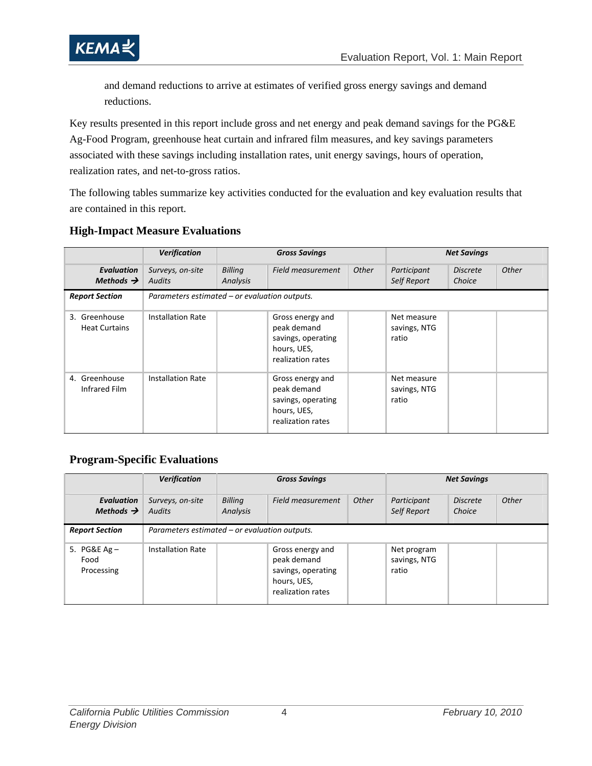and demand reductions to arrive at estimates of verified gross energy savings and demand reductions.

Key results presented in this report include gross and net energy and peak demand savings for the PG&E Ag-Food Program, greenhouse heat curtain and infrared film measures, and key savings parameters associated with these savings including installation rates, unit energy savings, hours of operation, realization rates, and net-to-gross ratios.

The following tables summarize key activities conducted for the evaluation and key evaluation results that are contained in this report.

### High-Impact Measure Evaluations

| | ***Verification*** | ***Gross Savings*** | | | ***Net Savings*** | | |
|---|---|---|---|---|---|---|---|
| ***Evaluation Methods →*** | *Surveys, on-site Audits* | *Billing Analysis* | *Field measurement* | *Other* | *Participant Self Report* | *Discrete Choice* | *Other* |
| ***Report Section*** | *Parameters estimated – or evaluation outputs.* | | | | | | |
| 3. Greenhouse Heat Curtains | Installation Rate | | Gross energy and peak demand savings, operating hours, UES, realization rates | | Net measure savings, NTG ratio | | |
| 4. Greenhouse Infrared Film | Installation Rate | | Gross energy and peak demand savings, operating hours, UES, realization rates | | Net measure savings, NTG ratio | | |

### Program-Specific Evaluations

| | ***Verification*** | ***Gross Savings*** | | | ***Net Savings*** | | |
|---|---|---|---|---|---|---|---|
| ***Evaluation Methods →*** | *Surveys, on-site Audits* | *Billing Analysis* | *Field measurement* | *Other* | *Participant Self Report* | *Discrete Choice* | *Other* |
| ***Report Section*** | *Parameters estimated – or evaluation outputs.* | | | | | | |
| 5. PG&E Ag – Food Processing | Installation Rate | | Gross energy and peak demand savings, operating hours, UES, realization rates | | Net program savings, NTG ratio | | |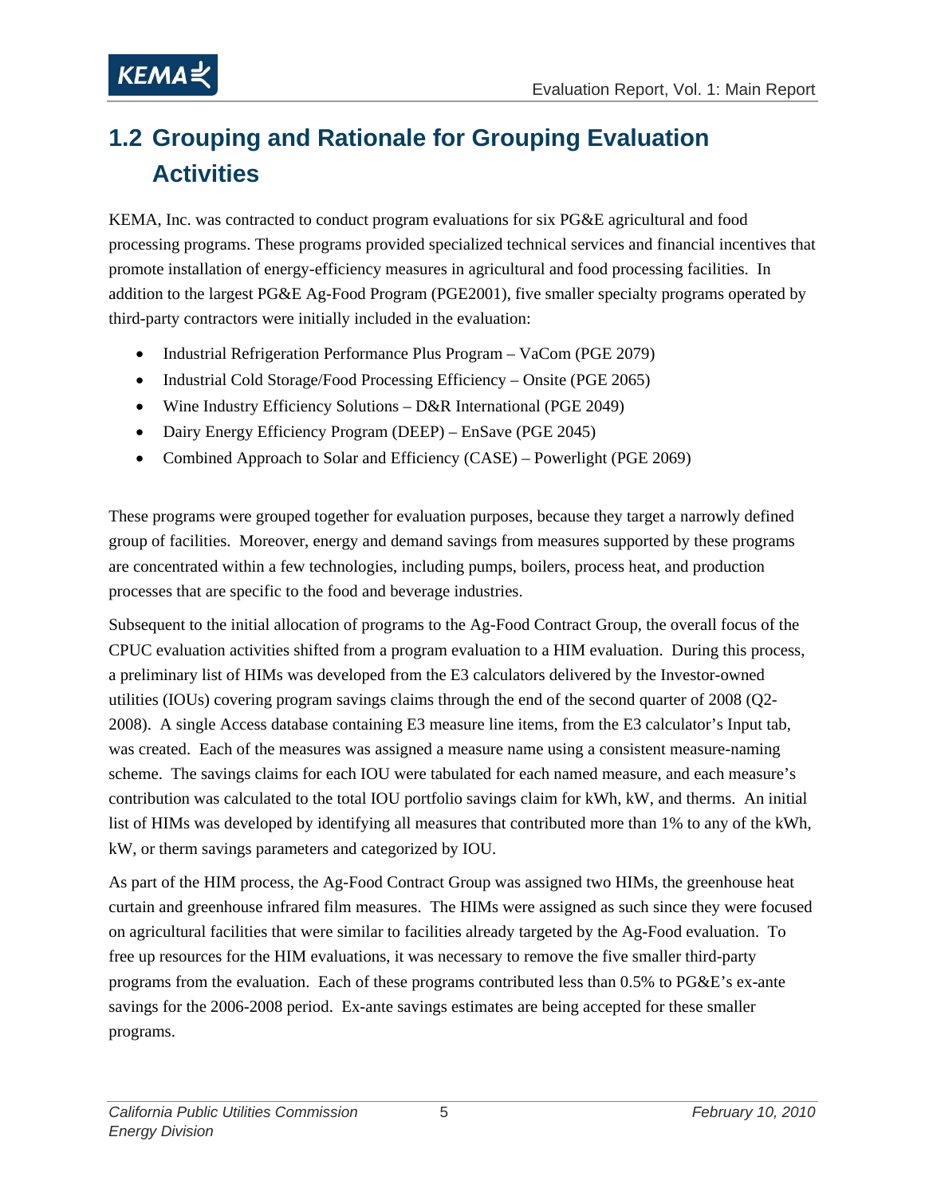## 1.2 Grouping and Rationale for Grouping Evaluation Activities

KEMA, Inc. was contracted to conduct program evaluations for six PG&E agricultural and food processing programs. These programs provided specialized technical services and financial incentives that promote installation of energy-efficiency measures in agricultural and food processing facilities. In addition to the largest PG&E Ag-Food Program (PGE2001), five smaller specialty programs operated by third-party contractors were initially included in the evaluation:

- Industrial Refrigeration Performance Plus Program – VaCom (PGE 2079)
- Industrial Cold Storage/Food Processing Efficiency – Onsite (PGE 2065)
- Wine Industry Efficiency Solutions – D&R International (PGE 2049)
- Dairy Energy Efficiency Program (DEEP) – EnSave (PGE 2045)
- Combined Approach to Solar and Efficiency (CASE) – Powerlight (PGE 2069)

These programs were grouped together for evaluation purposes, because they target a narrowly defined group of facilities. Moreover, energy and demand savings from measures supported by these programs are concentrated within a few technologies, including pumps, boilers, process heat, and production processes that are specific to the food and beverage industries.

Subsequent to the initial allocation of programs to the Ag-Food Contract Group, the overall focus of the CPUC evaluation activities shifted from a program evaluation to a HIM evaluation. During this process, a preliminary list of HIMs was developed from the E3 calculators delivered by the Investor-owned utilities (IOUs) covering program savings claims through the end of the second quarter of 2008 (Q2-2008). A single Access database containing E3 measure line items, from the E3 calculator's Input tab, was created. Each of the measures was assigned a measure name using a consistent measure-naming scheme. The savings claims for each IOU were tabulated for each named measure, and each measure's contribution was calculated to the total IOU portfolio savings claim for kWh, kW, and therms. An initial list of HIMs was developed by identifying all measures that contributed more than 1% to any of the kWh, kW, or therm savings parameters and categorized by IOU.

As part of the HIM process, the Ag-Food Contract Group was assigned two HIMs, the greenhouse heat curtain and greenhouse infrared film measures. The HIMs were assigned as such since they were focused on agricultural facilities that were similar to facilities already targeted by the Ag-Food evaluation. To free up resources for the HIM evaluations, it was necessary to remove the five smaller third-party programs from the evaluation. Each of these programs contributed less than 0.5% to PG&E's ex-ante savings for the 2006-2008 period. Ex-ante savings estimates are being accepted for these smaller programs.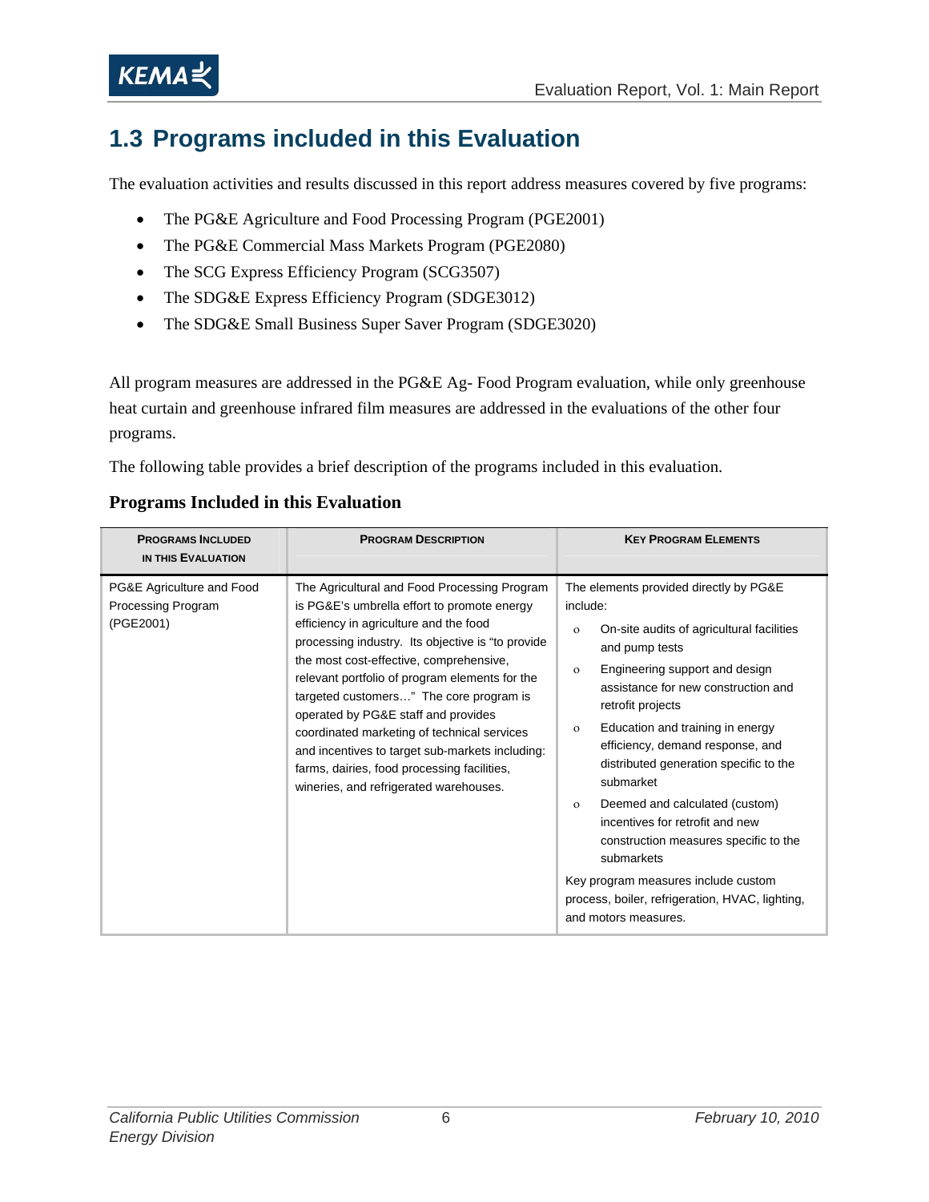## 1.3 Programs included in this Evaluation

The evaluation activities and results discussed in this report address measures covered by five programs:

- The PG&E Agriculture and Food Processing Program (PGE2001)
- The PG&E Commercial Mass Markets Program (PGE2080)
- The SCG Express Efficiency Program (SCG3507)
- The SDG&E Express Efficiency Program (SDGE3012)
- The SDG&E Small Business Super Saver Program (SDGE3020)

All program measures are addressed in the PG&E Ag- Food Program evaluation, while only greenhouse heat curtain and greenhouse infrared film measures are addressed in the evaluations of the other four programs.

The following table provides a brief description of the programs included in this evaluation.

**Programs Included in this Evaluation**

| Programs Included in this Evaluation | Program Description | Key Program Elements |
|---|---|---|
| PG&E Agriculture and Food Processing Program (PGE2001) | The Agricultural and Food Processing Program is PG&E's umbrella effort to promote energy efficiency in agriculture and the food processing industry. Its objective is "to provide the most cost-effective, comprehensive, relevant portfolio of program elements for the targeted customers…" The core program is operated by PG&E staff and provides coordinated marketing of technical services and incentives to target sub-markets including: farms, dairies, food processing facilities, wineries, and refrigerated warehouses. | The elements provided directly by PG&E include:<br>o On-site audits of agricultural facilities and pump tests<br>o Engineering support and design assistance for new construction and retrofit projects<br>o Education and training in energy efficiency, demand response, and distributed generation specific to the submarket<br>o Deemed and calculated (custom) incentives for retrofit and new construction measures specific to the submarkets<br>Key program measures include custom process, boiler, refrigeration, HVAC, lighting, and motors measures. |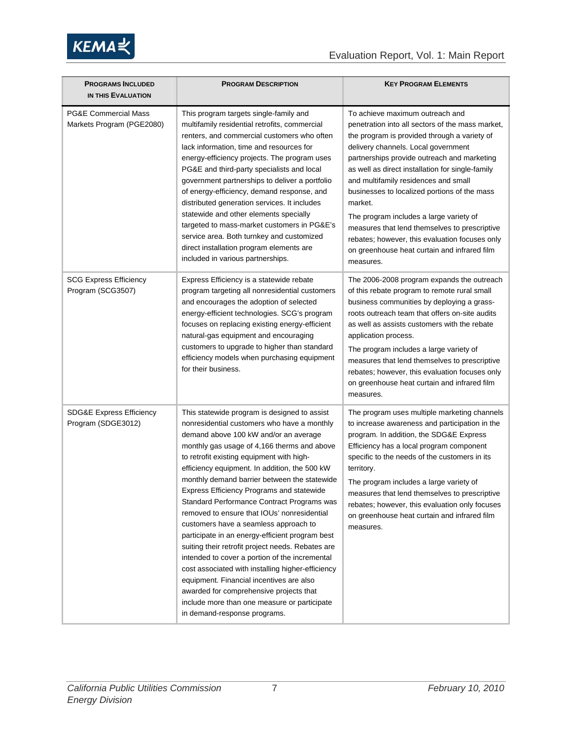| **PROGRAMS INCLUDED IN THIS EVALUATION** | **PROGRAM DESCRIPTION** | **KEY PROGRAM ELEMENTS** |
|---|---|---|
| PG&E Commercial Mass Markets Program (PGE2080) | This program targets single-family and multifamily residential retrofits, commercial renters, and commercial customers who often lack information, time and resources for energy-efficiency projects. The program uses PG&E and third-party specialists and local government partnerships to deliver a portfolio of energy-efficiency, demand response, and distributed generation services. It includes statewide and other elements specially targeted to mass-market customers in PG&E's service area. Both turnkey and customized direct installation program elements are included in various partnerships. | To achieve maximum outreach and penetration into all sectors of the mass market, the program is provided through a variety of delivery channels. Local government partnerships provide outreach and marketing as well as direct installation for single-family and multifamily residences and small businesses to localized portions of the mass market.<br><br>The program includes a large variety of measures that lend themselves to prescriptive rebates; however, this evaluation focuses only on greenhouse heat curtain and infrared film measures. |
| SCG Express Efficiency Program (SCG3507) | Express Efficiency is a statewide rebate program targeting all nonresidential customers and encourages the adoption of selected energy-efficient technologies. SCG's program focuses on replacing existing energy-efficient natural-gas equipment and encouraging customers to upgrade to higher than standard efficiency models when purchasing equipment for their business. | The 2006-2008 program expands the outreach of this rebate program to remote rural small business communities by deploying a grass-roots outreach team that offers on-site audits as well as assists customers with the rebate application process.<br><br>The program includes a large variety of measures that lend themselves to prescriptive rebates; however, this evaluation focuses only on greenhouse heat curtain and infrared film measures. |
| SDG&E Express Efficiency Program (SDGE3012) | This statewide program is designed to assist nonresidential customers who have a monthly demand above 100 kW and/or an average monthly gas usage of 4,166 therms and above to retrofit existing equipment with high-efficiency equipment. In addition, the 500 kW monthly demand barrier between the statewide Express Efficiency Programs and statewide Standard Performance Contract Programs was removed to ensure that IOUs' nonresidential customers have a seamless approach to participate in an energy-efficient program best suiting their retrofit project needs. Rebates are intended to cover a portion of the incremental cost associated with installing higher-efficiency equipment. Financial incentives are also awarded for comprehensive projects that include more than one measure or participate in demand-response programs. | The program uses multiple marketing channels to increase awareness and participation in the program. In addition, the SDG&E Express Efficiency has a local program component specific to the needs of the customers in its territory.<br><br>The program includes a large variety of measures that lend themselves to prescriptive rebates; however, this evaluation only focuses on greenhouse heat curtain and infrared film measures. |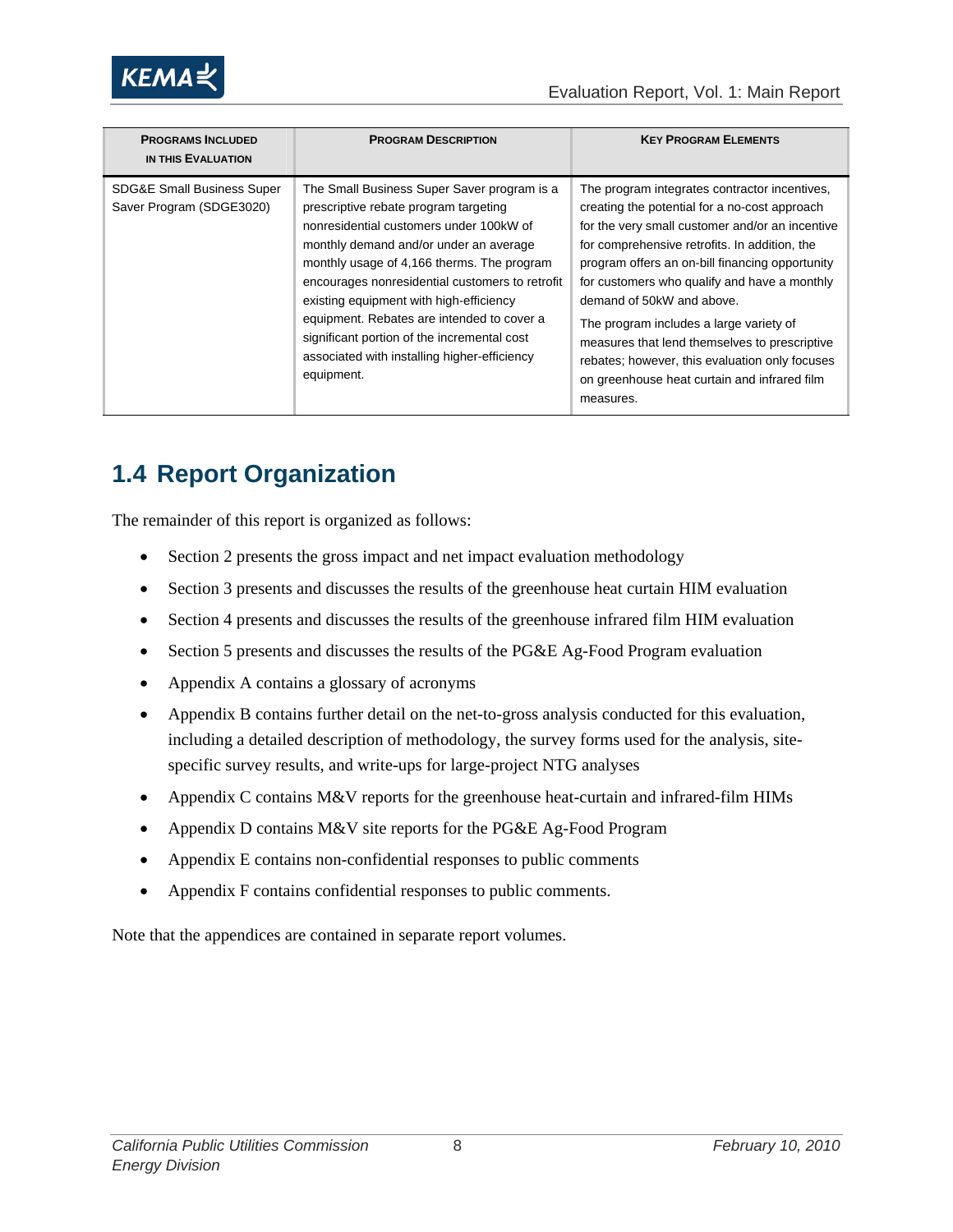| Programs Included in this Evaluation | Program Description | Key Program Elements |
|---|---|---|
| SDG&E Small Business Super Saver Program (SDGE3020) | The Small Business Super Saver program is a prescriptive rebate program targeting nonresidential customers under 100kW of monthly demand and/or under an average monthly usage of 4,166 therms. The program encourages nonresidential customers to retrofit existing equipment with high-efficiency equipment. Rebates are intended to cover a significant portion of the incremental cost associated with installing higher-efficiency equipment. | The program integrates contractor incentives, creating the potential for a no-cost approach for the very small customer and/or an incentive for comprehensive retrofits. In addition, the program offers an on-bill financing opportunity for customers who qualify and have a monthly demand of 50kW and above.<br>The program includes a large variety of measures that lend themselves to prescriptive rebates; however, this evaluation only focuses on greenhouse heat curtain and infrared film measures. |

## 1.4 Report Organization

The remainder of this report is organized as follows:

- Section 2 presents the gross impact and net impact evaluation methodology
- Section 3 presents and discusses the results of the greenhouse heat curtain HIM evaluation
- Section 4 presents and discusses the results of the greenhouse infrared film HIM evaluation
- Section 5 presents and discusses the results of the PG&E Ag-Food Program evaluation
- Appendix A contains a glossary of acronyms
- Appendix B contains further detail on the net-to-gross analysis conducted for this evaluation, including a detailed description of methodology, the survey forms used for the analysis, site-specific survey results, and write-ups for large-project NTG analyses
- Appendix C contains M&V reports for the greenhouse heat-curtain and infrared-film HIMs
- Appendix D contains M&V site reports for the PG&E Ag-Food Program
- Appendix E contains non-confidential responses to public comments
- Appendix F contains confidential responses to public comments.

Note that the appendices are contained in separate report volumes.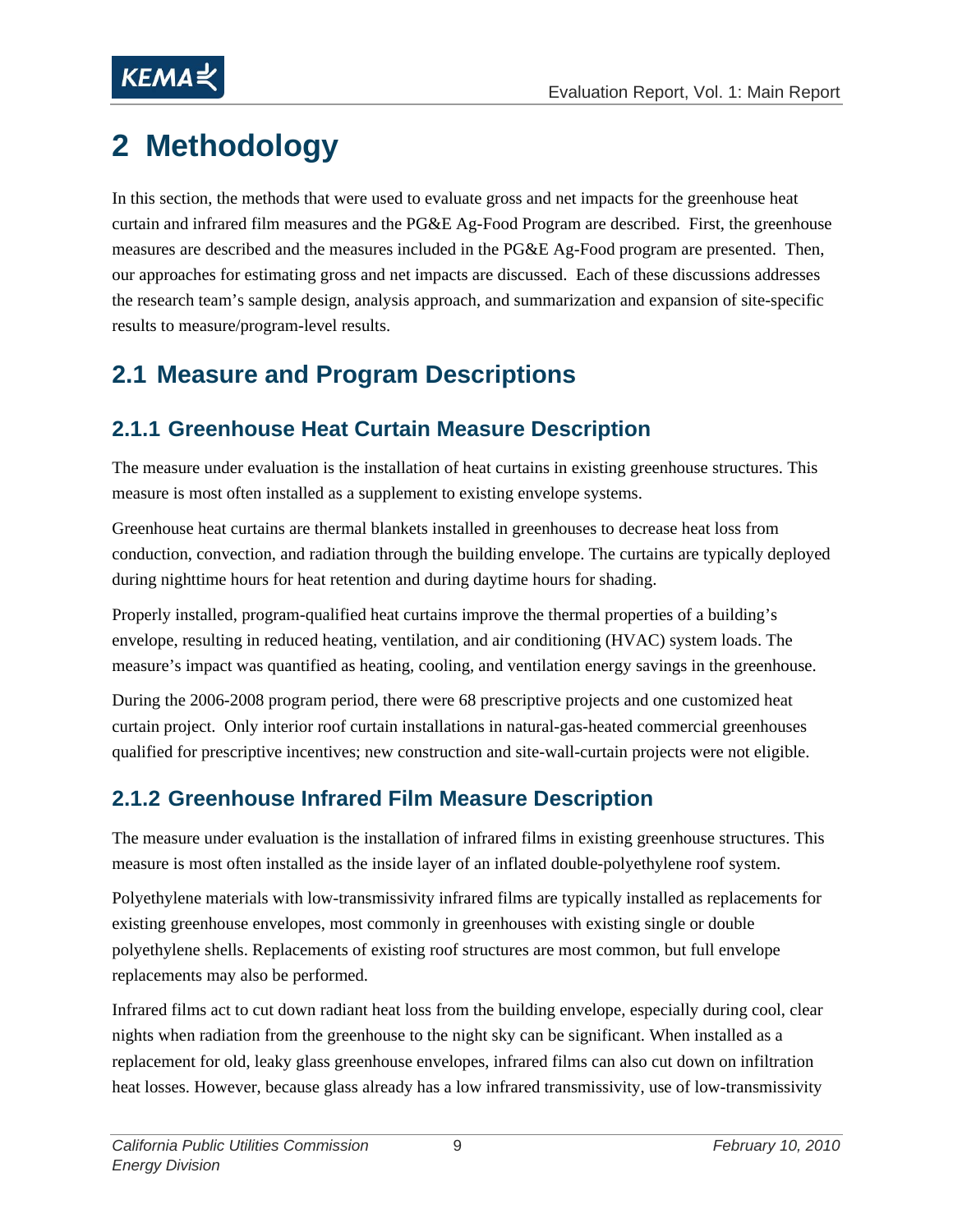# 2 Methodology

In this section, the methods that were used to evaluate gross and net impacts for the greenhouse heat curtain and infrared film measures and the PG&E Ag-Food Program are described. First, the greenhouse measures are described and the measures included in the PG&E Ag-Food program are presented. Then, our approaches for estimating gross and net impacts are discussed. Each of these discussions addresses the research team's sample design, analysis approach, and summarization and expansion of site-specific results to measure/program-level results.

## 2.1 Measure and Program Descriptions

### 2.1.1 Greenhouse Heat Curtain Measure Description

The measure under evaluation is the installation of heat curtains in existing greenhouse structures. This measure is most often installed as a supplement to existing envelope systems.

Greenhouse heat curtains are thermal blankets installed in greenhouses to decrease heat loss from conduction, convection, and radiation through the building envelope. The curtains are typically deployed during nighttime hours for heat retention and during daytime hours for shading.

Properly installed, program-qualified heat curtains improve the thermal properties of a building's envelope, resulting in reduced heating, ventilation, and air conditioning (HVAC) system loads. The measure's impact was quantified as heating, cooling, and ventilation energy savings in the greenhouse.

During the 2006-2008 program period, there were 68 prescriptive projects and one customized heat curtain project. Only interior roof curtain installations in natural-gas-heated commercial greenhouses qualified for prescriptive incentives; new construction and site-wall-curtain projects were not eligible.

### 2.1.2 Greenhouse Infrared Film Measure Description

The measure under evaluation is the installation of infrared films in existing greenhouse structures. This measure is most often installed as the inside layer of an inflated double-polyethylene roof system.

Polyethylene materials with low-transmissivity infrared films are typically installed as replacements for existing greenhouse envelopes, most commonly in greenhouses with existing single or double polyethylene shells. Replacements of existing roof structures are most common, but full envelope replacements may also be performed.

Infrared films act to cut down radiant heat loss from the building envelope, especially during cool, clear nights when radiation from the greenhouse to the night sky can be significant. When installed as a replacement for old, leaky glass greenhouse envelopes, infrared films can also cut down on infiltration heat losses. However, because glass already has a low infrared transmissivity, use of low-transmissivity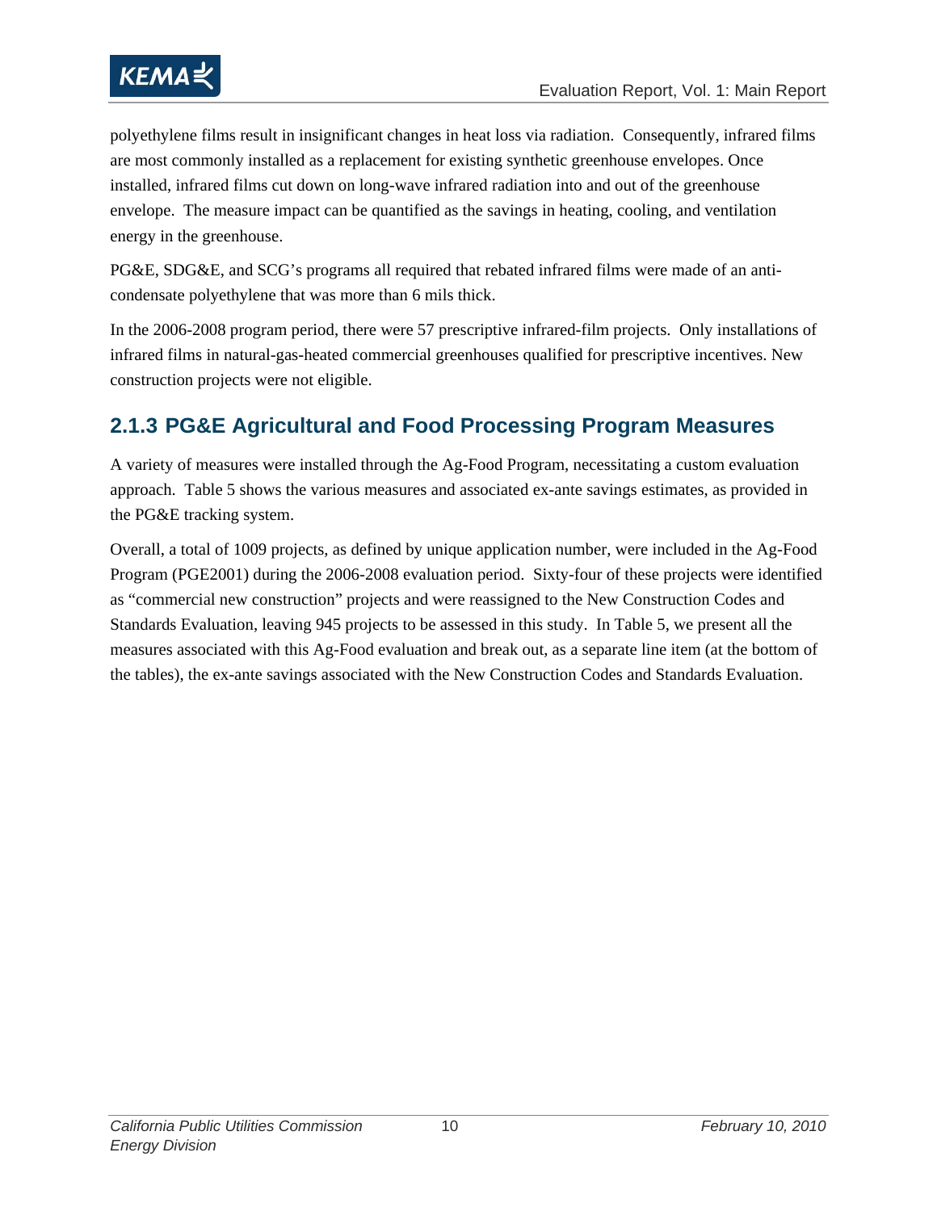polyethylene films result in insignificant changes in heat loss via radiation. Consequently, infrared films are most commonly installed as a replacement for existing synthetic greenhouse envelopes. Once installed, infrared films cut down on long-wave infrared radiation into and out of the greenhouse envelope. The measure impact can be quantified as the savings in heating, cooling, and ventilation energy in the greenhouse.

PG&E, SDG&E, and SCG's programs all required that rebated infrared films were made of an anti-condensate polyethylene that was more than 6 mils thick.

In the 2006-2008 program period, there were 57 prescriptive infrared-film projects. Only installations of infrared films in natural-gas-heated commercial greenhouses qualified for prescriptive incentives. New construction projects were not eligible.

### 2.1.3 PG&E Agricultural and Food Processing Program Measures

A variety of measures were installed through the Ag-Food Program, necessitating a custom evaluation approach. Table 5 shows the various measures and associated ex-ante savings estimates, as provided in the PG&E tracking system.

Overall, a total of 1009 projects, as defined by unique application number, were included in the Ag-Food Program (PGE2001) during the 2006-2008 evaluation period. Sixty-four of these projects were identified as "commercial new construction" projects and were reassigned to the New Construction Codes and Standards Evaluation, leaving 945 projects to be assessed in this study. In Table 5, we present all the measures associated with this Ag-Food evaluation and break out, as a separate line item (at the bottom of the tables), the ex-ante savings associated with the New Construction Codes and Standards Evaluation.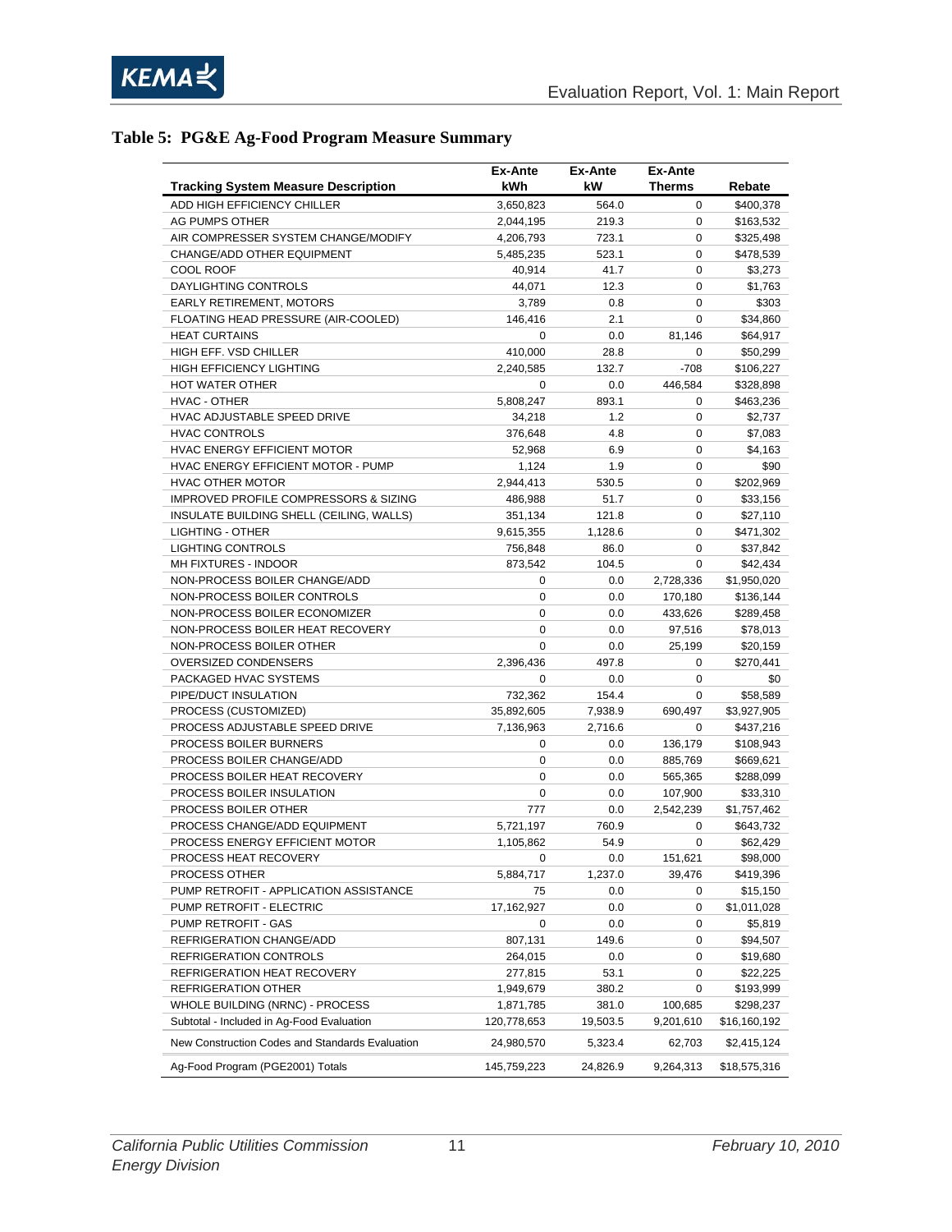**Table 5: PG&E Ag-Food Program Measure Summary**

| Tracking System Measure Description | Ex-Ante kWh | Ex-Ante kW | Ex-Ante Therms | Rebate |
|---|---|---|---|---|
| ADD HIGH EFFICIENCY CHILLER | 3,650,823 | 564.0 | 0 | $400,378 |
| AG PUMPS OTHER | 2,044,195 | 219.3 | 0 | $163,532 |
| AIR COMPRESSER SYSTEM CHANGE/MODIFY | 4,206,793 | 723.1 | 0 | $325,498 |
| CHANGE/ADD OTHER EQUIPMENT | 5,485,235 | 523.1 | 0 | $478,539 |
| COOL ROOF | 40,914 | 41.7 | 0 | $3,273 |
| DAYLIGHTING CONTROLS | 44,071 | 12.3 | 0 | $1,763 |
| EARLY RETIREMENT, MOTORS | 3,789 | 0.8 | 0 | $303 |
| FLOATING HEAD PRESSURE (AIR-COOLED) | 146,416 | 2.1 | 0 | $34,860 |
| HEAT CURTAINS | 0 | 0.0 | 81,146 | $64,917 |
| HIGH EFF. VSD CHILLER | 410,000 | 28.8 | 0 | $50,299 |
| HIGH EFFICIENCY LIGHTING | 2,240,585 | 132.7 | -708 | $106,227 |
| HOT WATER OTHER | 0 | 0.0 | 446,584 | $328,898 |
| HVAC - OTHER | 5,808,247 | 893.1 | 0 | $463,236 |
| HVAC ADJUSTABLE SPEED DRIVE | 34,218 | 1.2 | 0 | $2,737 |
| HVAC CONTROLS | 376,648 | 4.8 | 0 | $7,083 |
| HVAC ENERGY EFFICIENT MOTOR | 52,968 | 6.9 | 0 | $4,163 |
| HVAC ENERGY EFFICIENT MOTOR - PUMP | 1,124 | 1.9 | 0 | $90 |
| HVAC OTHER MOTOR | 2,944,413 | 530.5 | 0 | $202,969 |
| IMPROVED PROFILE COMPRESSORS & SIZING | 486,988 | 51.7 | 0 | $33,156 |
| INSULATE BUILDING SHELL (CEILING, WALLS) | 351,134 | 121.8 | 0 | $27,110 |
| LIGHTING - OTHER | 9,615,355 | 1,128.6 | 0 | $471,302 |
| LIGHTING CONTROLS | 756,848 | 86.0 | 0 | $37,842 |
| MH FIXTURES - INDOOR | 873,542 | 104.5 | 0 | $42,434 |
| NON-PROCESS BOILER CHANGE/ADD | 0 | 0.0 | 2,728,336 | $1,950,020 |
| NON-PROCESS BOILER CONTROLS | 0 | 0.0 | 170,180 | $136,144 |
| NON-PROCESS BOILER ECONOMIZER | 0 | 0.0 | 433,626 | $289,458 |
| NON-PROCESS BOILER HEAT RECOVERY | 0 | 0.0 | 97,516 | $78,013 |
| NON-PROCESS BOILER OTHER | 0 | 0.0 | 25,199 | $20,159 |
| OVERSIZED CONDENSERS | 2,396,436 | 497.8 | 0 | $270,441 |
| PACKAGED HVAC SYSTEMS | 0 | 0.0 | 0 | $0 |
| PIPE/DUCT INSULATION | 732,362 | 154.4 | 0 | $58,589 |
| PROCESS (CUSTOMIZED) | 35,892,605 | 7,938.9 | 690,497 | $3,927,905 |
| PROCESS ADJUSTABLE SPEED DRIVE | 7,136,963 | 2,716.6 | 0 | $437,216 |
| PROCESS BOILER BURNERS | 0 | 0.0 | 136,179 | $108,943 |
| PROCESS BOILER CHANGE/ADD | 0 | 0.0 | 885,769 | $669,621 |
| PROCESS BOILER HEAT RECOVERY | 0 | 0.0 | 565,365 | $288,099 |
| PROCESS BOILER INSULATION | 0 | 0.0 | 107,900 | $33,310 |
| PROCESS BOILER OTHER | 777 | 0.0 | 2,542,239 | $1,757,462 |
| PROCESS CHANGE/ADD EQUIPMENT | 5,721,197 | 760.9 | 0 | $643,732 |
| PROCESS ENERGY EFFICIENT MOTOR | 1,105,862 | 54.9 | 0 | $62,429 |
| PROCESS HEAT RECOVERY | 0 | 0.0 | 151,621 | $98,000 |
| PROCESS OTHER | 5,884,717 | 1,237.0 | 39,476 | $419,396 |
| PUMP RETROFIT - APPLICATION ASSISTANCE | 75 | 0.0 | 0 | $15,150 |
| PUMP RETROFIT - ELECTRIC | 17,162,927 | 0.0 | 0 | $1,011,028 |
| PUMP RETROFIT - GAS | 0 | 0.0 | 0 | $5,819 |
| REFRIGERATION CHANGE/ADD | 807,131 | 149.6 | 0 | $94,507 |
| REFRIGERATION CONTROLS | 264,015 | 0.0 | 0 | $19,680 |
| REFRIGERATION HEAT RECOVERY | 277,815 | 53.1 | 0 | $22,225 |
| REFRIGERATION OTHER | 1,949,679 | 380.2 | 0 | $193,999 |
| WHOLE BUILDING (NRNC) - PROCESS | 1,871,785 | 381.0 | 100,685 | $298,237 |
| Subtotal - Included in Ag-Food Evaluation | 120,778,653 | 19,503.5 | 9,201,610 | $16,160,192 |
| New Construction Codes and Standards Evaluation | 24,980,570 | 5,323.4 | 62,703 | $2,415,124 |
| Ag-Food Program (PGE2001) Totals | 145,759,223 | 24,826.9 | 9,264,313 | $18,575,316 |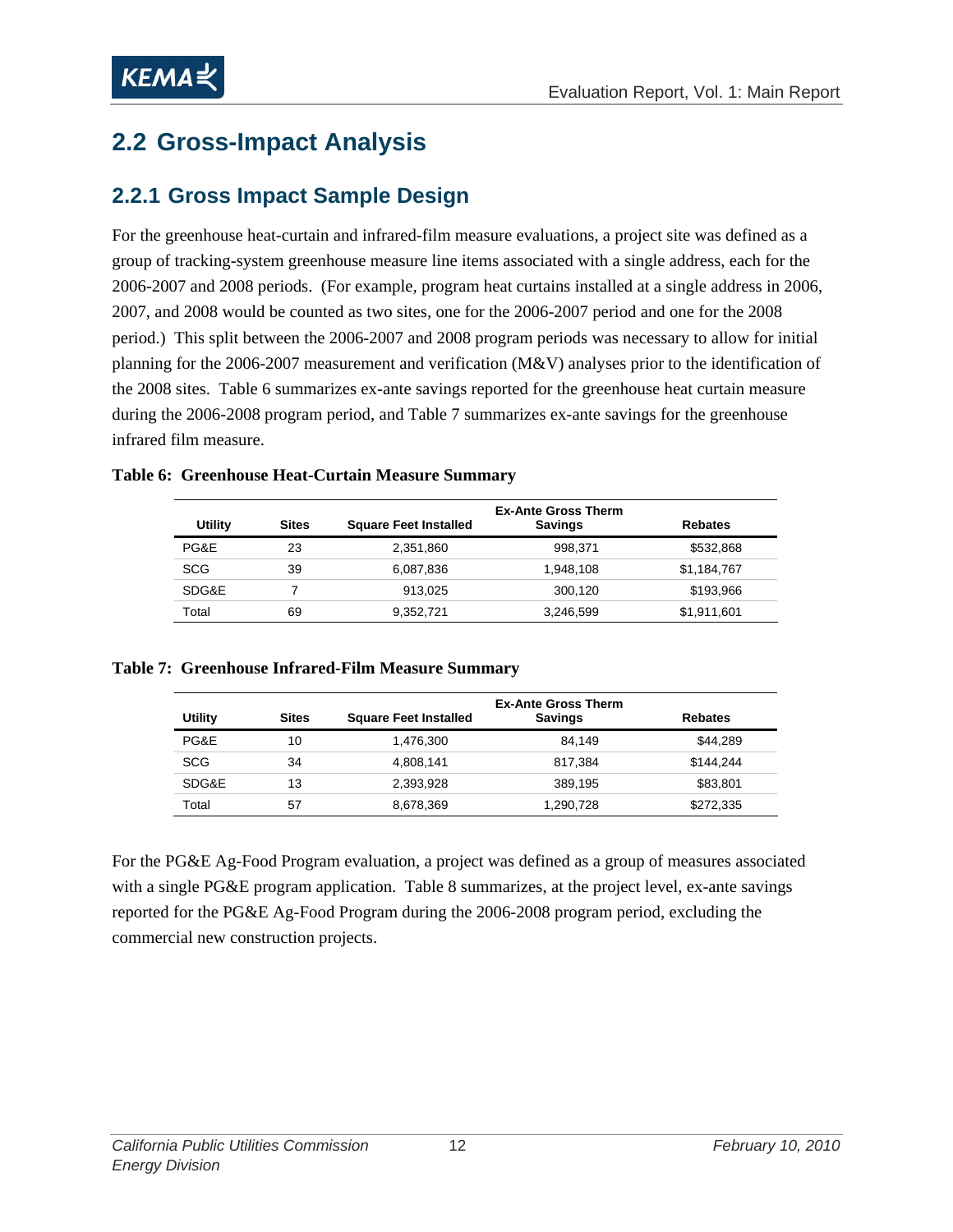## 2.2 Gross-Impact Analysis

### 2.2.1 Gross Impact Sample Design

For the greenhouse heat-curtain and infrared-film measure evaluations, a project site was defined as a group of tracking-system greenhouse measure line items associated with a single address, each for the 2006-2007 and 2008 periods. (For example, program heat curtains installed at a single address in 2006, 2007, and 2008 would be counted as two sites, one for the 2006-2007 period and one for the 2008 period.) This split between the 2006-2007 and 2008 program periods was necessary to allow for initial planning for the 2006-2007 measurement and verification (M&V) analyses prior to the identification of the 2008 sites. Table 6 summarizes ex-ante savings reported for the greenhouse heat curtain measure during the 2006-2008 program period, and Table 7 summarizes ex-ante savings for the greenhouse infrared film measure.

**Table 6: Greenhouse Heat-Curtain Measure Summary**

| Utility | Sites | Square Feet Installed | Ex-Ante Gross Therm Savings | Rebates |
|---|---|---|---|---|
| PG&E | 23 | 2,351,860 | 998,371 | $532,868 |
| SCG | 39 | 6,087,836 | 1,948,108 | $1,184,767 |
| SDG&E | 7 | 913,025 | 300,120 | $193,966 |
| Total | 69 | 9,352,721 | 3,246,599 | $1,911,601 |

**Table 7: Greenhouse Infrared-Film Measure Summary**

| Utility | Sites | Square Feet Installed | Ex-Ante Gross Therm Savings | Rebates |
|---|---|---|---|---|
| PG&E | 10 | 1,476,300 | 84,149 | $44,289 |
| SCG | 34 | 4,808,141 | 817,384 | $144,244 |
| SDG&E | 13 | 2,393,928 | 389,195 | $83,801 |
| Total | 57 | 8,678,369 | 1,290,728 | $272,335 |

For the PG&E Ag-Food Program evaluation, a project was defined as a group of measures associated with a single PG&E program application. Table 8 summarizes, at the project level, ex-ante savings reported for the PG&E Ag-Food Program during the 2006-2008 program period, excluding the commercial new construction projects.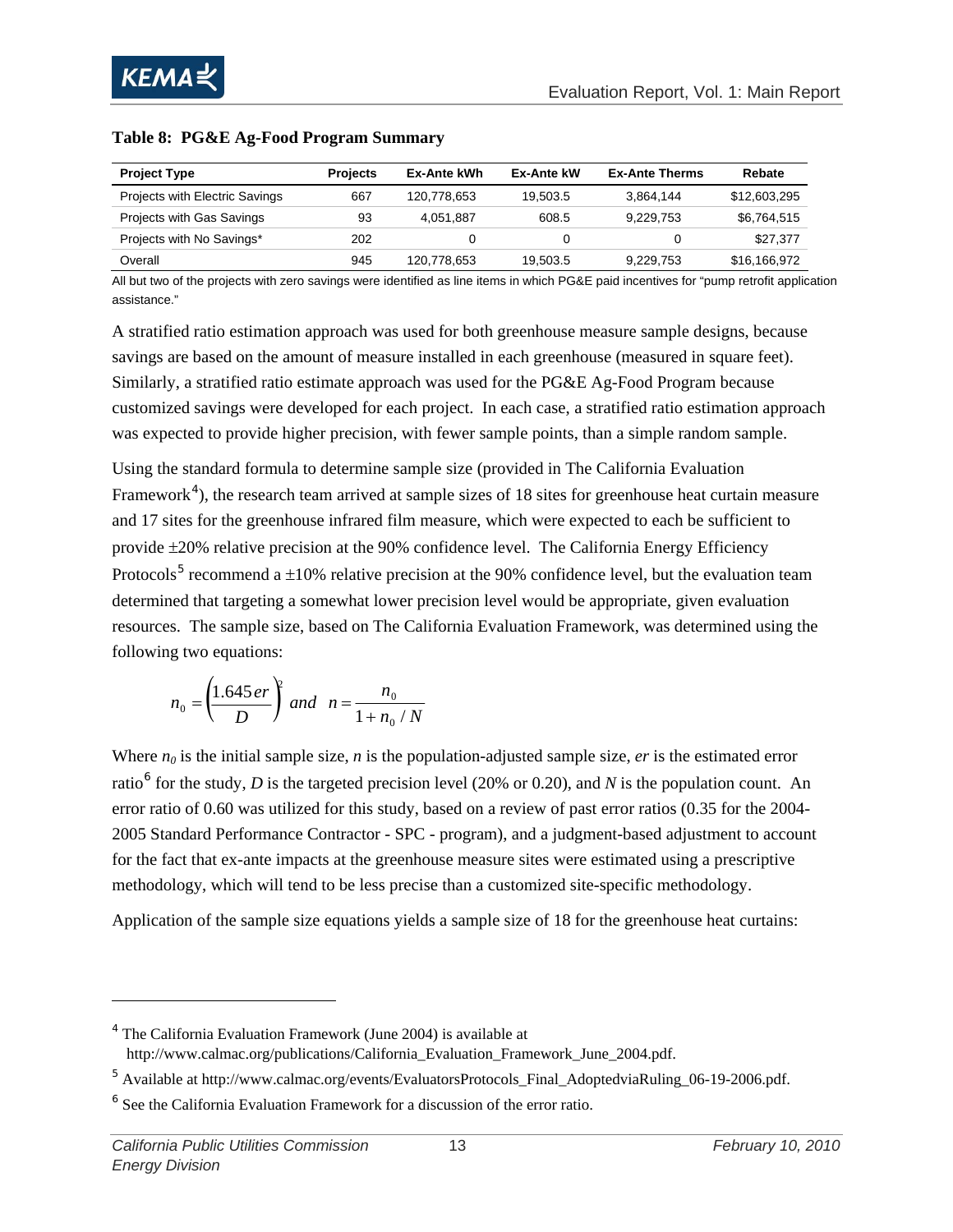**Table 8: PG&E Ag-Food Program Summary**

| Project Type | Projects | Ex-Ante kWh | Ex-Ante kW | Ex-Ante Therms | Rebate |
|---|---|---|---|---|---|
| Projects with Electric Savings | 667 | 120,778,653 | 19,503.5 | 3,864,144 | $12,603,295 |
| Projects with Gas Savings | 93 | 4,051,887 | 608.5 | 9,229,753 | $6,764,515 |
| Projects with No Savings* | 202 | 0 | 0 | 0 | $27,377 |
| Overall | 945 | 120,778,653 | 19,503.5 | 9,229,753 | $16,166,972 |

All but two of the projects with zero savings were identified as line items in which PG&E paid incentives for "pump retrofit application assistance."

A stratified ratio estimation approach was used for both greenhouse measure sample designs, because savings are based on the amount of measure installed in each greenhouse (measured in square feet). Similarly, a stratified ratio estimate approach was used for the PG&E Ag-Food Program because customized savings were developed for each project. In each case, a stratified ratio estimation approach was expected to provide higher precision, with fewer sample points, than a simple random sample.

Using the standard formula to determine sample size (provided in The California Evaluation Framework[4]), the research team arrived at sample sizes of 18 sites for greenhouse heat curtain measure and 17 sites for the greenhouse infrared film measure, which were expected to each be sufficient to provide ±20% relative precision at the 90% confidence level. The California Energy Efficiency Protocols[5] recommend a ±10% relative precision at the 90% confidence level, but the evaluation team determined that targeting a somewhat lower precision level would be appropriate, given evaluation resources. The sample size, based on The California Evaluation Framework, was determined using the following two equations:

$$n_0 = \left(\frac{1.645\, er}{D}\right)^2 \text{ and } \; n = \frac{n_0}{1 + n_0 / N}$$

Where $n_0$ is the initial sample size, $n$ is the population-adjusted sample size, $er$ is the estimated error ratio[6] for the study, $D$ is the targeted precision level (20% or 0.20), and $N$ is the population count. An error ratio of 0.60 was utilized for this study, based on a review of past error ratios (0.35 for the 2004-2005 Standard Performance Contractor - SPC - program), and a judgment-based adjustment to account for the fact that ex-ante impacts at the greenhouse measure sites were estimated using a prescriptive methodology, which will tend to be less precise than a customized site-specific methodology.

Application of the sample size equations yields a sample size of 18 for the greenhouse heat curtains:

---

[4] The California Evaluation Framework (June 2004) is available at http://www.calmac.org/publications/California_Evaluation_Framework_June_2004.pdf.

[5] Available at http://www.calmac.org/events/EvaluatorsProtocols_Final_AdoptedviaRuling_06-19-2006.pdf.

[6] See the California Evaluation Framework for a discussion of the error ratio.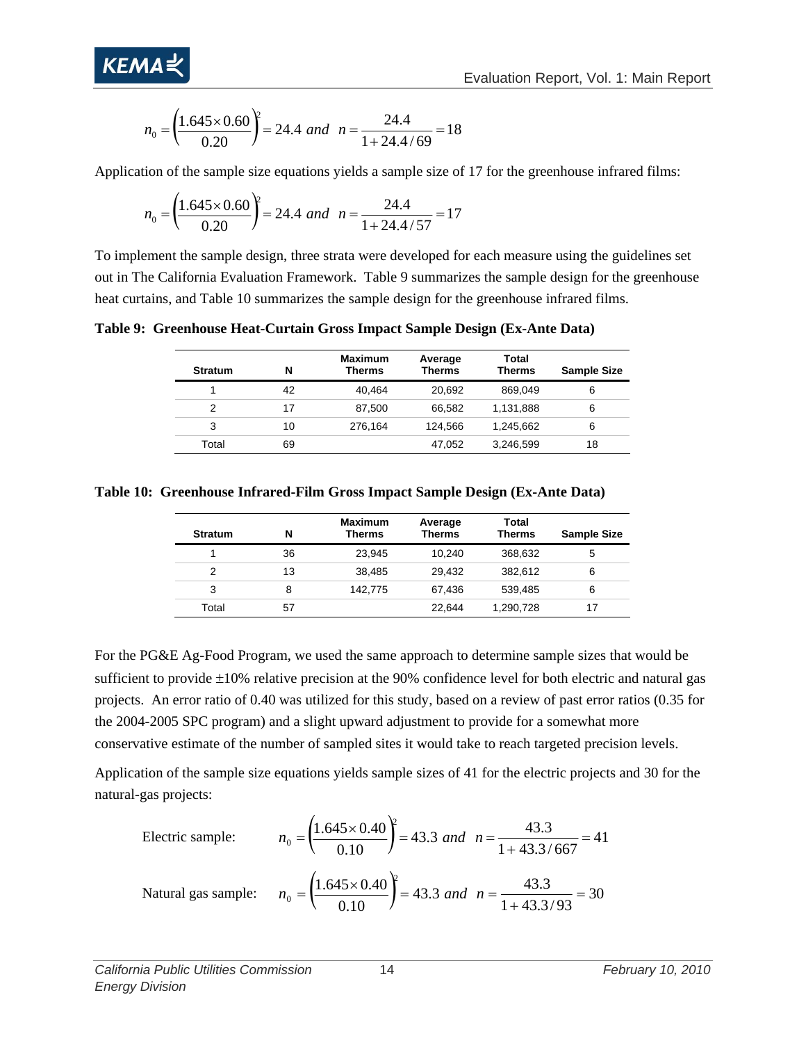$$n_0 = \left(\frac{1.645 \times 0.60}{0.20}\right)^2 = 24.4 \; and \;\; n = \frac{24.4}{1 + 24.4/69} = 18$$

Application of the sample size equations yields a sample size of 17 for the greenhouse infrared films:

$$n_0 = \left(\frac{1.645 \times 0.60}{0.20}\right)^2 = 24.4 \; and \;\; n = \frac{24.4}{1 + 24.4/57} = 17$$

To implement the sample design, three strata were developed for each measure using the guidelines set out in The California Evaluation Framework. Table 9 summarizes the sample design for the greenhouse heat curtains, and Table 10 summarizes the sample design for the greenhouse infrared films.

**Table 9: Greenhouse Heat-Curtain Gross Impact Sample Design (Ex-Ante Data)**

| Stratum | N | Maximum Therms | Average Therms | Total Therms | Sample Size |
|---|---|---|---|---|---|
| 1 | 42 | 40,464 | 20,692 | 869,049 | 6 |
| 2 | 17 | 87,500 | 66,582 | 1,131,888 | 6 |
| 3 | 10 | 276,164 | 124,566 | 1,245,662 | 6 |
| Total | 69 | | 47,052 | 3,246,599 | 18 |

**Table 10: Greenhouse Infrared-Film Gross Impact Sample Design (Ex-Ante Data)**

| Stratum | N | Maximum Therms | Average Therms | Total Therms | Sample Size |
|---|---|---|---|---|---|
| 1 | 36 | 23,945 | 10,240 | 368,632 | 5 |
| 2 | 13 | 38,485 | 29,432 | 382,612 | 6 |
| 3 | 8 | 142,775 | 67,436 | 539,485 | 6 |
| Total | 57 | | 22,644 | 1,290,728 | 17 |

For the PG&E Ag-Food Program, we used the same approach to determine sample sizes that would be sufficient to provide ±10% relative precision at the 90% confidence level for both electric and natural gas projects. An error ratio of 0.40 was utilized for this study, based on a review of past error ratios (0.35 for the 2004-2005 SPC program) and a slight upward adjustment to provide for a somewhat more conservative estimate of the number of sampled sites it would take to reach targeted precision levels.

Application of the sample size equations yields sample sizes of 41 for the electric projects and 30 for the natural-gas projects:

Electric sample:

$$n_0 = \left(\frac{1.645 \times 0.40}{0.10}\right)^2 = 43.3 \; and \;\; n = \frac{43.3}{1 + 43.3/667} = 41$$

Natural gas sample:

$$n_0 = \left(\frac{1.645 \times 0.40}{0.10}\right)^2 = 43.3 \; and \;\; n = \frac{43.3}{1 + 43.3/93} = 30$$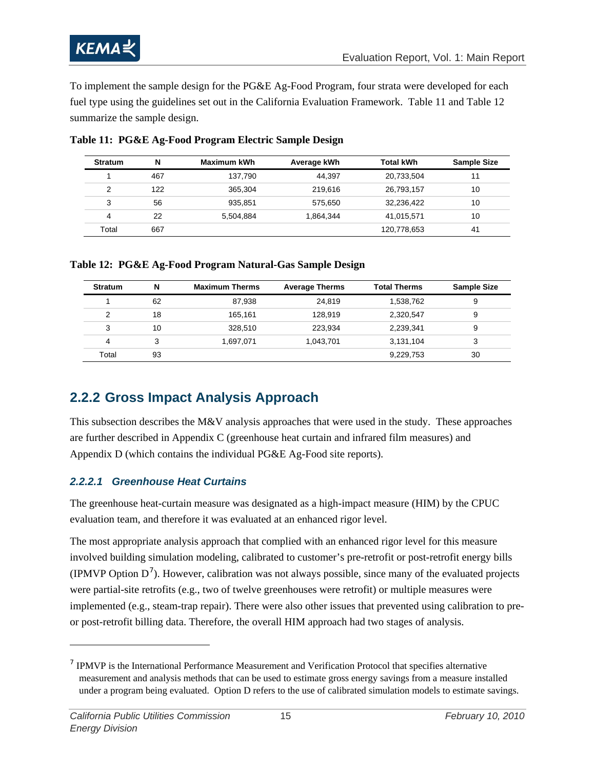To implement the sample design for the PG&E Ag-Food Program, four strata were developed for each fuel type using the guidelines set out in the California Evaluation Framework. Table 11 and Table 12 summarize the sample design.

**Table 11: PG&E Ag-Food Program Electric Sample Design**

| Stratum | N | Maximum kWh | Average kWh | Total kWh | Sample Size |
|---|---|---|---|---|---|
| 1 | 467 | 137,790 | 44,397 | 20,733,504 | 11 |
| 2 | 122 | 365,304 | 219,616 | 26,793,157 | 10 |
| 3 | 56 | 935,851 | 575,650 | 32,236,422 | 10 |
| 4 | 22 | 5,504,884 | 1,864,344 | 41,015,571 | 10 |
| Total | 667 | | | 120,778,653 | 41 |

**Table 12: PG&E Ag-Food Program Natural-Gas Sample Design**

| Stratum | N | Maximum Therms | Average Therms | Total Therms | Sample Size |
|---|---|---|---|---|---|
| 1 | 62 | 87,938 | 24,819 | 1,538,762 | 9 |
| 2 | 18 | 165,161 | 128,919 | 2,320,547 | 9 |
| 3 | 10 | 328,510 | 223,934 | 2,239,341 | 9 |
| 4 | 3 | 1,697,071 | 1,043,701 | 3,131,104 | 3 |
| Total | 93 | | | 9,229,753 | 30 |

## 2.2.2 Gross Impact Analysis Approach

This subsection describes the M&V analysis approaches that were used in the study. These approaches are further described in Appendix C (greenhouse heat curtain and infrared film measures) and Appendix D (which contains the individual PG&E Ag-Food site reports).

### *2.2.2.1 Greenhouse Heat Curtains*

The greenhouse heat-curtain measure was designated as a high-impact measure (HIM) by the CPUC evaluation team, and therefore it was evaluated at an enhanced rigor level.

The most appropriate analysis approach that complied with an enhanced rigor level for this measure involved building simulation modeling, calibrated to customer's pre-retrofit or post-retrofit energy bills (IPMVP Option D[7]). However, calibration was not always possible, since many of the evaluated projects were partial-site retrofits (e.g., two of twelve greenhouses were retrofit) or multiple measures were implemented (e.g., steam-trap repair). There were also other issues that prevented using calibration to pre- or post-retrofit billing data. Therefore, the overall HIM approach had two stages of analysis.

---

[7] IPMVP is the International Performance Measurement and Verification Protocol that specifies alternative measurement and analysis methods that can be used to estimate gross energy savings from a measure installed under a program being evaluated. Option D refers to the use of calibrated simulation models to estimate savings.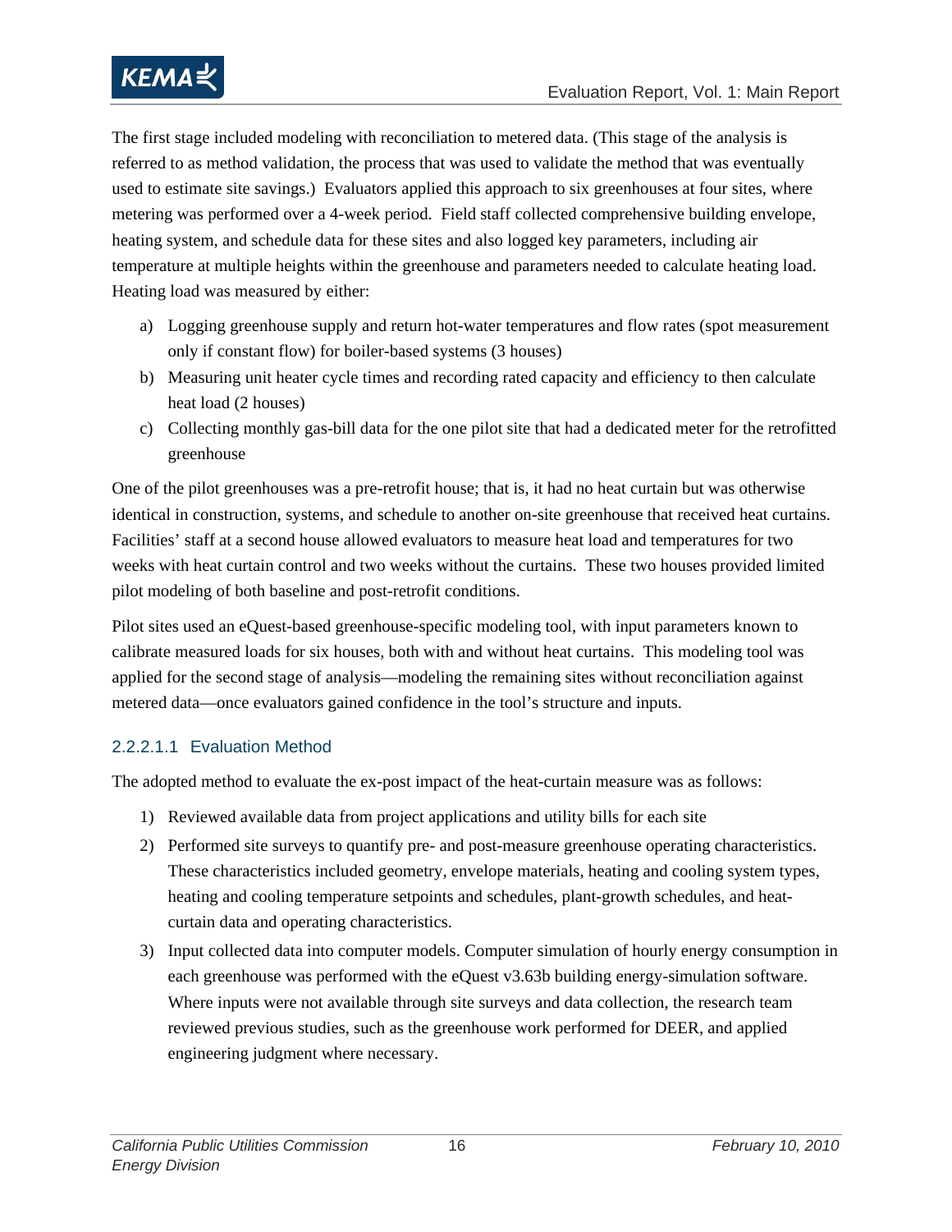The first stage included modeling with reconciliation to metered data. (This stage of the analysis is referred to as method validation, the process that was used to validate the method that was eventually used to estimate site savings.) Evaluators applied this approach to six greenhouses at four sites, where metering was performed over a 4-week period. Field staff collected comprehensive building envelope, heating system, and schedule data for these sites and also logged key parameters, including air temperature at multiple heights within the greenhouse and parameters needed to calculate heating load. Heating load was measured by either:

a) Logging greenhouse supply and return hot-water temperatures and flow rates (spot measurement only if constant flow) for boiler-based systems (3 houses)
b) Measuring unit heater cycle times and recording rated capacity and efficiency to then calculate heat load (2 houses)
c) Collecting monthly gas-bill data for the one pilot site that had a dedicated meter for the retrofitted greenhouse

One of the pilot greenhouses was a pre-retrofit house; that is, it had no heat curtain but was otherwise identical in construction, systems, and schedule to another on-site greenhouse that received heat curtains. Facilities' staff at a second house allowed evaluators to measure heat load and temperatures for two weeks with heat curtain control and two weeks without the curtains. These two houses provided limited pilot modeling of both baseline and post-retrofit conditions.

Pilot sites used an eQuest-based greenhouse-specific modeling tool, with input parameters known to calibrate measured loads for six houses, both with and without heat curtains. This modeling tool was applied for the second stage of analysis—modeling the remaining sites without reconciliation against metered data—once evaluators gained confidence in the tool's structure and inputs.

#### 2.2.2.1.1 Evaluation Method

The adopted method to evaluate the ex-post impact of the heat-curtain measure was as follows:

1) Reviewed available data from project applications and utility bills for each site
2) Performed site surveys to quantify pre- and post-measure greenhouse operating characteristics. These characteristics included geometry, envelope materials, heating and cooling system types, heating and cooling temperature setpoints and schedules, plant-growth schedules, and heat-curtain data and operating characteristics.
3) Input collected data into computer models. Computer simulation of hourly energy consumption in each greenhouse was performed with the eQuest v3.63b building energy-simulation software. Where inputs were not available through site surveys and data collection, the research team reviewed previous studies, such as the greenhouse work performed for DEER, and applied engineering judgment where necessary.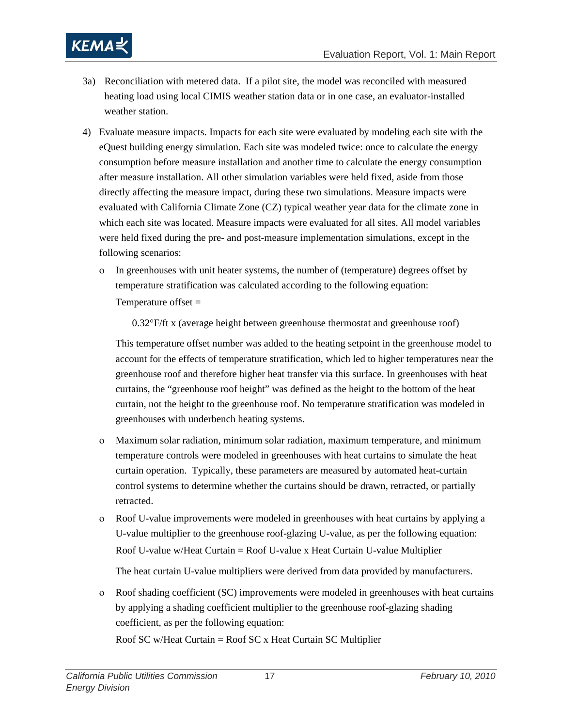3a) Reconciliation with metered data. If a pilot site, the model was reconciled with measured heating load using local CIMIS weather station data or in one case, an evaluator-installed weather station.

4) Evaluate measure impacts. Impacts for each site were evaluated by modeling each site with the eQuest building energy simulation. Each site was modeled twice: once to calculate the energy consumption before measure installation and another time to calculate the energy consumption after measure installation. All other simulation variables were held fixed, aside from those directly affecting the measure impact, during these two simulations. Measure impacts were evaluated with California Climate Zone (CZ) typical weather year data for the climate zone in which each site was located. Measure impacts were evaluated for all sites. All model variables were held fixed during the pre- and post-measure implementation simulations, except in the following scenarios:

   - In greenhouses with unit heater systems, the number of (temperature) degrees offset by temperature stratification was calculated according to the following equation:

     Temperature offset =

     0.32°F/ft x (average height between greenhouse thermostat and greenhouse roof)

     This temperature offset number was added to the heating setpoint in the greenhouse model to account for the effects of temperature stratification, which led to higher temperatures near the greenhouse roof and therefore higher heat transfer via this surface. In greenhouses with heat curtains, the "greenhouse roof height" was defined as the height to the bottom of the heat curtain, not the height to the greenhouse roof. No temperature stratification was modeled in greenhouses with underbench heating systems.

   - Maximum solar radiation, minimum solar radiation, maximum temperature, and minimum temperature controls were modeled in greenhouses with heat curtains to simulate the heat curtain operation. Typically, these parameters are measured by automated heat-curtain control systems to determine whether the curtains should be drawn, retracted, or partially retracted.

   - Roof U-value improvements were modeled in greenhouses with heat curtains by applying a U-value multiplier to the greenhouse roof-glazing U-value, as per the following equation:

     Roof U-value w/Heat Curtain = Roof U-value x Heat Curtain U-value Multiplier

     The heat curtain U-value multipliers were derived from data provided by manufacturers.

   - Roof shading coefficient (SC) improvements were modeled in greenhouses with heat curtains by applying a shading coefficient multiplier to the greenhouse roof-glazing shading coefficient, as per the following equation:

     Roof SC w/Heat Curtain = Roof SC x Heat Curtain SC Multiplier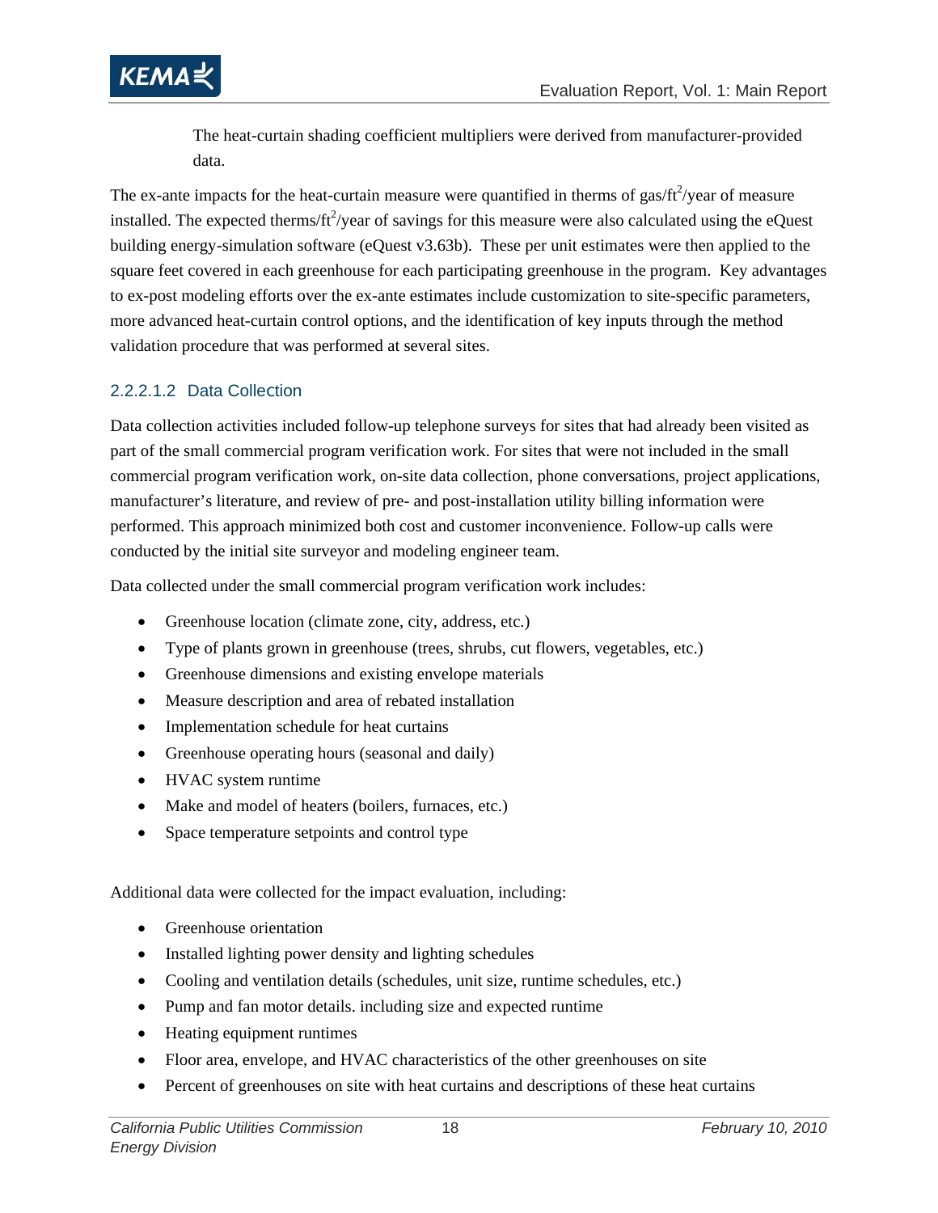The heat-curtain shading coefficient multipliers were derived from manufacturer-provided data.

The ex-ante impacts for the heat-curtain measure were quantified in therms of gas/$ft^2$/year of measure installed. The expected therms/$ft^2$/year of savings for this measure were also calculated using the eQuest building energy-simulation software (eQuest v3.63b). These per unit estimates were then applied to the square feet covered in each greenhouse for each participating greenhouse in the program. Key advantages to ex-post modeling efforts over the ex-ante estimates include customization to site-specific parameters, more advanced heat-curtain control options, and the identification of key inputs through the method validation procedure that was performed at several sites.

#### 2.2.2.1.2 Data Collection

Data collection activities included follow-up telephone surveys for sites that had already been visited as part of the small commercial program verification work. For sites that were not included in the small commercial program verification work, on-site data collection, phone conversations, project applications, manufacturer's literature, and review of pre- and post-installation utility billing information were performed. This approach minimized both cost and customer inconvenience. Follow-up calls were conducted by the initial site surveyor and modeling engineer team.

Data collected under the small commercial program verification work includes:

- Greenhouse location (climate zone, city, address, etc.)
- Type of plants grown in greenhouse (trees, shrubs, cut flowers, vegetables, etc.)
- Greenhouse dimensions and existing envelope materials
- Measure description and area of rebated installation
- Implementation schedule for heat curtains
- Greenhouse operating hours (seasonal and daily)
- HVAC system runtime
- Make and model of heaters (boilers, furnaces, etc.)
- Space temperature setpoints and control type

Additional data were collected for the impact evaluation, including:

- Greenhouse orientation
- Installed lighting power density and lighting schedules
- Cooling and ventilation details (schedules, unit size, runtime schedules, etc.)
- Pump and fan motor details. including size and expected runtime
- Heating equipment runtimes
- Floor area, envelope, and HVAC characteristics of the other greenhouses on site
- Percent of greenhouses on site with heat curtains and descriptions of these heat curtains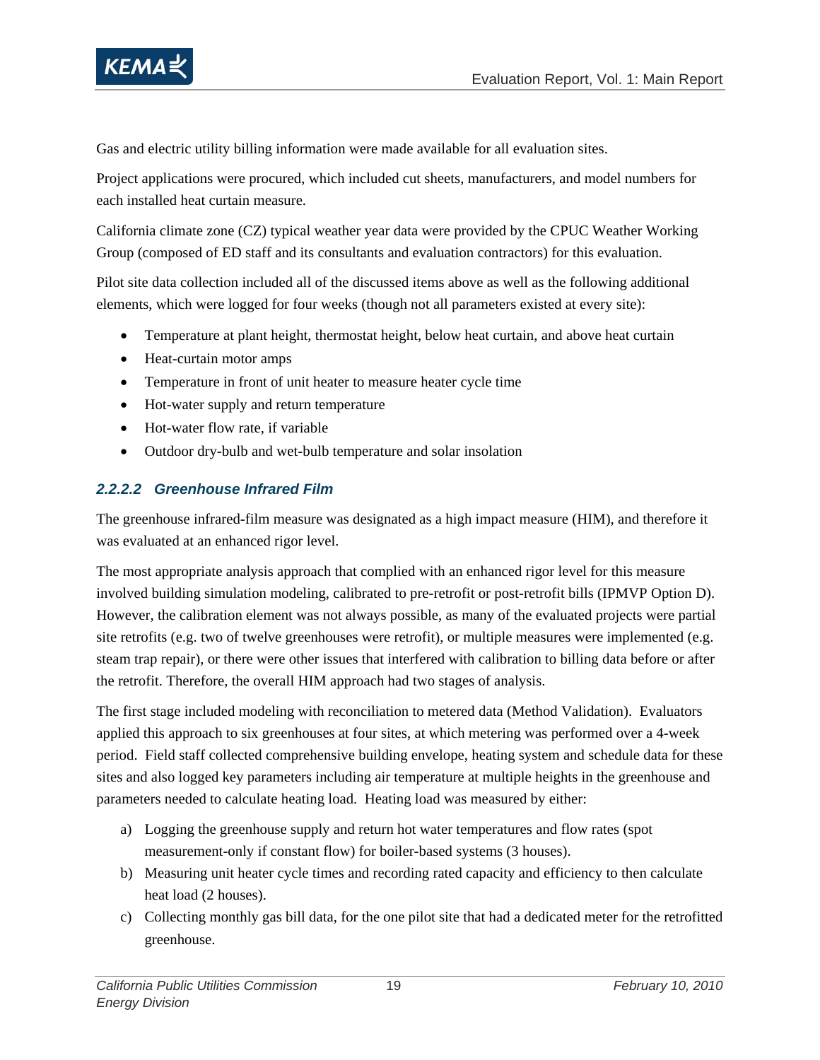Gas and electric utility billing information were made available for all evaluation sites.

Project applications were procured, which included cut sheets, manufacturers, and model numbers for each installed heat curtain measure.

California climate zone (CZ) typical weather year data were provided by the CPUC Weather Working Group (composed of ED staff and its consultants and evaluation contractors) for this evaluation.

Pilot site data collection included all of the discussed items above as well as the following additional elements, which were logged for four weeks (though not all parameters existed at every site):

- Temperature at plant height, thermostat height, below heat curtain, and above heat curtain
- Heat-curtain motor amps
- Temperature in front of unit heater to measure heater cycle time
- Hot-water supply and return temperature
- Hot-water flow rate, if variable
- Outdoor dry-bulb and wet-bulb temperature and solar insolation

#### *2.2.2.2 Greenhouse Infrared Film*

The greenhouse infrared-film measure was designated as a high impact measure (HIM), and therefore it was evaluated at an enhanced rigor level.

The most appropriate analysis approach that complied with an enhanced rigor level for this measure involved building simulation modeling, calibrated to pre-retrofit or post-retrofit bills (IPMVP Option D). However, the calibration element was not always possible, as many of the evaluated projects were partial site retrofits (e.g. two of twelve greenhouses were retrofit), or multiple measures were implemented (e.g. steam trap repair), or there were other issues that interfered with calibration to billing data before or after the retrofit. Therefore, the overall HIM approach had two stages of analysis.

The first stage included modeling with reconciliation to metered data (Method Validation). Evaluators applied this approach to six greenhouses at four sites, at which metering was performed over a 4-week period. Field staff collected comprehensive building envelope, heating system and schedule data for these sites and also logged key parameters including air temperature at multiple heights in the greenhouse and parameters needed to calculate heating load. Heating load was measured by either:

a) Logging the greenhouse supply and return hot water temperatures and flow rates (spot measurement-only if constant flow) for boiler-based systems (3 houses).
b) Measuring unit heater cycle times and recording rated capacity and efficiency to then calculate heat load (2 houses).
c) Collecting monthly gas bill data, for the one pilot site that had a dedicated meter for the retrofitted greenhouse.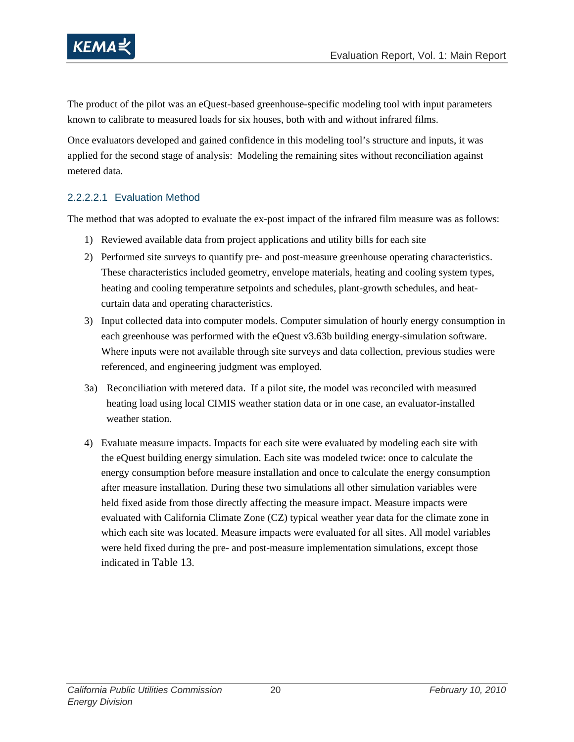The product of the pilot was an eQuest-based greenhouse-specific modeling tool with input parameters known to calibrate to measured loads for six houses, both with and without infrared films.

Once evaluators developed and gained confidence in this modeling tool's structure and inputs, it was applied for the second stage of analysis: Modeling the remaining sites without reconciliation against metered data.

##### 2.2.2.2.1 Evaluation Method

The method that was adopted to evaluate the ex-post impact of the infrared film measure was as follows:

1) Reviewed available data from project applications and utility bills for each site
2) Performed site surveys to quantify pre- and post-measure greenhouse operating characteristics. These characteristics included geometry, envelope materials, heating and cooling system types, heating and cooling temperature setpoints and schedules, plant-growth schedules, and heat-curtain data and operating characteristics.
3) Input collected data into computer models. Computer simulation of hourly energy consumption in each greenhouse was performed with the eQuest v3.63b building energy-simulation software. Where inputs were not available through site surveys and data collection, previous studies were referenced, and engineering judgment was employed.

3a) Reconciliation with metered data. If a pilot site, the model was reconciled with measured heating load using local CIMIS weather station data or in one case, an evaluator-installed weather station.

4) Evaluate measure impacts. Impacts for each site were evaluated by modeling each site with the eQuest building energy simulation. Each site was modeled twice: once to calculate the energy consumption before measure installation and once to calculate the energy consumption after measure installation. During these two simulations all other simulation variables were held fixed aside from those directly affecting the measure impact. Measure impacts were evaluated with California Climate Zone (CZ) typical weather year data for the climate zone in which each site was located. Measure impacts were evaluated for all sites. All model variables were held fixed during the pre- and post-measure implementation simulations, except those indicated in Table 13.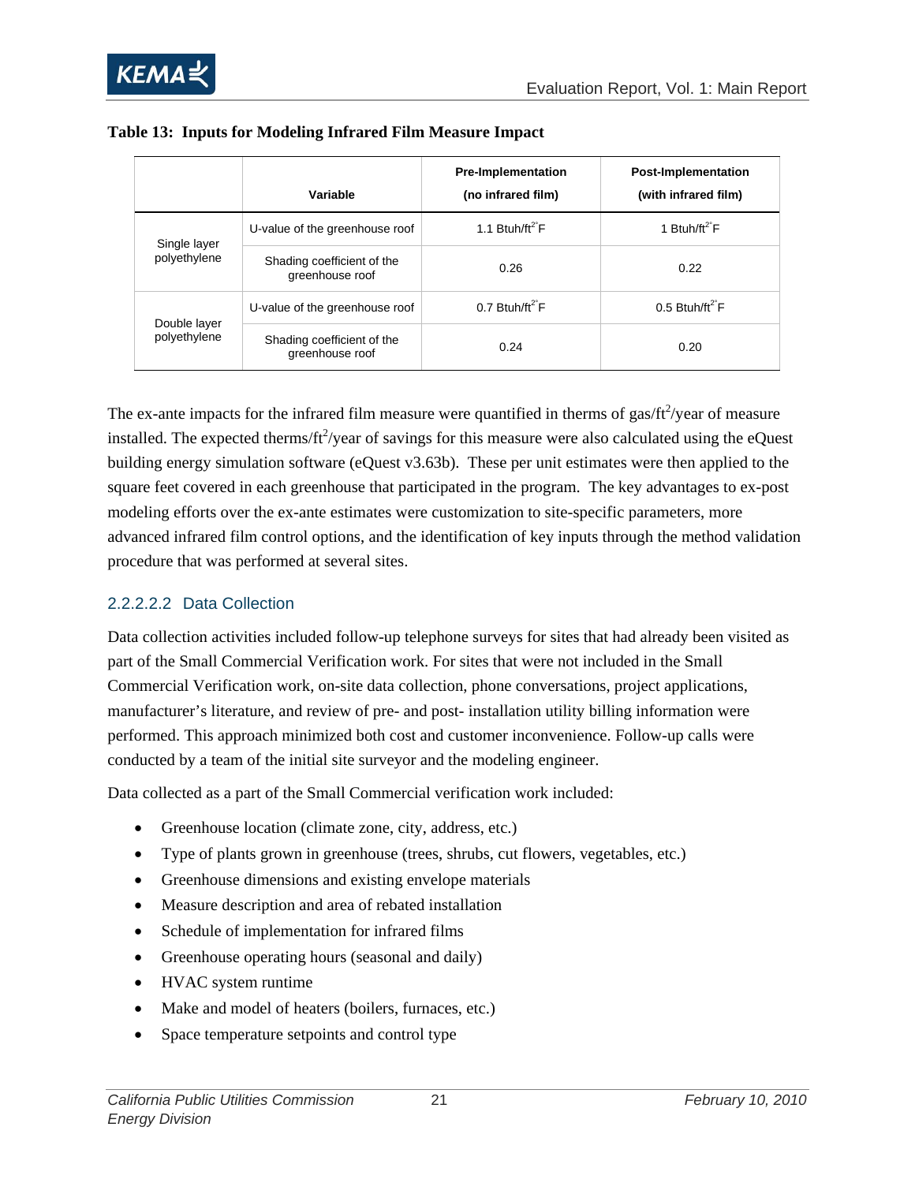**Table 13: Inputs for Modeling Infrared Film Measure Impact**

| | Variable | Pre-Implementation (no infrared film) | Post-Implementation (with infrared film) |
|---|---|---|---|
| Single layer polyethylene | U-value of the greenhouse roof | 1.1 $Btuh/ft^{2\circ}F$ | 1 $Btuh/ft^{2\circ}F$ |
| | Shading coefficient of the greenhouse roof | 0.26 | 0.22 |
| Double layer polyethylene | U-value of the greenhouse roof | 0.7 $Btuh/ft^{2\circ}F$ | 0.5 $Btuh/ft^{2\circ}F$ |
| | Shading coefficient of the greenhouse roof | 0.24 | 0.20 |

The ex-ante impacts for the infrared film measure were quantified in therms of gas/$ft^2$/year of measure installed. The expected therms/$ft^2$/year of savings for this measure were also calculated using the eQuest building energy simulation software (eQuest v3.63b). These per unit estimates were then applied to the square feet covered in each greenhouse that participated in the program. The key advantages to ex-post modeling efforts over the ex-ante estimates were customization to site-specific parameters, more advanced infrared film control options, and the identification of key inputs through the method validation procedure that was performed at several sites.

#### 2.2.2.2.2 Data Collection

Data collection activities included follow-up telephone surveys for sites that had already been visited as part of the Small Commercial Verification work. For sites that were not included in the Small Commercial Verification work, on-site data collection, phone conversations, project applications, manufacturer's literature, and review of pre- and post- installation utility billing information were performed. This approach minimized both cost and customer inconvenience. Follow-up calls were conducted by a team of the initial site surveyor and the modeling engineer.

Data collected as a part of the Small Commercial verification work included:

- Greenhouse location (climate zone, city, address, etc.)
- Type of plants grown in greenhouse (trees, shrubs, cut flowers, vegetables, etc.)
- Greenhouse dimensions and existing envelope materials
- Measure description and area of rebated installation
- Schedule of implementation for infrared films
- Greenhouse operating hours (seasonal and daily)
- HVAC system runtime
- Make and model of heaters (boilers, furnaces, etc.)
- Space temperature setpoints and control type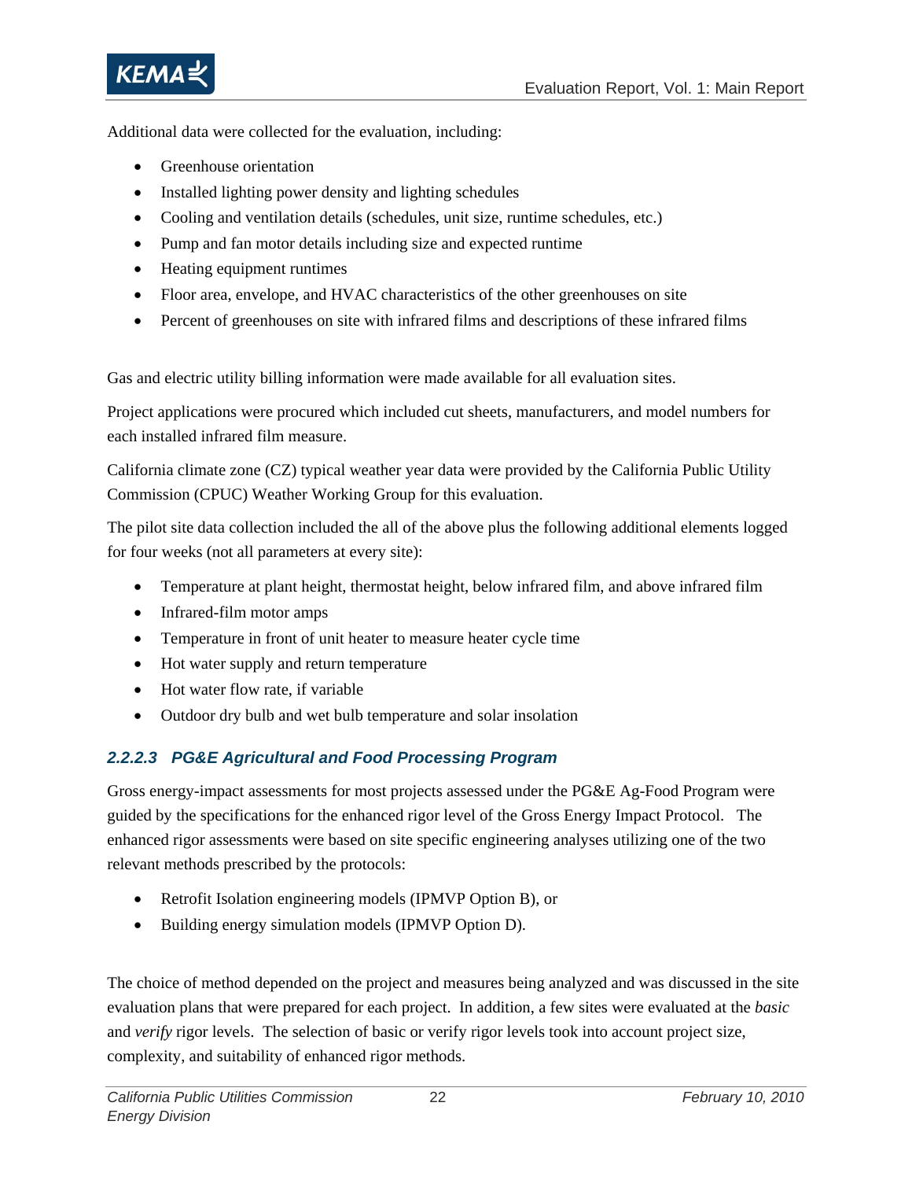Additional data were collected for the evaluation, including:

- Greenhouse orientation
- Installed lighting power density and lighting schedules
- Cooling and ventilation details (schedules, unit size, runtime schedules, etc.)
- Pump and fan motor details including size and expected runtime
- Heating equipment runtimes
- Floor area, envelope, and HVAC characteristics of the other greenhouses on site
- Percent of greenhouses on site with infrared films and descriptions of these infrared films

Gas and electric utility billing information were made available for all evaluation sites.

Project applications were procured which included cut sheets, manufacturers, and model numbers for each installed infrared film measure.

California climate zone (CZ) typical weather year data were provided by the California Public Utility Commission (CPUC) Weather Working Group for this evaluation.

The pilot site data collection included the all of the above plus the following additional elements logged for four weeks (not all parameters at every site):

- Temperature at plant height, thermostat height, below infrared film, and above infrared film
- Infrared-film motor amps
- Temperature in front of unit heater to measure heater cycle time
- Hot water supply and return temperature
- Hot water flow rate, if variable
- Outdoor dry bulb and wet bulb temperature and solar insolation

#### *2.2.2.3 PG&E Agricultural and Food Processing Program*

Gross energy-impact assessments for most projects assessed under the PG&E Ag-Food Program were guided by the specifications for the enhanced rigor level of the Gross Energy Impact Protocol. The enhanced rigor assessments were based on site specific engineering analyses utilizing one of the two relevant methods prescribed by the protocols:

- Retrofit Isolation engineering models (IPMVP Option B), or
- Building energy simulation models (IPMVP Option D).

The choice of method depended on the project and measures being analyzed and was discussed in the site evaluation plans that were prepared for each project. In addition, a few sites were evaluated at the *basic* and *verify* rigor levels. The selection of basic or verify rigor levels took into account project size, complexity, and suitability of enhanced rigor methods.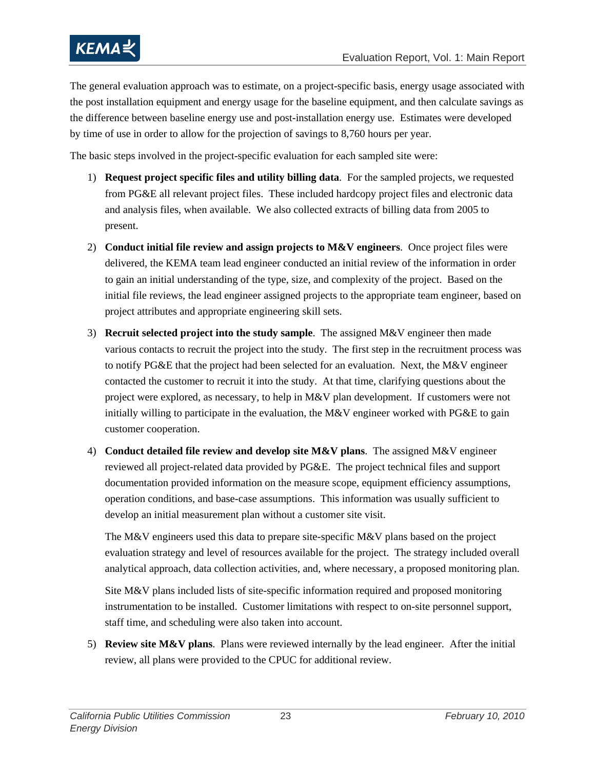The general evaluation approach was to estimate, on a project-specific basis, energy usage associated with the post installation equipment and energy usage for the baseline equipment, and then calculate savings as the difference between baseline energy use and post-installation energy use. Estimates were developed by time of use in order to allow for the projection of savings to 8,760 hours per year.

The basic steps involved in the project-specific evaluation for each sampled site were:

1) **Request project specific files and utility billing data**. For the sampled projects, we requested from PG&E all relevant project files. These included hardcopy project files and electronic data and analysis files, when available. We also collected extracts of billing data from 2005 to present.

2) **Conduct initial file review and assign projects to M&V engineers**. Once project files were delivered, the KEMA team lead engineer conducted an initial review of the information in order to gain an initial understanding of the type, size, and complexity of the project. Based on the initial file reviews, the lead engineer assigned projects to the appropriate team engineer, based on project attributes and appropriate engineering skill sets.

3) **Recruit selected project into the study sample**. The assigned M&V engineer then made various contacts to recruit the project into the study. The first step in the recruitment process was to notify PG&E that the project had been selected for an evaluation. Next, the M&V engineer contacted the customer to recruit it into the study. At that time, clarifying questions about the project were explored, as necessary, to help in M&V plan development. If customers were not initially willing to participate in the evaluation, the M&V engineer worked with PG&E to gain customer cooperation.

4) **Conduct detailed file review and develop site M&V plans**. The assigned M&V engineer reviewed all project-related data provided by PG&E. The project technical files and support documentation provided information on the measure scope, equipment efficiency assumptions, operation conditions, and base-case assumptions. This information was usually sufficient to develop an initial measurement plan without a customer site visit.

   The M&V engineers used this data to prepare site-specific M&V plans based on the project evaluation strategy and level of resources available for the project. The strategy included overall analytical approach, data collection activities, and, where necessary, a proposed monitoring plan.

   Site M&V plans included lists of site-specific information required and proposed monitoring instrumentation to be installed. Customer limitations with respect to on-site personnel support, staff time, and scheduling were also taken into account.

5) **Review site M&V plans**. Plans were reviewed internally by the lead engineer. After the initial review, all plans were provided to the CPUC for additional review.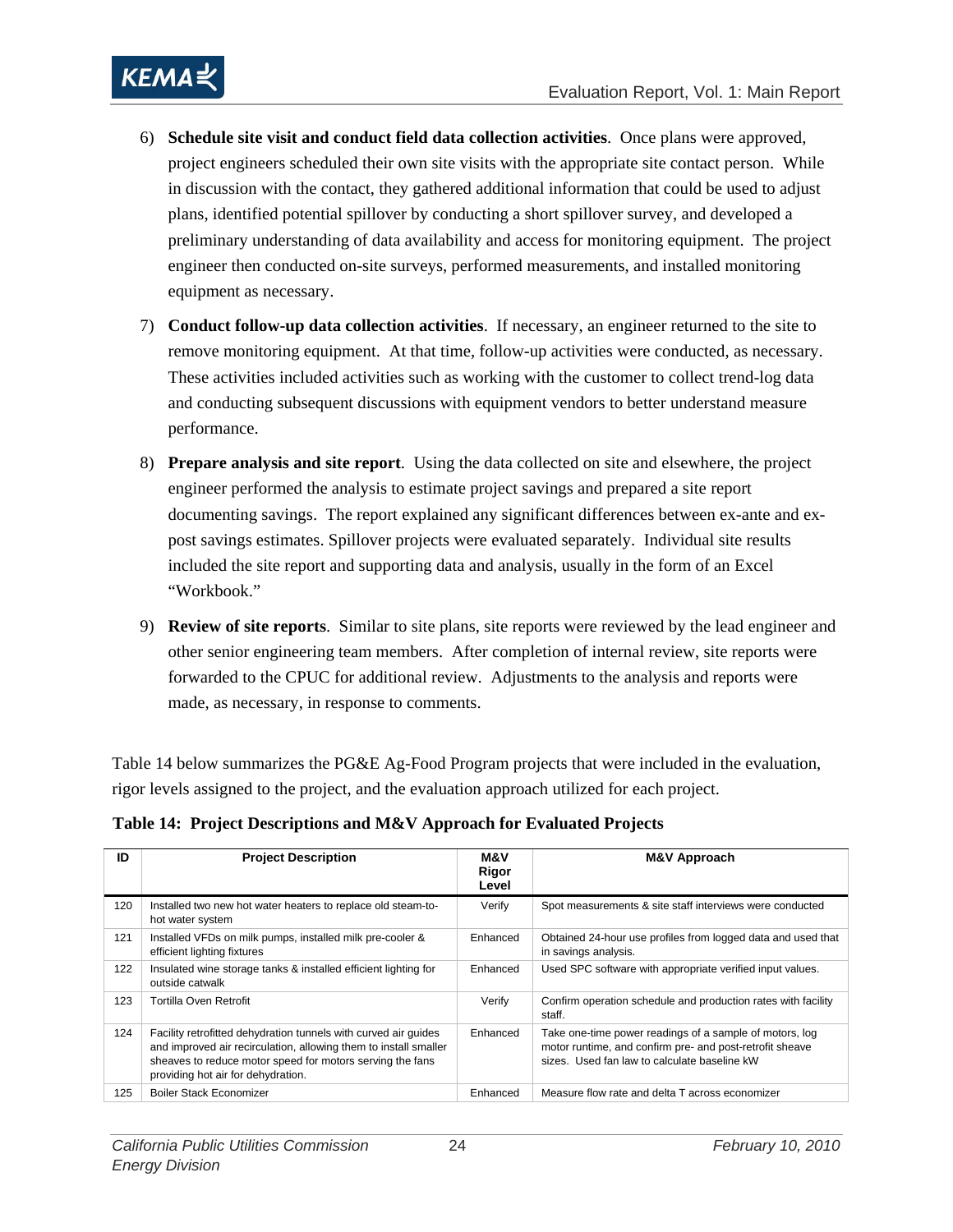6) **Schedule site visit and conduct field data collection activities**. Once plans were approved, project engineers scheduled their own site visits with the appropriate site contact person. While in discussion with the contact, they gathered additional information that could be used to adjust plans, identified potential spillover by conducting a short spillover survey, and developed a preliminary understanding of data availability and access for monitoring equipment. The project engineer then conducted on-site surveys, performed measurements, and installed monitoring equipment as necessary.

7) **Conduct follow-up data collection activities**. If necessary, an engineer returned to the site to remove monitoring equipment. At that time, follow-up activities were conducted, as necessary. These activities included activities such as working with the customer to collect trend-log data and conducting subsequent discussions with equipment vendors to better understand measure performance.

8) **Prepare analysis and site report**. Using the data collected on site and elsewhere, the project engineer performed the analysis to estimate project savings and prepared a site report documenting savings. The report explained any significant differences between ex-ante and ex-post savings estimates. Spillover projects were evaluated separately. Individual site results included the site report and supporting data and analysis, usually in the form of an Excel "Workbook."

9) **Review of site reports**. Similar to site plans, site reports were reviewed by the lead engineer and other senior engineering team members. After completion of internal review, site reports were forwarded to the CPUC for additional review. Adjustments to the analysis and reports were made, as necessary, in response to comments.

Table 14 below summarizes the PG&E Ag-Food Program projects that were included in the evaluation, rigor levels assigned to the project, and the evaluation approach utilized for each project.

**Table 14: Project Descriptions and M&V Approach for Evaluated Projects**

| ID | Project Description | M&V Rigor Level | M&V Approach |
|---|---|---|---|
| 120 | Installed two new hot water heaters to replace old steam-to-hot water system | Verify | Spot measurements & site staff interviews were conducted |
| 121 | Installed VFDs on milk pumps, installed milk pre-cooler & efficient lighting fixtures | Enhanced | Obtained 24-hour use profiles from logged data and used that in savings analysis. |
| 122 | Insulated wine storage tanks & installed efficient lighting for outside catwalk | Enhanced | Used SPC software with appropriate verified input values. |
| 123 | Tortilla Oven Retrofit | Verify | Confirm operation schedule and production rates with facility staff. |
| 124 | Facility retrofitted dehydration tunnels with curved air guides and improved air recirculation, allowing them to install smaller sheaves to reduce motor speed for motors serving the fans providing hot air for dehydration. | Enhanced | Take one-time power readings of a sample of motors, log motor runtime, and confirm pre- and post-retrofit sheave sizes. Used fan law to calculate baseline kW |
| 125 | Boiler Stack Economizer | Enhanced | Measure flow rate and delta T across economizer |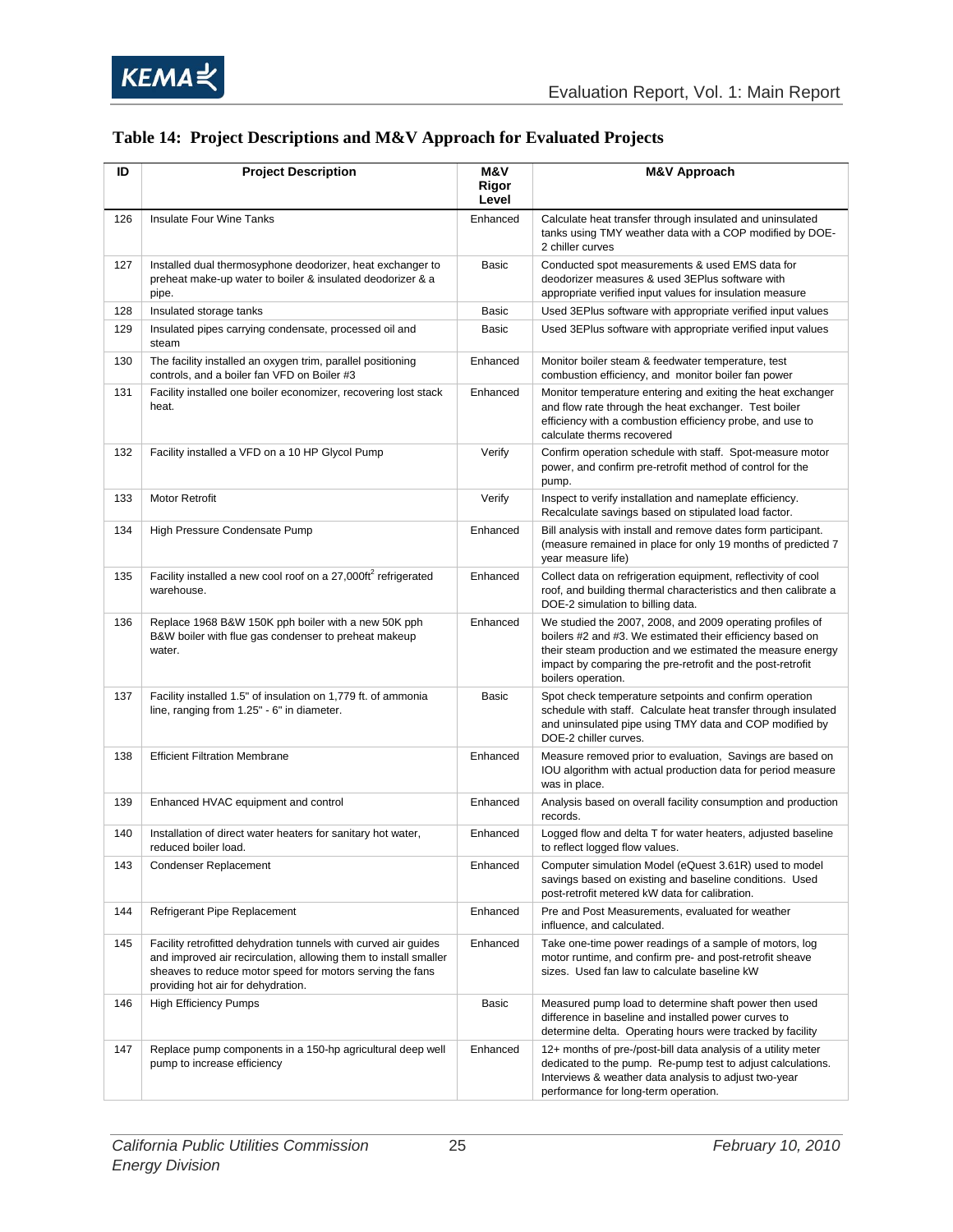## Table 14: Project Descriptions and M&V Approach for Evaluated Projects

| ID | Project Description | M&V Rigor Level | M&V Approach |
|---|---|---|---|
| 126 | Insulate Four Wine Tanks | Enhanced | Calculate heat transfer through insulated and uninsulated tanks using TMY weather data with a COP modified by DOE-2 chiller curves |
| 127 | Installed dual thermosyphone deodorizer, heat exchanger to preheat make-up water to boiler & insulated deodorizer & a pipe. | Basic | Conducted spot measurements & used EMS data for deodorizer measures & used 3EPlus software with appropriate verified input values for insulation measure |
| 128 | Insulated storage tanks | Basic | Used 3EPlus software with appropriate verified input values |
| 129 | Insulated pipes carrying condensate, processed oil and steam | Basic | Used 3EPlus software with appropriate verified input values |
| 130 | The facility installed an oxygen trim, parallel positioning controls, and a boiler fan VFD on Boiler #3 | Enhanced | Monitor boiler steam & feedwater temperature, test combustion efficiency, and monitor boiler fan power |
| 131 | Facility installed one boiler economizer, recovering lost stack heat. | Enhanced | Monitor temperature entering and exiting the heat exchanger and flow rate through the heat exchanger. Test boiler efficiency with a combustion efficiency probe, and use to calculate therms recovered |
| 132 | Facility installed a VFD on a 10 HP Glycol Pump | Verify | Confirm operation schedule with staff. Spot-measure motor power, and confirm pre-retrofit method of control for the pump. |
| 133 | Motor Retrofit | Verify | Inspect to verify installation and nameplate efficiency. Recalculate savings based on stipulated load factor. |
| 134 | High Pressure Condensate Pump | Enhanced | Bill analysis with install and remove dates form participant. (measure remained in place for only 19 months of predicted 7 year measure life) |
| 135 | Facility installed a new cool roof on a 27,000ft$^2$ refrigerated warehouse. | Enhanced | Collect data on refrigeration equipment, reflectivity of cool roof, and building thermal characteristics and then calibrate a DOE-2 simulation to billing data. |
| 136 | Replace 1968 B&W 150K pph boiler with a new 50K pph B&W boiler with flue gas condenser to preheat makeup water. | Enhanced | We studied the 2007, 2008, and 2009 operating profiles of boilers #2 and #3. We estimated their efficiency based on their steam production and we estimated the measure energy impact by comparing the pre-retrofit and the post-retrofit boilers operation. |
| 137 | Facility installed 1.5" of insulation on 1,779 ft. of ammonia line, ranging from 1.25" - 6" in diameter. | Basic | Spot check temperature setpoints and confirm operation schedule with staff. Calculate heat transfer through insulated and uninsulated pipe using TMY data and COP modified by DOE-2 chiller curves. |
| 138 | Efficient Filtration Membrane | Enhanced | Measure removed prior to evaluation, Savings are based on IOU algorithm with actual production data for period measure was in place. |
| 139 | Enhanced HVAC equipment and control | Enhanced | Analysis based on overall facility consumption and production records. |
| 140 | Installation of direct water heaters for sanitary hot water, reduced boiler load. | Enhanced | Logged flow and delta T for water heaters, adjusted baseline to reflect logged flow values. |
| 143 | Condenser Replacement | Enhanced | Computer simulation Model (eQuest 3.61R) used to model savings based on existing and baseline conditions. Used post-retrofit metered kW data for calibration. |
| 144 | Refrigerant Pipe Replacement | Enhanced | Pre and Post Measurements, evaluated for weather influence, and calculated. |
| 145 | Facility retrofitted dehydration tunnels with curved air guides and improved air recirculation, allowing them to install smaller sheaves to reduce motor speed for motors serving the fans providing hot air for dehydration. | Enhanced | Take one-time power readings of a sample of motors, log motor runtime, and confirm pre- and post-retrofit sheave sizes. Used fan law to calculate baseline kW |
| 146 | High Efficiency Pumps | Basic | Measured pump load to determine shaft power then used difference in baseline and installed power curves to determine delta. Operating hours were tracked by facility |
| 147 | Replace pump components in a 150-hp agricultural deep well pump to increase efficiency | Enhanced | 12+ months of pre-/post-bill data analysis of a utility meter dedicated to the pump. Re-pump test to adjust calculations. Interviews & weather data analysis to adjust two-year performance for long-term operation. |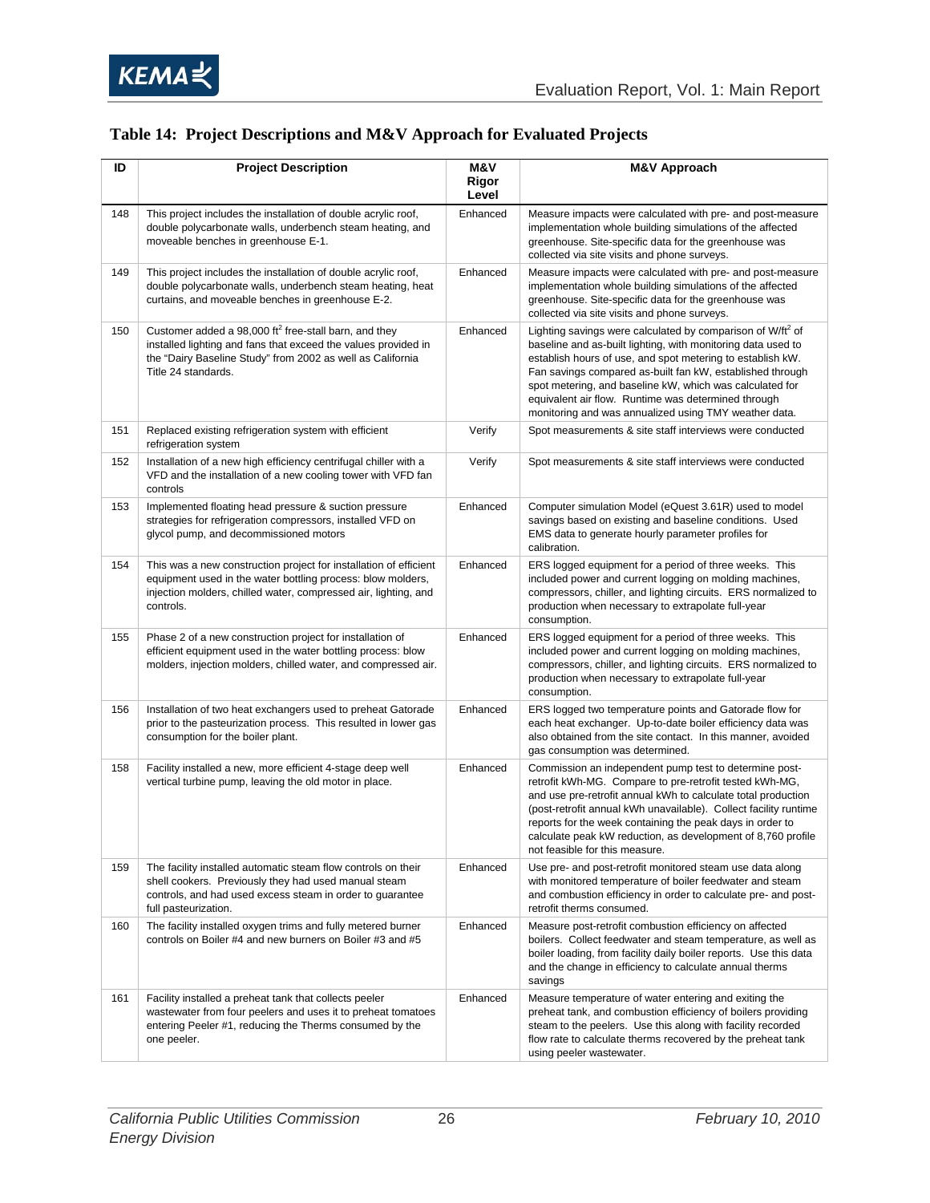## Table 14: Project Descriptions and M&V Approach for Evaluated Projects

| ID | Project Description | M&V Rigor Level | M&V Approach |
|---|---|---|---|
| 148 | This project includes the installation of double acrylic roof, double polycarbonate walls, underbench steam heating, and moveable benches in greenhouse E-1. | Enhanced | Measure impacts were calculated with pre- and post-measure implementation whole building simulations of the affected greenhouse. Site-specific data for the greenhouse was collected via site visits and phone surveys. |
| 149 | This project includes the installation of double acrylic roof, double polycarbonate walls, underbench steam heating, heat curtains, and moveable benches in greenhouse E-2. | Enhanced | Measure impacts were calculated with pre- and post-measure implementation whole building simulations of the affected greenhouse. Site-specific data for the greenhouse was collected via site visits and phone surveys. |
| 150 | Customer added a 98,000 $ft^2$ free-stall barn, and they installed lighting and fans that exceed the values provided in the "Dairy Baseline Study" from 2002 as well as California Title 24 standards. | Enhanced | Lighting savings were calculated by comparison of $W/ft^2$ of baseline and as-built lighting, with monitoring data used to establish hours of use, and spot metering to establish kW. Fan savings compared as-built fan kW, established through spot metering, and baseline kW, which was calculated for equivalent air flow. Runtime was determined through monitoring and was annualized using TMY weather data. |
| 151 | Replaced existing refrigeration system with efficient refrigeration system | Verify | Spot measurements & site staff interviews were conducted |
| 152 | Installation of a new high efficiency centrifugal chiller with a VFD and the installation of a new cooling tower with VFD fan controls | Verify | Spot measurements & site staff interviews were conducted |
| 153 | Implemented floating head pressure & suction pressure strategies for refrigeration compressors, installed VFD on glycol pump, and decommissioned motors | Enhanced | Computer simulation Model (eQuest 3.61R) used to model savings based on existing and baseline conditions. Used EMS data to generate hourly parameter profiles for calibration. |
| 154 | This was a new construction project for installation of efficient equipment used in the water bottling process: blow molders, injection molders, chilled water, compressed air, lighting, and controls. | Enhanced | ERS logged equipment for a period of three weeks. This included power and current logging on molding machines, compressors, chiller, and lighting circuits. ERS normalized to production when necessary to extrapolate full-year consumption. |
| 155 | Phase 2 of a new construction project for installation of efficient equipment used in the water bottling process: blow molders, injection molders, chilled water, and compressed air. | Enhanced | ERS logged equipment for a period of three weeks. This included power and current logging on molding machines, compressors, chiller, and lighting circuits. ERS normalized to production when necessary to extrapolate full-year consumption. |
| 156 | Installation of two heat exchangers used to preheat Gatorade prior to the pasteurization process. This resulted in lower gas consumption for the boiler plant. | Enhanced | ERS logged two temperature points and Gatorade flow for each heat exchanger. Up-to-date boiler efficiency data was also obtained from the site contact. In this manner, avoided gas consumption was determined. |
| 158 | Facility installed a new, more efficient 4-stage deep well vertical turbine pump, leaving the old motor in place. | Enhanced | Commission an independent pump test to determine post-retrofit kWh-MG. Compare to pre-retrofit tested kWh-MG, and use pre-retrofit annual kWh to calculate total production (post-retrofit annual kWh unavailable). Collect facility runtime reports for the week containing the peak days in order to calculate peak kW reduction, as development of 8,760 profile not feasible for this measure. |
| 159 | The facility installed automatic steam flow controls on their shell cookers. Previously they had used manual steam controls, and had used excess steam in order to guarantee full pasteurization. | Enhanced | Use pre- and post-retrofit monitored steam use data along with monitored temperature of boiler feedwater and steam and combustion efficiency in order to calculate pre- and post-retrofit therms consumed. |
| 160 | The facility installed oxygen trims and fully metered burner controls on Boiler #4 and new burners on Boiler #3 and #5 | Enhanced | Measure post-retrofit combustion efficiency on affected boilers. Collect feedwater and steam temperature, as well as boiler loading, from facility daily boiler reports. Use this data and the change in efficiency to calculate annual therms savings |
| 161 | Facility installed a preheat tank that collects peeler wastewater from four peelers and uses it to preheat tomatoes entering Peeler #1, reducing the Therms consumed by the one peeler. | Enhanced | Measure temperature of water entering and exiting the preheat tank, and combustion efficiency of boilers providing steam to the peelers. Use this along with facility recorded flow rate to calculate therms recovered by the preheat tank using peeler wastewater. |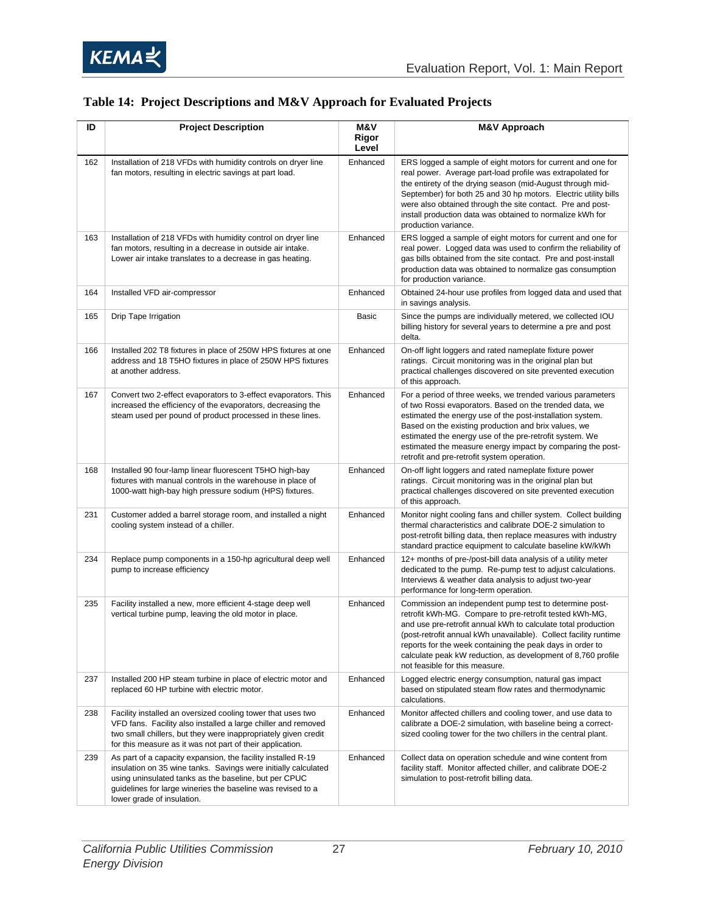## Table 14: Project Descriptions and M&V Approach for Evaluated Projects

| ID | Project Description | M&V Rigor Level | M&V Approach |
|---|---|---|---|
| 162 | Installation of 218 VFDs with humidity controls on dryer line fan motors, resulting in electric savings at part load. | Enhanced | ERS logged a sample of eight motors for current and one for real power. Average part-load profile was extrapolated for the entirety of the drying season (mid-August through mid-September) for both 25 and 30 hp motors. Electric utility bills were also obtained through the site contact. Pre and post-install production data was obtained to normalize kWh for production variance. |
| 163 | Installation of 218 VFDs with humidity control on dryer line fan motors, resulting in a decrease in outside air intake. Lower air intake translates to a decrease in gas heating. | Enhanced | ERS logged a sample of eight motors for current and one for real power. Logged data was used to confirm the reliability of gas bills obtained from the site contact. Pre and post-install production data was obtained to normalize gas consumption for production variance. |
| 164 | Installed VFD air-compressor | Enhanced | Obtained 24-hour use profiles from logged data and used that in savings analysis. |
| 165 | Drip Tape Irrigation | Basic | Since the pumps are individually metered, we collected IOU billing history for several years to determine a pre and post delta. |
| 166 | Installed 202 T8 fixtures in place of 250W HPS fixtures at one address and 18 T5HO fixtures in place of 250W HPS fixtures at another address. | Enhanced | On-off light loggers and rated nameplate fixture power ratings. Circuit monitoring was in the original plan but practical challenges discovered on site prevented execution of this approach. |
| 167 | Convert two 2-effect evaporators to 3-effect evaporators. This increased the efficiency of the evaporators, decreasing the steam used per pound of product processed in these lines. | Enhanced | For a period of three weeks, we trended various parameters of two Rossi evaporators. Based on the trended data, we estimated the energy use of the post-installation system. Based on the existing production and brix values, we estimated the energy use of the pre-retrofit system. We estimated the measure energy impact by comparing the post-retrofit and pre-retrofit system operation. |
| 168 | Installed 90 four-lamp linear fluorescent T5HO high-bay fixtures with manual controls in the warehouse in place of 1000-watt high-bay high pressure sodium (HPS) fixtures. | Enhanced | On-off light loggers and rated nameplate fixture power ratings. Circuit monitoring was in the original plan but practical challenges discovered on site prevented execution of this approach. |
| 231 | Customer added a barrel storage room, and installed a night cooling system instead of a chiller. | Enhanced | Monitor night cooling fans and chiller system. Collect building thermal characteristics and calibrate DOE-2 simulation to post-retrofit billing data, then replace measures with industry standard practice equipment to calculate baseline kW/kWh |
| 234 | Replace pump components in a 150-hp agricultural deep well pump to increase efficiency | Enhanced | 12+ months of pre-/post-bill data analysis of a utility meter dedicated to the pump. Re-pump test to adjust calculations. Interviews & weather data analysis to adjust two-year performance for long-term operation. |
| 235 | Facility installed a new, more efficient 4-stage deep well vertical turbine pump, leaving the old motor in place. | Enhanced | Commission an independent pump test to determine post-retrofit kWh-MG. Compare to pre-retrofit tested kWh-MG, and use pre-retrofit annual kWh to calculate total production (post-retrofit annual kWh unavailable). Collect facility runtime reports for the week containing the peak days in order to calculate peak kW reduction, as development of 8,760 profile not feasible for this measure. |
| 237 | Installed 200 HP steam turbine in place of electric motor and replaced 60 HP turbine with electric motor. | Enhanced | Logged electric energy consumption, natural gas impact based on stipulated steam flow rates and thermodynamic calculations. |
| 238 | Facility installed an oversized cooling tower that uses two VFD fans. Facility also installed a large chiller and removed two small chillers, but they were inappropriately given credit for this measure as it was not part of their application. | Enhanced | Monitor affected chillers and cooling tower, and use data to calibrate a DOE-2 simulation, with baseline being a correct-sized cooling tower for the two chillers in the central plant. |
| 239 | As part of a capacity expansion, the facility installed R-19 insulation on 35 wine tanks. Savings were initially calculated using uninsulated tanks as the baseline, but per CPUC guidelines for large wineries the baseline was revised to a lower grade of insulation. | Enhanced | Collect data on operation schedule and wine content from facility staff. Monitor affected chiller, and calibrate DOE-2 simulation to post-retrofit billing data. |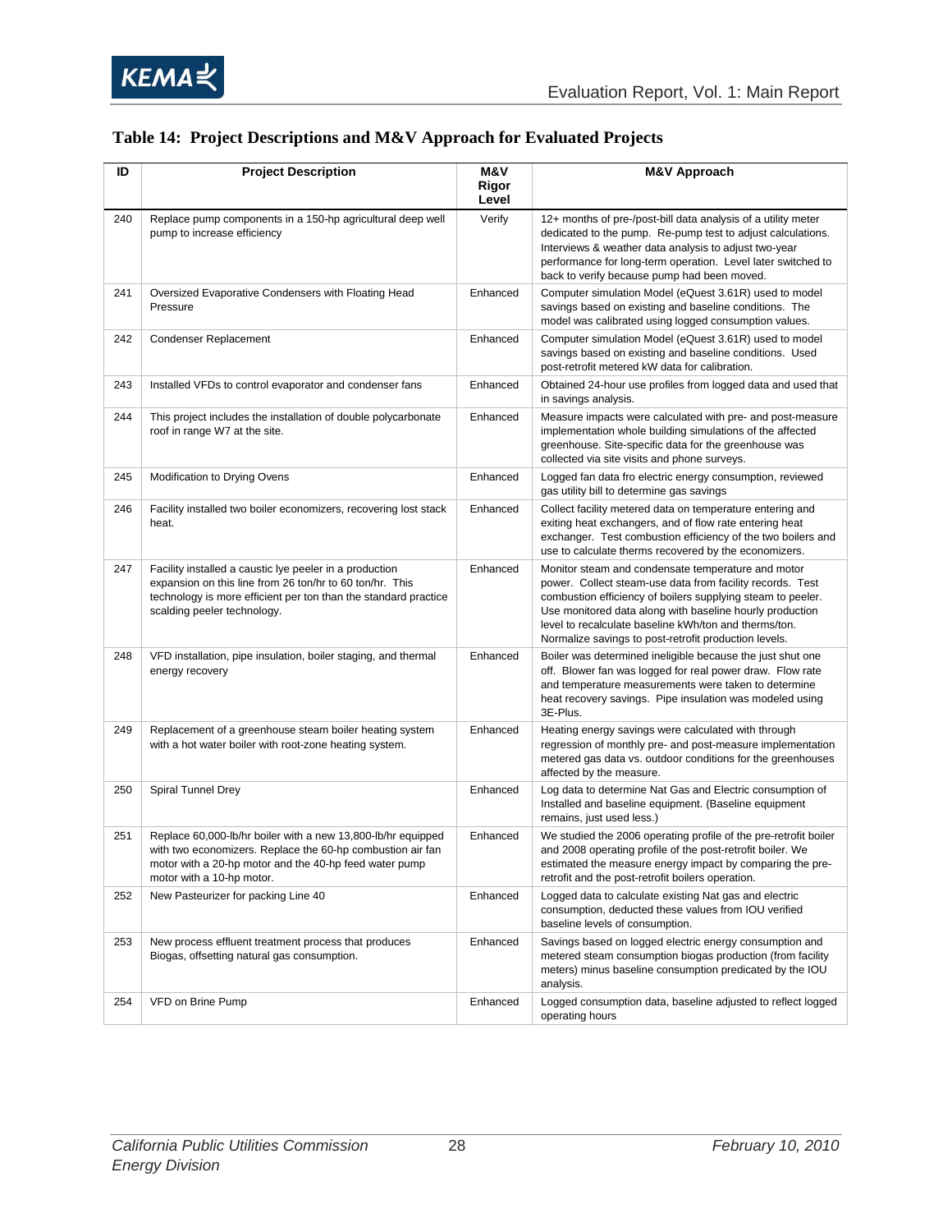## Table 14: Project Descriptions and M&V Approach for Evaluated Projects

| ID | Project Description | M&V Rigor Level | M&V Approach |
|---|---|---|---|
| 240 | Replace pump components in a 150-hp agricultural deep well pump to increase efficiency | Verify | 12+ months of pre-/post-bill data analysis of a utility meter dedicated to the pump. Re-pump test to adjust calculations. Interviews & weather data analysis to adjust two-year performance for long-term operation. Level later switched to back to verify because pump had been moved. |
| 241 | Oversized Evaporative Condensers with Floating Head Pressure | Enhanced | Computer simulation Model (eQuest 3.61R) used to model savings based on existing and baseline conditions. The model was calibrated using logged consumption values. |
| 242 | Condenser Replacement | Enhanced | Computer simulation Model (eQuest 3.61R) used to model savings based on existing and baseline conditions. Used post-retrofit metered kW data for calibration. |
| 243 | Installed VFDs to control evaporator and condenser fans | Enhanced | Obtained 24-hour use profiles from logged data and used that in savings analysis. |
| 244 | This project includes the installation of double polycarbonate roof in range W7 at the site. | Enhanced | Measure impacts were calculated with pre- and post-measure implementation whole building simulations of the affected greenhouse. Site-specific data for the greenhouse was collected via site visits and phone surveys. |
| 245 | Modification to Drying Ovens | Enhanced | Logged fan data fro electric energy consumption, reviewed gas utility bill to determine gas savings |
| 246 | Facility installed two boiler economizers, recovering lost stack heat. | Enhanced | Collect facility metered data on temperature entering and exiting heat exchangers, and of flow rate entering heat exchanger. Test combustion efficiency of the two boilers and use to calculate therms recovered by the economizers. |
| 247 | Facility installed a caustic lye peeler in a production expansion on this line from 26 ton/hr to 60 ton/hr. This technology is more efficient per ton than the standard practice scalding peeler technology. | Enhanced | Monitor steam and condensate temperature and motor power. Collect steam-use data from facility records. Test combustion efficiency of boilers supplying steam to peeler. Use monitored data along with baseline hourly production level to recalculate baseline kWh/ton and therms/ton. Normalize savings to post-retrofit production levels. |
| 248 | VFD installation, pipe insulation, boiler staging, and thermal energy recovery | Enhanced | Boiler was determined ineligible because the just shut one off. Blower fan was logged for real power draw. Flow rate and temperature measurements were taken to determine heat recovery savings. Pipe insulation was modeled using 3E-Plus. |
| 249 | Replacement of a greenhouse steam boiler heating system with a hot water boiler with root-zone heating system. | Enhanced | Heating energy savings were calculated with through regression of monthly pre- and post-measure implementation metered gas data vs. outdoor conditions for the greenhouses affected by the measure. |
| 250 | Spiral Tunnel Drey | Enhanced | Log data to determine Nat Gas and Electric consumption of Installed and baseline equipment. (Baseline equipment remains, just used less.) |
| 251 | Replace 60,000-lb/hr boiler with a new 13,800-lb/hr equipped with two economizers. Replace the 60-hp combustion air fan motor with a 20-hp motor and the 40-hp feed water pump motor with a 10-hp motor. | Enhanced | We studied the 2006 operating profile of the pre-retrofit boiler and 2008 operating profile of the post-retrofit boiler. We estimated the measure energy impact by comparing the pre-retrofit and the post-retrofit boilers operation. |
| 252 | New Pasteurizer for packing Line 40 | Enhanced | Logged data to calculate existing Nat gas and electric consumption, deducted these values from IOU verified baseline levels of consumption. |
| 253 | New process effluent treatment process that produces Biogas, offsetting natural gas consumption. | Enhanced | Savings based on logged electric energy consumption and metered steam consumption biogas production (from facility meters) minus baseline consumption predicated by the IOU analysis. |
| 254 | VFD on Brine Pump | Enhanced | Logged consumption data, baseline adjusted to reflect logged operating hours |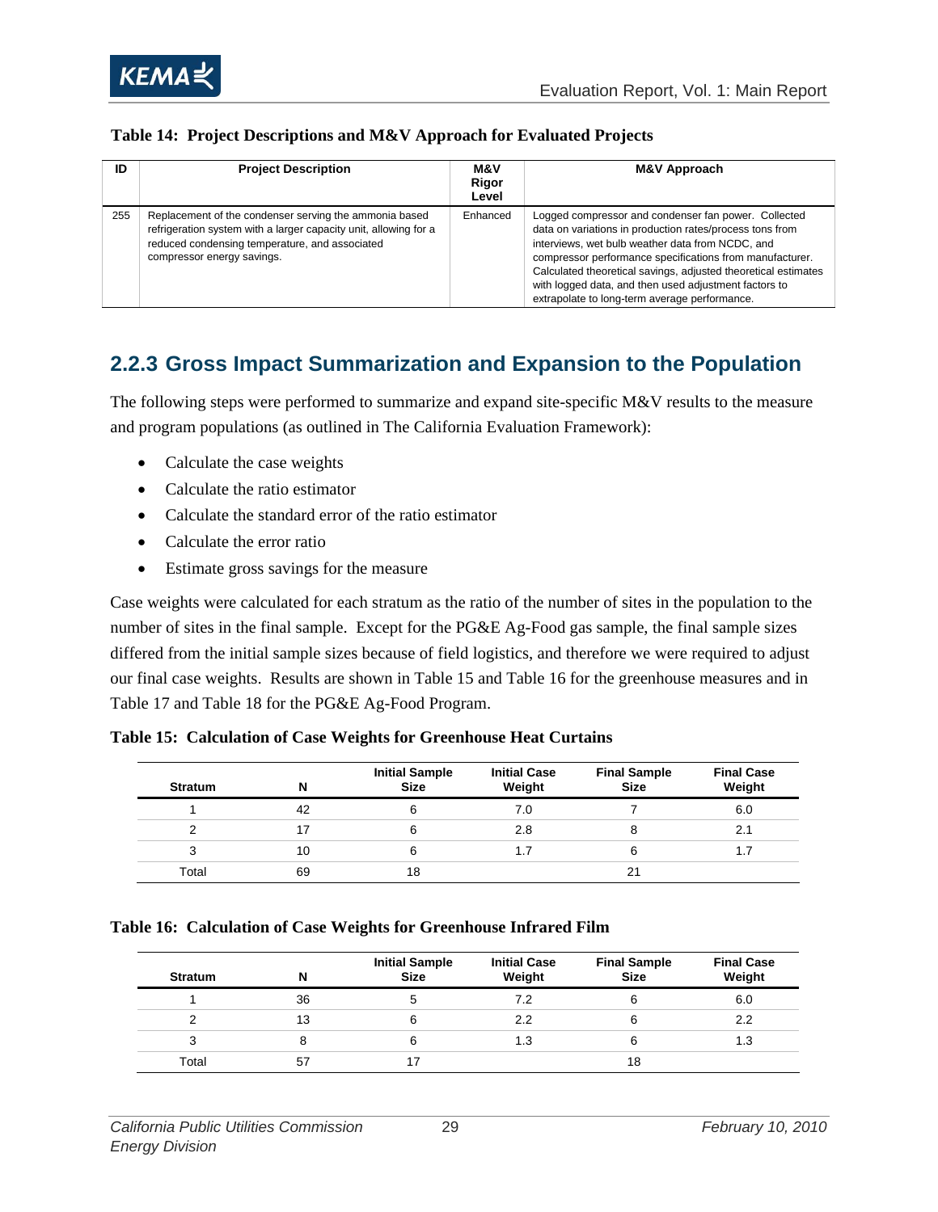**Table 14: Project Descriptions and M&V Approach for Evaluated Projects**

| ID | Project Description | M&V Rigor Level | M&V Approach |
|---|---|---|---|
| 255 | Replacement of the condenser serving the ammonia based refrigeration system with a larger capacity unit, allowing for a reduced condensing temperature, and associated compressor energy savings. | Enhanced | Logged compressor and condenser fan power. Collected data on variations in production rates/process tons from interviews, wet bulb weather data from NCDC, and compressor performance specifications from manufacturer. Calculated theoretical savings, adjusted theoretical estimates with logged data, and then used adjustment factors to extrapolate to long-term average performance. |

## 2.2.3 Gross Impact Summarization and Expansion to the Population

The following steps were performed to summarize and expand site-specific M&V results to the measure and program populations (as outlined in The California Evaluation Framework):

- Calculate the case weights
- Calculate the ratio estimator
- Calculate the standard error of the ratio estimator
- Calculate the error ratio
- Estimate gross savings for the measure

Case weights were calculated for each stratum as the ratio of the number of sites in the population to the number of sites in the final sample. Except for the PG&E Ag-Food gas sample, the final sample sizes differed from the initial sample sizes because of field logistics, and therefore we were required to adjust our final case weights. Results are shown in Table 15 and Table 16 for the greenhouse measures and in Table 17 and Table 18 for the PG&E Ag-Food Program.

**Table 15: Calculation of Case Weights for Greenhouse Heat Curtains**

| Stratum | N | Initial Sample Size | Initial Case Weight | Final Sample Size | Final Case Weight |
|---|---|---|---|---|---|
| 1 | 42 | 6 | 7.0 | 7 | 6.0 |
| 2 | 17 | 6 | 2.8 | 8 | 2.1 |
| 3 | 10 | 6 | 1.7 | 6 | 1.7 |
| Total | 69 | 18 | | 21 | |

**Table 16: Calculation of Case Weights for Greenhouse Infrared Film**

| Stratum | N | Initial Sample Size | Initial Case Weight | Final Sample Size | Final Case Weight |
|---|---|---|---|---|---|
| 1 | 36 | 5 | 7.2 | 6 | 6.0 |
| 2 | 13 | 6 | 2.2 | 6 | 2.2 |
| 3 | 8 | 6 | 1.3 | 6 | 1.3 |
| Total | 57 | 17 | | 18 | |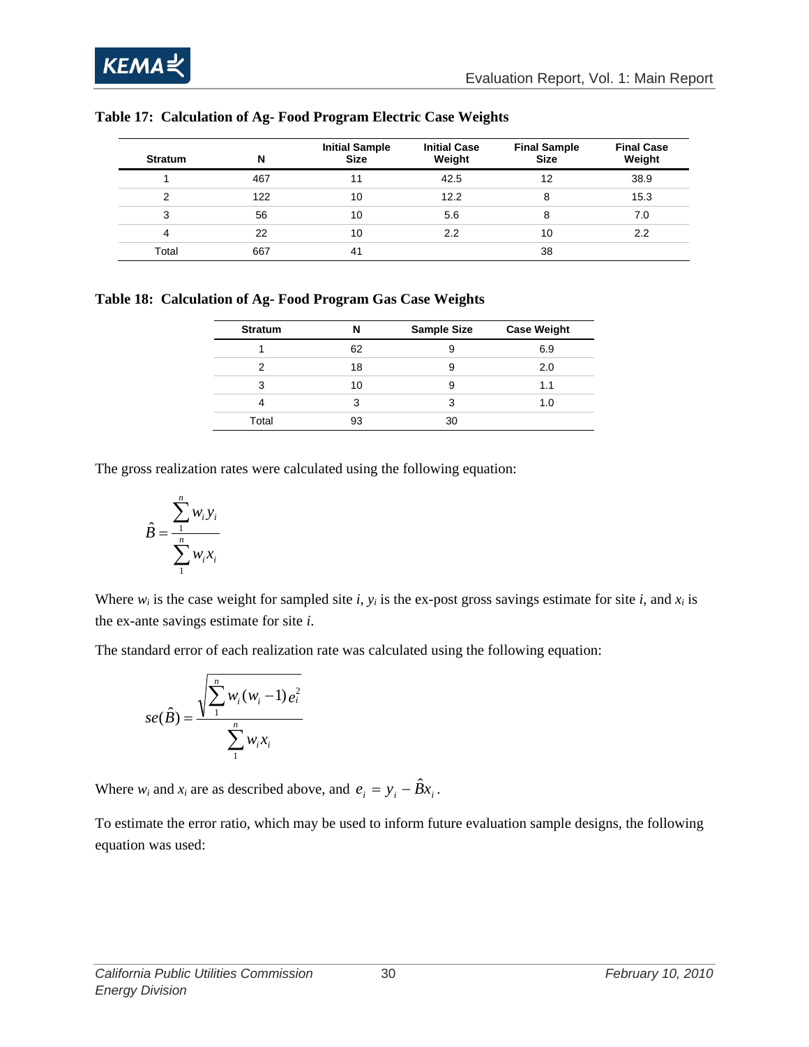**Table 17: Calculation of Ag- Food Program Electric Case Weights**

| Stratum | N | Initial Sample Size | Initial Case Weight | Final Sample Size | Final Case Weight |
|---|---|---|---|---|---|
| 1 | 467 | 11 | 42.5 | 12 | 38.9 |
| 2 | 122 | 10 | 12.2 | 8 | 15.3 |
| 3 | 56 | 10 | 5.6 | 8 | 7.0 |
| 4 | 22 | 10 | 2.2 | 10 | 2.2 |
| Total | 667 | 41 | | 38 | |

**Table 18: Calculation of Ag- Food Program Gas Case Weights**

| Stratum | N | Sample Size | Case Weight |
|---|---|---|---|
| 1 | 62 | 9 | 6.9 |
| 2 | 18 | 9 | 2.0 |
| 3 | 10 | 9 | 1.1 |
| 4 | 3 | 3 | 1.0 |
| Total | 93 | 30 | |

The gross realization rates were calculated using the following equation:

$$\hat{B} = \frac{\sum_{1}^{n} w_i y_i}{\sum_{1}^{n} w_i x_i}$$

Where $w_i$ is the case weight for sampled site *i*, $y_i$ is the ex-post gross savings estimate for site *i*, and $x_i$ is the ex-ante savings estimate for site *i*.

The standard error of each realization rate was calculated using the following equation:

$$se(\hat{B}) = \frac{\sqrt{\sum_{1}^{n} w_i (w_i - 1) e_i^2}}{\sum_{1}^{n} w_i x_i}$$

Where $w_i$ and $x_i$ are as described above, and $e_i = y_i - \hat{B} x_i$.

To estimate the error ratio, which may be used to inform future evaluation sample designs, the following equation was used: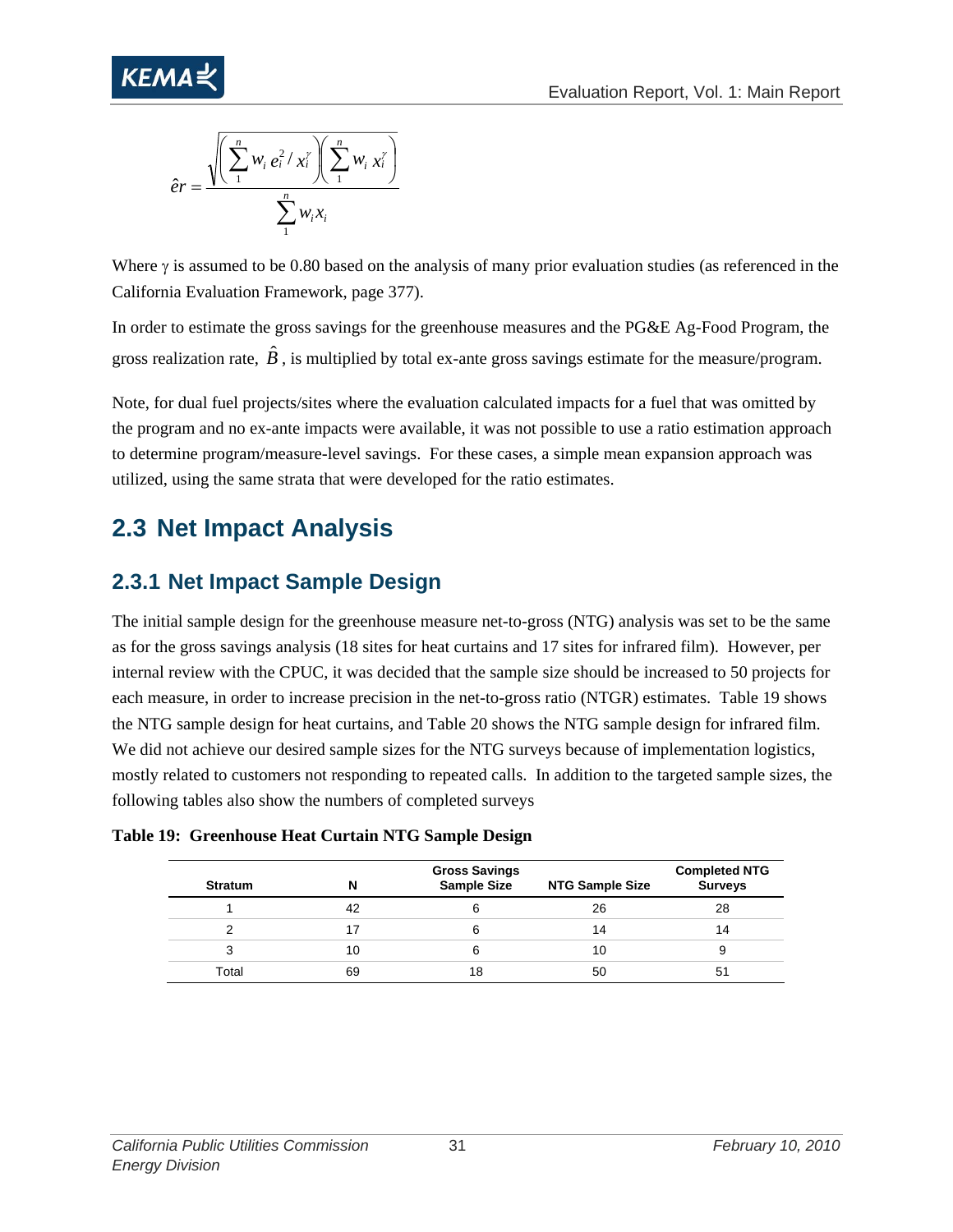$$\hat{er} = \frac{\sqrt{\left(\sum_{1}^{n} w_i\, e_i^2 / x_i^{\gamma}\right)\left(\sum_{1}^{n} w_i\, x_i^{\gamma}\right)}}{\sum_{1}^{n} w_i x_i}$$

Where $\gamma$ is assumed to be 0.80 based on the analysis of many prior evaluation studies (as referenced in the California Evaluation Framework, page 377).

In order to estimate the gross savings for the greenhouse measures and the PG&E Ag-Food Program, the gross realization rate, $\hat{B}$, is multiplied by total ex-ante gross savings estimate for the measure/program.

Note, for dual fuel projects/sites where the evaluation calculated impacts for a fuel that was omitted by the program and no ex-ante impacts were available, it was not possible to use a ratio estimation approach to determine program/measure-level savings. For these cases, a simple mean expansion approach was utilized, using the same strata that were developed for the ratio estimates.

## 2.3 Net Impact Analysis

### 2.3.1 Net Impact Sample Design

The initial sample design for the greenhouse measure net-to-gross (NTG) analysis was set to be the same as for the gross savings analysis (18 sites for heat curtains and 17 sites for infrared film). However, per internal review with the CPUC, it was decided that the sample size should be increased to 50 projects for each measure, in order to increase precision in the net-to-gross ratio (NTGR) estimates. Table 19 shows the NTG sample design for heat curtains, and Table 20 shows the NTG sample design for infrared film. We did not achieve our desired sample sizes for the NTG surveys because of implementation logistics, mostly related to customers not responding to repeated calls. In addition to the targeted sample sizes, the following tables also show the numbers of completed surveys

**Table 19: Greenhouse Heat Curtain NTG Sample Design**

| Stratum | N | Gross Savings Sample Size | NTG Sample Size | Completed NTG Surveys |
|---|---|---|---|---|
| 1 | 42 | 6 | 26 | 28 |
| 2 | 17 | 6 | 14 | 14 |
| 3 | 10 | 6 | 10 | 9 |
| Total | 69 | 18 | 50 | 51 |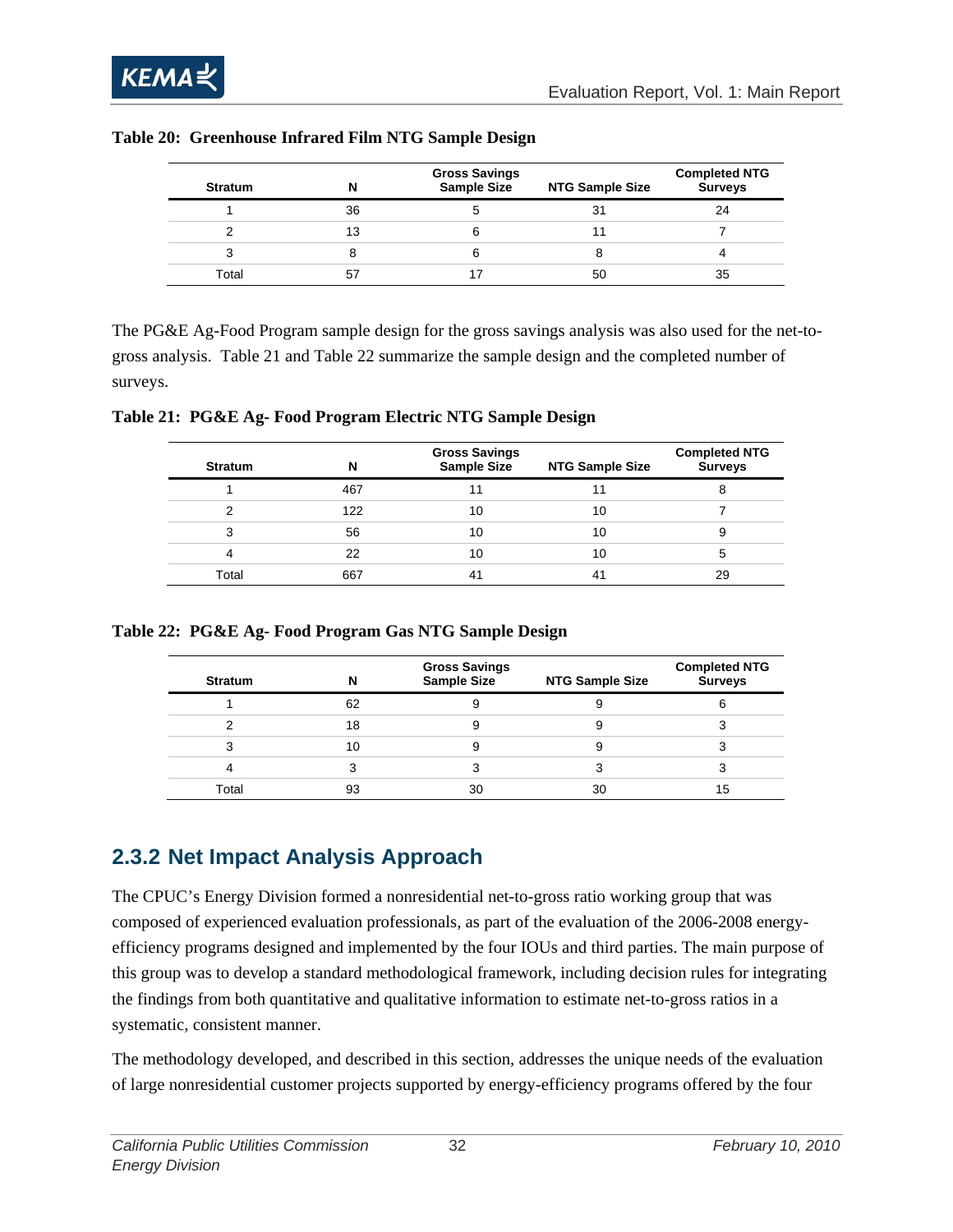**Table 20: Greenhouse Infrared Film NTG Sample Design**

| Stratum | N | Gross Savings Sample Size | NTG Sample Size | Completed NTG Surveys |
|---|---|---|---|---|
| 1 | 36 | 5 | 31 | 24 |
| 2 | 13 | 6 | 11 | 7 |
| 3 | 8 | 6 | 8 | 4 |
| Total | 57 | 17 | 50 | 35 |

The PG&E Ag-Food Program sample design for the gross savings analysis was also used for the net-to-gross analysis. Table 21 and Table 22 summarize the sample design and the completed number of surveys.

**Table 21: PG&E Ag- Food Program Electric NTG Sample Design**

| Stratum | N | Gross Savings Sample Size | NTG Sample Size | Completed NTG Surveys |
|---|---|---|---|---|
| 1 | 467 | 11 | 11 | 8 |
| 2 | 122 | 10 | 10 | 7 |
| 3 | 56 | 10 | 10 | 9 |
| 4 | 22 | 10 | 10 | 5 |
| Total | 667 | 41 | 41 | 29 |

**Table 22: PG&E Ag- Food Program Gas NTG Sample Design**

| Stratum | N | Gross Savings Sample Size | NTG Sample Size | Completed NTG Surveys |
|---|---|---|---|---|
| 1 | 62 | 9 | 9 | 6 |
| 2 | 18 | 9 | 9 | 3 |
| 3 | 10 | 9 | 9 | 3 |
| 4 | 3 | 3 | 3 | 3 |
| Total | 93 | 30 | 30 | 15 |

## 2.3.2 Net Impact Analysis Approach

The CPUC's Energy Division formed a nonresidential net-to-gross ratio working group that was composed of experienced evaluation professionals, as part of the evaluation of the 2006-2008 energy-efficiency programs designed and implemented by the four IOUs and third parties. The main purpose of this group was to develop a standard methodological framework, including decision rules for integrating the findings from both quantitative and qualitative information to estimate net-to-gross ratios in a systematic, consistent manner.

The methodology developed, and described in this section, addresses the unique needs of the evaluation of large nonresidential customer projects supported by energy-efficiency programs offered by the four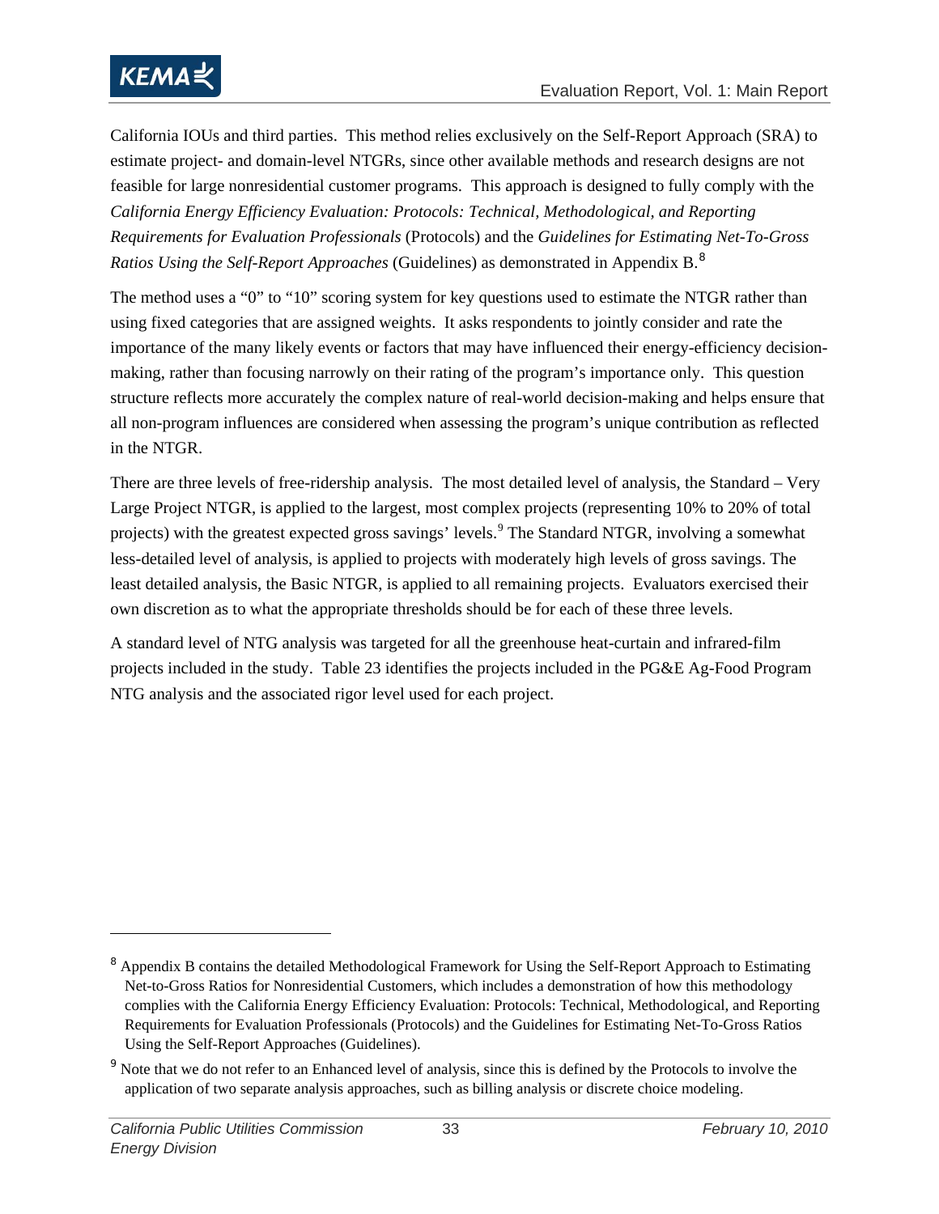California IOUs and third parties. This method relies exclusively on the Self-Report Approach (SRA) to estimate project- and domain-level NTGRs, since other available methods and research designs are not feasible for large nonresidential customer programs. This approach is designed to fully comply with the *California Energy Efficiency Evaluation: Protocols: Technical, Methodological, and Reporting Requirements for Evaluation Professionals* (Protocols) and the *Guidelines for Estimating Net-To-Gross Ratios Using the Self-Report Approaches* (Guidelines) as demonstrated in Appendix B.[8]

The method uses a "0" to "10" scoring system for key questions used to estimate the NTGR rather than using fixed categories that are assigned weights. It asks respondents to jointly consider and rate the importance of the many likely events or factors that may have influenced their energy-efficiency decision-making, rather than focusing narrowly on their rating of the program's importance only. This question structure reflects more accurately the complex nature of real-world decision-making and helps ensure that all non-program influences are considered when assessing the program's unique contribution as reflected in the NTGR.

There are three levels of free-ridership analysis. The most detailed level of analysis, the Standard – Very Large Project NTGR, is applied to the largest, most complex projects (representing 10% to 20% of total projects) with the greatest expected gross savings' levels.[9] The Standard NTGR, involving a somewhat less-detailed level of analysis, is applied to projects with moderately high levels of gross savings. The least detailed analysis, the Basic NTGR, is applied to all remaining projects. Evaluators exercised their own discretion as to what the appropriate thresholds should be for each of these three levels.

A standard level of NTG analysis was targeted for all the greenhouse heat-curtain and infrared-film projects included in the study. Table 23 identifies the projects included in the PG&E Ag-Food Program NTG analysis and the associated rigor level used for each project.

---

[8] Appendix B contains the detailed Methodological Framework for Using the Self-Report Approach to Estimating Net-to-Gross Ratios for Nonresidential Customers, which includes a demonstration of how this methodology complies with the California Energy Efficiency Evaluation: Protocols: Technical, Methodological, and Reporting Requirements for Evaluation Professionals (Protocols) and the Guidelines for Estimating Net-To-Gross Ratios Using the Self-Report Approaches (Guidelines).

[9] Note that we do not refer to an Enhanced level of analysis, since this is defined by the Protocols to involve the application of two separate analysis approaches, such as billing analysis or discrete choice modeling.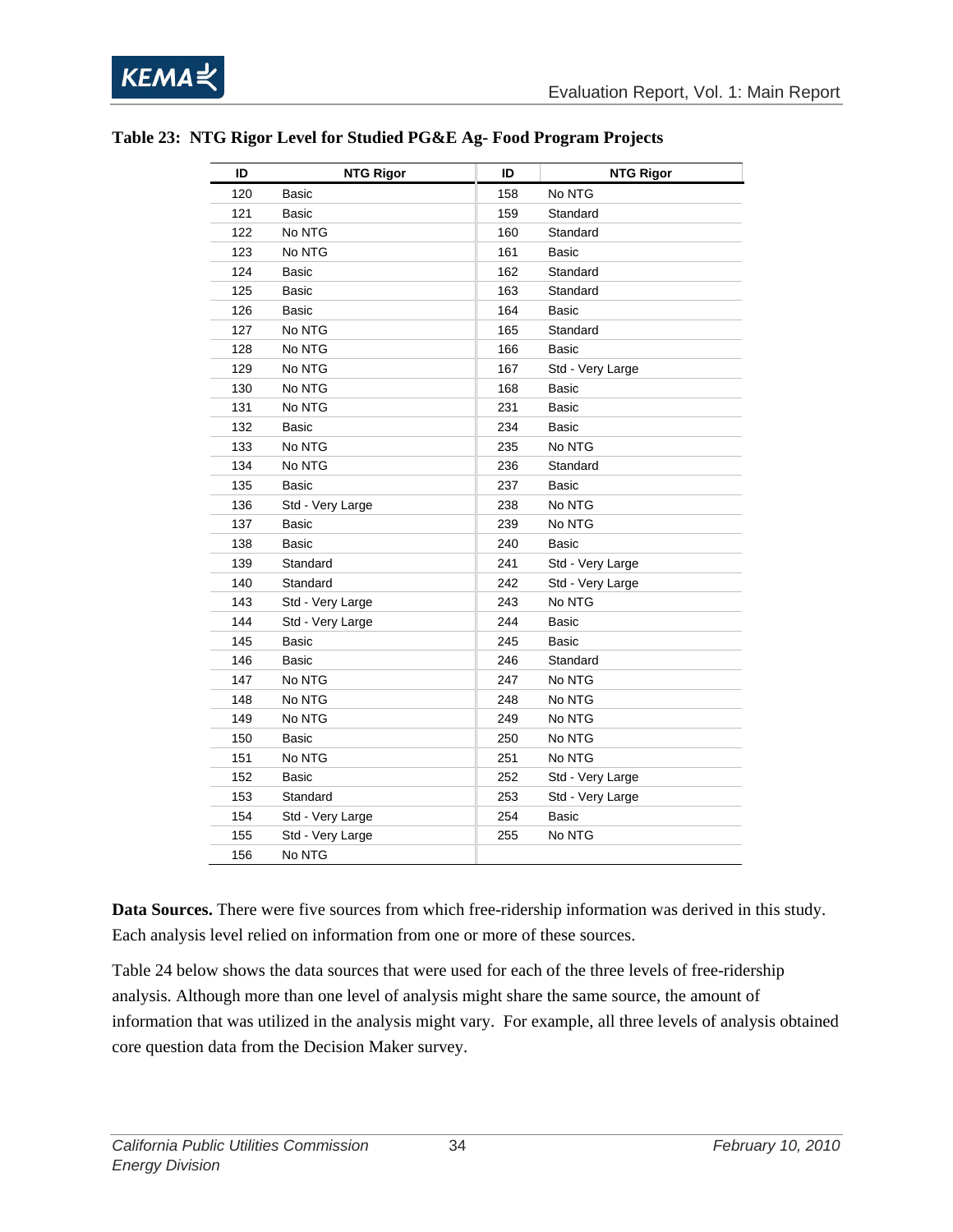**Table 23: NTG Rigor Level for Studied PG&E Ag- Food Program Projects**

| ID | NTG Rigor | ID | NTG Rigor |
|---|---|---|---|
| 120 | Basic | 158 | No NTG |
| 121 | Basic | 159 | Standard |
| 122 | No NTG | 160 | Standard |
| 123 | No NTG | 161 | Basic |
| 124 | Basic | 162 | Standard |
| 125 | Basic | 163 | Standard |
| 126 | Basic | 164 | Basic |
| 127 | No NTG | 165 | Standard |
| 128 | No NTG | 166 | Basic |
| 129 | No NTG | 167 | Std - Very Large |
| 130 | No NTG | 168 | Basic |
| 131 | No NTG | 231 | Basic |
| 132 | Basic | 234 | Basic |
| 133 | No NTG | 235 | No NTG |
| 134 | No NTG | 236 | Standard |
| 135 | Basic | 237 | Basic |
| 136 | Std - Very Large | 238 | No NTG |
| 137 | Basic | 239 | No NTG |
| 138 | Basic | 240 | Basic |
| 139 | Standard | 241 | Std - Very Large |
| 140 | Standard | 242 | Std - Very Large |
| 143 | Std - Very Large | 243 | No NTG |
| 144 | Std - Very Large | 244 | Basic |
| 145 | Basic | 245 | Basic |
| 146 | Basic | 246 | Standard |
| 147 | No NTG | 247 | No NTG |
| 148 | No NTG | 248 | No NTG |
| 149 | No NTG | 249 | No NTG |
| 150 | Basic | 250 | No NTG |
| 151 | No NTG | 251 | No NTG |
| 152 | Basic | 252 | Std - Very Large |
| 153 | Standard | 253 | Std - Very Large |
| 154 | Std - Very Large | 254 | Basic |
| 155 | Std - Very Large | 255 | No NTG |
| 156 | No NTG | | |

**Data Sources.** There were five sources from which free-ridership information was derived in this study. Each analysis level relied on information from one or more of these sources.

Table 24 below shows the data sources that were used for each of the three levels of free-ridership analysis. Although more than one level of analysis might share the same source, the amount of information that was utilized in the analysis might vary. For example, all three levels of analysis obtained core question data from the Decision Maker survey.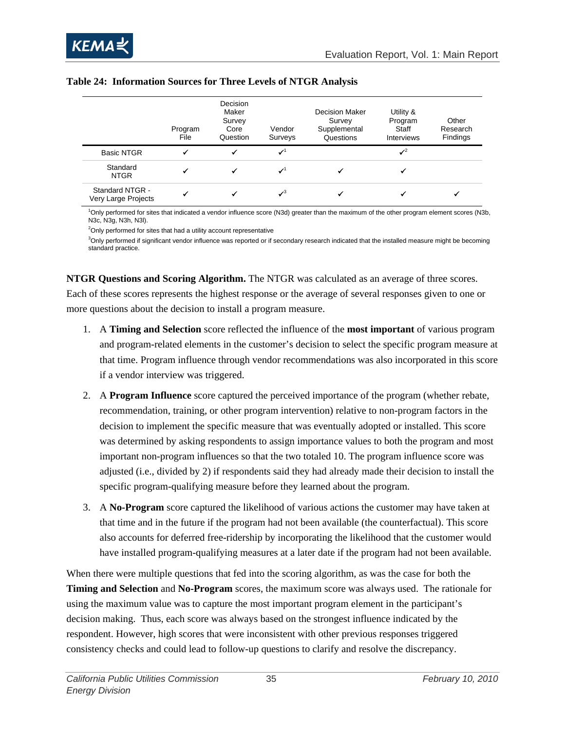**Table 24: Information Sources for Three Levels of NTGR Analysis**

| | Program File | Decision Maker Survey Core Question | Vendor Surveys | Decision Maker Survey Supplemental Questions | Utility & Program Staff Interviews | Other Research Findings |
|---|---|---|---|---|---|---|
| Basic NTGR | ✓ | ✓ | ✓[1] | | ✓[2] | |
| Standard NTGR | ✓ | ✓ | ✓[1] | ✓ | ✓ | |
| Standard NTGR - Very Large Projects | ✓ | ✓ | ✓[3] | ✓ | ✓ | ✓ |

[1]Only performed for sites that indicated a vendor influence score (N3d) greater than the maximum of the other program element scores (N3b, N3c, N3g, N3h, N3l).

[2]Only performed for sites that had a utility account representative

[3]Only performed if significant vendor influence was reported or if secondary research indicated that the installed measure might be becoming standard practice.

**NTGR Questions and Scoring Algorithm.** The NTGR was calculated as an average of three scores. Each of these scores represents the highest response or the average of several responses given to one or more questions about the decision to install a program measure.

1. A **Timing and Selection** score reflected the influence of the **most important** of various program and program-related elements in the customer's decision to select the specific program measure at that time. Program influence through vendor recommendations was also incorporated in this score if a vendor interview was triggered.
2. A **Program Influence** score captured the perceived importance of the program (whether rebate, recommendation, training, or other program intervention) relative to non-program factors in the decision to implement the specific measure that was eventually adopted or installed. This score was determined by asking respondents to assign importance values to both the program and most important non-program influences so that the two totaled 10. The program influence score was adjusted (i.e., divided by 2) if respondents said they had already made their decision to install the specific program-qualifying measure before they learned about the program.
3. A **No-Program** score captured the likelihood of various actions the customer may have taken at that time and in the future if the program had not been available (the counterfactual). This score also accounts for deferred free-ridership by incorporating the likelihood that the customer would have installed program-qualifying measures at a later date if the program had not been available.

When there were multiple questions that fed into the scoring algorithm, as was the case for both the **Timing and Selection** and **No-Program** scores, the maximum score was always used. The rationale for using the maximum value was to capture the most important program element in the participant's decision making. Thus, each score was always based on the strongest influence indicated by the respondent. However, high scores that were inconsistent with other previous responses triggered consistency checks and could lead to follow-up questions to clarify and resolve the discrepancy.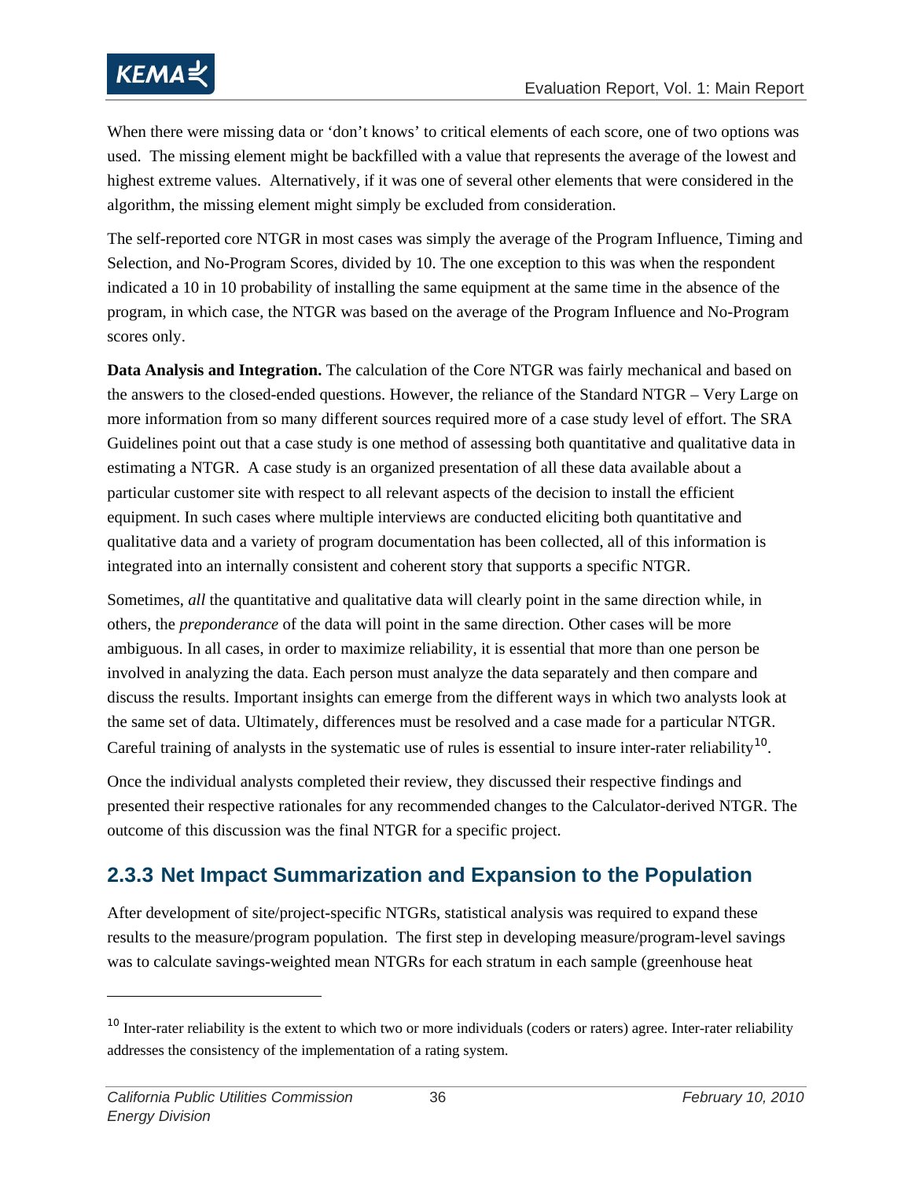When there were missing data or 'don't knows' to critical elements of each score, one of two options was used. The missing element might be backfilled with a value that represents the average of the lowest and highest extreme values. Alternatively, if it was one of several other elements that were considered in the algorithm, the missing element might simply be excluded from consideration.

The self-reported core NTGR in most cases was simply the average of the Program Influence, Timing and Selection, and No-Program Scores, divided by 10. The one exception to this was when the respondent indicated a 10 in 10 probability of installing the same equipment at the same time in the absence of the program, in which case, the NTGR was based on the average of the Program Influence and No-Program scores only.

**Data Analysis and Integration.** The calculation of the Core NTGR was fairly mechanical and based on the answers to the closed-ended questions. However, the reliance of the Standard NTGR – Very Large on more information from so many different sources required more of a case study level of effort. The SRA Guidelines point out that a case study is one method of assessing both quantitative and qualitative data in estimating a NTGR. A case study is an organized presentation of all these data available about a particular customer site with respect to all relevant aspects of the decision to install the efficient equipment. In such cases where multiple interviews are conducted eliciting both quantitative and qualitative data and a variety of program documentation has been collected, all of this information is integrated into an internally consistent and coherent story that supports a specific NTGR.

Sometimes, *all* the quantitative and qualitative data will clearly point in the same direction while, in others, the *preponderance* of the data will point in the same direction. Other cases will be more ambiguous. In all cases, in order to maximize reliability, it is essential that more than one person be involved in analyzing the data. Each person must analyze the data separately and then compare and discuss the results. Important insights can emerge from the different ways in which two analysts look at the same set of data. Ultimately, differences must be resolved and a case made for a particular NTGR. Careful training of analysts in the systematic use of rules is essential to insure inter-rater reliability[10].

Once the individual analysts completed their review, they discussed their respective findings and presented their respective rationales for any recommended changes to the Calculator-derived NTGR. The outcome of this discussion was the final NTGR for a specific project.

### 2.3.3 Net Impact Summarization and Expansion to the Population

After development of site/project-specific NTGRs, statistical analysis was required to expand these results to the measure/program population. The first step in developing measure/program-level savings was to calculate savings-weighted mean NTGRs for each stratum in each sample (greenhouse heat

---

[10] Inter-rater reliability is the extent to which two or more individuals (coders or raters) agree. Inter-rater reliability addresses the consistency of the implementation of a rating system.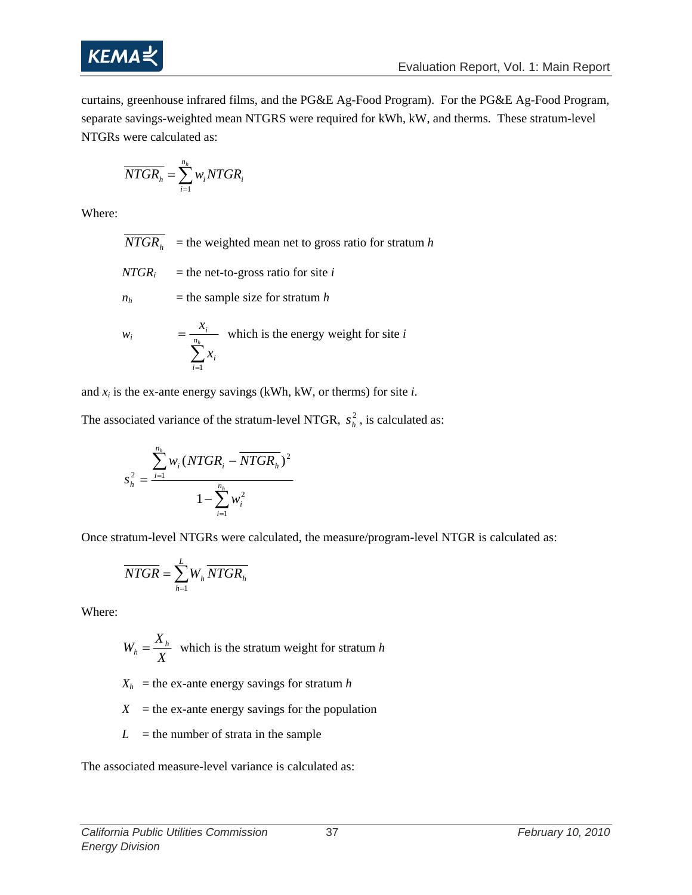curtains, greenhouse infrared films, and the PG&E Ag-Food Program). For the PG&E Ag-Food Program, separate savings-weighted mean NTGRS were required for kWh, kW, and therms. These stratum-level NTGRs were calculated as:

$$\overline{NTGR_h} = \sum_{i=1}^{n_h} w_i NTGR_i$$

Where:

$\overline{NTGR_h}$ = the weighted mean net to gross ratio for stratum $h$

$NTGR_i$ = the net-to-gross ratio for site $i$

$n_h$ = the sample size for stratum $h$

$w_i = \dfrac{x_i}{\sum_{i=1}^{n_h} x_i}$ which is the energy weight for site $i$

and $x_i$ is the ex-ante energy savings (kWh, kW, or therms) for site $i$.

The associated variance of the stratum-level NTGR, $s_h^2$, is calculated as:

$$s_h^2 = \frac{\sum_{i=1}^{n_h} w_i (NTGR_i - \overline{NTGR_h})^2}{1 - \sum_{i=1}^{n_h} w_i^2}$$

Once stratum-level NTGRs were calculated, the measure/program-level NTGR is calculated as:

$$\overline{NTGR} = \sum_{h=1}^{L} W_h \overline{NTGR_h}$$

Where:

$W_h = \dfrac{X_h}{X}$ which is the stratum weight for stratum $h$

$X_h$ = the ex-ante energy savings for stratum $h$

$X$ = the ex-ante energy savings for the population

$L$ = the number of strata in the sample

The associated measure-level variance is calculated as: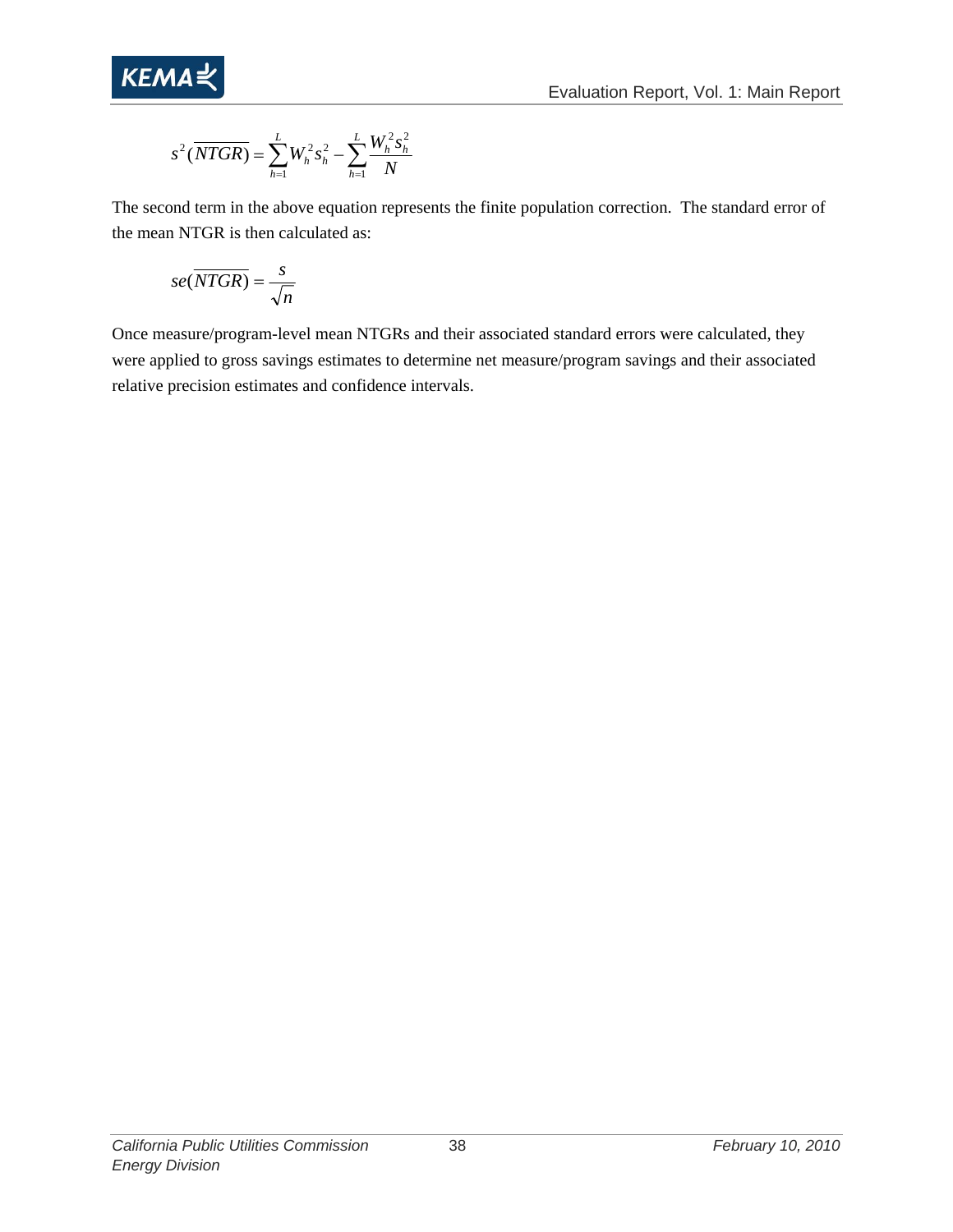$$s^2(\overline{NTGR}) = \sum_{h=1}^{L} W_h^2 s_h^2 - \sum_{h=1}^{L} \frac{W_h^2 s_h^2}{N}$$

The second term in the above equation represents the finite population correction. The standard error of the mean NTGR is then calculated as:

$$se(\overline{NTGR}) = \frac{s}{\sqrt{n}}$$

Once measure/program-level mean NTGRs and their associated standard errors were calculated, they were applied to gross savings estimates to determine net measure/program savings and their associated relative precision estimates and confidence intervals.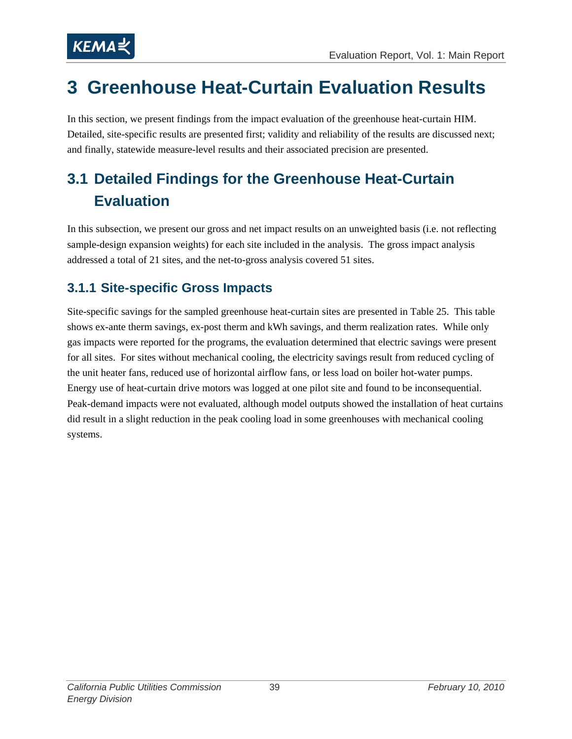# 3 Greenhouse Heat-Curtain Evaluation Results

In this section, we present findings from the impact evaluation of the greenhouse heat-curtain HIM. Detailed, site-specific results are presented first; validity and reliability of the results are discussed next; and finally, statewide measure-level results and their associated precision are presented.

## 3.1 Detailed Findings for the Greenhouse Heat-Curtain Evaluation

In this subsection, we present our gross and net impact results on an unweighted basis (i.e. not reflecting sample-design expansion weights) for each site included in the analysis. The gross impact analysis addressed a total of 21 sites, and the net-to-gross analysis covered 51 sites.

### 3.1.1 Site-specific Gross Impacts

Site-specific savings for the sampled greenhouse heat-curtain sites are presented in Table 25. This table shows ex-ante therm savings, ex-post therm and kWh savings, and therm realization rates. While only gas impacts were reported for the programs, the evaluation determined that electric savings were present for all sites. For sites without mechanical cooling, the electricity savings result from reduced cycling of the unit heater fans, reduced use of horizontal airflow fans, or less load on boiler hot-water pumps. Energy use of heat-curtain drive motors was logged at one pilot site and found to be inconsequential. Peak-demand impacts were not evaluated, although model outputs showed the installation of heat curtains did result in a slight reduction in the peak cooling load in some greenhouses with mechanical cooling systems.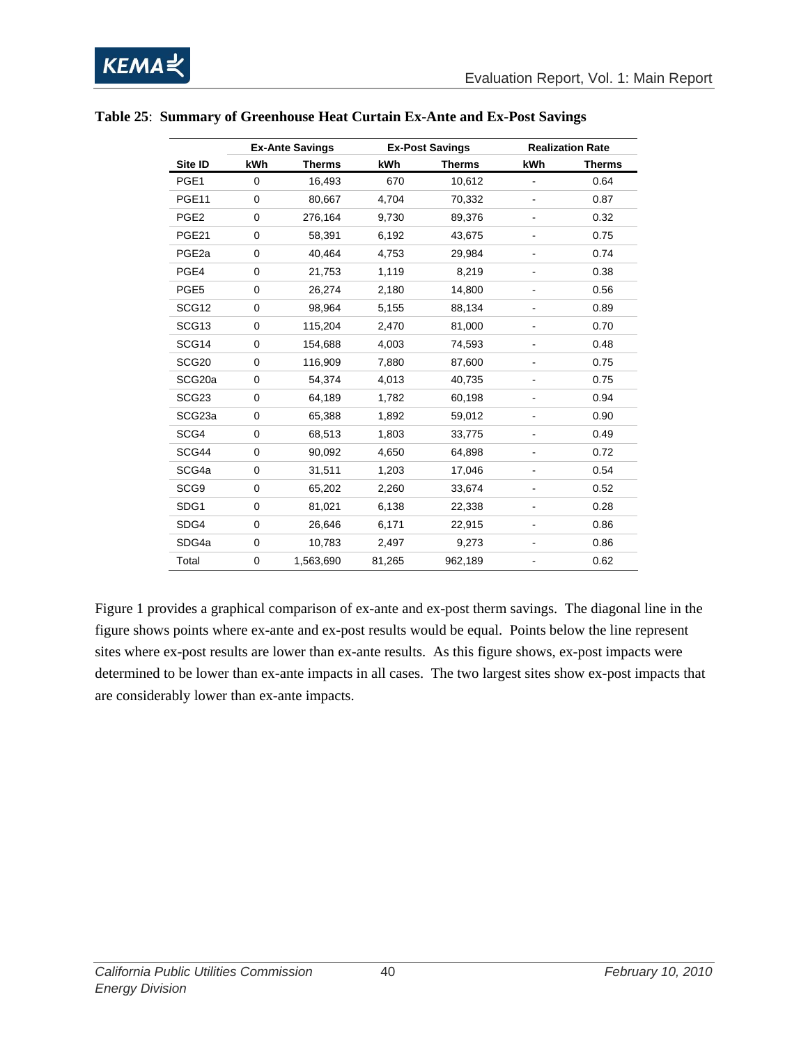**Table 25**: **Summary of Greenhouse Heat Curtain Ex-Ante and Ex-Post Savings**

| | Ex-Ante Savings | | Ex-Post Savings | | Realization Rate | |
|---|---|---|---|---|---|---|
| **Site ID** | **kWh** | **Therms** | **kWh** | **Therms** | **kWh** | **Therms** |
| PGE1 | 0 | 16,493 | 670 | 10,612 | - | 0.64 |
| PGE11 | 0 | 80,667 | 4,704 | 70,332 | - | 0.87 |
| PGE2 | 0 | 276,164 | 9,730 | 89,376 | - | 0.32 |
| PGE21 | 0 | 58,391 | 6,192 | 43,675 | - | 0.75 |
| PGE2a | 0 | 40,464 | 4,753 | 29,984 | - | 0.74 |
| PGE4 | 0 | 21,753 | 1,119 | 8,219 | - | 0.38 |
| PGE5 | 0 | 26,274 | 2,180 | 14,800 | - | 0.56 |
| SCG12 | 0 | 98,964 | 5,155 | 88,134 | - | 0.89 |
| SCG13 | 0 | 115,204 | 2,470 | 81,000 | - | 0.70 |
| SCG14 | 0 | 154,688 | 4,003 | 74,593 | - | 0.48 |
| SCG20 | 0 | 116,909 | 7,880 | 87,600 | - | 0.75 |
| SCG20a | 0 | 54,374 | 4,013 | 40,735 | - | 0.75 |
| SCG23 | 0 | 64,189 | 1,782 | 60,198 | - | 0.94 |
| SCG23a | 0 | 65,388 | 1,892 | 59,012 | - | 0.90 |
| SCG4 | 0 | 68,513 | 1,803 | 33,775 | - | 0.49 |
| SCG44 | 0 | 90,092 | 4,650 | 64,898 | - | 0.72 |
| SCG4a | 0 | 31,511 | 1,203 | 17,046 | - | 0.54 |
| SCG9 | 0 | 65,202 | 2,260 | 33,674 | - | 0.52 |
| SDG1 | 0 | 81,021 | 6,138 | 22,338 | - | 0.28 |
| SDG4 | 0 | 26,646 | 6,171 | 22,915 | - | 0.86 |
| SDG4a | 0 | 10,783 | 2,497 | 9,273 | - | 0.86 |
| Total | 0 | 1,563,690 | 81,265 | 962,189 | - | 0.62 |

Figure 1 provides a graphical comparison of ex-ante and ex-post therm savings. The diagonal line in the figure shows points where ex-ante and ex-post results would be equal. Points below the line represent sites where ex-post results are lower than ex-ante results. As this figure shows, ex-post impacts were determined to be lower than ex-ante impacts in all cases. The two largest sites show ex-post impacts that are considerably lower than ex-ante impacts.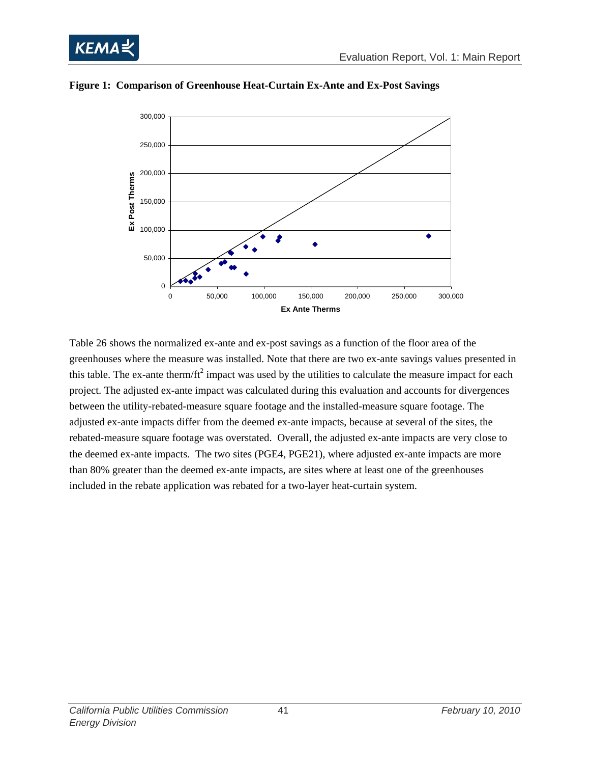**Figure 1: Comparison of Greenhouse Heat-Curtain Ex-Ante and Ex-Post Savings**

Table 26 shows the normalized ex-ante and ex-post savings as a function of the floor area of the greenhouses where the measure was installed. Note that there are two ex-ante savings values presented in this table. The ex-ante therm/ft$^2$ impact was used by the utilities to calculate the measure impact for each project. The adjusted ex-ante impact was calculated during this evaluation and accounts for divergences between the utility-rebated-measure square footage and the installed-measure square footage. The adjusted ex-ante impacts differ from the deemed ex-ante impacts, because at several of the sites, the rebated-measure square footage was overstated. Overall, the adjusted ex-ante impacts are very close to the deemed ex-ante impacts. The two sites (PGE4, PGE21), where adjusted ex-ante impacts are more than 80% greater than the deemed ex-ante impacts, are sites where at least one of the greenhouses included in the rebate application was rebated for a two-layer heat-curtain system.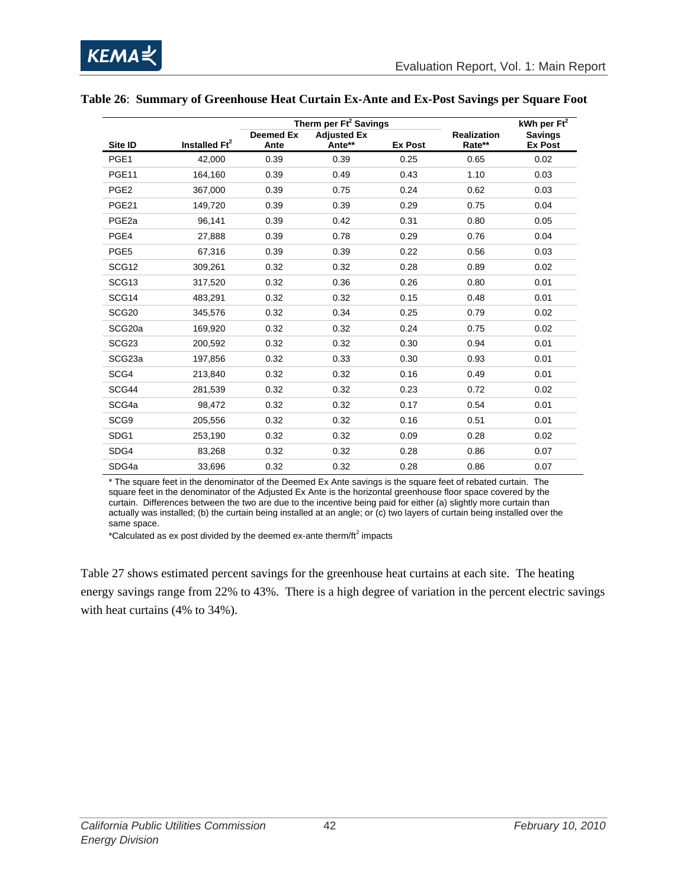**Table 26**: **Summary of Greenhouse Heat Curtain Ex-Ante and Ex-Post Savings per Square Foot**

| | | Therm per Ft$^2$ Savings | | | | kWh per Ft$^2$ |
|---|---|---|---|---|---|---|
| Site ID | Installed Ft$^2$ | Deemed Ex Ante | Adjusted Ex Ante** | Ex Post | Realization Rate** | Savings Ex Post |
| PGE1 | 42,000 | 0.39 | 0.39 | 0.25 | 0.65 | 0.02 |
| PGE11 | 164,160 | 0.39 | 0.49 | 0.43 | 1.10 | 0.03 |
| PGE2 | 367,000 | 0.39 | 0.75 | 0.24 | 0.62 | 0.03 |
| PGE21 | 149,720 | 0.39 | 0.39 | 0.29 | 0.75 | 0.04 |
| PGE2a | 96,141 | 0.39 | 0.42 | 0.31 | 0.80 | 0.05 |
| PGE4 | 27,888 | 0.39 | 0.78 | 0.29 | 0.76 | 0.04 |
| PGE5 | 67,316 | 0.39 | 0.39 | 0.22 | 0.56 | 0.03 |
| SCG12 | 309,261 | 0.32 | 0.32 | 0.28 | 0.89 | 0.02 |
| SCG13 | 317,520 | 0.32 | 0.36 | 0.26 | 0.80 | 0.01 |
| SCG14 | 483,291 | 0.32 | 0.32 | 0.15 | 0.48 | 0.01 |
| SCG20 | 345,576 | 0.32 | 0.34 | 0.25 | 0.79 | 0.02 |
| SCG20a | 169,920 | 0.32 | 0.32 | 0.24 | 0.75 | 0.02 |
| SCG23 | 200,592 | 0.32 | 0.32 | 0.30 | 0.94 | 0.01 |
| SCG23a | 197,856 | 0.32 | 0.33 | 0.30 | 0.93 | 0.01 |
| SCG4 | 213,840 | 0.32 | 0.32 | 0.16 | 0.49 | 0.01 |
| SCG44 | 281,539 | 0.32 | 0.32 | 0.23 | 0.72 | 0.02 |
| SCG4a | 98,472 | 0.32 | 0.32 | 0.17 | 0.54 | 0.01 |
| SCG9 | 205,556 | 0.32 | 0.32 | 0.16 | 0.51 | 0.01 |
| SDG1 | 253,190 | 0.32 | 0.32 | 0.09 | 0.28 | 0.02 |
| SDG4 | 83,268 | 0.32 | 0.32 | 0.28 | 0.86 | 0.07 |
| SDG4a | 33,696 | 0.32 | 0.32 | 0.28 | 0.86 | 0.07 |

* The square feet in the denominator of the Deemed Ex Ante savings is the square feet of rebated curtain. The square feet in the denominator of the Adjusted Ex Ante is the horizontal greenhouse floor space covered by the curtain. Differences between the two are due to the incentive being paid for either (a) slightly more curtain than actually was installed; (b) the curtain being installed at an angle; or (c) two layers of curtain being installed over the same space.

*Calculated as ex post divided by the deemed ex-ante therm/ft$^2$ impacts

Table 27 shows estimated percent savings for the greenhouse heat curtains at each site. The heating energy savings range from 22% to 43%. There is a high degree of variation in the percent electric savings with heat curtains (4% to 34%).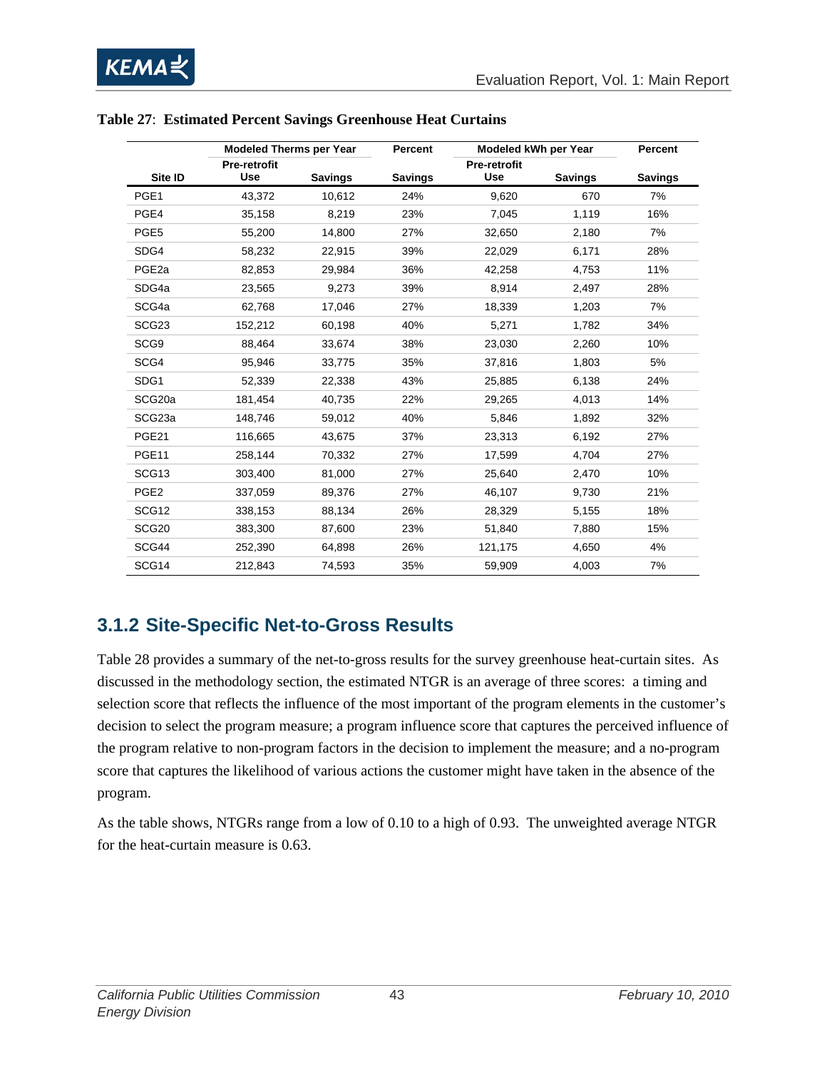**Table 27**: **Estimated Percent Savings Greenhouse Heat Curtains**

| | Modeled Therms per Year | | Percent | Modeled kWh per Year | | Percent |
|---|---|---|---|---|---|---|
| Site ID | Pre-retrofit Use | Savings | Savings | Pre-retrofit Use | Savings | Savings |
| PGE1 | 43,372 | 10,612 | 24% | 9,620 | 670 | 7% |
| PGE4 | 35,158 | 8,219 | 23% | 7,045 | 1,119 | 16% |
| PGE5 | 55,200 | 14,800 | 27% | 32,650 | 2,180 | 7% |
| SDG4 | 58,232 | 22,915 | 39% | 22,029 | 6,171 | 28% |
| PGE2a | 82,853 | 29,984 | 36% | 42,258 | 4,753 | 11% |
| SDG4a | 23,565 | 9,273 | 39% | 8,914 | 2,497 | 28% |
| SCG4a | 62,768 | 17,046 | 27% | 18,339 | 1,203 | 7% |
| SCG23 | 152,212 | 60,198 | 40% | 5,271 | 1,782 | 34% |
| SCG9 | 88,464 | 33,674 | 38% | 23,030 | 2,260 | 10% |
| SCG4 | 95,946 | 33,775 | 35% | 37,816 | 1,803 | 5% |
| SDG1 | 52,339 | 22,338 | 43% | 25,885 | 6,138 | 24% |
| SCG20a | 181,454 | 40,735 | 22% | 29,265 | 4,013 | 14% |
| SCG23a | 148,746 | 59,012 | 40% | 5,846 | 1,892 | 32% |
| PGE21 | 116,665 | 43,675 | 37% | 23,313 | 6,192 | 27% |
| PGE11 | 258,144 | 70,332 | 27% | 17,599 | 4,704 | 27% |
| SCG13 | 303,400 | 81,000 | 27% | 25,640 | 2,470 | 10% |
| PGE2 | 337,059 | 89,376 | 27% | 46,107 | 9,730 | 21% |
| SCG12 | 338,153 | 88,134 | 26% | 28,329 | 5,155 | 18% |
| SCG20 | 383,300 | 87,600 | 23% | 51,840 | 7,880 | 15% |
| SCG44 | 252,390 | 64,898 | 26% | 121,175 | 4,650 | 4% |
| SCG14 | 212,843 | 74,593 | 35% | 59,909 | 4,003 | 7% |

## 3.1.2 Site-Specific Net-to-Gross Results

Table 28 provides a summary of the net-to-gross results for the survey greenhouse heat-curtain sites. As discussed in the methodology section, the estimated NTGR is an average of three scores: a timing and selection score that reflects the influence of the most important of the program elements in the customer's decision to select the program measure; a program influence score that captures the perceived influence of the program relative to non-program factors in the decision to implement the measure; and a no-program score that captures the likelihood of various actions the customer might have taken in the absence of the program.

As the table shows, NTGRs range from a low of 0.10 to a high of 0.93. The unweighted average NTGR for the heat-curtain measure is 0.63.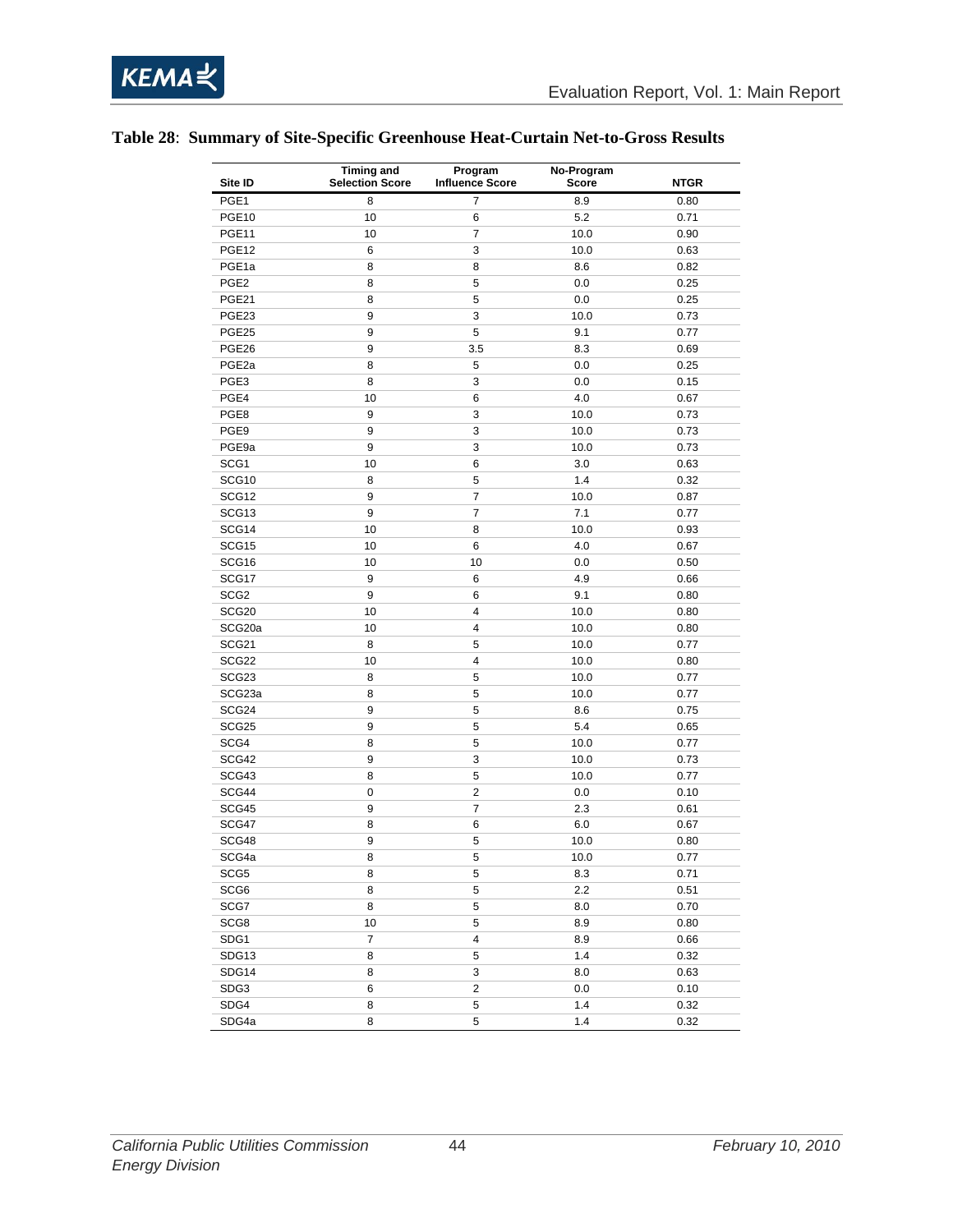**Table 28**: **Summary of Site-Specific Greenhouse Heat-Curtain Net-to-Gross Results**

| Site ID | Timing and Selection Score | Program Influence Score | No-Program Score | NTGR |
|---|---|---|---|---|
| PGE1 | 8 | 7 | 8.9 | 0.80 |
| PGE10 | 10 | 6 | 5.2 | 0.71 |
| PGE11 | 10 | 7 | 10.0 | 0.90 |
| PGE12 | 6 | 3 | 10.0 | 0.63 |
| PGE1a | 8 | 8 | 8.6 | 0.82 |
| PGE2 | 8 | 5 | 0.0 | 0.25 |
| PGE21 | 8 | 5 | 0.0 | 0.25 |
| PGE23 | 9 | 3 | 10.0 | 0.73 |
| PGE25 | 9 | 5 | 9.1 | 0.77 |
| PGE26 | 9 | 3.5 | 8.3 | 0.69 |
| PGE2a | 8 | 5 | 0.0 | 0.25 |
| PGE3 | 8 | 3 | 0.0 | 0.15 |
| PGE4 | 10 | 6 | 4.0 | 0.67 |
| PGE8 | 9 | 3 | 10.0 | 0.73 |
| PGE9 | 9 | 3 | 10.0 | 0.73 |
| PGE9a | 9 | 3 | 10.0 | 0.73 |
| SCG1 | 10 | 6 | 3.0 | 0.63 |
| SCG10 | 8 | 5 | 1.4 | 0.32 |
| SCG12 | 9 | 7 | 10.0 | 0.87 |
| SCG13 | 9 | 7 | 7.1 | 0.77 |
| SCG14 | 10 | 8 | 10.0 | 0.93 |
| SCG15 | 10 | 6 | 4.0 | 0.67 |
| SCG16 | 10 | 10 | 0.0 | 0.50 |
| SCG17 | 9 | 6 | 4.9 | 0.66 |
| SCG2 | 9 | 6 | 9.1 | 0.80 |
| SCG20 | 10 | 4 | 10.0 | 0.80 |
| SCG20a | 10 | 4 | 10.0 | 0.80 |
| SCG21 | 8 | 5 | 10.0 | 0.77 |
| SCG22 | 10 | 4 | 10.0 | 0.80 |
| SCG23 | 8 | 5 | 10.0 | 0.77 |
| SCG23a | 8 | 5 | 10.0 | 0.77 |
| SCG24 | 9 | 5 | 8.6 | 0.75 |
| SCG25 | 9 | 5 | 5.4 | 0.65 |
| SCG4 | 8 | 5 | 10.0 | 0.77 |
| SCG42 | 9 | 3 | 10.0 | 0.73 |
| SCG43 | 8 | 5 | 10.0 | 0.77 |
| SCG44 | 0 | 2 | 0.0 | 0.10 |
| SCG45 | 9 | 7 | 2.3 | 0.61 |
| SCG47 | 8 | 6 | 6.0 | 0.67 |
| SCG48 | 9 | 5 | 10.0 | 0.80 |
| SCG4a | 8 | 5 | 10.0 | 0.77 |
| SCG5 | 8 | 5 | 8.3 | 0.71 |
| SCG6 | 8 | 5 | 2.2 | 0.51 |
| SCG7 | 8 | 5 | 8.0 | 0.70 |
| SCG8 | 10 | 5 | 8.9 | 0.80 |
| SDG1 | 7 | 4 | 8.9 | 0.66 |
| SDG13 | 8 | 5 | 1.4 | 0.32 |
| SDG14 | 8 | 3 | 8.0 | 0.63 |
| SDG3 | 6 | 2 | 0.0 | 0.10 |
| SDG4 | 8 | 5 | 1.4 | 0.32 |
| SDG4a | 8 | 5 | 1.4 | 0.32 |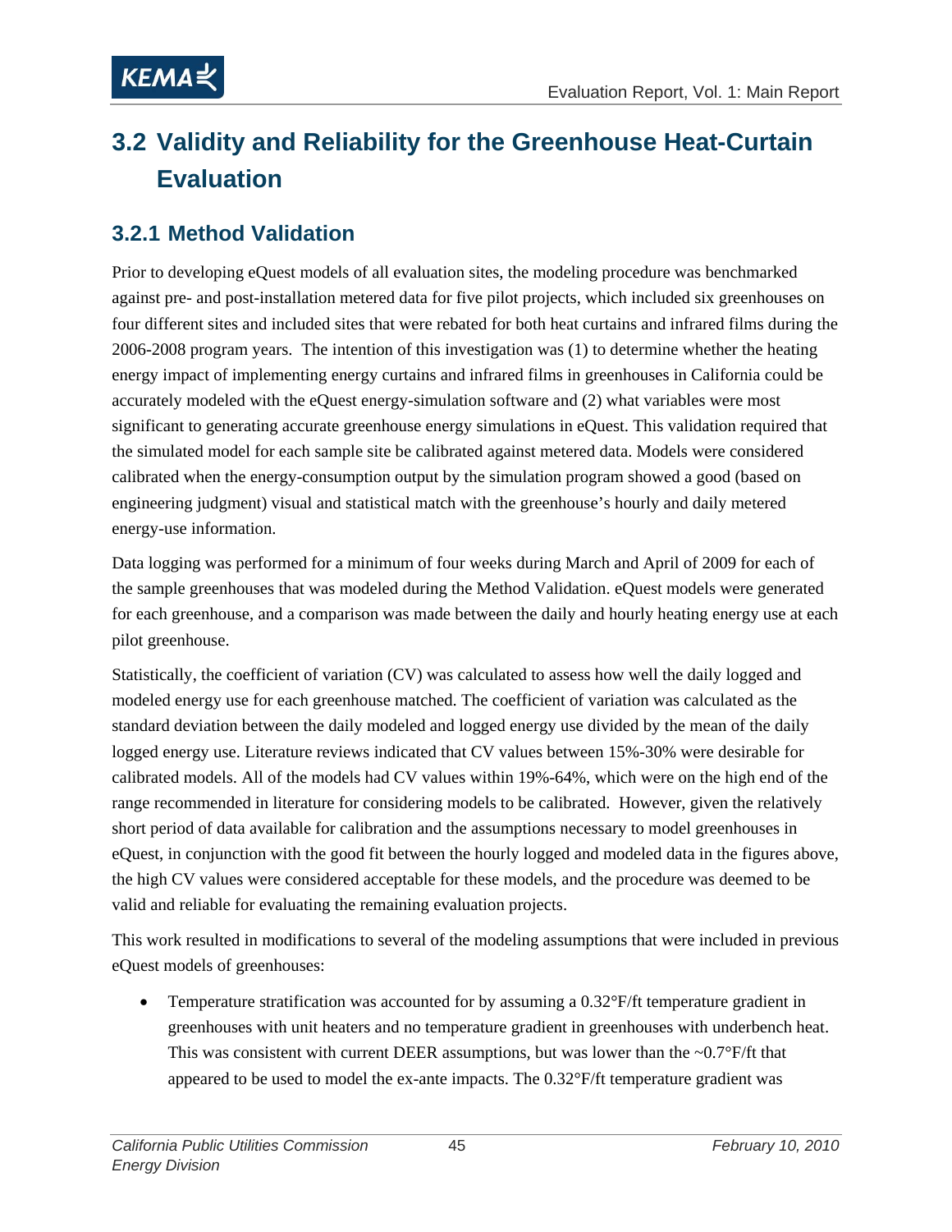## 3.2 Validity and Reliability for the Greenhouse Heat-Curtain Evaluation

### 3.2.1 Method Validation

Prior to developing eQuest models of all evaluation sites, the modeling procedure was benchmarked against pre- and post-installation metered data for five pilot projects, which included six greenhouses on four different sites and included sites that were rebated for both heat curtains and infrared films during the 2006-2008 program years. The intention of this investigation was (1) to determine whether the heating energy impact of implementing energy curtains and infrared films in greenhouses in California could be accurately modeled with the eQuest energy-simulation software and (2) what variables were most significant to generating accurate greenhouse energy simulations in eQuest. This validation required that the simulated model for each sample site be calibrated against metered data. Models were considered calibrated when the energy-consumption output by the simulation program showed a good (based on engineering judgment) visual and statistical match with the greenhouse's hourly and daily metered energy-use information.

Data logging was performed for a minimum of four weeks during March and April of 2009 for each of the sample greenhouses that was modeled during the Method Validation. eQuest models were generated for each greenhouse, and a comparison was made between the daily and hourly heating energy use at each pilot greenhouse.

Statistically, the coefficient of variation (CV) was calculated to assess how well the daily logged and modeled energy use for each greenhouse matched. The coefficient of variation was calculated as the standard deviation between the daily modeled and logged energy use divided by the mean of the daily logged energy use. Literature reviews indicated that CV values between 15%-30% were desirable for calibrated models. All of the models had CV values within 19%-64%, which were on the high end of the range recommended in literature for considering models to be calibrated. However, given the relatively short period of data available for calibration and the assumptions necessary to model greenhouses in eQuest, in conjunction with the good fit between the hourly logged and modeled data in the figures above, the high CV values were considered acceptable for these models, and the procedure was deemed to be valid and reliable for evaluating the remaining evaluation projects.

This work resulted in modifications to several of the modeling assumptions that were included in previous eQuest models of greenhouses:

- Temperature stratification was accounted for by assuming a 0.32°F/ft temperature gradient in greenhouses with unit heaters and no temperature gradient in greenhouses with underbench heat. This was consistent with current DEER assumptions, but was lower than the ~0.7°F/ft that appeared to be used to model the ex-ante impacts. The 0.32°F/ft temperature gradient was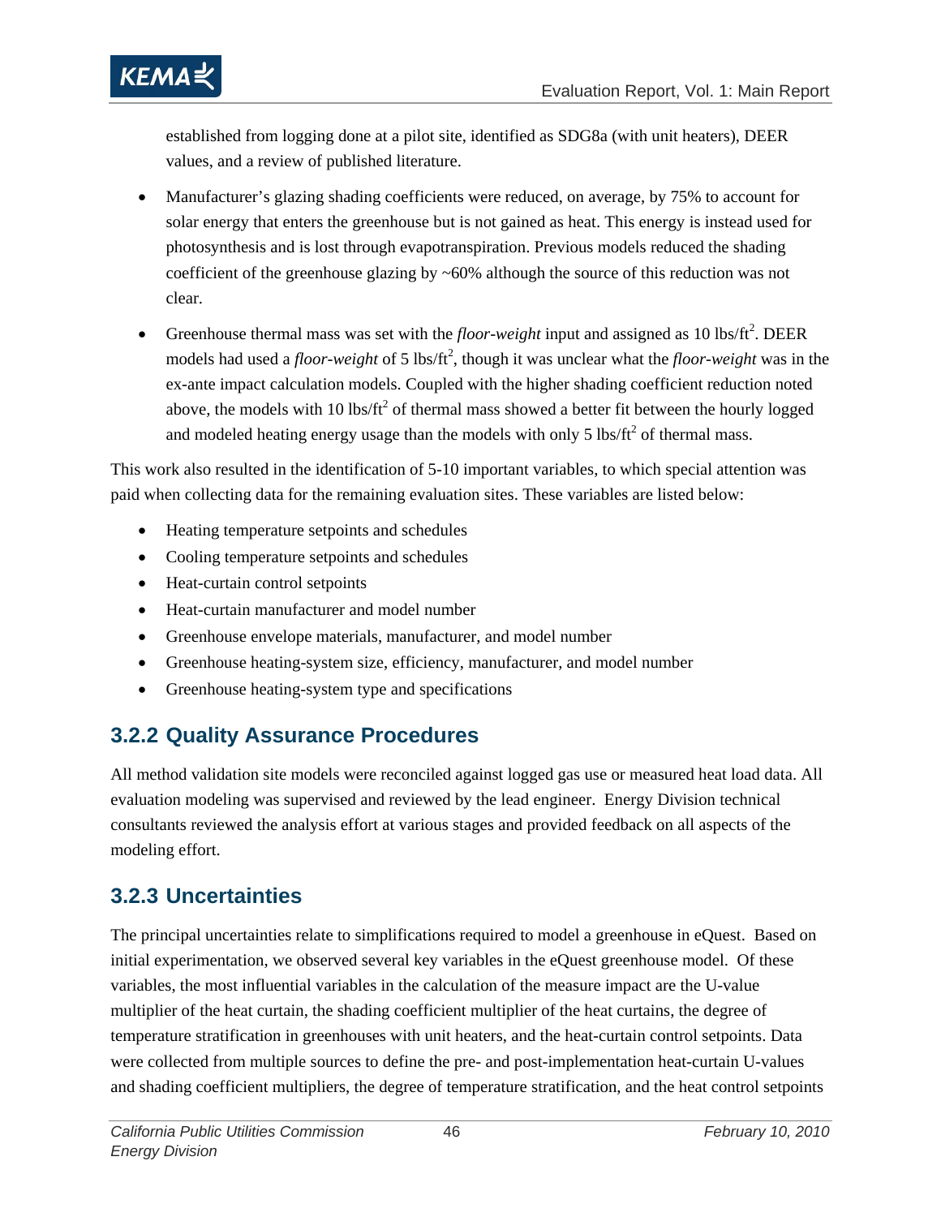established from logging done at a pilot site, identified as SDG8a (with unit heaters), DEER values, and a review of published literature.

- Manufacturer's glazing shading coefficients were reduced, on average, by 75% to account for solar energy that enters the greenhouse but is not gained as heat. This energy is instead used for photosynthesis and is lost through evapotranspiration. Previous models reduced the shading coefficient of the greenhouse glazing by ~60% although the source of this reduction was not clear.
- Greenhouse thermal mass was set with the *floor-weight* input and assigned as 10 lbs/ft$^2$. DEER models had used a *floor-weight* of 5 lbs/ft$^2$, though it was unclear what the *floor-weight* was in the ex-ante impact calculation models. Coupled with the higher shading coefficient reduction noted above, the models with 10 lbs/ft$^2$ of thermal mass showed a better fit between the hourly logged and modeled heating energy usage than the models with only 5 lbs/ft$^2$ of thermal mass.

This work also resulted in the identification of 5-10 important variables, to which special attention was paid when collecting data for the remaining evaluation sites. These variables are listed below:

- Heating temperature setpoints and schedules
- Cooling temperature setpoints and schedules
- Heat-curtain control setpoints
- Heat-curtain manufacturer and model number
- Greenhouse envelope materials, manufacturer, and model number
- Greenhouse heating-system size, efficiency, manufacturer, and model number
- Greenhouse heating-system type and specifications

### 3.2.2 Quality Assurance Procedures

All method validation site models were reconciled against logged gas use or measured heat load data. All evaluation modeling was supervised and reviewed by the lead engineer. Energy Division technical consultants reviewed the analysis effort at various stages and provided feedback on all aspects of the modeling effort.

### 3.2.3 Uncertainties

The principal uncertainties relate to simplifications required to model a greenhouse in eQuest. Based on initial experimentation, we observed several key variables in the eQuest greenhouse model. Of these variables, the most influential variables in the calculation of the measure impact are the U-value multiplier of the heat curtain, the shading coefficient multiplier of the heat curtains, the degree of temperature stratification in greenhouses with unit heaters, and the heat-curtain control setpoints. Data were collected from multiple sources to define the pre- and post-implementation heat-curtain U-values and shading coefficient multipliers, the degree of temperature stratification, and the heat control setpoints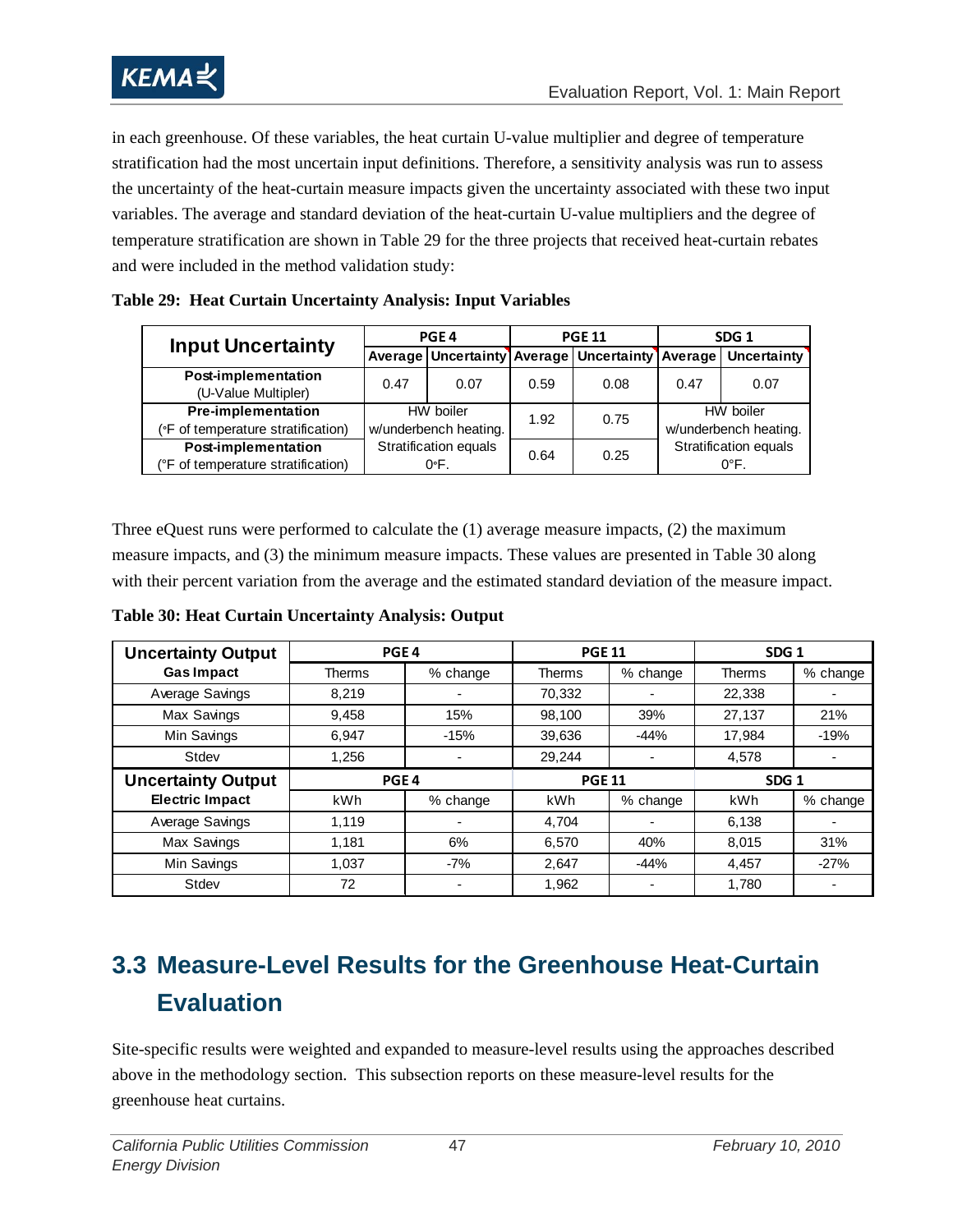in each greenhouse. Of these variables, the heat curtain U-value multiplier and degree of temperature stratification had the most uncertain input definitions. Therefore, a sensitivity analysis was run to assess the uncertainty of the heat-curtain measure impacts given the uncertainty associated with these two input variables. The average and standard deviation of the heat-curtain U-value multipliers and the degree of temperature stratification are shown in Table 29 for the three projects that received heat-curtain rebates and were included in the method validation study:

**Table 29: Heat Curtain Uncertainty Analysis: Input Variables**

| Input Uncertainty | PGE 4 | | PGE 11 | | SDG 1 | |
|---|---|---|---|---|---|---|
| | Average | Uncertainty | Average | Uncertainty | Average | Uncertainty |
| **Post-implementation** (U-Value Multipler) | 0.47 | 0.07 | 0.59 | 0.08 | 0.47 | 0.07 |
| **Pre-implementation** (°F of temperature stratification) | HW boiler w/underbench heating. Stratification equals 0°F. | | 1.92 | 0.75 | HW boiler w/underbench heating. Stratification equals 0°F. | |
| **Post-implementation** (°F of temperature stratification) | | | 0.64 | 0.25 | | |

Three eQuest runs were performed to calculate the (1) average measure impacts, (2) the maximum measure impacts, and (3) the minimum measure impacts. These values are presented in Table 30 along with their percent variation from the average and the estimated standard deviation of the measure impact.

**Table 30: Heat Curtain Uncertainty Analysis: Output**

| Uncertainty Output | PGE 4 | | PGE 11 | | SDG 1 | |
|---|---|---|---|---|---|---|
| **Gas Impact** | Therms | % change | Therms | % change | Therms | % change |
| Average Savings | 8,219 | - | 70,332 | - | 22,338 | - |
| Max Savings | 9,458 | 15% | 98,100 | 39% | 27,137 | 21% |
| Min Savings | 6,947 | -15% | 39,636 | -44% | 17,984 | -19% |
| Stdev | 1,256 | - | 29,244 | - | 4,578 | - |
| **Uncertainty Output** | **PGE 4** | | **PGE 11** | | **SDG 1** | |
| **Electric Impact** | kWh | % change | kWh | % change | kWh | % change |
| Average Savings | 1,119 | - | 4,704 | - | 6,138 | - |
| Max Savings | 1,181 | 6% | 6,570 | 40% | 8,015 | 31% |
| Min Savings | 1,037 | -7% | 2,647 | -44% | 4,457 | -27% |
| Stdev | 72 | - | 1,962 | - | 1,780 | - |

## 3.3 Measure-Level Results for the Greenhouse Heat-Curtain Evaluation

Site-specific results were weighted and expanded to measure-level results using the approaches described above in the methodology section. This subsection reports on these measure-level results for the greenhouse heat curtains.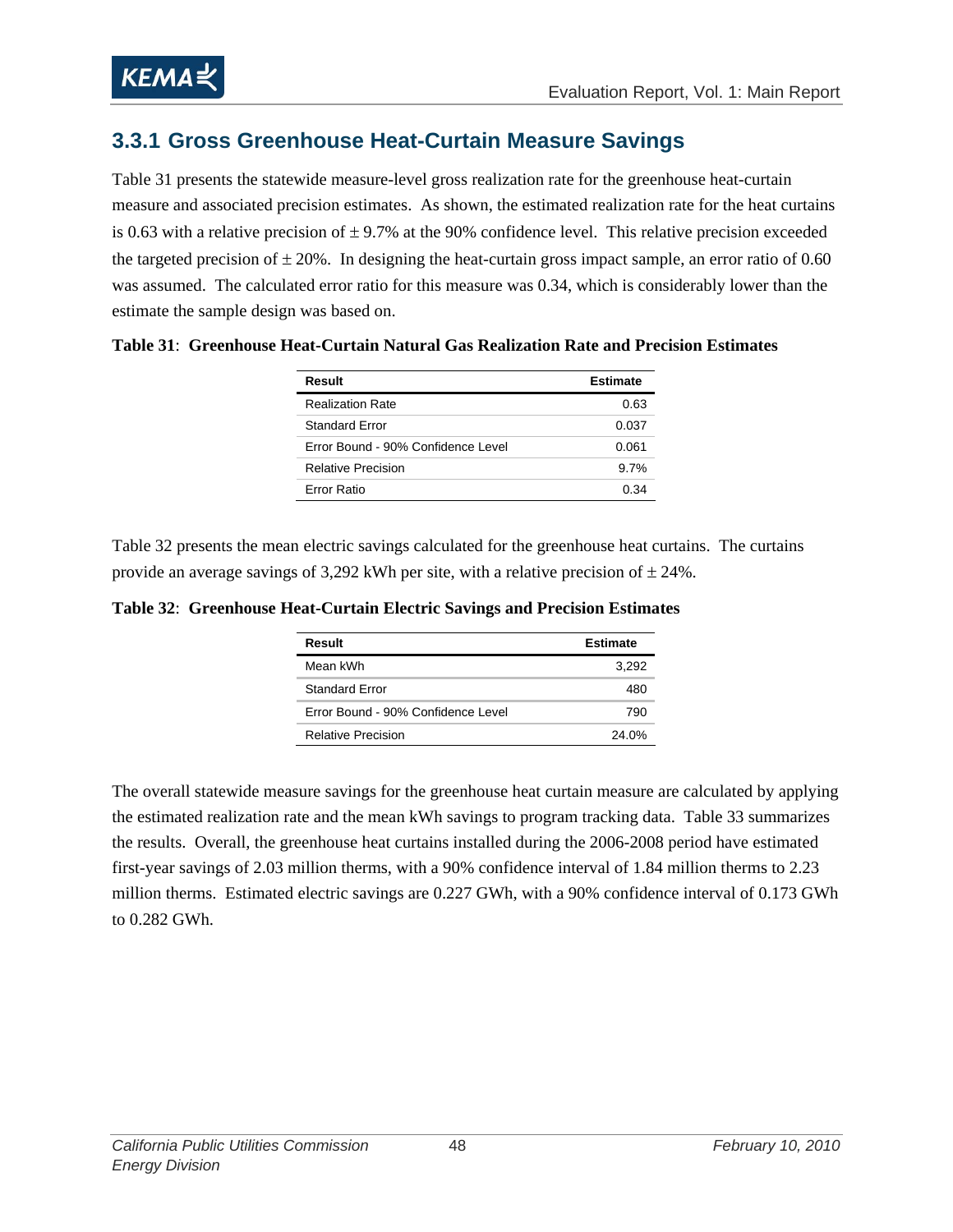### 3.3.1 Gross Greenhouse Heat-Curtain Measure Savings

Table 31 presents the statewide measure-level gross realization rate for the greenhouse heat-curtain measure and associated precision estimates. As shown, the estimated realization rate for the heat curtains is 0.63 with a relative precision of ± 9.7% at the 90% confidence level. This relative precision exceeded the targeted precision of ± 20%. In designing the heat-curtain gross impact sample, an error ratio of 0.60 was assumed. The calculated error ratio for this measure was 0.34, which is considerably lower than the estimate the sample design was based on.

**Table 31**: **Greenhouse Heat-Curtain Natural Gas Realization Rate and Precision Estimates**

| Result | Estimate |
|---|---|
| Realization Rate | 0.63 |
| Standard Error | 0.037 |
| Error Bound - 90% Confidence Level | 0.061 |
| Relative Precision | 9.7% |
| Error Ratio | 0.34 |

Table 32 presents the mean electric savings calculated for the greenhouse heat curtains. The curtains provide an average savings of 3,292 kWh per site, with a relative precision of ± 24%.

**Table 32**: **Greenhouse Heat-Curtain Electric Savings and Precision Estimates**

| Result | Estimate |
|---|---|
| Mean kWh | 3,292 |
| Standard Error | 480 |
| Error Bound - 90% Confidence Level | 790 |
| Relative Precision | 24.0% |

The overall statewide measure savings for the greenhouse heat curtain measure are calculated by applying the estimated realization rate and the mean kWh savings to program tracking data. Table 33 summarizes the results. Overall, the greenhouse heat curtains installed during the 2006-2008 period have estimated first-year savings of 2.03 million therms, with a 90% confidence interval of 1.84 million therms to 2.23 million therms. Estimated electric savings are 0.227 GWh, with a 90% confidence interval of 0.173 GWh to 0.282 GWh.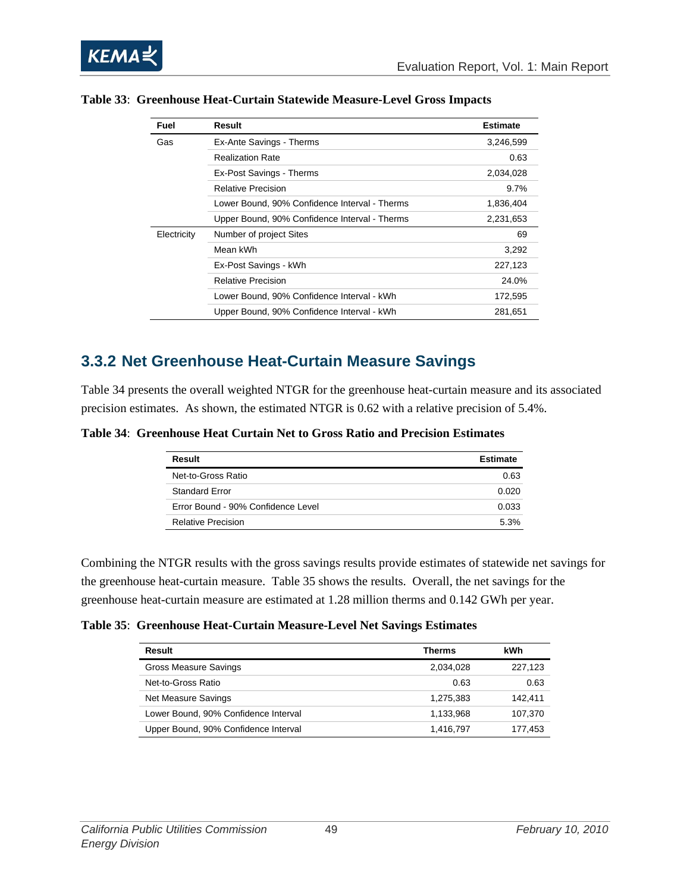**Table 33**: **Greenhouse Heat-Curtain Statewide Measure-Level Gross Impacts**

| Fuel | Result | Estimate |
|---|---|---|
| Gas | Ex-Ante Savings - Therms | 3,246,599 |
| | Realization Rate | 0.63 |
| | Ex-Post Savings - Therms | 2,034,028 |
| | Relative Precision | 9.7% |
| | Lower Bound, 90% Confidence Interval - Therms | 1,836,404 |
| | Upper Bound, 90% Confidence Interval - Therms | 2,231,653 |
| Electricity | Number of project Sites | 69 |
| | Mean kWh | 3,292 |
| | Ex-Post Savings - kWh | 227,123 |
| | Relative Precision | 24.0% |
| | Lower Bound, 90% Confidence Interval - kWh | 172,595 |
| | Upper Bound, 90% Confidence Interval - kWh | 281,651 |

## 3.3.2 Net Greenhouse Heat-Curtain Measure Savings

Table 34 presents the overall weighted NTGR for the greenhouse heat-curtain measure and its associated precision estimates. As shown, the estimated NTGR is 0.62 with a relative precision of 5.4%.

**Table 34**: **Greenhouse Heat Curtain Net to Gross Ratio and Precision Estimates**

| Result | Estimate |
|---|---|
| Net-to-Gross Ratio | 0.63 |
| Standard Error | 0.020 |
| Error Bound - 90% Confidence Level | 0.033 |
| Relative Precision | 5.3% |

Combining the NTGR results with the gross savings results provide estimates of statewide net savings for the greenhouse heat-curtain measure. Table 35 shows the results. Overall, the net savings for the greenhouse heat-curtain measure are estimated at 1.28 million therms and 0.142 GWh per year.

**Table 35**: **Greenhouse Heat-Curtain Measure-Level Net Savings Estimates**

| Result | Therms | kWh |
|---|---|---|
| Gross Measure Savings | 2,034,028 | 227,123 |
| Net-to-Gross Ratio | 0.63 | 0.63 |
| Net Measure Savings | 1,275,383 | 142,411 |
| Lower Bound, 90% Confidence Interval | 1,133,968 | 107,370 |
| Upper Bound, 90% Confidence Interval | 1,416,797 | 177,453 |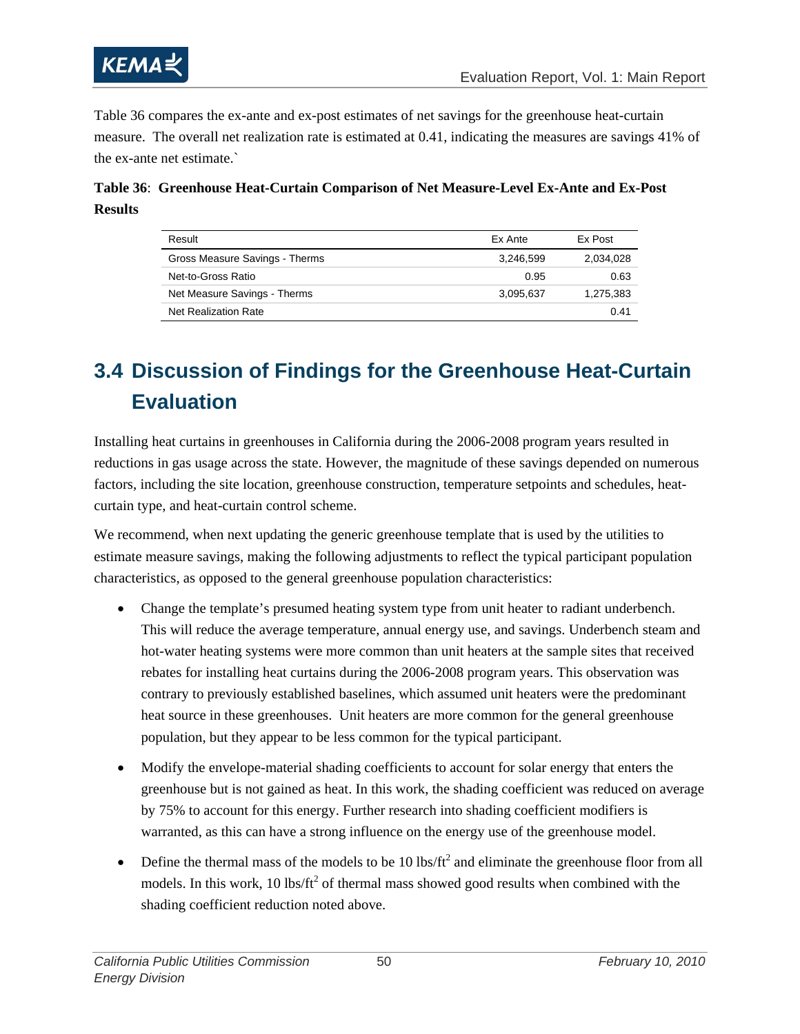Table 36 compares the ex-ante and ex-post estimates of net savings for the greenhouse heat-curtain measure. The overall net realization rate is estimated at 0.41, indicating the measures are savings 41% of the ex-ante net estimate.`

**Table 36**: **Greenhouse Heat-Curtain Comparison of Net Measure-Level Ex-Ante and Ex-Post Results**

| Result | Ex Ante | Ex Post |
|---|---|---|
| Gross Measure Savings - Therms | 3,246,599 | 2,034,028 |
| Net-to-Gross Ratio | 0.95 | 0.63 |
| Net Measure Savings - Therms | 3,095,637 | 1,275,383 |
| Net Realization Rate | | 0.41 |

## 3.4 Discussion of Findings for the Greenhouse Heat-Curtain Evaluation

Installing heat curtains in greenhouses in California during the 2006-2008 program years resulted in reductions in gas usage across the state. However, the magnitude of these savings depended on numerous factors, including the site location, greenhouse construction, temperature setpoints and schedules, heat-curtain type, and heat-curtain control scheme.

We recommend, when next updating the generic greenhouse template that is used by the utilities to estimate measure savings, making the following adjustments to reflect the typical participant population characteristics, as opposed to the general greenhouse population characteristics:

- Change the template's presumed heating system type from unit heater to radiant underbench. This will reduce the average temperature, annual energy use, and savings. Underbench steam and hot-water heating systems were more common than unit heaters at the sample sites that received rebates for installing heat curtains during the 2006-2008 program years. This observation was contrary to previously established baselines, which assumed unit heaters were the predominant heat source in these greenhouses. Unit heaters are more common for the general greenhouse population, but they appear to be less common for the typical participant.
- Modify the envelope-material shading coefficients to account for solar energy that enters the greenhouse but is not gained as heat. In this work, the shading coefficient was reduced on average by 75% to account for this energy. Further research into shading coefficient modifiers is warranted, as this can have a strong influence on the energy use of the greenhouse model.
- Define the thermal mass of the models to be 10 lbs/ft$^2$ and eliminate the greenhouse floor from all models. In this work, 10 lbs/ft$^2$ of thermal mass showed good results when combined with the shading coefficient reduction noted above.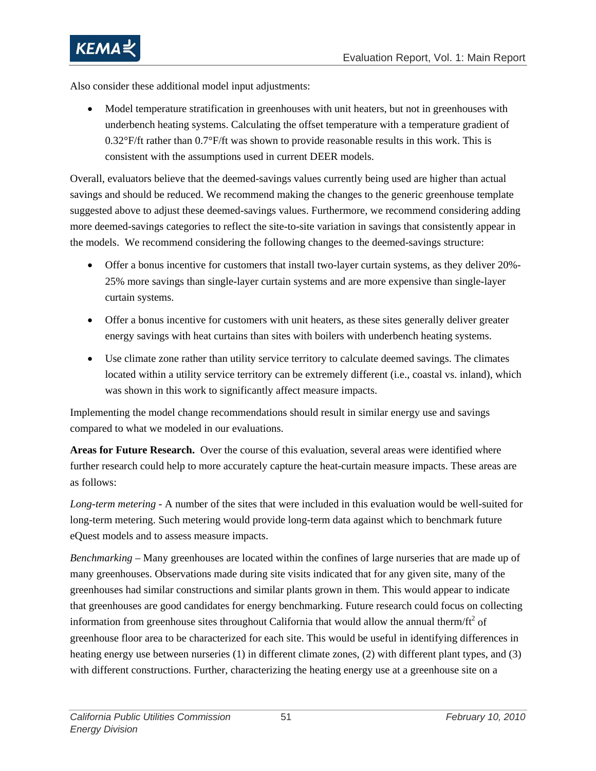Also consider these additional model input adjustments:

- Model temperature stratification in greenhouses with unit heaters, but not in greenhouses with underbench heating systems. Calculating the offset temperature with a temperature gradient of 0.32°F/ft rather than 0.7°F/ft was shown to provide reasonable results in this work. This is consistent with the assumptions used in current DEER models.

Overall, evaluators believe that the deemed-savings values currently being used are higher than actual savings and should be reduced. We recommend making the changes to the generic greenhouse template suggested above to adjust these deemed-savings values. Furthermore, we recommend considering adding more deemed-savings categories to reflect the site-to-site variation in savings that consistently appear in the models. We recommend considering the following changes to the deemed-savings structure:

- Offer a bonus incentive for customers that install two-layer curtain systems, as they deliver 20%-25% more savings than single-layer curtain systems and are more expensive than single-layer curtain systems.
- Offer a bonus incentive for customers with unit heaters, as these sites generally deliver greater energy savings with heat curtains than sites with boilers with underbench heating systems.
- Use climate zone rather than utility service territory to calculate deemed savings. The climates located within a utility service territory can be extremely different (i.e., coastal vs. inland), which was shown in this work to significantly affect measure impacts.

Implementing the model change recommendations should result in similar energy use and savings compared to what we modeled in our evaluations.

**Areas for Future Research.** Over the course of this evaluation, several areas were identified where further research could help to more accurately capture the heat-curtain measure impacts. These areas are as follows:

*Long-term metering* - A number of the sites that were included in this evaluation would be well-suited for long-term metering. Such metering would provide long-term data against which to benchmark future eQuest models and to assess measure impacts.

*Benchmarking* – Many greenhouses are located within the confines of large nurseries that are made up of many greenhouses. Observations made during site visits indicated that for any given site, many of the greenhouses had similar constructions and similar plants grown in them. This would appear to indicate that greenhouses are good candidates for energy benchmarking. Future research could focus on collecting information from greenhouse sites throughout California that would allow the annual therm/$ft^2$ of greenhouse floor area to be characterized for each site. This would be useful in identifying differences in heating energy use between nurseries (1) in different climate zones, (2) with different plant types, and (3) with different constructions. Further, characterizing the heating energy use at a greenhouse site on a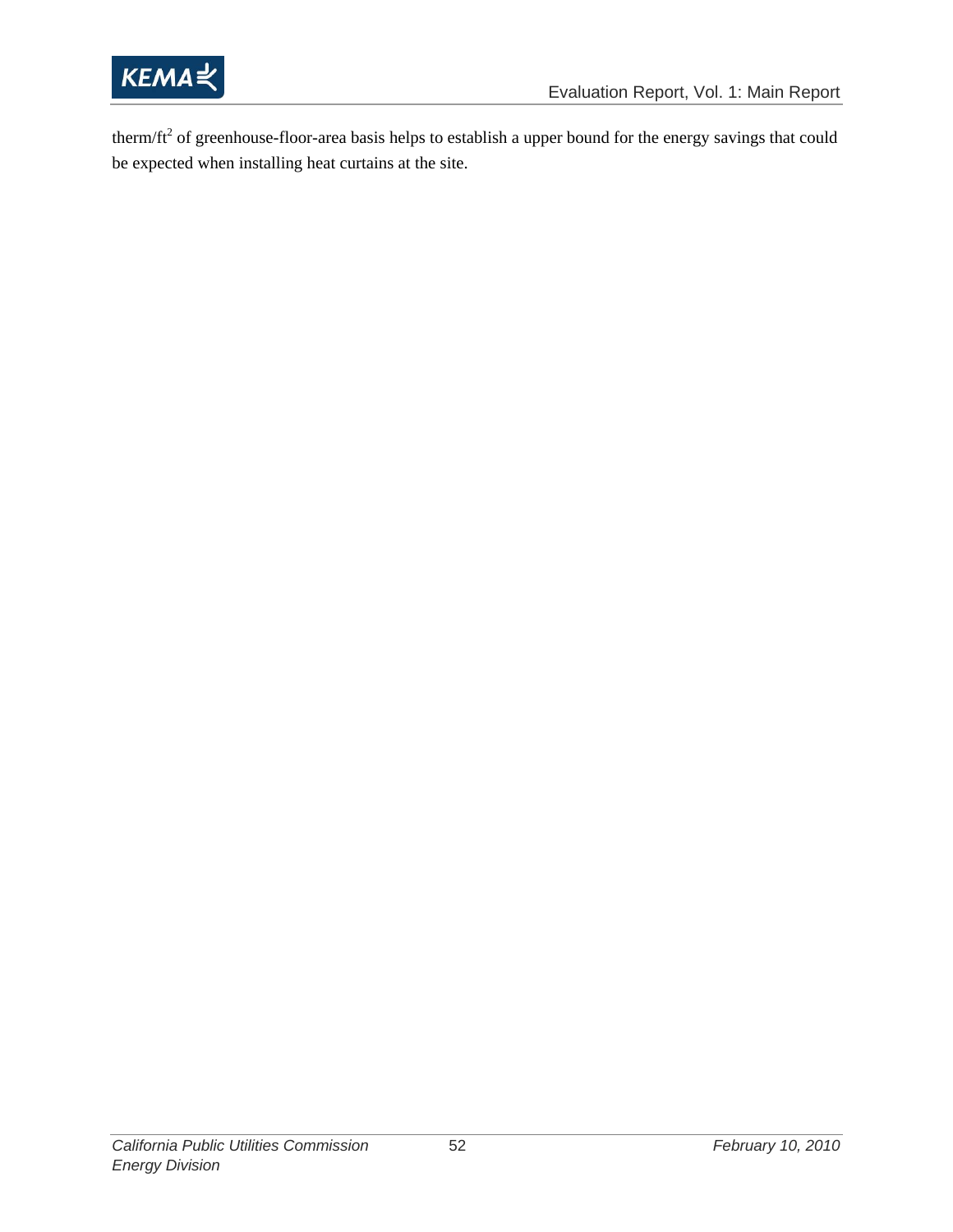therm/$ft^2$ of greenhouse-floor-area basis helps to establish a upper bound for the energy savings that could be expected when installing heat curtains at the site.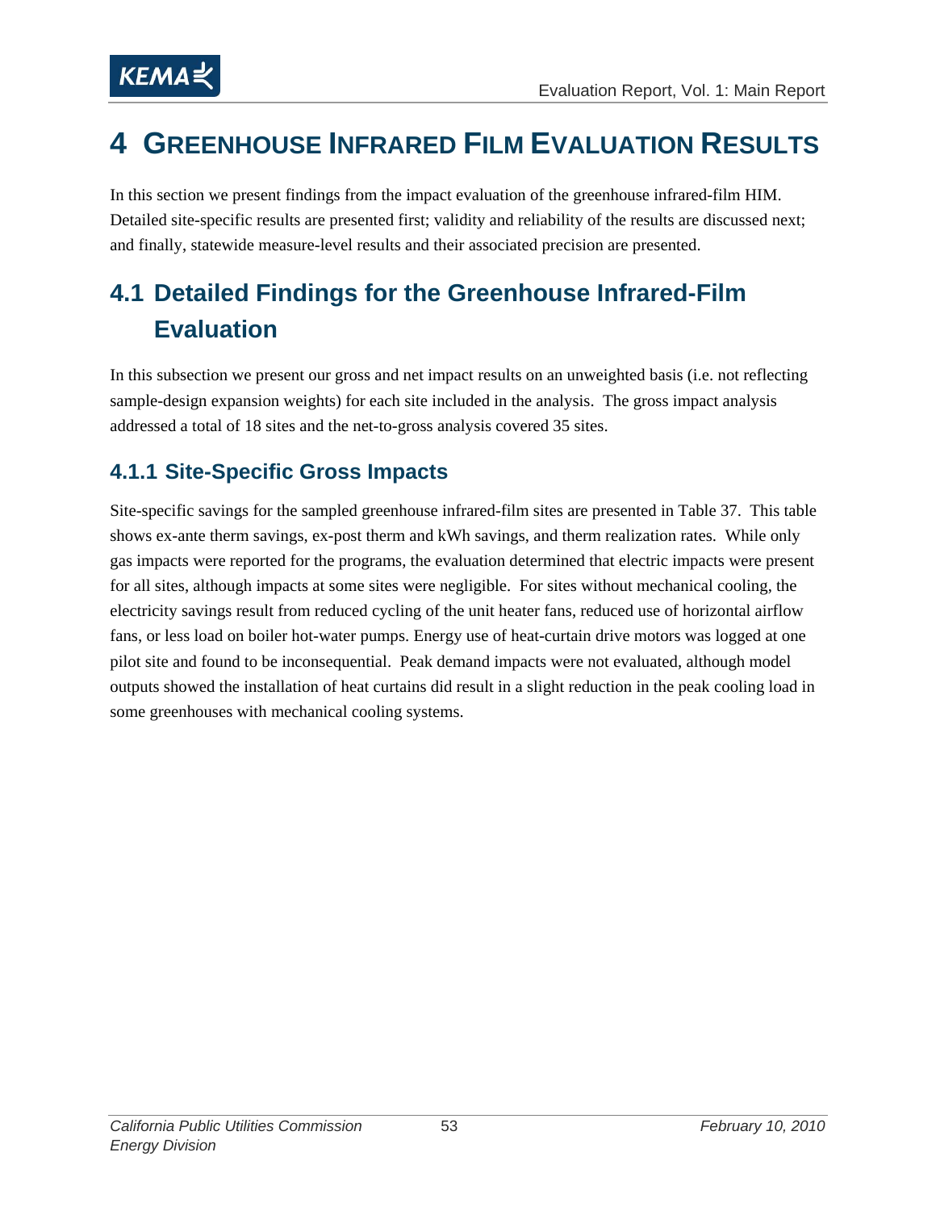# 4 Greenhouse Infrared Film Evaluation Results

In this section we present findings from the impact evaluation of the greenhouse infrared-film HIM. Detailed site-specific results are presented first; validity and reliability of the results are discussed next; and finally, statewide measure-level results and their associated precision are presented.

## 4.1 Detailed Findings for the Greenhouse Infrared-Film Evaluation

In this subsection we present our gross and net impact results on an unweighted basis (i.e. not reflecting sample-design expansion weights) for each site included in the analysis. The gross impact analysis addressed a total of 18 sites and the net-to-gross analysis covered 35 sites.

### 4.1.1 Site-Specific Gross Impacts

Site-specific savings for the sampled greenhouse infrared-film sites are presented in Table 37. This table shows ex-ante therm savings, ex-post therm and kWh savings, and therm realization rates. While only gas impacts were reported for the programs, the evaluation determined that electric impacts were present for all sites, although impacts at some sites were negligible. For sites without mechanical cooling, the electricity savings result from reduced cycling of the unit heater fans, reduced use of horizontal airflow fans, or less load on boiler hot-water pumps. Energy use of heat-curtain drive motors was logged at one pilot site and found to be inconsequential. Peak demand impacts were not evaluated, although model outputs showed the installation of heat curtains did result in a slight reduction in the peak cooling load in some greenhouses with mechanical cooling systems.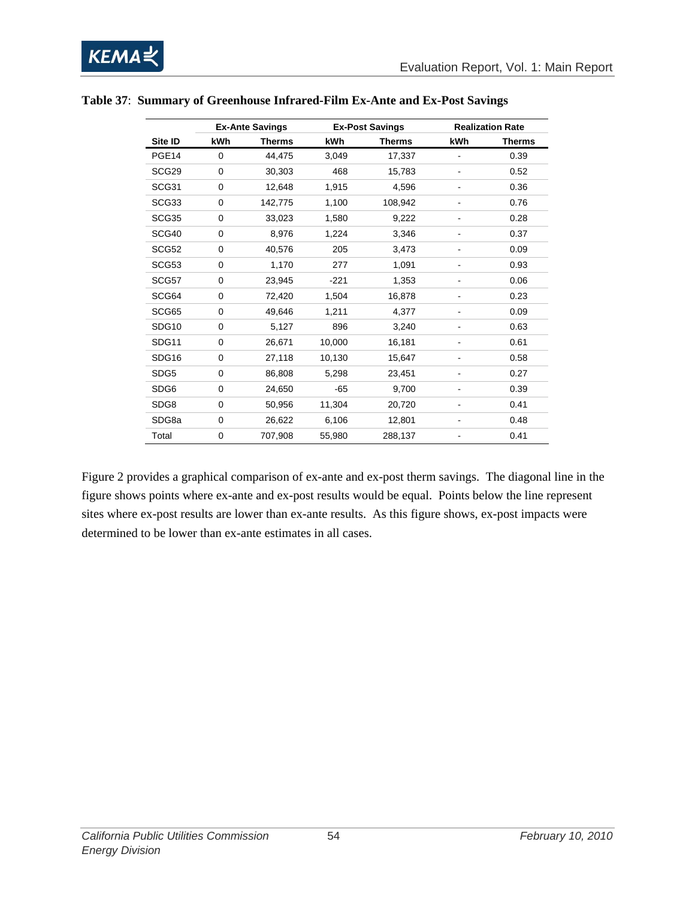**Table 37**: **Summary of Greenhouse Infrared-Film Ex-Ante and Ex-Post Savings**

| | Ex-Ante Savings | | Ex-Post Savings | | Realization Rate | |
|---|---|---|---|---|---|---|
| Site ID | kWh | Therms | kWh | Therms | kWh | Therms |
| PGE14 | 0 | 44,475 | 3,049 | 17,337 | - | 0.39 |
| SCG29 | 0 | 30,303 | 468 | 15,783 | - | 0.52 |
| SCG31 | 0 | 12,648 | 1,915 | 4,596 | - | 0.36 |
| SCG33 | 0 | 142,775 | 1,100 | 108,942 | - | 0.76 |
| SCG35 | 0 | 33,023 | 1,580 | 9,222 | - | 0.28 |
| SCG40 | 0 | 8,976 | 1,224 | 3,346 | - | 0.37 |
| SCG52 | 0 | 40,576 | 205 | 3,473 | - | 0.09 |
| SCG53 | 0 | 1,170 | 277 | 1,091 | - | 0.93 |
| SCG57 | 0 | 23,945 | -221 | 1,353 | - | 0.06 |
| SCG64 | 0 | 72,420 | 1,504 | 16,878 | - | 0.23 |
| SCG65 | 0 | 49,646 | 1,211 | 4,377 | - | 0.09 |
| SDG10 | 0 | 5,127 | 896 | 3,240 | - | 0.63 |
| SDG11 | 0 | 26,671 | 10,000 | 16,181 | - | 0.61 |
| SDG16 | 0 | 27,118 | 10,130 | 15,647 | - | 0.58 |
| SDG5 | 0 | 86,808 | 5,298 | 23,451 | - | 0.27 |
| SDG6 | 0 | 24,650 | -65 | 9,700 | - | 0.39 |
| SDG8 | 0 | 50,956 | 11,304 | 20,720 | - | 0.41 |
| SDG8a | 0 | 26,622 | 6,106 | 12,801 | - | 0.48 |
| Total | 0 | 707,908 | 55,980 | 288,137 | - | 0.41 |

Figure 2 provides a graphical comparison of ex-ante and ex-post therm savings. The diagonal line in the figure shows points where ex-ante and ex-post results would be equal. Points below the line represent sites where ex-post results are lower than ex-ante results. As this figure shows, ex-post impacts were determined to be lower than ex-ante estimates in all cases.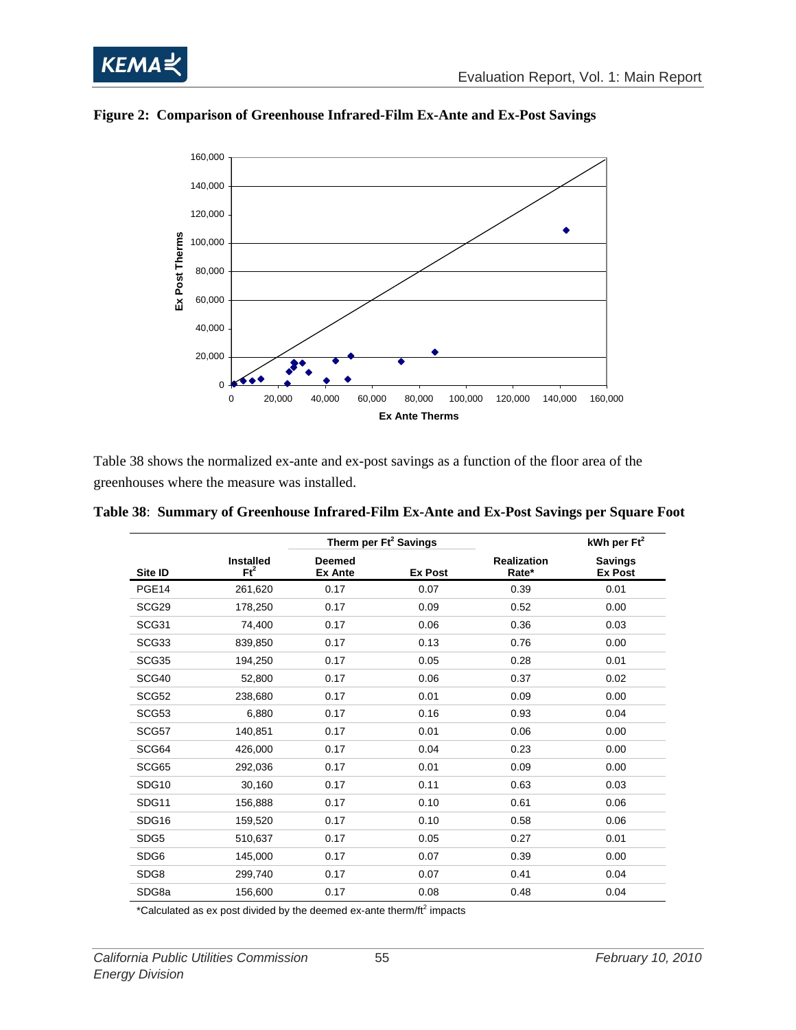**Figure 2: Comparison of Greenhouse Infrared-Film Ex-Ante and Ex-Post Savings**

Table 38 shows the normalized ex-ante and ex-post savings as a function of the floor area of the greenhouses where the measure was installed.

**Table 38**: **Summary of Greenhouse Infrared-Film Ex-Ante and Ex-Post Savings per Square Foot**

| | | Therm per Ft$^2$ Savings | | | kWh per Ft$^2$ |
|---|---|---|---|---|---|
| Site ID | Installed Ft$^2$ | Deemed Ex Ante | Ex Post | Realization Rate* | Savings Ex Post |
| PGE14 | 261,620 | 0.17 | 0.07 | 0.39 | 0.01 |
| SCG29 | 178,250 | 0.17 | 0.09 | 0.52 | 0.00 |
| SCG31 | 74,400 | 0.17 | 0.06 | 0.36 | 0.03 |
| SCG33 | 839,850 | 0.17 | 0.13 | 0.76 | 0.00 |
| SCG35 | 194,250 | 0.17 | 0.05 | 0.28 | 0.01 |
| SCG40 | 52,800 | 0.17 | 0.06 | 0.37 | 0.02 |
| SCG52 | 238,680 | 0.17 | 0.01 | 0.09 | 0.00 |
| SCG53 | 6,880 | 0.17 | 0.16 | 0.93 | 0.04 |
| SCG57 | 140,851 | 0.17 | 0.01 | 0.06 | 0.00 |
| SCG64 | 426,000 | 0.17 | 0.04 | 0.23 | 0.00 |
| SCG65 | 292,036 | 0.17 | 0.01 | 0.09 | 0.00 |
| SDG10 | 30,160 | 0.17 | 0.11 | 0.63 | 0.03 |
| SDG11 | 156,888 | 0.17 | 0.10 | 0.61 | 0.06 |
| SDG16 | 159,520 | 0.17 | 0.10 | 0.58 | 0.06 |
| SDG5 | 510,637 | 0.17 | 0.05 | 0.27 | 0.01 |
| SDG6 | 145,000 | 0.17 | 0.07 | 0.39 | 0.00 |
| SDG8 | 299,740 | 0.17 | 0.07 | 0.41 | 0.04 |
| SDG8a | 156,600 | 0.17 | 0.08 | 0.48 | 0.04 |

*Calculated as ex post divided by the deemed ex-ante therm/ft$^2$ impacts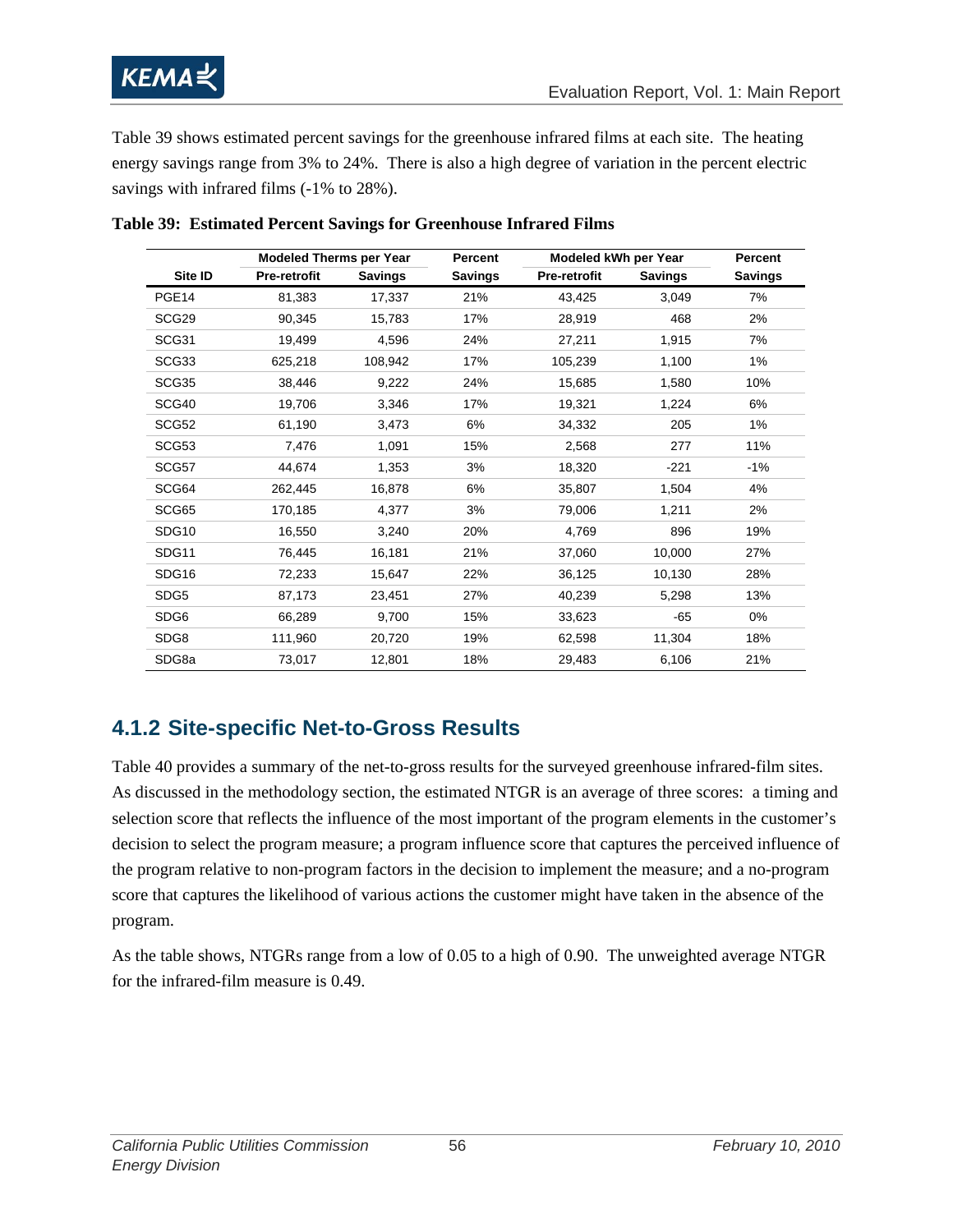Table 39 shows estimated percent savings for the greenhouse infrared films at each site. The heating energy savings range from 3% to 24%. There is also a high degree of variation in the percent electric savings with infrared films (-1% to 28%).

**Table 39: Estimated Percent Savings for Greenhouse Infrared Films**

| | Modeled Therms per Year | | Percent | Modeled kWh per Year | | Percent |
|---|---|---|---|---|---|---|
| **Site ID** | **Pre-retrofit** | **Savings** | **Savings** | **Pre-retrofit** | **Savings** | **Savings** |
| PGE14 | 81,383 | 17,337 | 21% | 43,425 | 3,049 | 7% |
| SCG29 | 90,345 | 15,783 | 17% | 28,919 | 468 | 2% |
| SCG31 | 19,499 | 4,596 | 24% | 27,211 | 1,915 | 7% |
| SCG33 | 625,218 | 108,942 | 17% | 105,239 | 1,100 | 1% |
| SCG35 | 38,446 | 9,222 | 24% | 15,685 | 1,580 | 10% |
| SCG40 | 19,706 | 3,346 | 17% | 19,321 | 1,224 | 6% |
| SCG52 | 61,190 | 3,473 | 6% | 34,332 | 205 | 1% |
| SCG53 | 7,476 | 1,091 | 15% | 2,568 | 277 | 11% |
| SCG57 | 44,674 | 1,353 | 3% | 18,320 | -221 | -1% |
| SCG64 | 262,445 | 16,878 | 6% | 35,807 | 1,504 | 4% |
| SCG65 | 170,185 | 4,377 | 3% | 79,006 | 1,211 | 2% |
| SDG10 | 16,550 | 3,240 | 20% | 4,769 | 896 | 19% |
| SDG11 | 76,445 | 16,181 | 21% | 37,060 | 10,000 | 27% |
| SDG16 | 72,233 | 15,647 | 22% | 36,125 | 10,130 | 28% |
| SDG5 | 87,173 | 23,451 | 27% | 40,239 | 5,298 | 13% |
| SDG6 | 66,289 | 9,700 | 15% | 33,623 | -65 | 0% |
| SDG8 | 111,960 | 20,720 | 19% | 62,598 | 11,304 | 18% |
| SDG8a | 73,017 | 12,801 | 18% | 29,483 | 6,106 | 21% |

## 4.1.2 Site-specific Net-to-Gross Results

Table 40 provides a summary of the net-to-gross results for the surveyed greenhouse infrared-film sites. As discussed in the methodology section, the estimated NTGR is an average of three scores: a timing and selection score that reflects the influence of the most important of the program elements in the customer's decision to select the program measure; a program influence score that captures the perceived influence of the program relative to non-program factors in the decision to implement the measure; and a no-program score that captures the likelihood of various actions the customer might have taken in the absence of the program.

As the table shows, NTGRs range from a low of 0.05 to a high of 0.90. The unweighted average NTGR for the infrared-film measure is 0.49.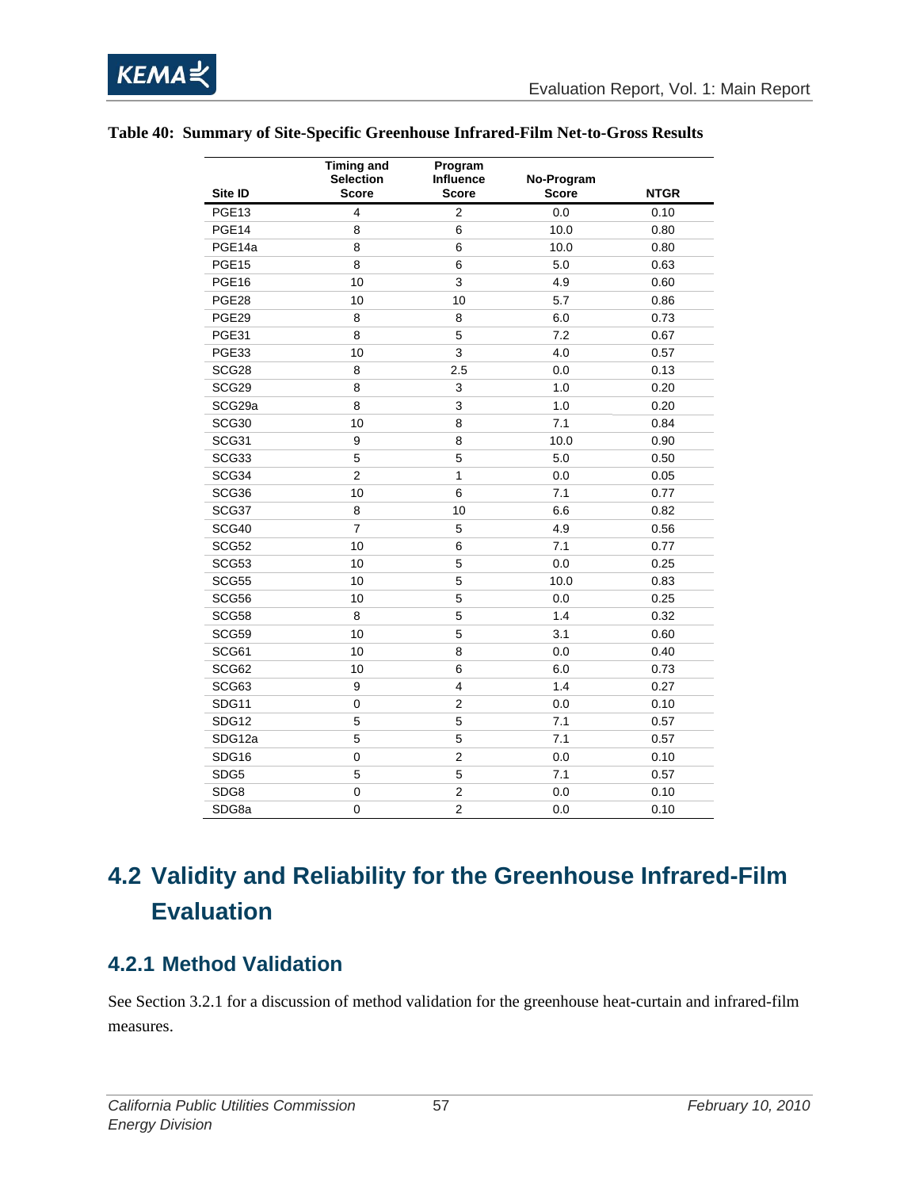**Table 40: Summary of Site-Specific Greenhouse Infrared-Film Net-to-Gross Results**

| Site ID | Timing and Selection Score | Program Influence Score | No-Program Score | NTGR |
|---|---|---|---|---|
| PGE13 | 4 | 2 | 0.0 | 0.10 |
| PGE14 | 8 | 6 | 10.0 | 0.80 |
| PGE14a | 8 | 6 | 10.0 | 0.80 |
| PGE15 | 8 | 6 | 5.0 | 0.63 |
| PGE16 | 10 | 3 | 4.9 | 0.60 |
| PGE28 | 10 | 10 | 5.7 | 0.86 |
| PGE29 | 8 | 8 | 6.0 | 0.73 |
| PGE31 | 8 | 5 | 7.2 | 0.67 |
| PGE33 | 10 | 3 | 4.0 | 0.57 |
| SCG28 | 8 | 2.5 | 0.0 | 0.13 |
| SCG29 | 8 | 3 | 1.0 | 0.20 |
| SCG29a | 8 | 3 | 1.0 | 0.20 |
| SCG30 | 10 | 8 | 7.1 | 0.84 |
| SCG31 | 9 | 8 | 10.0 | 0.90 |
| SCG33 | 5 | 5 | 5.0 | 0.50 |
| SCG34 | 2 | 1 | 0.0 | 0.05 |
| SCG36 | 10 | 6 | 7.1 | 0.77 |
| SCG37 | 8 | 10 | 6.6 | 0.82 |
| SCG40 | 7 | 5 | 4.9 | 0.56 |
| SCG52 | 10 | 6 | 7.1 | 0.77 |
| SCG53 | 10 | 5 | 0.0 | 0.25 |
| SCG55 | 10 | 5 | 10.0 | 0.83 |
| SCG56 | 10 | 5 | 0.0 | 0.25 |
| SCG58 | 8 | 5 | 1.4 | 0.32 |
| SCG59 | 10 | 5 | 3.1 | 0.60 |
| SCG61 | 10 | 8 | 0.0 | 0.40 |
| SCG62 | 10 | 6 | 6.0 | 0.73 |
| SCG63 | 9 | 4 | 1.4 | 0.27 |
| SDG11 | 0 | 2 | 0.0 | 0.10 |
| SDG12 | 5 | 5 | 7.1 | 0.57 |
| SDG12a | 5 | 5 | 7.1 | 0.57 |
| SDG16 | 0 | 2 | 0.0 | 0.10 |
| SDG5 | 5 | 5 | 7.1 | 0.57 |
| SDG8 | 0 | 2 | 0.0 | 0.10 |
| SDG8a | 0 | 2 | 0.0 | 0.10 |

## 4.2 Validity and Reliability for the Greenhouse Infrared-Film Evaluation

### 4.2.1 Method Validation

See Section 3.2.1 for a discussion of method validation for the greenhouse heat-curtain and infrared-film measures.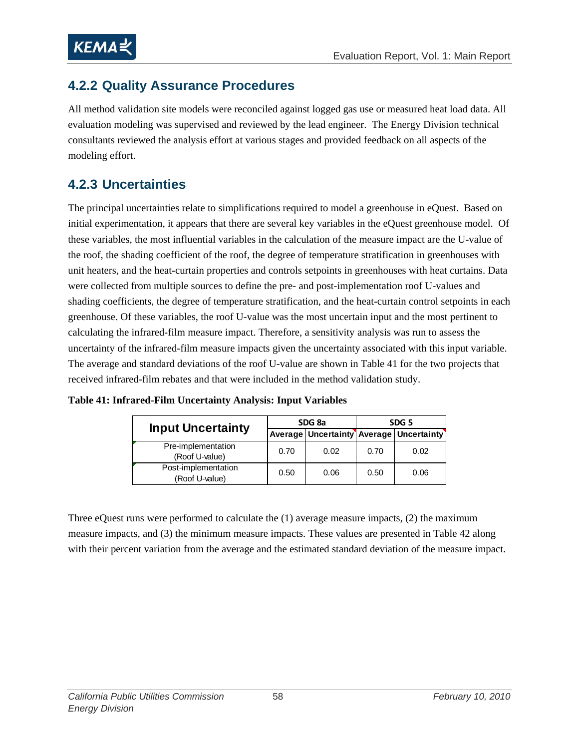### 4.2.2 Quality Assurance Procedures

All method validation site models were reconciled against logged gas use or measured heat load data. All evaluation modeling was supervised and reviewed by the lead engineer. The Energy Division technical consultants reviewed the analysis effort at various stages and provided feedback on all aspects of the modeling effort.

### 4.2.3 Uncertainties

The principal uncertainties relate to simplifications required to model a greenhouse in eQuest. Based on initial experimentation, it appears that there are several key variables in the eQuest greenhouse model. Of these variables, the most influential variables in the calculation of the measure impact are the U-value of the roof, the shading coefficient of the roof, the degree of temperature stratification in greenhouses with unit heaters, and the heat-curtain properties and controls setpoints in greenhouses with heat curtains. Data were collected from multiple sources to define the pre- and post-implementation roof U-values and shading coefficients, the degree of temperature stratification, and the heat-curtain control setpoints in each greenhouse. Of these variables, the roof U-value was the most uncertain input and the most pertinent to calculating the infrared-film measure impact. Therefore, a sensitivity analysis was run to assess the uncertainty of the infrared-film measure impacts given the uncertainty associated with this input variable. The average and standard deviations of the roof U-value are shown in Table 41 for the two projects that received infrared-film rebates and that were included in the method validation study.

**Table 41: Infrared-Film Uncertainty Analysis: Input Variables**

| Input Uncertainty | SDG 8a | | SDG 5 | |
|---|---|---|---|---|
| | Average | Uncertainty | Average | Uncertainty |
| Pre-implementation (Roof U-value) | 0.70 | 0.02 | 0.70 | 0.02 |
| Post-implementation (Roof U-value) | 0.50 | 0.06 | 0.50 | 0.06 |

Three eQuest runs were performed to calculate the (1) average measure impacts, (2) the maximum measure impacts, and (3) the minimum measure impacts. These values are presented in Table 42 along with their percent variation from the average and the estimated standard deviation of the measure impact.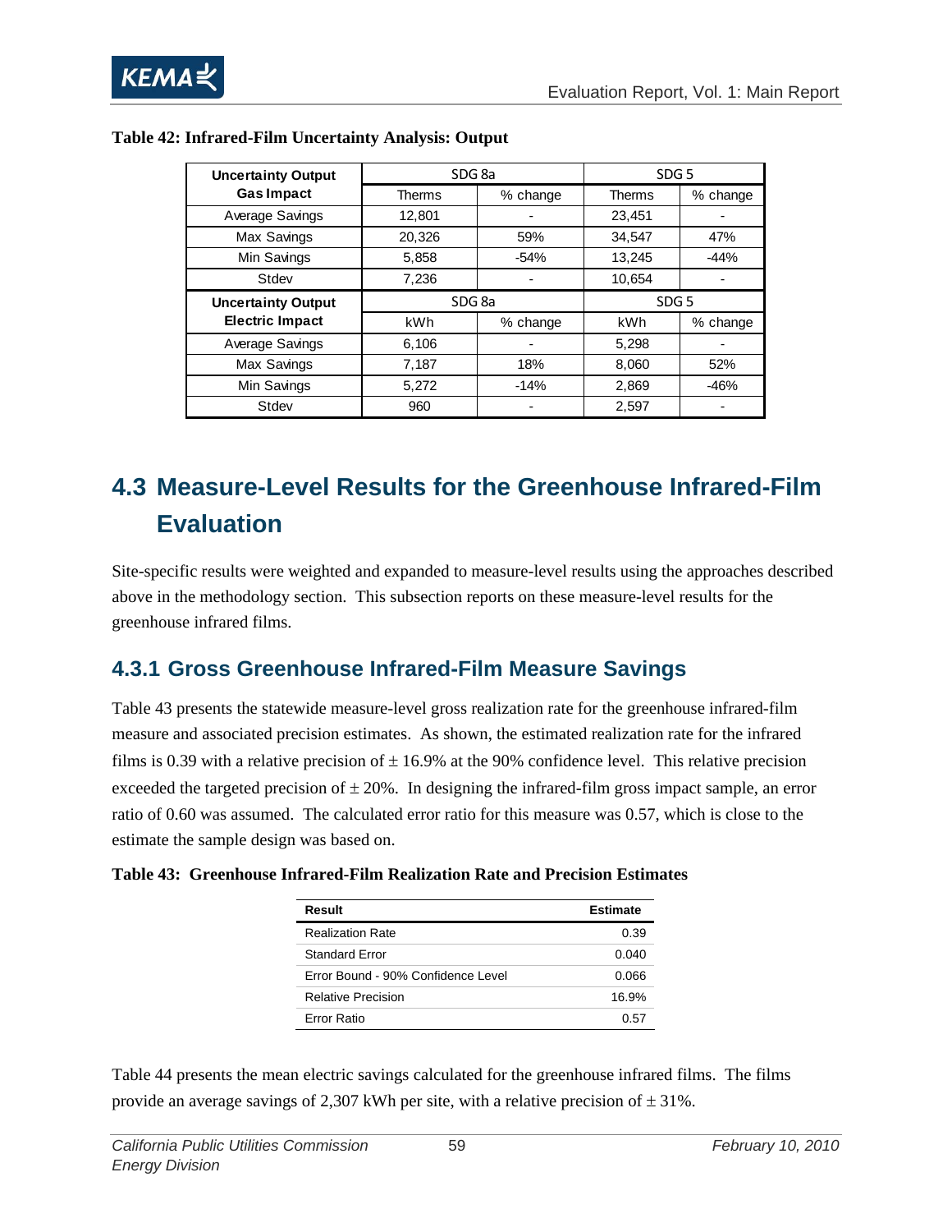**Table 42: Infrared-Film Uncertainty Analysis: Output**

| Uncertainty Output Gas Impact | SDG 8a | | SDG 5 | |
|---|---|---|---|---|
| | Therms | % change | Therms | % change |
| Average Savings | 12,801 | - | 23,451 | - |
| Max Savings | 20,326 | 59% | 34,547 | 47% |
| Min Savings | 5,858 | -54% | 13,245 | -44% |
| Stdev | 7,236 | - | 10,654 | - |
| **Uncertainty Output Electric Impact** | **SDG 8a** | | **SDG 5** | |
| | kWh | % change | kWh | % change |
| Average Savings | 6,106 | - | 5,298 | - |
| Max Savings | 7,187 | 18% | 8,060 | 52% |
| Min Savings | 5,272 | -14% | 2,869 | -46% |
| Stdev | 960 | - | 2,597 | - |

## 4.3 Measure-Level Results for the Greenhouse Infrared-Film Evaluation

Site-specific results were weighted and expanded to measure-level results using the approaches described above in the methodology section. This subsection reports on these measure-level results for the greenhouse infrared films.

### 4.3.1 Gross Greenhouse Infrared-Film Measure Savings

Table 43 presents the statewide measure-level gross realization rate for the greenhouse infrared-film measure and associated precision estimates. As shown, the estimated realization rate for the infrared films is 0.39 with a relative precision of ± 16.9% at the 90% confidence level. This relative precision exceeded the targeted precision of ± 20%. In designing the infrared-film gross impact sample, an error ratio of 0.60 was assumed. The calculated error ratio for this measure was 0.57, which is close to the estimate the sample design was based on.

**Table 43: Greenhouse Infrared-Film Realization Rate and Precision Estimates**

| Result | Estimate |
|---|---|
| Realization Rate | 0.39 |
| Standard Error | 0.040 |
| Error Bound - 90% Confidence Level | 0.066 |
| Relative Precision | 16.9% |
| Error Ratio | 0.57 |

Table 44 presents the mean electric savings calculated for the greenhouse infrared films. The films provide an average savings of 2,307 kWh per site, with a relative precision of ± 31%.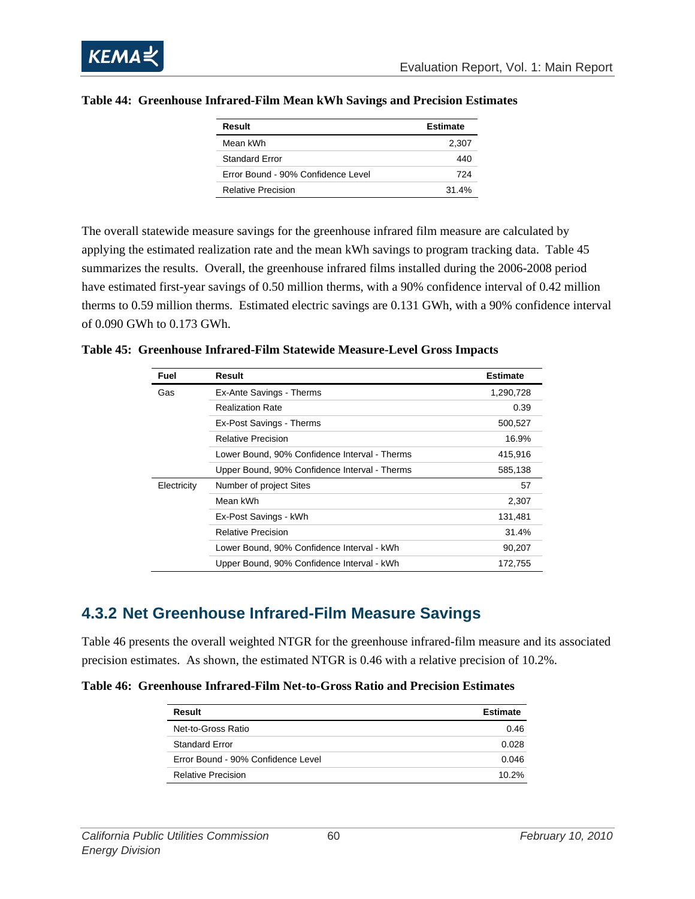**Table 44: Greenhouse Infrared-Film Mean kWh Savings and Precision Estimates**

| Result | Estimate |
|---|---|
| Mean kWh | 2,307 |
| Standard Error | 440 |
| Error Bound - 90% Confidence Level | 724 |
| Relative Precision | 31.4% |

The overall statewide measure savings for the greenhouse infrared film measure are calculated by applying the estimated realization rate and the mean kWh savings to program tracking data. Table 45 summarizes the results. Overall, the greenhouse infrared films installed during the 2006-2008 period have estimated first-year savings of 0.50 million therms, with a 90% confidence interval of 0.42 million therms to 0.59 million therms. Estimated electric savings are 0.131 GWh, with a 90% confidence interval of 0.090 GWh to 0.173 GWh.

**Table 45: Greenhouse Infrared-Film Statewide Measure-Level Gross Impacts**

| Fuel | Result | Estimate |
|---|---|---|
| Gas | Ex-Ante Savings - Therms | 1,290,728 |
| | Realization Rate | 0.39 |
| | Ex-Post Savings - Therms | 500,527 |
| | Relative Precision | 16.9% |
| | Lower Bound, 90% Confidence Interval - Therms | 415,916 |
| | Upper Bound, 90% Confidence Interval - Therms | 585,138 |
| Electricity | Number of project Sites | 57 |
| | Mean kWh | 2,307 |
| | Ex-Post Savings - kWh | 131,481 |
| | Relative Precision | 31.4% |
| | Lower Bound, 90% Confidence Interval - kWh | 90,207 |
| | Upper Bound, 90% Confidence Interval - kWh | 172,755 |

## 4.3.2 Net Greenhouse Infrared-Film Measure Savings

Table 46 presents the overall weighted NTGR for the greenhouse infrared-film measure and its associated precision estimates. As shown, the estimated NTGR is 0.46 with a relative precision of 10.2%.

**Table 46: Greenhouse Infrared-Film Net-to-Gross Ratio and Precision Estimates**

| Result | Estimate |
|---|---|
| Net-to-Gross Ratio | 0.46 |
| Standard Error | 0.028 |
| Error Bound - 90% Confidence Level | 0.046 |
| Relative Precision | 10.2% |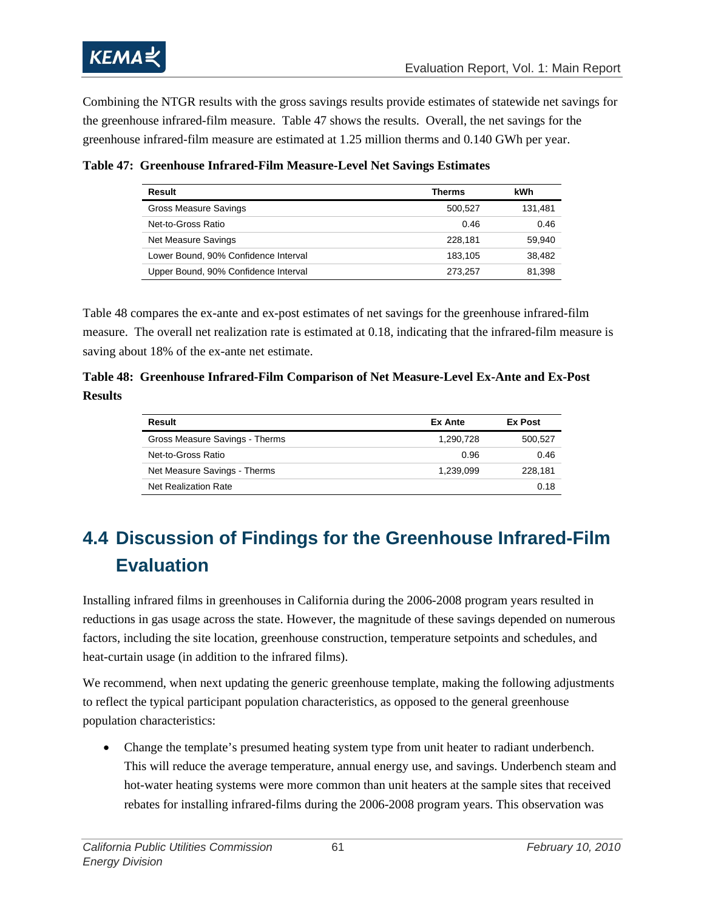Combining the NTGR results with the gross savings results provide estimates of statewide net savings for the greenhouse infrared-film measure. Table 47 shows the results. Overall, the net savings for the greenhouse infrared-film measure are estimated at 1.25 million therms and 0.140 GWh per year.

**Table 47: Greenhouse Infrared-Film Measure-Level Net Savings Estimates**

| Result | Therms | kWh |
|---|---|---|
| Gross Measure Savings | 500,527 | 131,481 |
| Net-to-Gross Ratio | 0.46 | 0.46 |
| Net Measure Savings | 228,181 | 59,940 |
| Lower Bound, 90% Confidence Interval | 183,105 | 38,482 |
| Upper Bound, 90% Confidence Interval | 273,257 | 81,398 |

Table 48 compares the ex-ante and ex-post estimates of net savings for the greenhouse infrared-film measure. The overall net realization rate is estimated at 0.18, indicating that the infrared-film measure is saving about 18% of the ex-ante net estimate.

**Table 48: Greenhouse Infrared-Film Comparison of Net Measure-Level Ex-Ante and Ex-Post Results**

| Result | Ex Ante | Ex Post |
|---|---|---|
| Gross Measure Savings - Therms | 1,290,728 | 500,527 |
| Net-to-Gross Ratio | 0.96 | 0.46 |
| Net Measure Savings - Therms | 1,239,099 | 228,181 |
| Net Realization Rate | | 0.18 |

## 4.4 Discussion of Findings for the Greenhouse Infrared-Film Evaluation

Installing infrared films in greenhouses in California during the 2006-2008 program years resulted in reductions in gas usage across the state. However, the magnitude of these savings depended on numerous factors, including the site location, greenhouse construction, temperature setpoints and schedules, and heat-curtain usage (in addition to the infrared films).

We recommend, when next updating the generic greenhouse template, making the following adjustments to reflect the typical participant population characteristics, as opposed to the general greenhouse population characteristics:

- Change the template's presumed heating system type from unit heater to radiant underbench. This will reduce the average temperature, annual energy use, and savings. Underbench steam and hot-water heating systems were more common than unit heaters at the sample sites that received rebates for installing infrared-films during the 2006-2008 program years. This observation was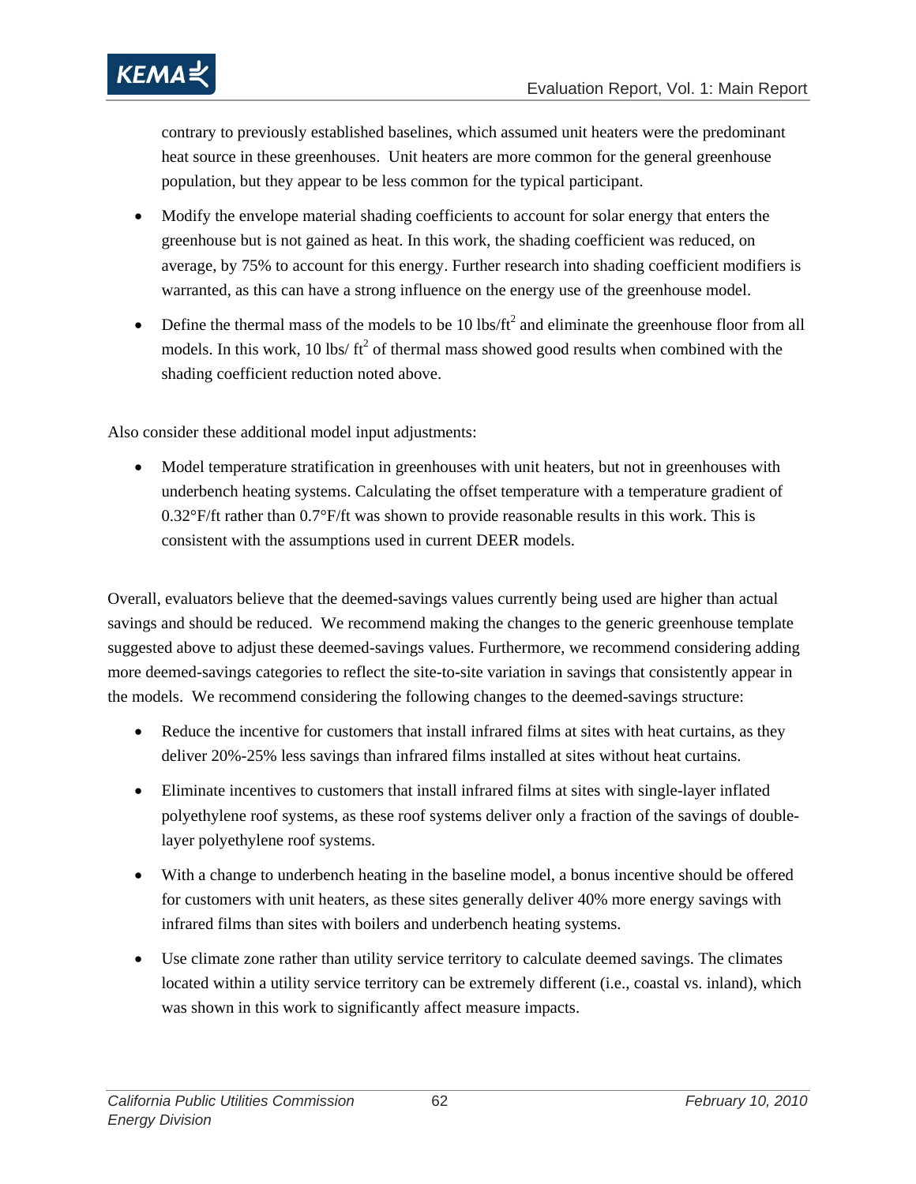contrary to previously established baselines, which assumed unit heaters were the predominant heat source in these greenhouses. Unit heaters are more common for the general greenhouse population, but they appear to be less common for the typical participant.

- Modify the envelope material shading coefficients to account for solar energy that enters the greenhouse but is not gained as heat. In this work, the shading coefficient was reduced, on average, by 75% to account for this energy. Further research into shading coefficient modifiers is warranted, as this can have a strong influence on the energy use of the greenhouse model.
- Define the thermal mass of the models to be 10 lbs/ft$^2$ and eliminate the greenhouse floor from all models. In this work, 10 lbs/ ft$^2$ of thermal mass showed good results when combined with the shading coefficient reduction noted above.

Also consider these additional model input adjustments:

- Model temperature stratification in greenhouses with unit heaters, but not in greenhouses with underbench heating systems. Calculating the offset temperature with a temperature gradient of 0.32°F/ft rather than 0.7°F/ft was shown to provide reasonable results in this work. This is consistent with the assumptions used in current DEER models.

Overall, evaluators believe that the deemed-savings values currently being used are higher than actual savings and should be reduced. We recommend making the changes to the generic greenhouse template suggested above to adjust these deemed-savings values. Furthermore, we recommend considering adding more deemed-savings categories to reflect the site-to-site variation in savings that consistently appear in the models. We recommend considering the following changes to the deemed-savings structure:

- Reduce the incentive for customers that install infrared films at sites with heat curtains, as they deliver 20%-25% less savings than infrared films installed at sites without heat curtains.
- Eliminate incentives to customers that install infrared films at sites with single-layer inflated polyethylene roof systems, as these roof systems deliver only a fraction of the savings of double-layer polyethylene roof systems.
- With a change to underbench heating in the baseline model, a bonus incentive should be offered for customers with unit heaters, as these sites generally deliver 40% more energy savings with infrared films than sites with boilers and underbench heating systems.
- Use climate zone rather than utility service territory to calculate deemed savings. The climates located within a utility service territory can be extremely different (i.e., coastal vs. inland), which was shown in this work to significantly affect measure impacts.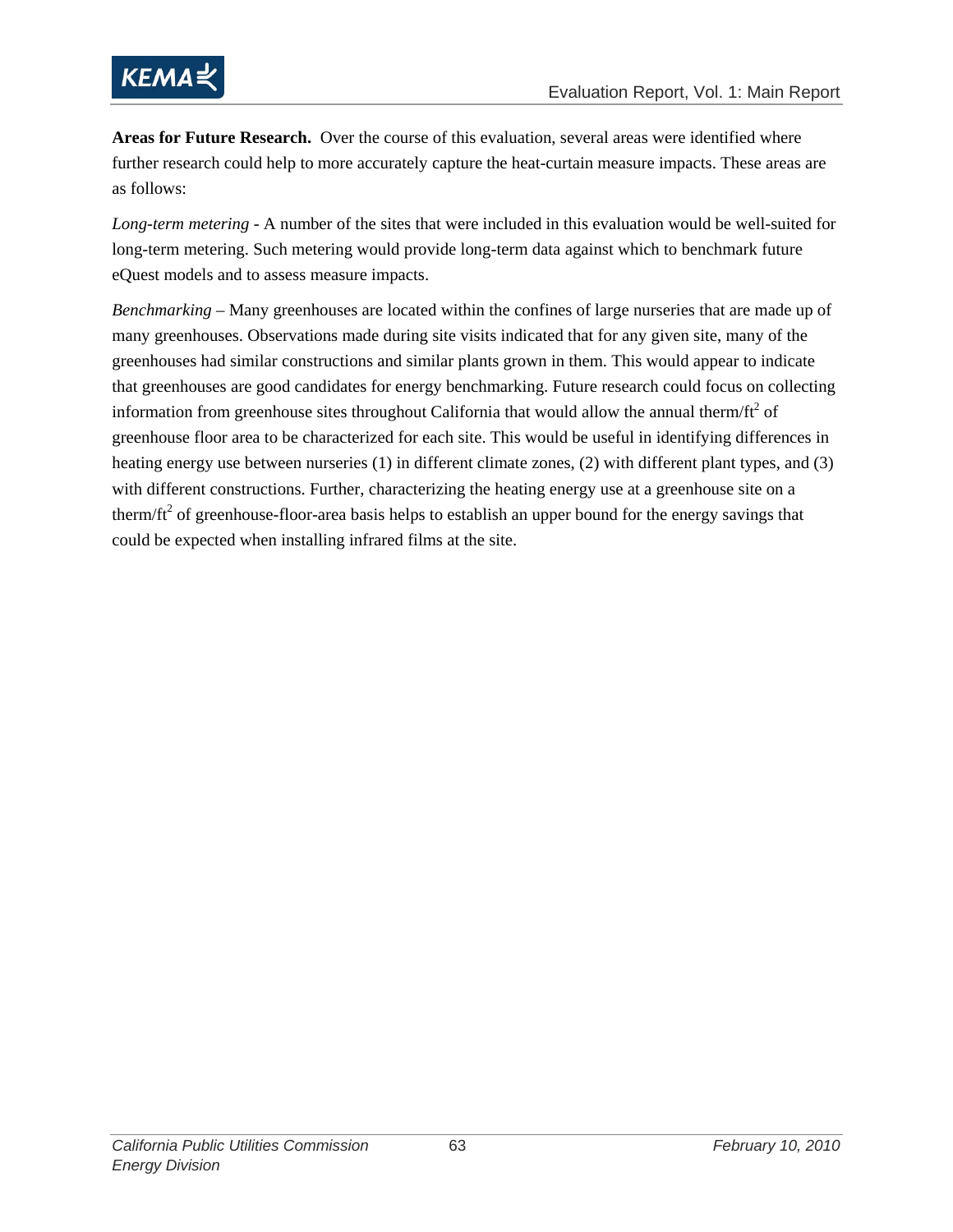**Areas for Future Research.** Over the course of this evaluation, several areas were identified where further research could help to more accurately capture the heat-curtain measure impacts. These areas are as follows:

*Long-term metering* - A number of the sites that were included in this evaluation would be well-suited for long-term metering. Such metering would provide long-term data against which to benchmark future eQuest models and to assess measure impacts.

*Benchmarking* – Many greenhouses are located within the confines of large nurseries that are made up of many greenhouses. Observations made during site visits indicated that for any given site, many of the greenhouses had similar constructions and similar plants grown in them. This would appear to indicate that greenhouses are good candidates for energy benchmarking. Future research could focus on collecting information from greenhouse sites throughout California that would allow the annual therm/$ft^2$ of greenhouse floor area to be characterized for each site. This would be useful in identifying differences in heating energy use between nurseries (1) in different climate zones, (2) with different plant types, and (3) with different constructions. Further, characterizing the heating energy use at a greenhouse site on a therm/$ft^2$ of greenhouse-floor-area basis helps to establish an upper bound for the energy savings that could be expected when installing infrared films at the site.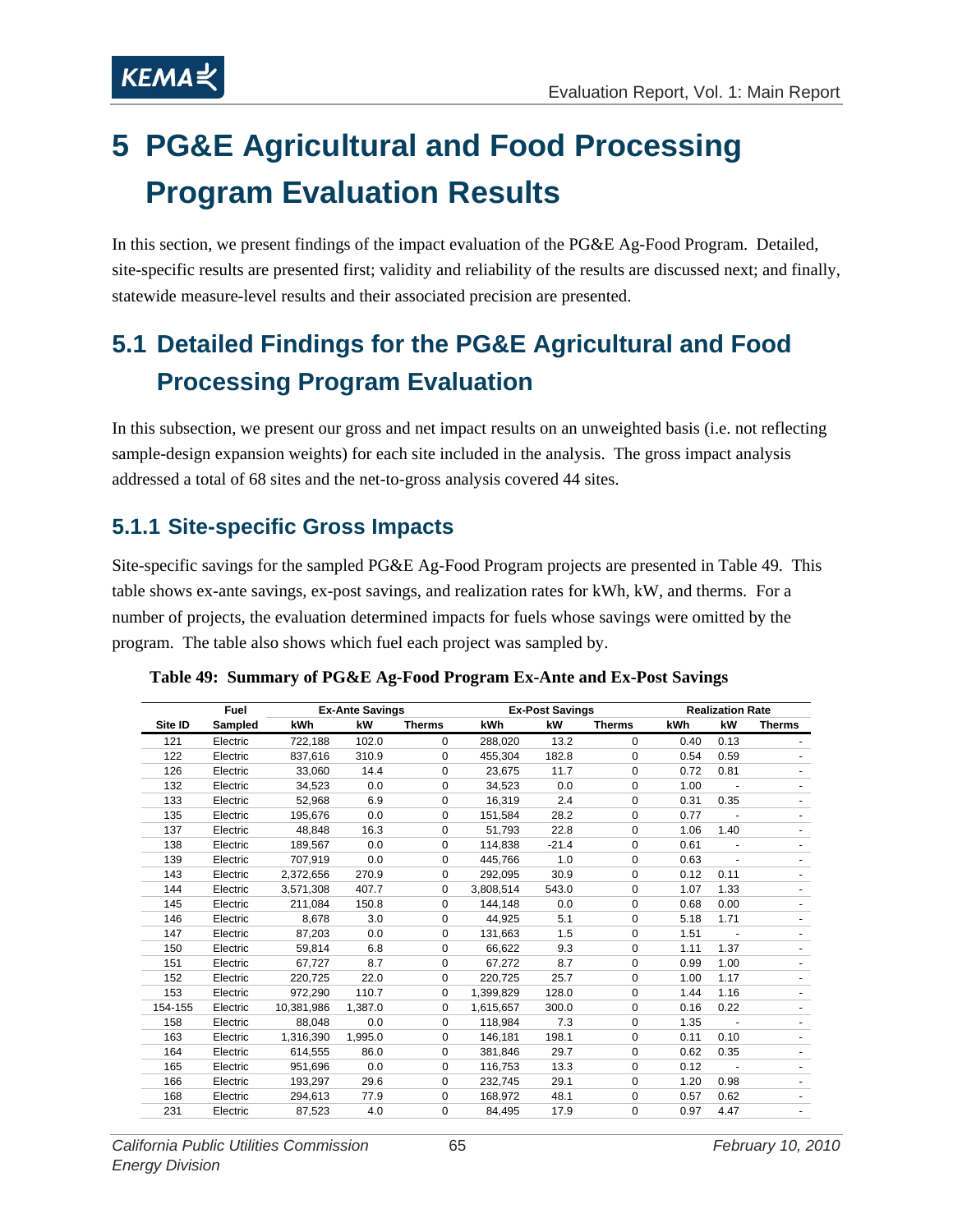# 5 PG&E Agricultural and Food Processing Program Evaluation Results

In this section, we present findings of the impact evaluation of the PG&E Ag-Food Program. Detailed, site-specific results are presented first; validity and reliability of the results are discussed next; and finally, statewide measure-level results and their associated precision are presented.

## 5.1 Detailed Findings for the PG&E Agricultural and Food Processing Program Evaluation

In this subsection, we present our gross and net impact results on an unweighted basis (i.e. not reflecting sample-design expansion weights) for each site included in the analysis. The gross impact analysis addressed a total of 68 sites and the net-to-gross analysis covered 44 sites.

### 5.1.1 Site-specific Gross Impacts

Site-specific savings for the sampled PG&E Ag-Food Program projects are presented in Table 49. This table shows ex-ante savings, ex-post savings, and realization rates for kWh, kW, and therms. For a number of projects, the evaluation determined impacts for fuels whose savings were omitted by the program. The table also shows which fuel each project was sampled by.

**Table 49: Summary of PG&E Ag-Food Program Ex-Ante and Ex-Post Savings**

| | Fuel | Ex-Ante Savings | | | Ex-Post Savings | | | Realization Rate | | |
|---|---|---|---|---|---|---|---|---|---|---|
| Site ID | Sampled | kWh | kW | Therms | kWh | kW | Therms | kWh | kW | Therms |
| 121 | Electric | 722,188 | 102.0 | 0 | 288,020 | 13.2 | 0 | 0.40 | 0.13 | - |
| 122 | Electric | 837,616 | 310.9 | 0 | 455,304 | 182.8 | 0 | 0.54 | 0.59 | - |
| 126 | Electric | 33,060 | 14.4 | 0 | 23,675 | 11.7 | 0 | 0.72 | 0.81 | - |
| 132 | Electric | 34,523 | 0.0 | 0 | 34,523 | 0.0 | 0 | 1.00 | - | - |
| 133 | Electric | 52,968 | 6.9 | 0 | 16,319 | 2.4 | 0 | 0.31 | 0.35 | - |
| 135 | Electric | 195,676 | 0.0 | 0 | 151,584 | 28.2 | 0 | 0.77 | - | - |
| 137 | Electric | 48,848 | 16.3 | 0 | 51,793 | 22.8 | 0 | 1.06 | 1.40 | - |
| 138 | Electric | 189,567 | 0.0 | 0 | 114,838 | -21.4 | 0 | 0.61 | - | - |
| 139 | Electric | 707,919 | 0.0 | 0 | 445,766 | 1.0 | 0 | 0.63 | - | - |
| 143 | Electric | 2,372,656 | 270.9 | 0 | 292,095 | 30.9 | 0 | 0.12 | 0.11 | - |
| 144 | Electric | 3,571,308 | 407.7 | 0 | 3,808,514 | 543.0 | 0 | 1.07 | 1.33 | - |
| 145 | Electric | 211,084 | 150.8 | 0 | 144,148 | 0.0 | 0 | 0.68 | 0.00 | - |
| 146 | Electric | 8,678 | 3.0 | 0 | 44,925 | 5.1 | 0 | 5.18 | 1.71 | - |
| 147 | Electric | 87,203 | 0.0 | 0 | 131,663 | 1.5 | 0 | 1.51 | - | - |
| 150 | Electric | 59,814 | 6.8 | 0 | 66,622 | 9.3 | 0 | 1.11 | 1.37 | - |
| 151 | Electric | 67,727 | 8.7 | 0 | 67,272 | 8.7 | 0 | 0.99 | 1.00 | - |
| 152 | Electric | 220,725 | 22.0 | 0 | 220,725 | 25.7 | 0 | 1.00 | 1.17 | - |
| 153 | Electric | 972,290 | 110.7 | 0 | 1,399,829 | 128.0 | 0 | 1.44 | 1.16 | - |
| 154-155 | Electric | 10,381,986 | 1,387.0 | 0 | 1,615,657 | 300.0 | 0 | 0.16 | 0.22 | - |
| 158 | Electric | 88,048 | 0.0 | 0 | 118,984 | 7.3 | 0 | 1.35 | - | - |
| 163 | Electric | 1,316,390 | 1,995.0 | 0 | 146,181 | 198.1 | 0 | 0.11 | 0.10 | - |
| 164 | Electric | 614,555 | 86.0 | 0 | 381,846 | 29.7 | 0 | 0.62 | 0.35 | - |
| 165 | Electric | 951,696 | 0.0 | 0 | 116,753 | 13.3 | 0 | 0.12 | - | - |
| 166 | Electric | 193,297 | 29.6 | 0 | 232,745 | 29.1 | 0 | 1.20 | 0.98 | - |
| 168 | Electric | 294,613 | 77.9 | 0 | 168,972 | 48.1 | 0 | 0.57 | 0.62 | - |
| 231 | Electric | 87,523 | 4.0 | 0 | 84,495 | 17.9 | 0 | 0.97 | 4.47 | - |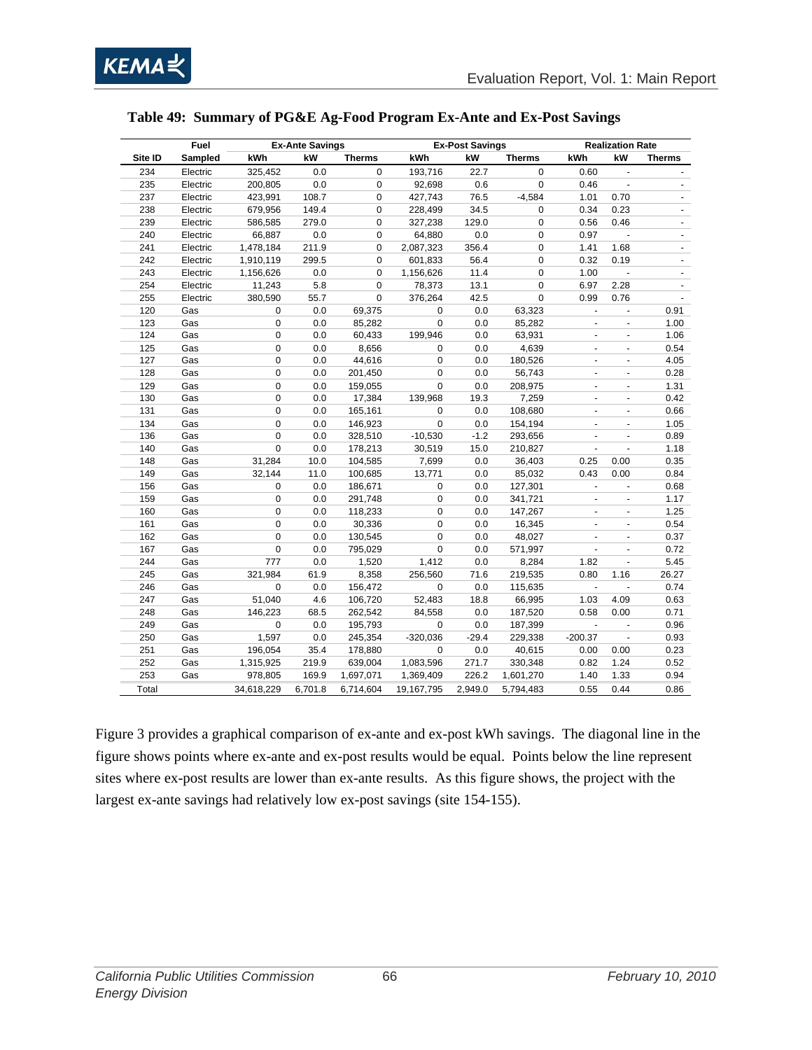**Table 49: Summary of PG&E Ag-Food Program Ex-Ante and Ex-Post Savings**

| | Fuel | Ex-Ante Savings | | | Ex-Post Savings | | | Realization Rate | | |
|---|---|---|---|---|---|---|---|---|---|---|
| Site ID | Sampled | kWh | kW | Therms | kWh | kW | Therms | kWh | kW | Therms |
| 234 | Electric | 325,452 | 0.0 | 0 | 193,716 | 22.7 | 0 | 0.60 | - | - |
| 235 | Electric | 200,805 | 0.0 | 0 | 92,698 | 0.6 | 0 | 0.46 | - | - |
| 237 | Electric | 423,991 | 108.7 | 0 | 427,743 | 76.5 | -4,584 | 1.01 | 0.70 | - |
| 238 | Electric | 679,956 | 149.4 | 0 | 228,499 | 34.5 | 0 | 0.34 | 0.23 | - |
| 239 | Electric | 586,585 | 279.0 | 0 | 327,238 | 129.0 | 0 | 0.56 | 0.46 | - |
| 240 | Electric | 66,887 | 0.0 | 0 | 64,880 | 0.0 | 0 | 0.97 | - | - |
| 241 | Electric | 1,478,184 | 211.9 | 0 | 2,087,323 | 356.4 | 0 | 1.41 | 1.68 | - |
| 242 | Electric | 1,910,119 | 299.5 | 0 | 601,833 | 56.4 | 0 | 0.32 | 0.19 | - |
| 243 | Electric | 1,156,626 | 0.0 | 0 | 1,156,626 | 11.4 | 0 | 1.00 | - | - |
| 254 | Electric | 11,243 | 5.8 | 0 | 78,373 | 13.1 | 0 | 6.97 | 2.28 | - |
| 255 | Electric | 380,590 | 55.7 | 0 | 376,264 | 42.5 | 0 | 0.99 | 0.76 | - |
| 120 | Gas | 0 | 0.0 | 69,375 | 0 | 0.0 | 63,323 | - | - | 0.91 |
| 123 | Gas | 0 | 0.0 | 85,282 | 0 | 0.0 | 85,282 | - | - | 1.00 |
| 124 | Gas | 0 | 0.0 | 60,433 | 199,946 | 0.0 | 63,931 | - | - | 1.06 |
| 125 | Gas | 0 | 0.0 | 8,656 | 0 | 0.0 | 4,639 | - | - | 0.54 |
| 127 | Gas | 0 | 0.0 | 44,616 | 0 | 0.0 | 180,526 | - | - | 4.05 |
| 128 | Gas | 0 | 0.0 | 201,450 | 0 | 0.0 | 56,743 | - | - | 0.28 |
| 129 | Gas | 0 | 0.0 | 159,055 | 0 | 0.0 | 208,975 | - | - | 1.31 |
| 130 | Gas | 0 | 0.0 | 17,384 | 139,968 | 19.3 | 7,259 | - | - | 0.42 |
| 131 | Gas | 0 | 0.0 | 165,161 | 0 | 0.0 | 108,680 | - | - | 0.66 |
| 134 | Gas | 0 | 0.0 | 146,923 | 0 | 0.0 | 154,194 | - | - | 1.05 |
| 136 | Gas | 0 | 0.0 | 328,510 | -10,530 | -1.2 | 293,656 | - | - | 0.89 |
| 140 | Gas | 0 | 0.0 | 178,213 | 30,519 | 15.0 | 210,827 | - | - | 1.18 |
| 148 | Gas | 31,284 | 10.0 | 104,585 | 7,699 | 0.0 | 36,403 | 0.25 | 0.00 | 0.35 |
| 149 | Gas | 32,144 | 11.0 | 100,685 | 13,771 | 0.0 | 85,032 | 0.43 | 0.00 | 0.84 |
| 156 | Gas | 0 | 0.0 | 186,671 | 0 | 0.0 | 127,301 | - | - | 0.68 |
| 159 | Gas | 0 | 0.0 | 291,748 | 0 | 0.0 | 341,721 | - | - | 1.17 |
| 160 | Gas | 0 | 0.0 | 118,233 | 0 | 0.0 | 147,267 | - | - | 1.25 |
| 161 | Gas | 0 | 0.0 | 30,336 | 0 | 0.0 | 16,345 | - | - | 0.54 |
| 162 | Gas | 0 | 0.0 | 130,545 | 0 | 0.0 | 48,027 | - | - | 0.37 |
| 167 | Gas | 0 | 0.0 | 795,029 | 0 | 0.0 | 571,997 | - | - | 0.72 |
| 244 | Gas | 777 | 0.0 | 1,520 | 1,412 | 0.0 | 8,284 | 1.82 | - | 5.45 |
| 245 | Gas | 321,984 | 61.9 | 8,358 | 256,560 | 71.6 | 219,535 | 0.80 | 1.16 | 26.27 |
| 246 | Gas | 0 | 0.0 | 156,472 | 0 | 0.0 | 115,635 | - | - | 0.74 |
| 247 | Gas | 51,040 | 4.6 | 106,720 | 52,483 | 18.8 | 66,995 | 1.03 | 4.09 | 0.63 |
| 248 | Gas | 146,223 | 68.5 | 262,542 | 84,558 | 0.0 | 187,520 | 0.58 | 0.00 | 0.71 |
| 249 | Gas | 0 | 0.0 | 195,793 | 0 | 0.0 | 187,399 | - | - | 0.96 |
| 250 | Gas | 1,597 | 0.0 | 245,354 | -320,036 | -29.4 | 229,338 | -200.37 | - | 0.93 |
| 251 | Gas | 196,054 | 35.4 | 178,880 | 0 | 0.0 | 40,615 | 0.00 | 0.00 | 0.23 |
| 252 | Gas | 1,315,925 | 219.9 | 639,004 | 1,083,596 | 271.7 | 330,348 | 0.82 | 1.24 | 0.52 |
| 253 | Gas | 978,805 | 169.9 | 1,697,071 | 1,369,409 | 226.2 | 1,601,270 | 1.40 | 1.33 | 0.94 |
| Total | | 34,618,229 | 6,701.8 | 6,714,604 | 19,167,795 | 2,949.0 | 5,794,483 | 0.55 | 0.44 | 0.86 |

Figure 3 provides a graphical comparison of ex-ante and ex-post kWh savings. The diagonal line in the figure shows points where ex-ante and ex-post results would be equal. Points below the line represent sites where ex-post results are lower than ex-ante results. As this figure shows, the project with the largest ex-ante savings had relatively low ex-post savings (site 154-155).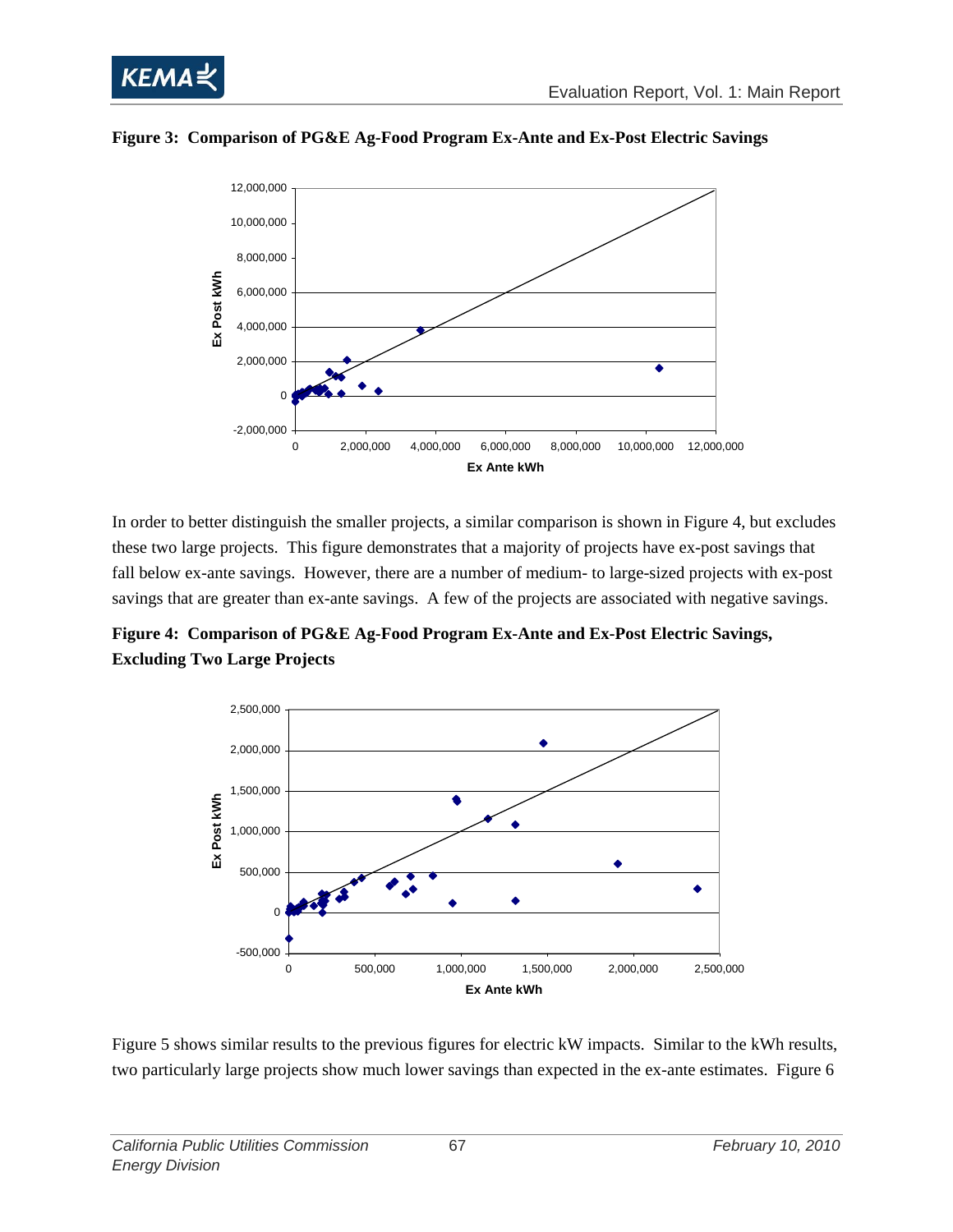**Figure 3: Comparison of PG&E Ag-Food Program Ex-Ante and Ex-Post Electric Savings**

In order to better distinguish the smaller projects, a similar comparison is shown in Figure 4, but excludes these two large projects. This figure demonstrates that a majority of projects have ex-post savings that fall below ex-ante savings. However, there are a number of medium- to large-sized projects with ex-post savings that are greater than ex-ante savings. A few of the projects are associated with negative savings.

**Figure 4: Comparison of PG&E Ag-Food Program Ex-Ante and Ex-Post Electric Savings, Excluding Two Large Projects**

Figure 5 shows similar results to the previous figures for electric kW impacts. Similar to the kWh results, two particularly large projects show much lower savings than expected in the ex-ante estimates. Figure 6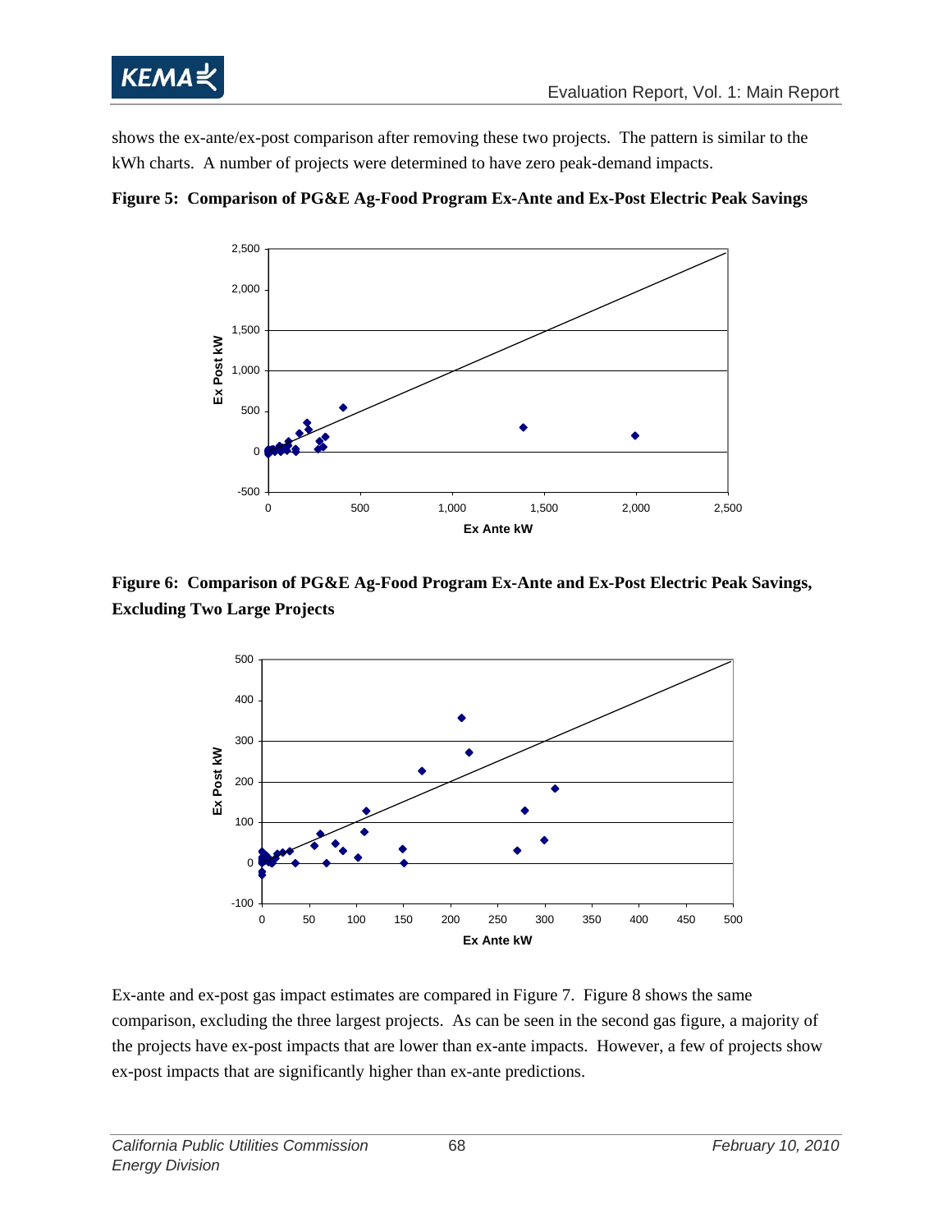shows the ex-ante/ex-post comparison after removing these two projects. The pattern is similar to the kWh charts. A number of projects were determined to have zero peak-demand impacts.

**Figure 5: Comparison of PG&E Ag-Food Program Ex-Ante and Ex-Post Electric Peak Savings**

**Figure 6: Comparison of PG&E Ag-Food Program Ex-Ante and Ex-Post Electric Peak Savings, Excluding Two Large Projects**

Ex-ante and ex-post gas impact estimates are compared in Figure 7. Figure 8 shows the same comparison, excluding the three largest projects. As can be seen in the second gas figure, a majority of the projects have ex-post impacts that are lower than ex-ante impacts. However, a few of projects show ex-post impacts that are significantly higher than ex-ante predictions.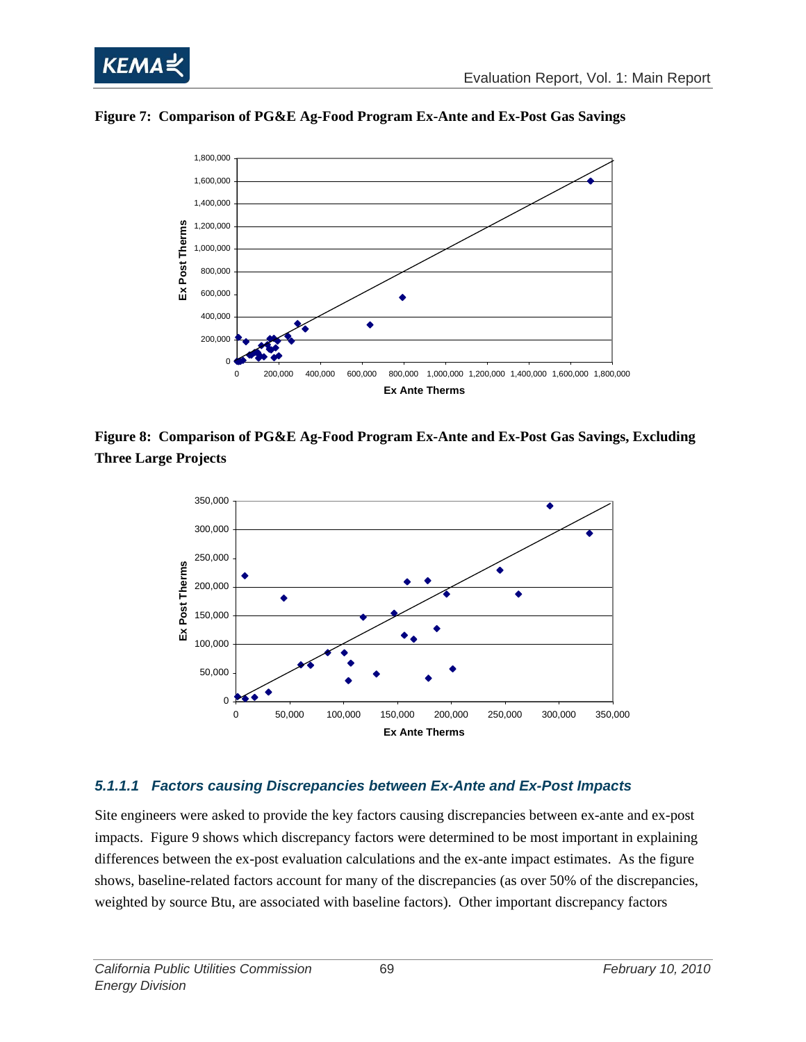**Figure 7: Comparison of PG&E Ag-Food Program Ex-Ante and Ex-Post Gas Savings**

**Figure 8: Comparison of PG&E Ag-Food Program Ex-Ante and Ex-Post Gas Savings, Excluding Three Large Projects**

#### *5.1.1.1 Factors causing Discrepancies between Ex-Ante and Ex-Post Impacts*

Site engineers were asked to provide the key factors causing discrepancies between ex-ante and ex-post impacts. Figure 9 shows which discrepancy factors were determined to be most important in explaining differences between the ex-post evaluation calculations and the ex-ante impact estimates. As the figure shows, baseline-related factors account for many of the discrepancies (as over 50% of the discrepancies, weighted by source Btu, are associated with baseline factors). Other important discrepancy factors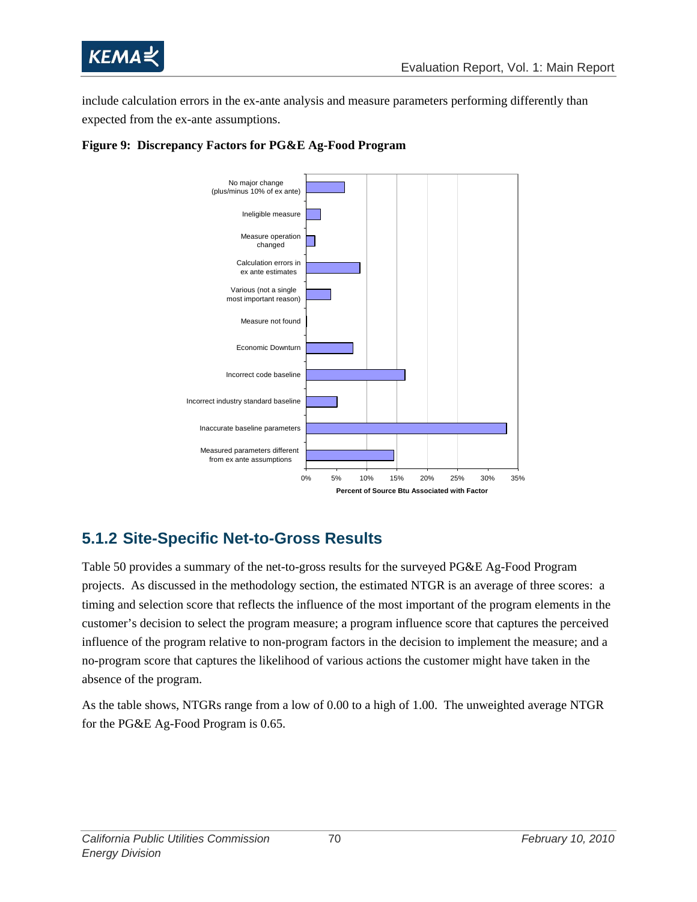include calculation errors in the ex-ante analysis and measure parameters performing differently than expected from the ex-ante assumptions.

**Figure 9: Discrepancy Factors for PG&E Ag-Food Program**

## 5.1.2 Site-Specific Net-to-Gross Results

Table 50 provides a summary of the net-to-gross results for the surveyed PG&E Ag-Food Program projects. As discussed in the methodology section, the estimated NTGR is an average of three scores: a timing and selection score that reflects the influence of the most important of the program elements in the customer's decision to select the program measure; a program influence score that captures the perceived influence of the program relative to non-program factors in the decision to implement the measure; and a no-program score that captures the likelihood of various actions the customer might have taken in the absence of the program.

As the table shows, NTGRs range from a low of 0.00 to a high of 1.00. The unweighted average NTGR for the PG&E Ag-Food Program is 0.65.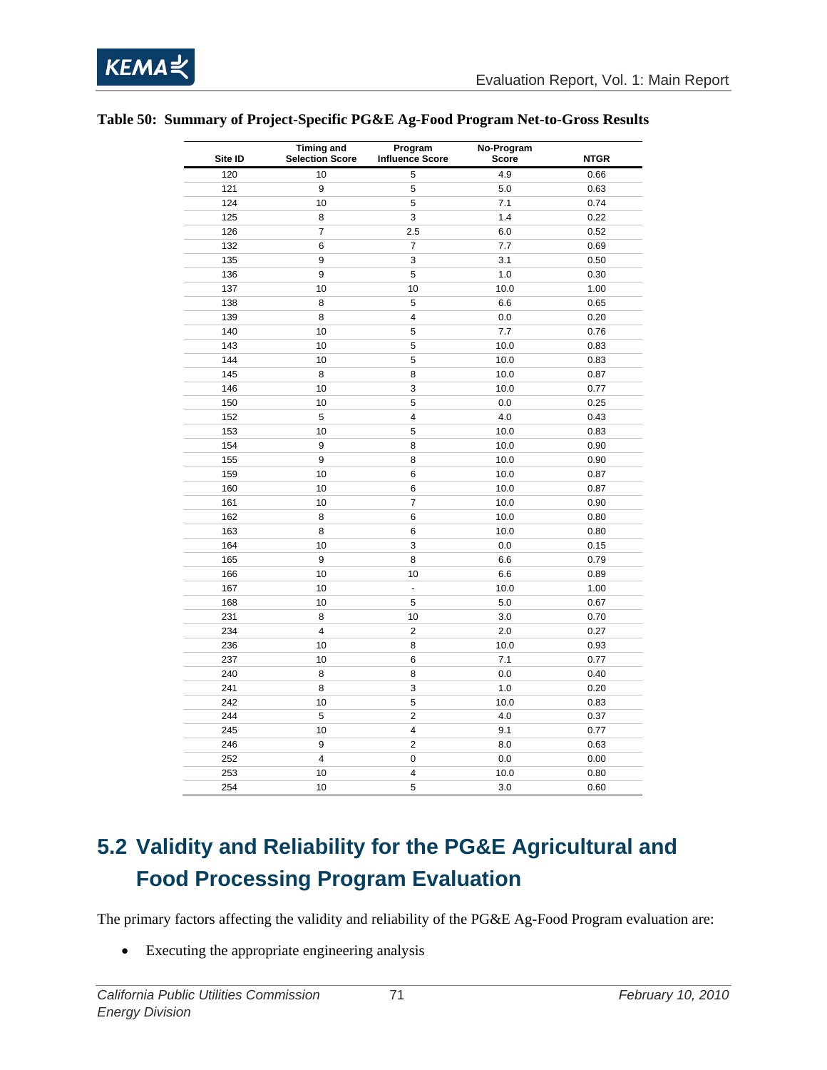**Table 50: Summary of Project-Specific PG&E Ag-Food Program Net-to-Gross Results**

| Site ID | Timing and Selection Score | Program Influence Score | No-Program Score | NTGR |
|---|---|---|---|---|
| 120 | 10 | 5 | 4.9 | 0.66 |
| 121 | 9 | 5 | 5.0 | 0.63 |
| 124 | 10 | 5 | 7.1 | 0.74 |
| 125 | 8 | 3 | 1.4 | 0.22 |
| 126 | 7 | 2.5 | 6.0 | 0.52 |
| 132 | 6 | 7 | 7.7 | 0.69 |
| 135 | 9 | 3 | 3.1 | 0.50 |
| 136 | 9 | 5 | 1.0 | 0.30 |
| 137 | 10 | 10 | 10.0 | 1.00 |
| 138 | 8 | 5 | 6.6 | 0.65 |
| 139 | 8 | 4 | 0.0 | 0.20 |
| 140 | 10 | 5 | 7.7 | 0.76 |
| 143 | 10 | 5 | 10.0 | 0.83 |
| 144 | 10 | 5 | 10.0 | 0.83 |
| 145 | 8 | 8 | 10.0 | 0.87 |
| 146 | 10 | 3 | 10.0 | 0.77 |
| 150 | 10 | 5 | 0.0 | 0.25 |
| 152 | 5 | 4 | 4.0 | 0.43 |
| 153 | 10 | 5 | 10.0 | 0.83 |
| 154 | 9 | 8 | 10.0 | 0.90 |
| 155 | 9 | 8 | 10.0 | 0.90 |
| 159 | 10 | 6 | 10.0 | 0.87 |
| 160 | 10 | 6 | 10.0 | 0.87 |
| 161 | 10 | 7 | 10.0 | 0.90 |
| 162 | 8 | 6 | 10.0 | 0.80 |
| 163 | 8 | 6 | 10.0 | 0.80 |
| 164 | 10 | 3 | 0.0 | 0.15 |
| 165 | 9 | 8 | 6.6 | 0.79 |
| 166 | 10 | 10 | 6.6 | 0.89 |
| 167 | 10 | - | 10.0 | 1.00 |
| 168 | 10 | 5 | 5.0 | 0.67 |
| 231 | 8 | 10 | 3.0 | 0.70 |
| 234 | 4 | 2 | 2.0 | 0.27 |
| 236 | 10 | 8 | 10.0 | 0.93 |
| 237 | 10 | 6 | 7.1 | 0.77 |
| 240 | 8 | 8 | 0.0 | 0.40 |
| 241 | 8 | 3 | 1.0 | 0.20 |
| 242 | 10 | 5 | 10.0 | 0.83 |
| 244 | 5 | 2 | 4.0 | 0.37 |
| 245 | 10 | 4 | 9.1 | 0.77 |
| 246 | 9 | 2 | 8.0 | 0.63 |
| 252 | 4 | 0 | 0.0 | 0.00 |
| 253 | 10 | 4 | 10.0 | 0.80 |
| 254 | 10 | 5 | 3.0 | 0.60 |

## 5.2 Validity and Reliability for the PG&E Agricultural and Food Processing Program Evaluation

The primary factors affecting the validity and reliability of the PG&E Ag-Food Program evaluation are:

- Executing the appropriate engineering analysis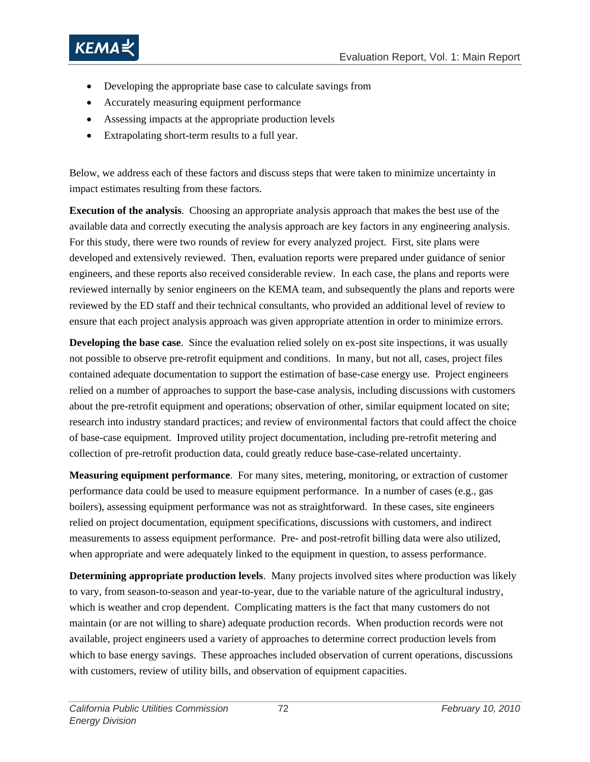- Developing the appropriate base case to calculate savings from
- Accurately measuring equipment performance
- Assessing impacts at the appropriate production levels
- Extrapolating short-term results to a full year.

Below, we address each of these factors and discuss steps that were taken to minimize uncertainty in impact estimates resulting from these factors.

**Execution of the analysis**. Choosing an appropriate analysis approach that makes the best use of the available data and correctly executing the analysis approach are key factors in any engineering analysis. For this study, there were two rounds of review for every analyzed project. First, site plans were developed and extensively reviewed. Then, evaluation reports were prepared under guidance of senior engineers, and these reports also received considerable review. In each case, the plans and reports were reviewed internally by senior engineers on the KEMA team, and subsequently the plans and reports were reviewed by the ED staff and their technical consultants, who provided an additional level of review to ensure that each project analysis approach was given appropriate attention in order to minimize errors.

**Developing the base case**. Since the evaluation relied solely on ex-post site inspections, it was usually not possible to observe pre-retrofit equipment and conditions. In many, but not all, cases, project files contained adequate documentation to support the estimation of base-case energy use. Project engineers relied on a number of approaches to support the base-case analysis, including discussions with customers about the pre-retrofit equipment and operations; observation of other, similar equipment located on site; research into industry standard practices; and review of environmental factors that could affect the choice of base-case equipment. Improved utility project documentation, including pre-retrofit metering and collection of pre-retrofit production data, could greatly reduce base-case-related uncertainty.

**Measuring equipment performance**. For many sites, metering, monitoring, or extraction of customer performance data could be used to measure equipment performance. In a number of cases (e.g., gas boilers), assessing equipment performance was not as straightforward. In these cases, site engineers relied on project documentation, equipment specifications, discussions with customers, and indirect measurements to assess equipment performance. Pre- and post-retrofit billing data were also utilized, when appropriate and were adequately linked to the equipment in question, to assess performance.

**Determining appropriate production levels**. Many projects involved sites where production was likely to vary, from season-to-season and year-to-year, due to the variable nature of the agricultural industry, which is weather and crop dependent. Complicating matters is the fact that many customers do not maintain (or are not willing to share) adequate production records. When production records were not available, project engineers used a variety of approaches to determine correct production levels from which to base energy savings. These approaches included observation of current operations, discussions with customers, review of utility bills, and observation of equipment capacities.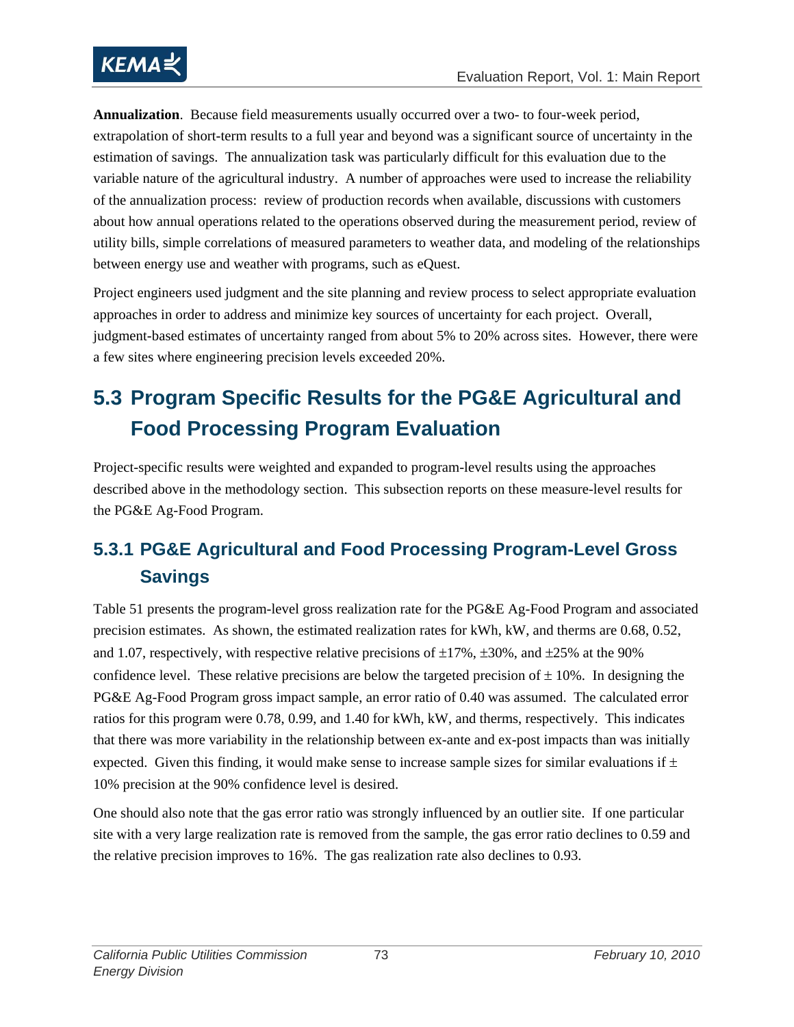**Annualization**. Because field measurements usually occurred over a two- to four-week period, extrapolation of short-term results to a full year and beyond was a significant source of uncertainty in the estimation of savings. The annualization task was particularly difficult for this evaluation due to the variable nature of the agricultural industry. A number of approaches were used to increase the reliability of the annualization process: review of production records when available, discussions with customers about how annual operations related to the operations observed during the measurement period, review of utility bills, simple correlations of measured parameters to weather data, and modeling of the relationships between energy use and weather with programs, such as eQuest.

Project engineers used judgment and the site planning and review process to select appropriate evaluation approaches in order to address and minimize key sources of uncertainty for each project. Overall, judgment-based estimates of uncertainty ranged from about 5% to 20% across sites. However, there were a few sites where engineering precision levels exceeded 20%.

## 5.3 Program Specific Results for the PG&E Agricultural and Food Processing Program Evaluation

Project-specific results were weighted and expanded to program-level results using the approaches described above in the methodology section. This subsection reports on these measure-level results for the PG&E Ag-Food Program.

### 5.3.1 PG&E Agricultural and Food Processing Program-Level Gross Savings

Table 51 presents the program-level gross realization rate for the PG&E Ag-Food Program and associated precision estimates. As shown, the estimated realization rates for kWh, kW, and therms are 0.68, 0.52, and 1.07, respectively, with respective relative precisions of ±17%, ±30%, and ±25% at the 90% confidence level. These relative precisions are below the targeted precision of ± 10%. In designing the PG&E Ag-Food Program gross impact sample, an error ratio of 0.40 was assumed. The calculated error ratios for this program were 0.78, 0.99, and 1.40 for kWh, kW, and therms, respectively. This indicates that there was more variability in the relationship between ex-ante and ex-post impacts than was initially expected. Given this finding, it would make sense to increase sample sizes for similar evaluations if ± 10% precision at the 90% confidence level is desired.

One should also note that the gas error ratio was strongly influenced by an outlier site. If one particular site with a very large realization rate is removed from the sample, the gas error ratio declines to 0.59 and the relative precision improves to 16%. The gas realization rate also declines to 0.93.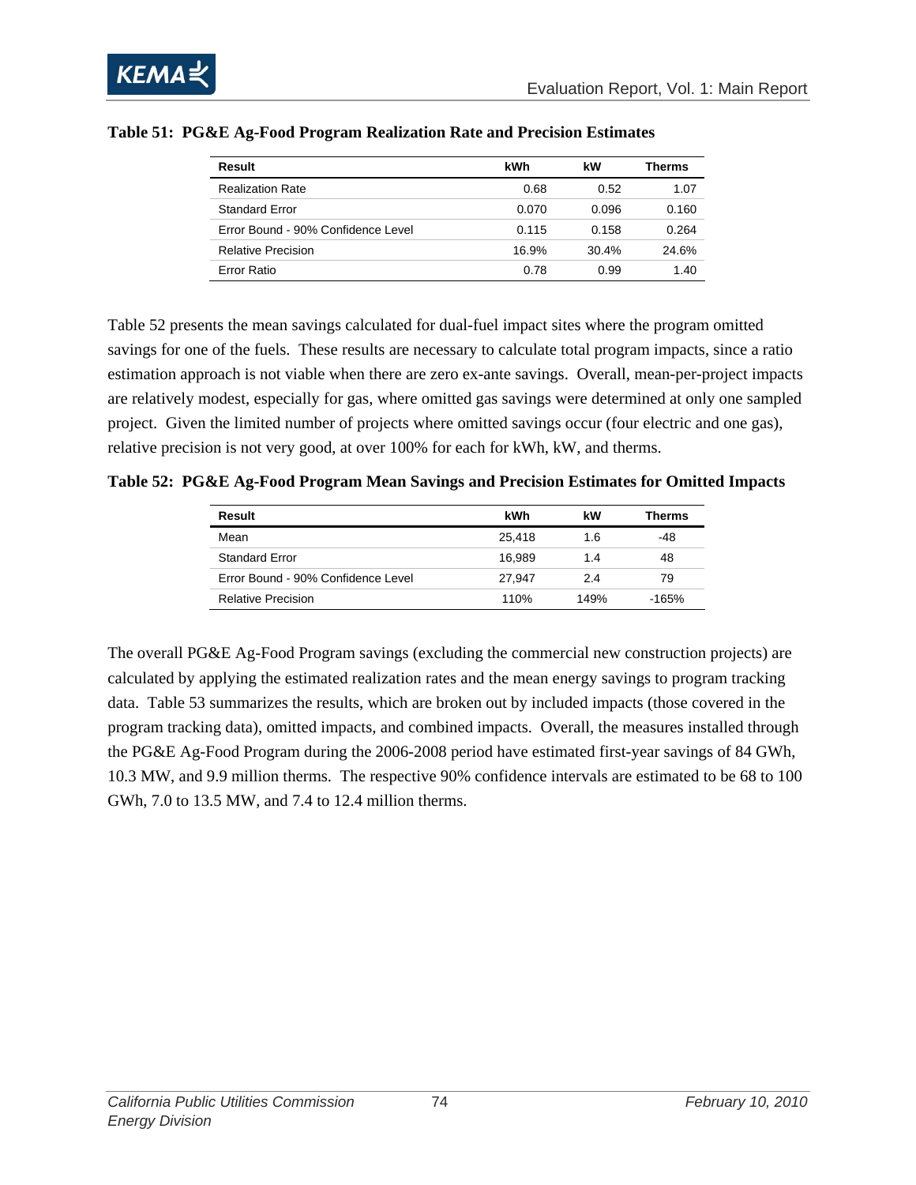**Table 51: PG&E Ag-Food Program Realization Rate and Precision Estimates**

| Result | kWh | kW | Therms |
|---|---|---|---|
| Realization Rate | 0.68 | 0.52 | 1.07 |
| Standard Error | 0.070 | 0.096 | 0.160 |
| Error Bound - 90% Confidence Level | 0.115 | 0.158 | 0.264 |
| Relative Precision | 16.9% | 30.4% | 24.6% |
| Error Ratio | 0.78 | 0.99 | 1.40 |

Table 52 presents the mean savings calculated for dual-fuel impact sites where the program omitted savings for one of the fuels. These results are necessary to calculate total program impacts, since a ratio estimation approach is not viable when there are zero ex-ante savings. Overall, mean-per-project impacts are relatively modest, especially for gas, where omitted gas savings were determined at only one sampled project. Given the limited number of projects where omitted savings occur (four electric and one gas), relative precision is not very good, at over 100% for each for kWh, kW, and therms.

**Table 52: PG&E Ag-Food Program Mean Savings and Precision Estimates for Omitted Impacts**

| Result | kWh | kW | Therms |
|---|---|---|---|
| Mean | 25,418 | 1.6 | -48 |
| Standard Error | 16,989 | 1.4 | 48 |
| Error Bound - 90% Confidence Level | 27,947 | 2.4 | 79 |
| Relative Precision | 110% | 149% | -165% |

The overall PG&E Ag-Food Program savings (excluding the commercial new construction projects) are calculated by applying the estimated realization rates and the mean energy savings to program tracking data. Table 53 summarizes the results, which are broken out by included impacts (those covered in the program tracking data), omitted impacts, and combined impacts. Overall, the measures installed through the PG&E Ag-Food Program during the 2006-2008 period have estimated first-year savings of 84 GWh, 10.3 MW, and 9.9 million therms. The respective 90% confidence intervals are estimated to be 68 to 100 GWh, 7.0 to 13.5 MW, and 7.4 to 12.4 million therms.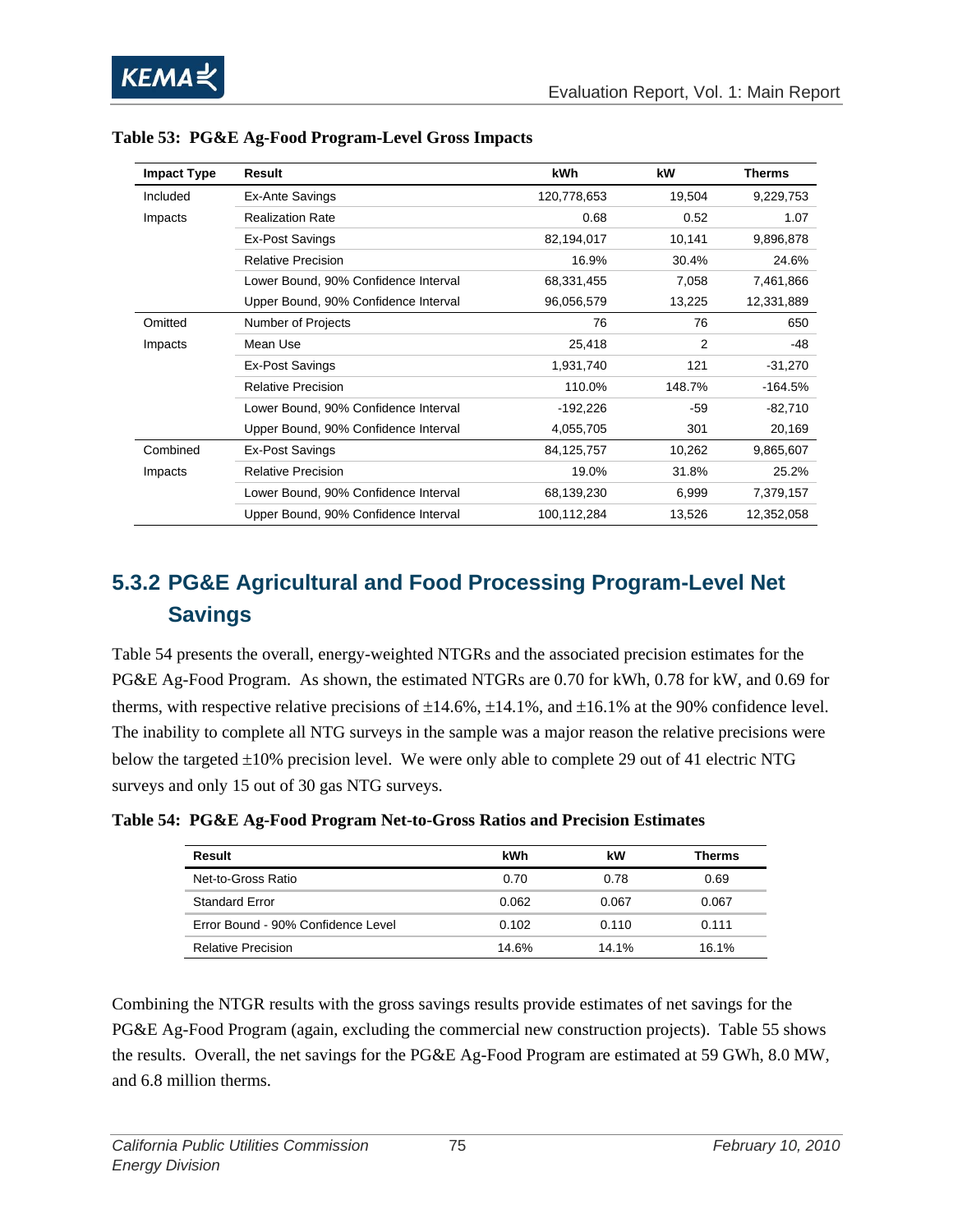**Table 53: PG&E Ag-Food Program-Level Gross Impacts**

| Impact Type | Result | kWh | kW | Therms |
|---|---|---|---|---|
| Included Impacts | Ex-Ante Savings | 120,778,653 | 19,504 | 9,229,753 |
| | Realization Rate | 0.68 | 0.52 | 1.07 |
| | Ex-Post Savings | 82,194,017 | 10,141 | 9,896,878 |
| | Relative Precision | 16.9% | 30.4% | 24.6% |
| | Lower Bound, 90% Confidence Interval | 68,331,455 | 7,058 | 7,461,866 |
| | Upper Bound, 90% Confidence Interval | 96,056,579 | 13,225 | 12,331,889 |
| Omitted Impacts | Number of Projects | 76 | 76 | 650 |
| | Mean Use | 25,418 | 2 | -48 |
| | Ex-Post Savings | 1,931,740 | 121 | -31,270 |
| | Relative Precision | 110.0% | 148.7% | -164.5% |
| | Lower Bound, 90% Confidence Interval | -192,226 | -59 | -82,710 |
| | Upper Bound, 90% Confidence Interval | 4,055,705 | 301 | 20,169 |
| Combined Impacts | Ex-Post Savings | 84,125,757 | 10,262 | 9,865,607 |
| | Relative Precision | 19.0% | 31.8% | 25.2% |
| | Lower Bound, 90% Confidence Interval | 68,139,230 | 6,999 | 7,379,157 |
| | Upper Bound, 90% Confidence Interval | 100,112,284 | 13,526 | 12,352,058 |

### 5.3.2 PG&E Agricultural and Food Processing Program-Level Net Savings

Table 54 presents the overall, energy-weighted NTGRs and the associated precision estimates for the PG&E Ag-Food Program. As shown, the estimated NTGRs are 0.70 for kWh, 0.78 for kW, and 0.69 for therms, with respective relative precisions of ±14.6%, ±14.1%, and ±16.1% at the 90% confidence level. The inability to complete all NTG surveys in the sample was a major reason the relative precisions were below the targeted ±10% precision level. We were only able to complete 29 out of 41 electric NTG surveys and only 15 out of 30 gas NTG surveys.

**Table 54: PG&E Ag-Food Program Net-to-Gross Ratios and Precision Estimates**

| Result | kWh | kW | Therms |
|---|---|---|---|
| Net-to-Gross Ratio | 0.70 | 0.78 | 0.69 |
| Standard Error | 0.062 | 0.067 | 0.067 |
| Error Bound - 90% Confidence Level | 0.102 | 0.110 | 0.111 |
| Relative Precision | 14.6% | 14.1% | 16.1% |

Combining the NTGR results with the gross savings results provide estimates of net savings for the PG&E Ag-Food Program (again, excluding the commercial new construction projects). Table 55 shows the results. Overall, the net savings for the PG&E Ag-Food Program are estimated at 59 GWh, 8.0 MW, and 6.8 million therms.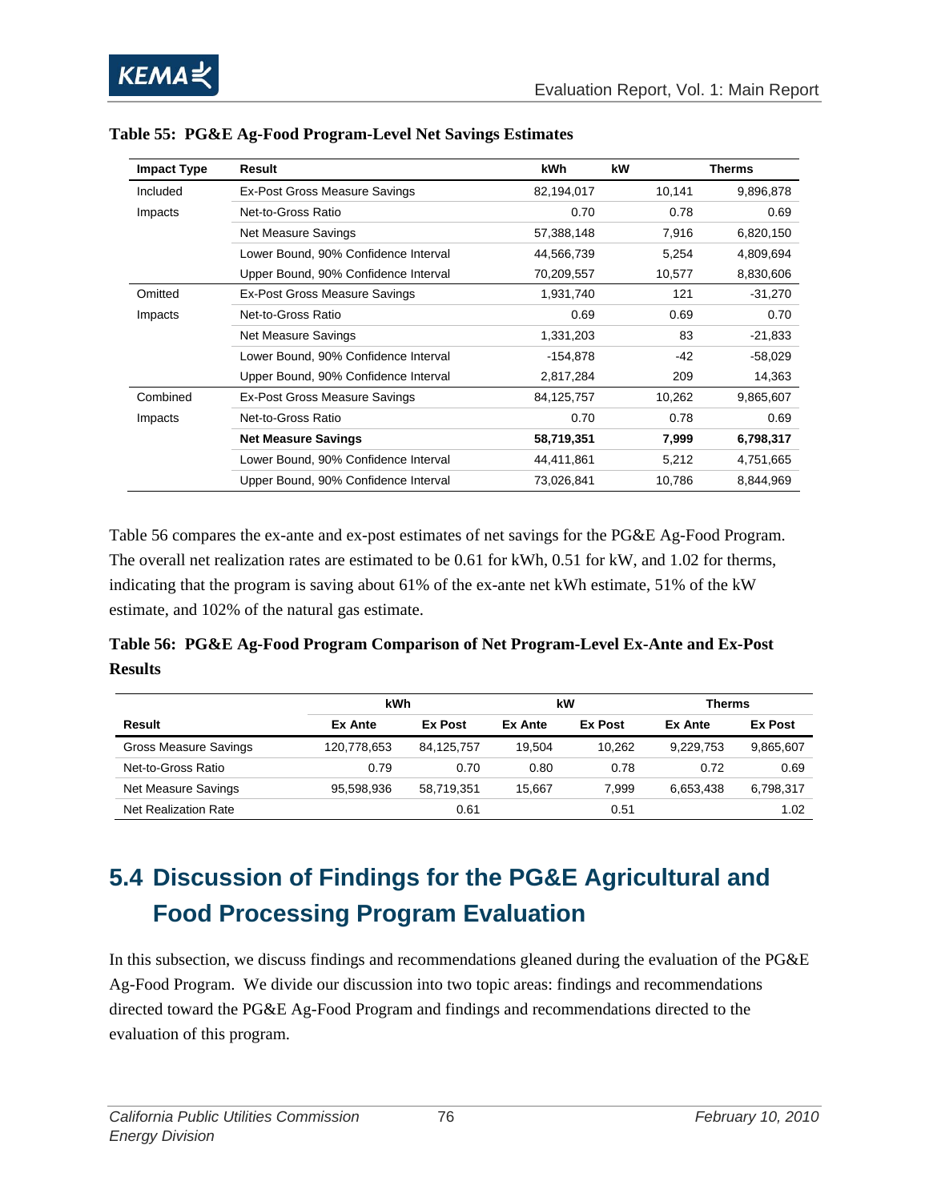**Table 55: PG&E Ag-Food Program-Level Net Savings Estimates**

| Impact Type | Result | kWh | kW | Therms |
|---|---|---|---|---|
| Included Impacts | Ex-Post Gross Measure Savings | 82,194,017 | 10,141 | 9,896,878 |
| | Net-to-Gross Ratio | 0.70 | 0.78 | 0.69 |
| | Net Measure Savings | 57,388,148 | 7,916 | 6,820,150 |
| | Lower Bound, 90% Confidence Interval | 44,566,739 | 5,254 | 4,809,694 |
| | Upper Bound, 90% Confidence Interval | 70,209,557 | 10,577 | 8,830,606 |
| Omitted Impacts | Ex-Post Gross Measure Savings | 1,931,740 | 121 | -31,270 |
| | Net-to-Gross Ratio | 0.69 | 0.69 | 0.70 |
| | Net Measure Savings | 1,331,203 | 83 | -21,833 |
| | Lower Bound, 90% Confidence Interval | -154,878 | -42 | -58,029 |
| | Upper Bound, 90% Confidence Interval | 2,817,284 | 209 | 14,363 |
| Combined Impacts | Ex-Post Gross Measure Savings | 84,125,757 | 10,262 | 9,865,607 |
| | Net-to-Gross Ratio | 0.70 | 0.78 | 0.69 |
| | **Net Measure Savings** | **58,719,351** | **7,999** | **6,798,317** |
| | Lower Bound, 90% Confidence Interval | 44,411,861 | 5,212 | 4,751,665 |
| | Upper Bound, 90% Confidence Interval | 73,026,841 | 10,786 | 8,844,969 |

Table 56 compares the ex-ante and ex-post estimates of net savings for the PG&E Ag-Food Program. The overall net realization rates are estimated to be 0.61 for kWh, 0.51 for kW, and 1.02 for therms, indicating that the program is saving about 61% of the ex-ante net kWh estimate, 51% of the kW estimate, and 102% of the natural gas estimate.

**Table 56: PG&E Ag-Food Program Comparison of Net Program-Level Ex-Ante and Ex-Post Results**

| | kWh | | kW | | Therms | |
|---|---|---|---|---|---|---|
| **Result** | **Ex Ante** | **Ex Post** | **Ex Ante** | **Ex Post** | **Ex Ante** | **Ex Post** |
| Gross Measure Savings | 120,778,653 | 84,125,757 | 19,504 | 10,262 | 9,229,753 | 9,865,607 |
| Net-to-Gross Ratio | 0.79 | 0.70 | 0.80 | 0.78 | 0.72 | 0.69 |
| Net Measure Savings | 95,598,936 | 58,719,351 | 15,667 | 7,999 | 6,653,438 | 6,798,317 |
| Net Realization Rate | | 0.61 | | 0.51 | | 1.02 |

## 5.4 Discussion of Findings for the PG&E Agricultural and Food Processing Program Evaluation

In this subsection, we discuss findings and recommendations gleaned during the evaluation of the PG&E Ag-Food Program. We divide our discussion into two topic areas: findings and recommendations directed toward the PG&E Ag-Food Program and findings and recommendations directed to the evaluation of this program.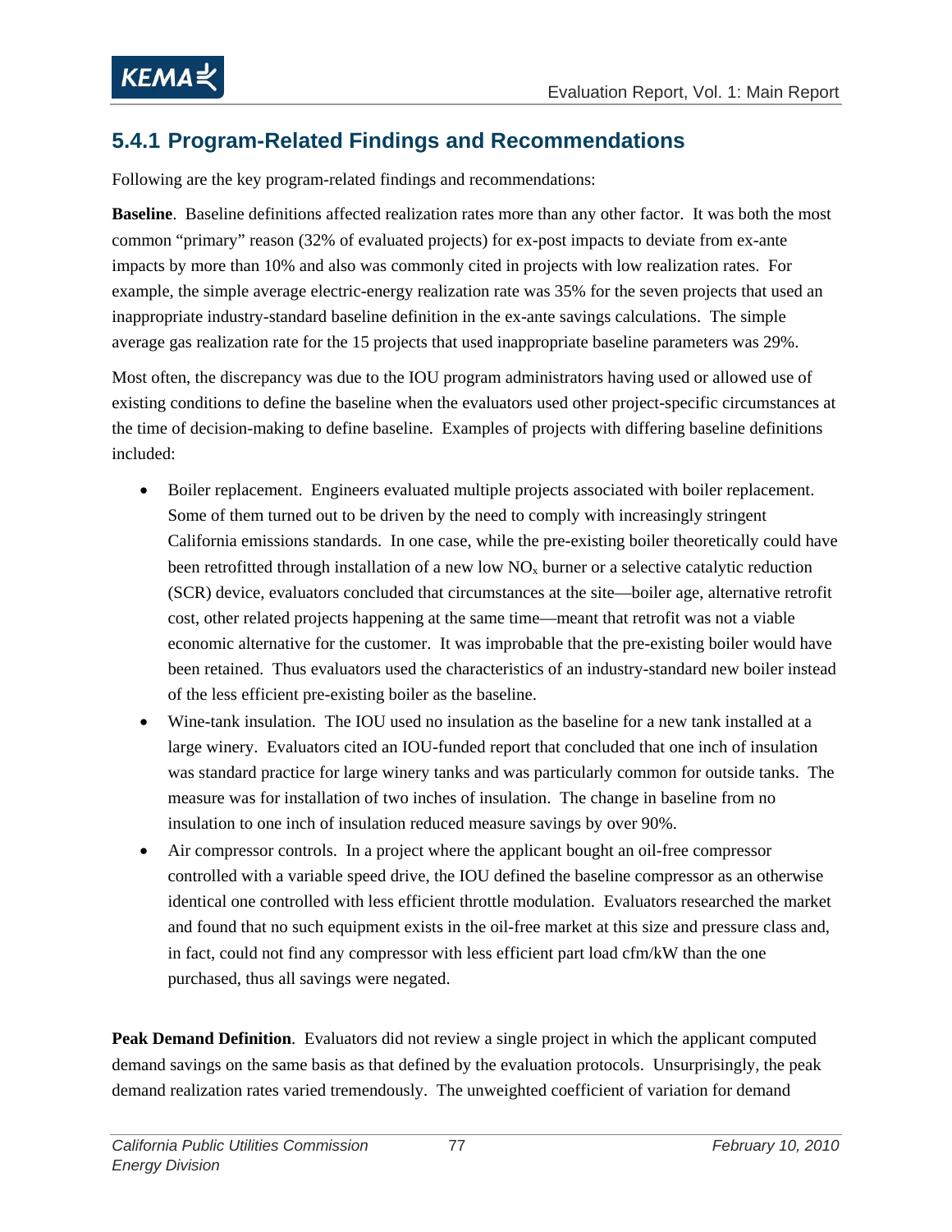### 5.4.1 Program-Related Findings and Recommendations

Following are the key program-related findings and recommendations:

**Baseline**. Baseline definitions affected realization rates more than any other factor. It was both the most common "primary" reason (32% of evaluated projects) for ex-post impacts to deviate from ex-ante impacts by more than 10% and also was commonly cited in projects with low realization rates. For example, the simple average electric-energy realization rate was 35% for the seven projects that used an inappropriate industry-standard baseline definition in the ex-ante savings calculations. The simple average gas realization rate for the 15 projects that used inappropriate baseline parameters was 29%.

Most often, the discrepancy was due to the IOU program administrators having used or allowed use of existing conditions to define the baseline when the evaluators used other project-specific circumstances at the time of decision-making to define baseline. Examples of projects with differing baseline definitions included:

- Boiler replacement. Engineers evaluated multiple projects associated with boiler replacement. Some of them turned out to be driven by the need to comply with increasingly stringent California emissions standards. In one case, while the pre-existing boiler theoretically could have been retrofitted through installation of a new low $NO_x$ burner or a selective catalytic reduction (SCR) device, evaluators concluded that circumstances at the site—boiler age, alternative retrofit cost, other related projects happening at the same time—meant that retrofit was not a viable economic alternative for the customer. It was improbable that the pre-existing boiler would have been retained. Thus evaluators used the characteristics of an industry-standard new boiler instead of the less efficient pre-existing boiler as the baseline.
- Wine-tank insulation. The IOU used no insulation as the baseline for a new tank installed at a large winery. Evaluators cited an IOU-funded report that concluded that one inch of insulation was standard practice for large winery tanks and was particularly common for outside tanks. The measure was for installation of two inches of insulation. The change in baseline from no insulation to one inch of insulation reduced measure savings by over 90%.
- Air compressor controls. In a project where the applicant bought an oil-free compressor controlled with a variable speed drive, the IOU defined the baseline compressor as an otherwise identical one controlled with less efficient throttle modulation. Evaluators researched the market and found that no such equipment exists in the oil-free market at this size and pressure class and, in fact, could not find any compressor with less efficient part load cfm/kW than the one purchased, thus all savings were negated.

**Peak Demand Definition**. Evaluators did not review a single project in which the applicant computed demand savings on the same basis as that defined by the evaluation protocols. Unsurprisingly, the peak demand realization rates varied tremendously. The unweighted coefficient of variation for demand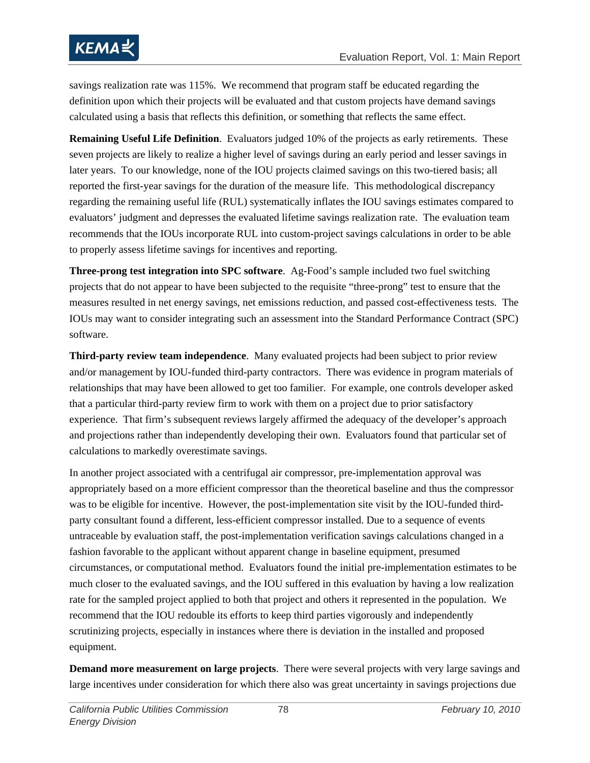savings realization rate was 115%. We recommend that program staff be educated regarding the definition upon which their projects will be evaluated and that custom projects have demand savings calculated using a basis that reflects this definition, or something that reflects the same effect.

**Remaining Useful Life Definition**. Evaluators judged 10% of the projects as early retirements. These seven projects are likely to realize a higher level of savings during an early period and lesser savings in later years. To our knowledge, none of the IOU projects claimed savings on this two-tiered basis; all reported the first-year savings for the duration of the measure life. This methodological discrepancy regarding the remaining useful life (RUL) systematically inflates the IOU savings estimates compared to evaluators' judgment and depresses the evaluated lifetime savings realization rate. The evaluation team recommends that the IOUs incorporate RUL into custom-project savings calculations in order to be able to properly assess lifetime savings for incentives and reporting.

**Three-prong test integration into SPC software**. Ag-Food's sample included two fuel switching projects that do not appear to have been subjected to the requisite "three-prong" test to ensure that the measures resulted in net energy savings, net emissions reduction, and passed cost-effectiveness tests. The IOUs may want to consider integrating such an assessment into the Standard Performance Contract (SPC) software.

**Third-party review team independence**. Many evaluated projects had been subject to prior review and/or management by IOU-funded third-party contractors. There was evidence in program materials of relationships that may have been allowed to get too familiar. For example, one controls developer asked that a particular third-party review firm to work with them on a project due to prior satisfactory experience. That firm's subsequent reviews largely affirmed the adequacy of the developer's approach and projections rather than independently developing their own. Evaluators found that particular set of calculations to markedly overestimate savings.

In another project associated with a centrifugal air compressor, pre-implementation approval was appropriately based on a more efficient compressor than the theoretical baseline and thus the compressor was to be eligible for incentive. However, the post-implementation site visit by the IOU-funded third-party consultant found a different, less-efficient compressor installed. Due to a sequence of events untraceable by evaluation staff, the post-implementation verification savings calculations changed in a fashion favorable to the applicant without apparent change in baseline equipment, presumed circumstances, or computational method. Evaluators found the initial pre-implementation estimates to be much closer to the evaluated savings, and the IOU suffered in this evaluation by having a low realization rate for the sampled project applied to both that project and others it represented in the population. We recommend that the IOU redouble its efforts to keep third parties vigorously and independently scrutinizing projects, especially in instances where there is deviation in the installed and proposed equipment.

**Demand more measurement on large projects**. There were several projects with very large savings and large incentives under consideration for which there also was great uncertainty in savings projections due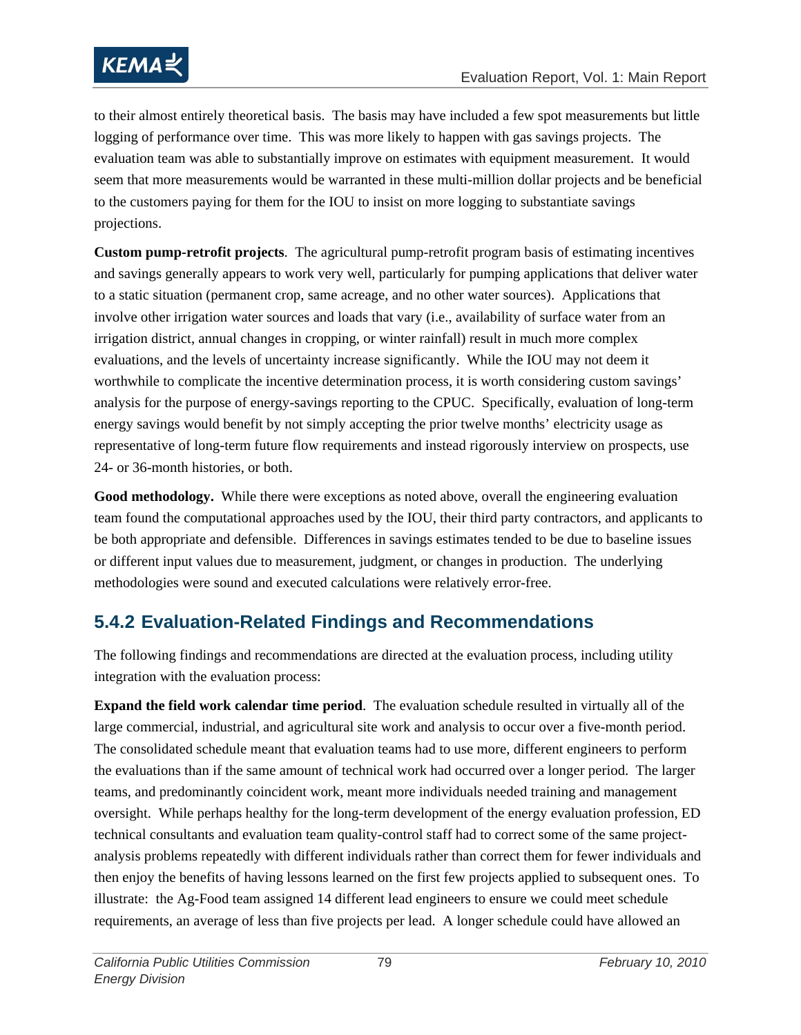to their almost entirely theoretical basis. The basis may have included a few spot measurements but little logging of performance over time. This was more likely to happen with gas savings projects. The evaluation team was able to substantially improve on estimates with equipment measurement. It would seem that more measurements would be warranted in these multi-million dollar projects and be beneficial to the customers paying for them for the IOU to insist on more logging to substantiate savings projections.

**Custom pump-retrofit projects**. The agricultural pump-retrofit program basis of estimating incentives and savings generally appears to work very well, particularly for pumping applications that deliver water to a static situation (permanent crop, same acreage, and no other water sources). Applications that involve other irrigation water sources and loads that vary (i.e., availability of surface water from an irrigation district, annual changes in cropping, or winter rainfall) result in much more complex evaluations, and the levels of uncertainty increase significantly. While the IOU may not deem it worthwhile to complicate the incentive determination process, it is worth considering custom savings' analysis for the purpose of energy-savings reporting to the CPUC. Specifically, evaluation of long-term energy savings would benefit by not simply accepting the prior twelve months' electricity usage as representative of long-term future flow requirements and instead rigorously interview on prospects, use 24- or 36-month histories, or both.

**Good methodology.** While there were exceptions as noted above, overall the engineering evaluation team found the computational approaches used by the IOU, their third party contractors, and applicants to be both appropriate and defensible. Differences in savings estimates tended to be due to baseline issues or different input values due to measurement, judgment, or changes in production. The underlying methodologies were sound and executed calculations were relatively error-free.

### 5.4.2 Evaluation-Related Findings and Recommendations

The following findings and recommendations are directed at the evaluation process, including utility integration with the evaluation process:

**Expand the field work calendar time period**. The evaluation schedule resulted in virtually all of the large commercial, industrial, and agricultural site work and analysis to occur over a five-month period. The consolidated schedule meant that evaluation teams had to use more, different engineers to perform the evaluations than if the same amount of technical work had occurred over a longer period. The larger teams, and predominantly coincident work, meant more individuals needed training and management oversight. While perhaps healthy for the long-term development of the energy evaluation profession, ED technical consultants and evaluation team quality-control staff had to correct some of the same project-analysis problems repeatedly with different individuals rather than correct them for fewer individuals and then enjoy the benefits of having lessons learned on the first few projects applied to subsequent ones. To illustrate: the Ag-Food team assigned 14 different lead engineers to ensure we could meet schedule requirements, an average of less than five projects per lead. A longer schedule could have allowed an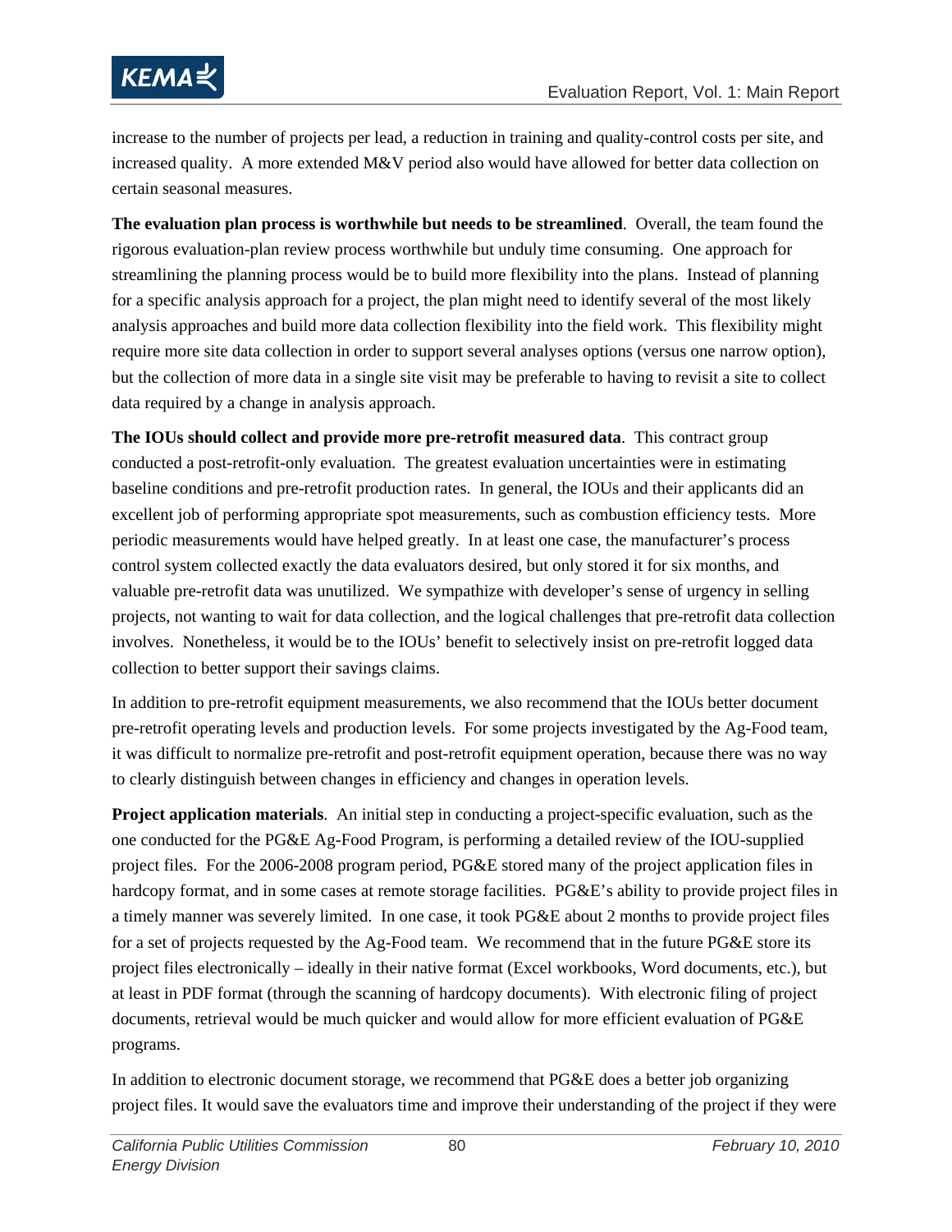increase to the number of projects per lead, a reduction in training and quality-control costs per site, and increased quality. A more extended M&V period also would have allowed for better data collection on certain seasonal measures.

**The evaluation plan process is worthwhile but needs to be streamlined**. Overall, the team found the rigorous evaluation-plan review process worthwhile but unduly time consuming. One approach for streamlining the planning process would be to build more flexibility into the plans. Instead of planning for a specific analysis approach for a project, the plan might need to identify several of the most likely analysis approaches and build more data collection flexibility into the field work. This flexibility might require more site data collection in order to support several analyses options (versus one narrow option), but the collection of more data in a single site visit may be preferable to having to revisit a site to collect data required by a change in analysis approach.

**The IOUs should collect and provide more pre-retrofit measured data**. This contract group conducted a post-retrofit-only evaluation. The greatest evaluation uncertainties were in estimating baseline conditions and pre-retrofit production rates. In general, the IOUs and their applicants did an excellent job of performing appropriate spot measurements, such as combustion efficiency tests. More periodic measurements would have helped greatly. In at least one case, the manufacturer's process control system collected exactly the data evaluators desired, but only stored it for six months, and valuable pre-retrofit data was unutilized. We sympathize with developer's sense of urgency in selling projects, not wanting to wait for data collection, and the logical challenges that pre-retrofit data collection involves. Nonetheless, it would be to the IOUs' benefit to selectively insist on pre-retrofit logged data collection to better support their savings claims.

In addition to pre-retrofit equipment measurements, we also recommend that the IOUs better document pre-retrofit operating levels and production levels. For some projects investigated by the Ag-Food team, it was difficult to normalize pre-retrofit and post-retrofit equipment operation, because there was no way to clearly distinguish between changes in efficiency and changes in operation levels.

**Project application materials**. An initial step in conducting a project-specific evaluation, such as the one conducted for the PG&E Ag-Food Program, is performing a detailed review of the IOU-supplied project files. For the 2006-2008 program period, PG&E stored many of the project application files in hardcopy format, and in some cases at remote storage facilities. PG&E's ability to provide project files in a timely manner was severely limited. In one case, it took PG&E about 2 months to provide project files for a set of projects requested by the Ag-Food team. We recommend that in the future PG&E store its project files electronically – ideally in their native format (Excel workbooks, Word documents, etc.), but at least in PDF format (through the scanning of hardcopy documents). With electronic filing of project documents, retrieval would be much quicker and would allow for more efficient evaluation of PG&E programs.

In addition to electronic document storage, we recommend that PG&E does a better job organizing project files. It would save the evaluators time and improve their understanding of the project if they were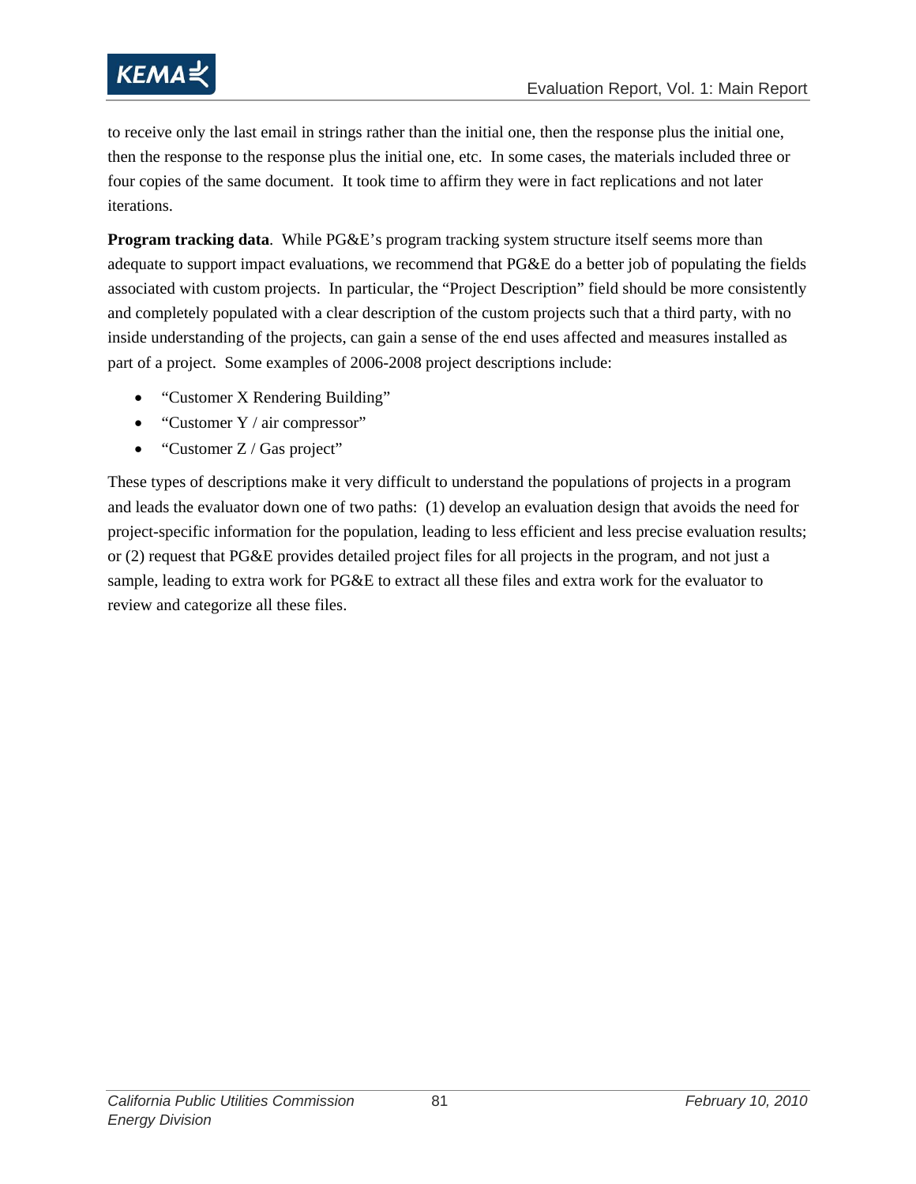to receive only the last email in strings rather than the initial one, then the response plus the initial one, then the response to the response plus the initial one, etc. In some cases, the materials included three or four copies of the same document. It took time to affirm they were in fact replications and not later iterations.

**Program tracking data**. While PG&E's program tracking system structure itself seems more than adequate to support impact evaluations, we recommend that PG&E do a better job of populating the fields associated with custom projects. In particular, the "Project Description" field should be more consistently and completely populated with a clear description of the custom projects such that a third party, with no inside understanding of the projects, can gain a sense of the end uses affected and measures installed as part of a project. Some examples of 2006-2008 project descriptions include:

- "Customer X Rendering Building"
- "Customer Y / air compressor"
- "Customer Z / Gas project"

These types of descriptions make it very difficult to understand the populations of projects in a program and leads the evaluator down one of two paths: (1) develop an evaluation design that avoids the need for project-specific information for the population, leading to less efficient and less precise evaluation results; or (2) request that PG&E provides detailed project files for all projects in the program, and not just a sample, leading to extra work for PG&E to extract all these files and extra work for the evaluator to review and categorize all these files.